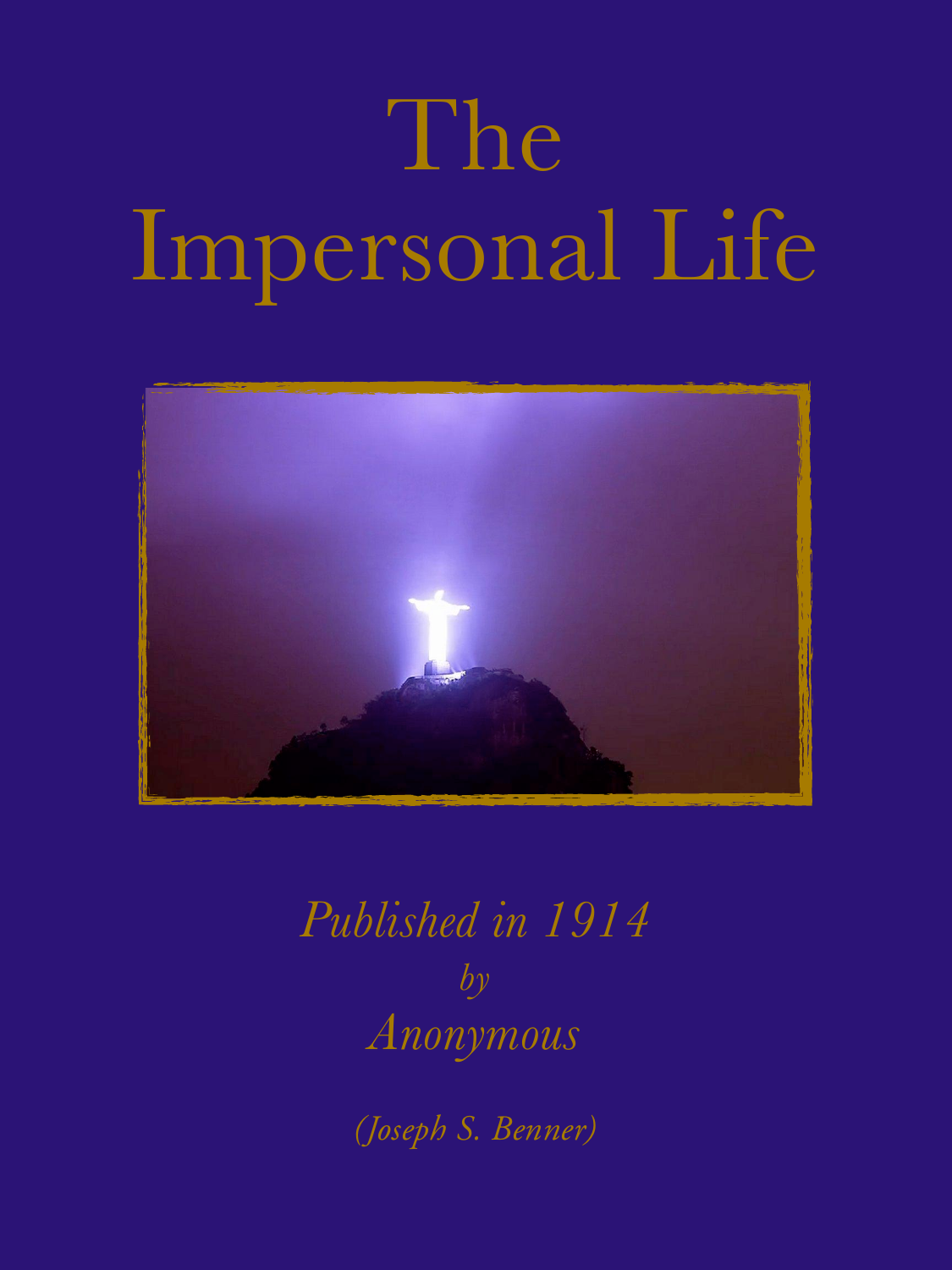# The Impersonal Life

*Published in 1914*

*by*

*Anonymous*

*(Joseph S. Benner)*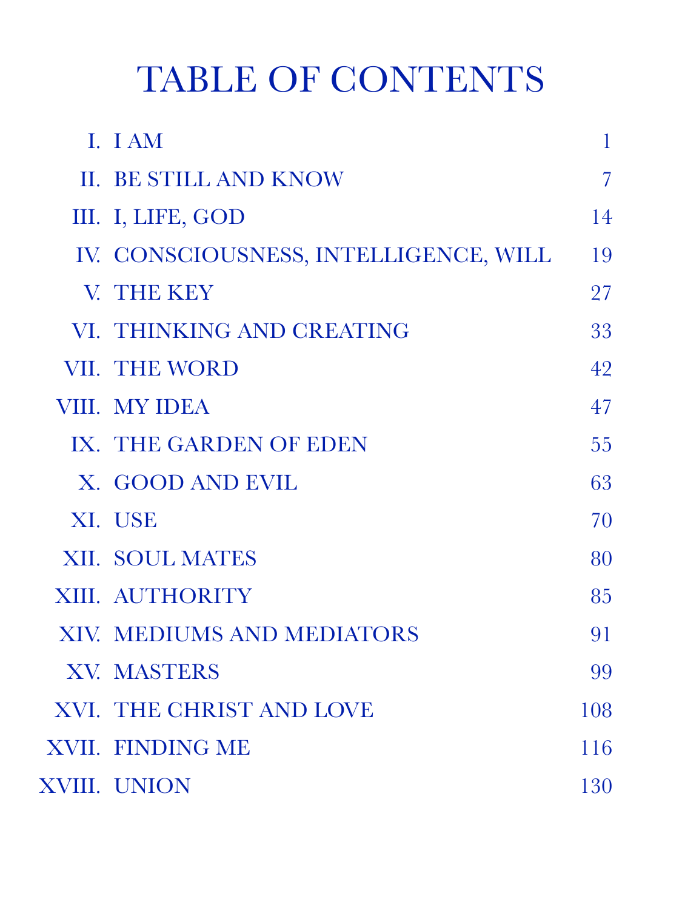# TABLE OF CONTENTS

| | | |
|---|---|---|
| I. | I AM | 1 |
| II. | BE STILL AND KNOW | 7 |
| III. | I, LIFE, GOD | 14 |
| IV. | CONSCIOUSNESS, INTELLIGENCE, WILL | 19 |
| V. | THE KEY | 27 |
| VI. | THINKING AND CREATING | 33 |
| VII. | THE WORD | 42 |
| VIII. | MY IDEA | 47 |
| IX. | THE GARDEN OF EDEN | 55 |
| X. | GOOD AND EVIL | 63 |
| XI. | USE | 70 |
| XII. | SOUL MATES | 80 |
| XIII. | AUTHORITY | 85 |
| XIV. | MEDIUMS AND MEDIATORS | 91 |
| XV. | MASTERS | 99 |
| XVI. | THE CHRIST AND LOVE | 108 |
| XVII. | FINDING ME | 116 |
| XVIII. | UNION | 130 |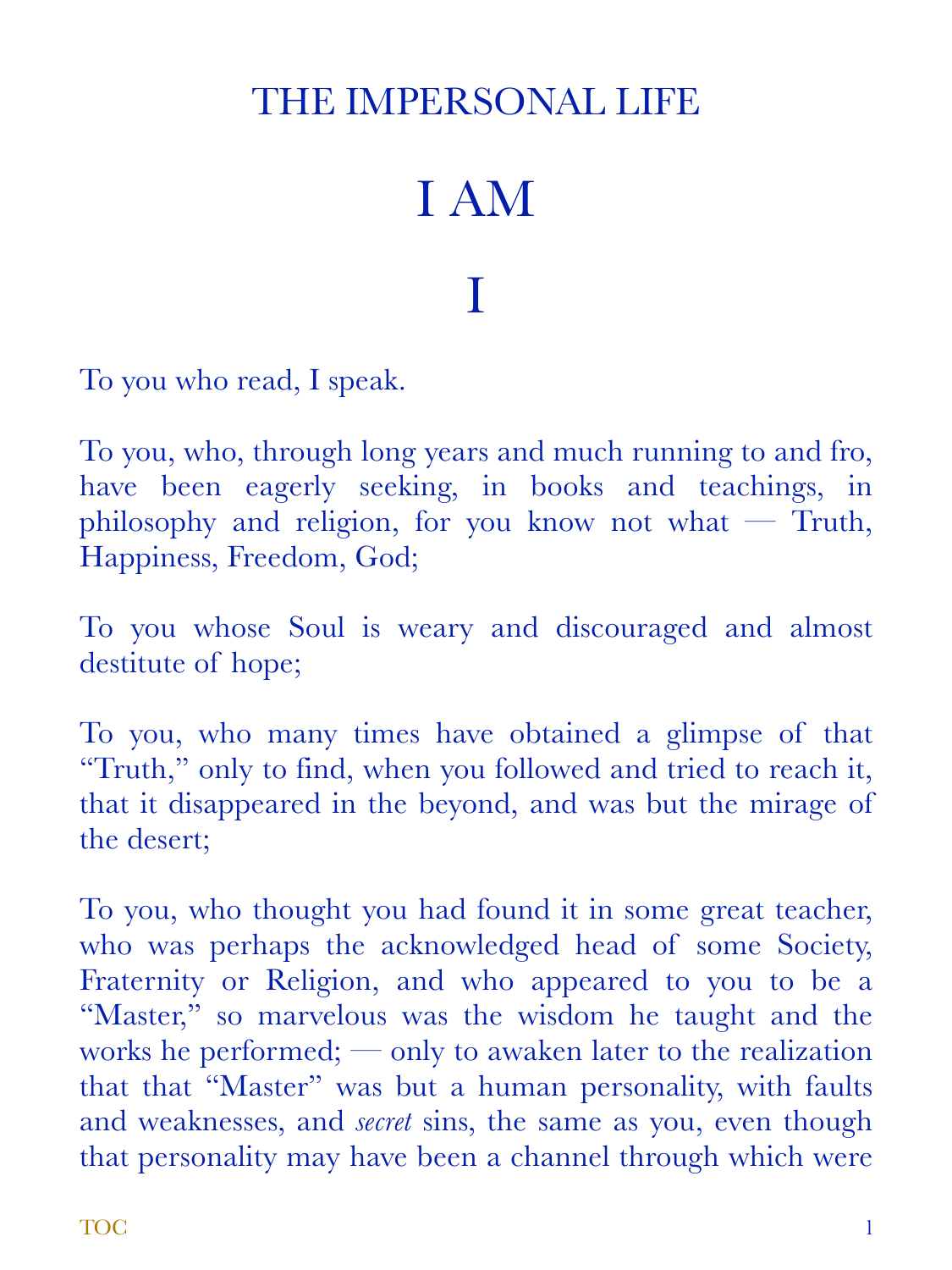# THE IMPERSONAL LIFE

## I AM

## I

To you who read, I speak.

To you, who, through long years and much running to and fro, have been eagerly seeking, in books and teachings, in philosophy and religion, for you know not what — Truth, Happiness, Freedom, God;

To you whose Soul is weary and discouraged and almost destitute of hope;

To you, who many times have obtained a glimpse of that "Truth," only to find, when you followed and tried to reach it, that it disappeared in the beyond, and was but the mirage of the desert;

To you, who thought you had found it in some great teacher, who was perhaps the acknowledged head of some Society, Fraternity or Religion, and who appeared to you to be a "Master," so marvelous was the wisdom he taught and the works he performed; — only to awaken later to the realization that that "Master" was but a human personality, with faults and weaknesses, and *secret* sins, the same as you, even though that personality may have been a channel through which were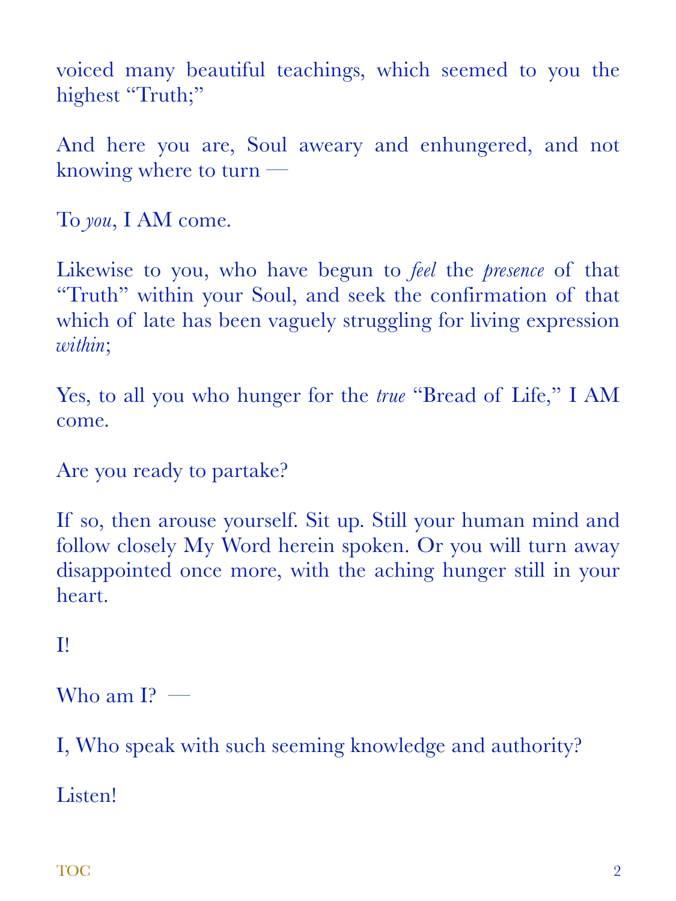voiced many beautiful teachings, which seemed to you the highest "Truth;"

And here you are, Soul aweary and enhungered, and not knowing where to turn —

To *you*, I AM come.

Likewise to you, who have begun to *feel* the *presence* of that "Truth" within your Soul, and seek the confirmation of that which of late has been vaguely struggling for living expression *within*;

Yes, to all you who hunger for the *true* "Bread of Life," I AM come.

Are you ready to partake?

If so, then arouse yourself. Sit up. Still your human mind and follow closely My Word herein spoken. Or you will turn away disappointed once more, with the aching hunger still in your heart.

I!

Who am I? —

I, Who speak with such seeming knowledge and authority?

Listen!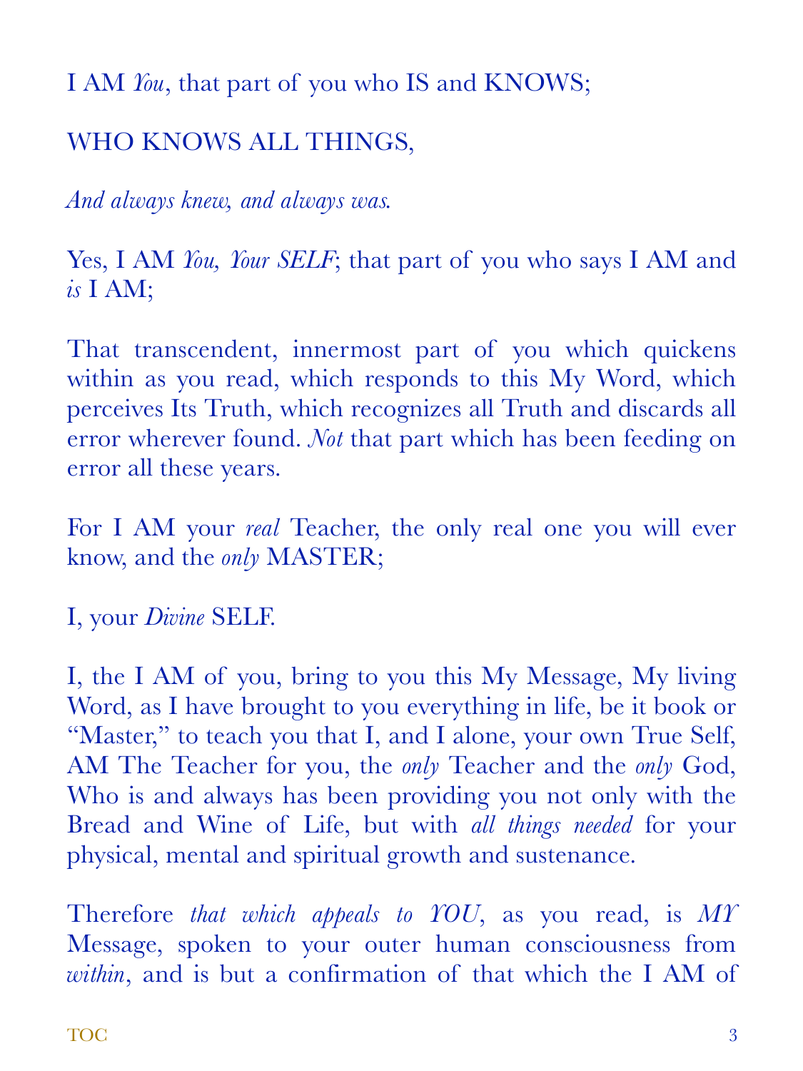I AM *You*, that part of you who IS and KNOWS;

WHO KNOWS ALL THINGS,

*And always knew, and always was.*

Yes, I AM *You, Your SELF*; that part of you who says I AM and *is* I AM;

That transcendent, innermost part of you which quickens within as you read, which responds to this My Word, which perceives Its Truth, which recognizes all Truth and discards all error wherever found. *Not* that part which has been feeding on error all these years.

For I AM your *real* Teacher, the only real one you will ever know, and the *only* MASTER;

I, your *Divine* SELF.

I, the I AM of you, bring to you this My Message, My living Word, as I have brought to you everything in life, be it book or "Master," to teach you that I, and I alone, your own True Self, AM The Teacher for you, the *only* Teacher and the *only* God, Who is and always has been providing you not only with the Bread and Wine of Life, but with *all things needed* for your physical, mental and spiritual growth and sustenance.

Therefore *that which appeals to YOU*, as you read, is *MY* Message, spoken to your outer human consciousness from *within*, and is but a confirmation of that which the I AM of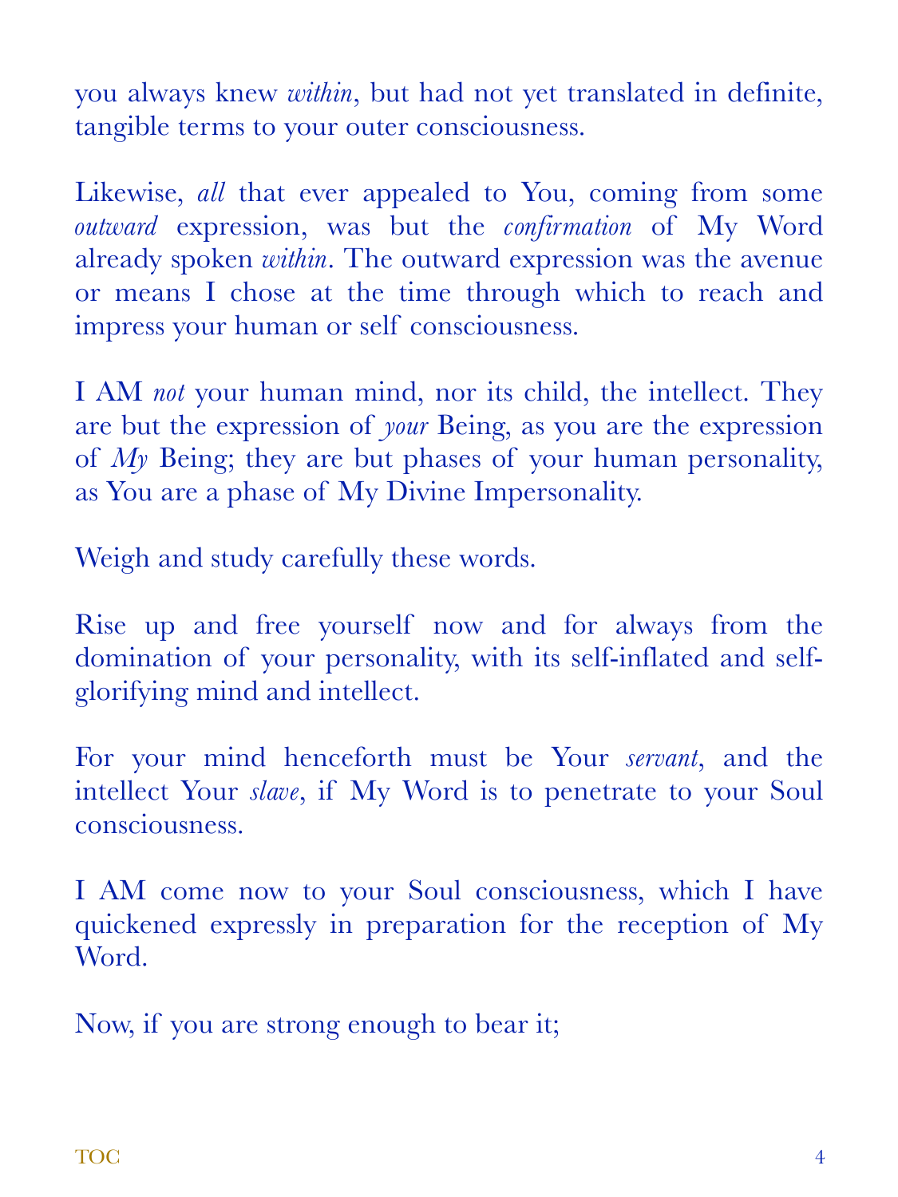you always knew *within*, but had not yet translated in definite, tangible terms to your outer consciousness.

Likewise, *all* that ever appealed to You, coming from some *outward* expression, was but the *confirmation* of My Word already spoken *within*. The outward expression was the avenue or means I chose at the time through which to reach and impress your human or self consciousness.

I AM *not* your human mind, nor its child, the intellect. They are but the expression of *your* Being, as you are the expression of *My* Being; they are but phases of your human personality, as You are a phase of My Divine Impersonality.

Weigh and study carefully these words.

Rise up and free yourself now and for always from the domination of your personality, with its self-inflated and self-glorifying mind and intellect.

For your mind henceforth must be Your *servant*, and the intellect Your *slave*, if My Word is to penetrate to your Soul consciousness.

I AM come now to your Soul consciousness, which I have quickened expressly in preparation for the reception of My Word.

Now, if you are strong enough to bear it;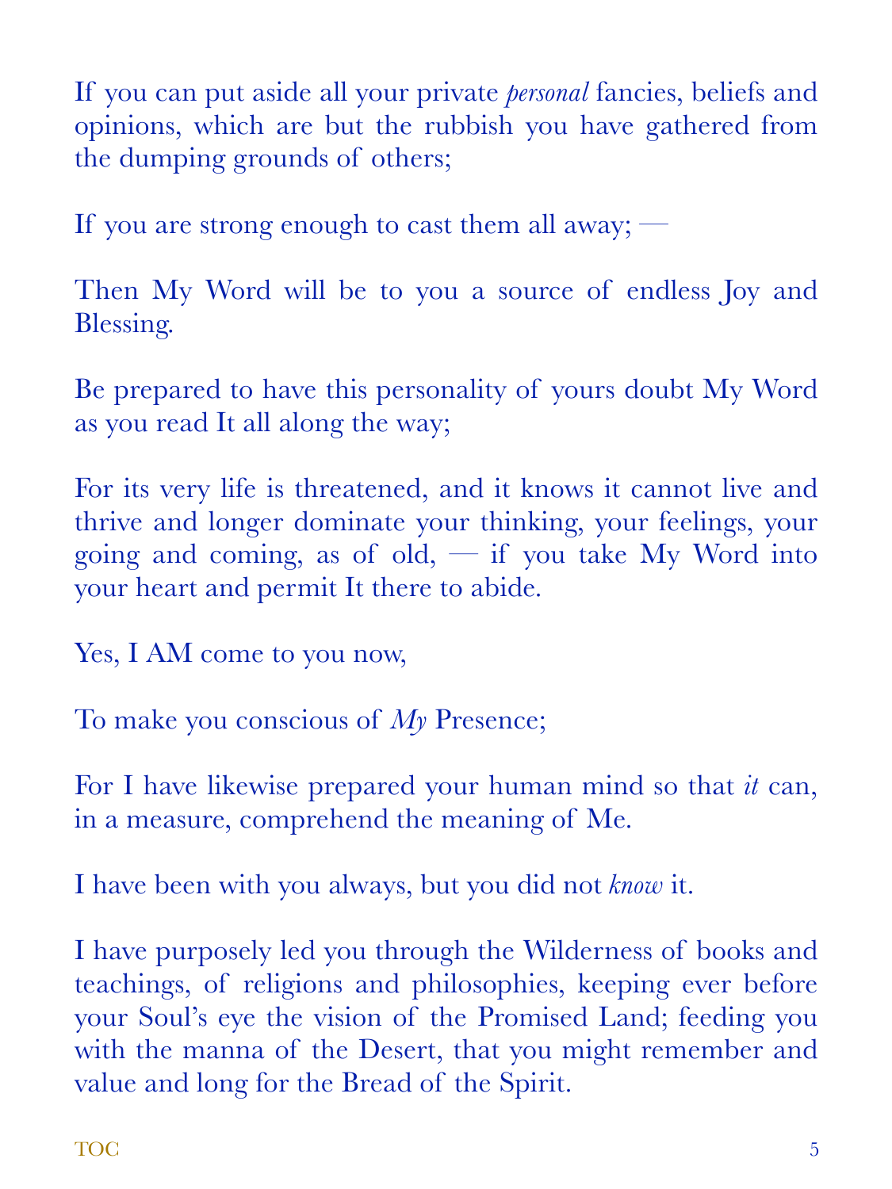If you can put aside all your private *personal* fancies, beliefs and opinions, which are but the rubbish you have gathered from the dumping grounds of others;

If you are strong enough to cast them all away; —

Then My Word will be to you a source of endless Joy and Blessing.

Be prepared to have this personality of yours doubt My Word as you read It all along the way;

For its very life is threatened, and it knows it cannot live and thrive and longer dominate your thinking, your feelings, your going and coming, as of old, — if you take My Word into your heart and permit It there to abide.

Yes, I AM come to you now,

To make you conscious of *My* Presence;

For I have likewise prepared your human mind so that *it* can, in a measure, comprehend the meaning of Me.

I have been with you always, but you did not *know* it.

I have purposely led you through the Wilderness of books and teachings, of religions and philosophies, keeping ever before your Soul's eye the vision of the Promised Land; feeding you with the manna of the Desert, that you might remember and value and long for the Bread of the Spirit.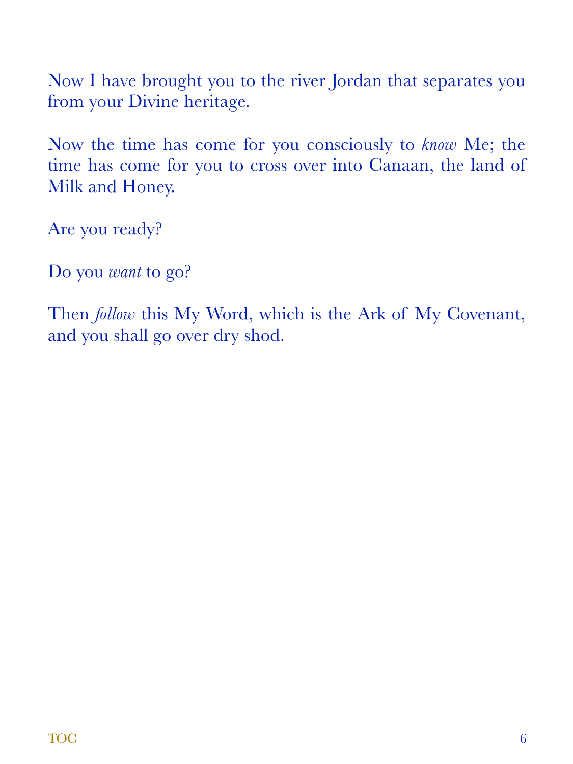Now I have brought you to the river Jordan that separates you from your Divine heritage.

Now the time has come for you consciously to *know* Me; the time has come for you to cross over into Canaan, the land of Milk and Honey.

Are you ready?

Do you *want* to go?

Then *follow* this My Word, which is the Ark of My Covenant, and you shall go over dry shod.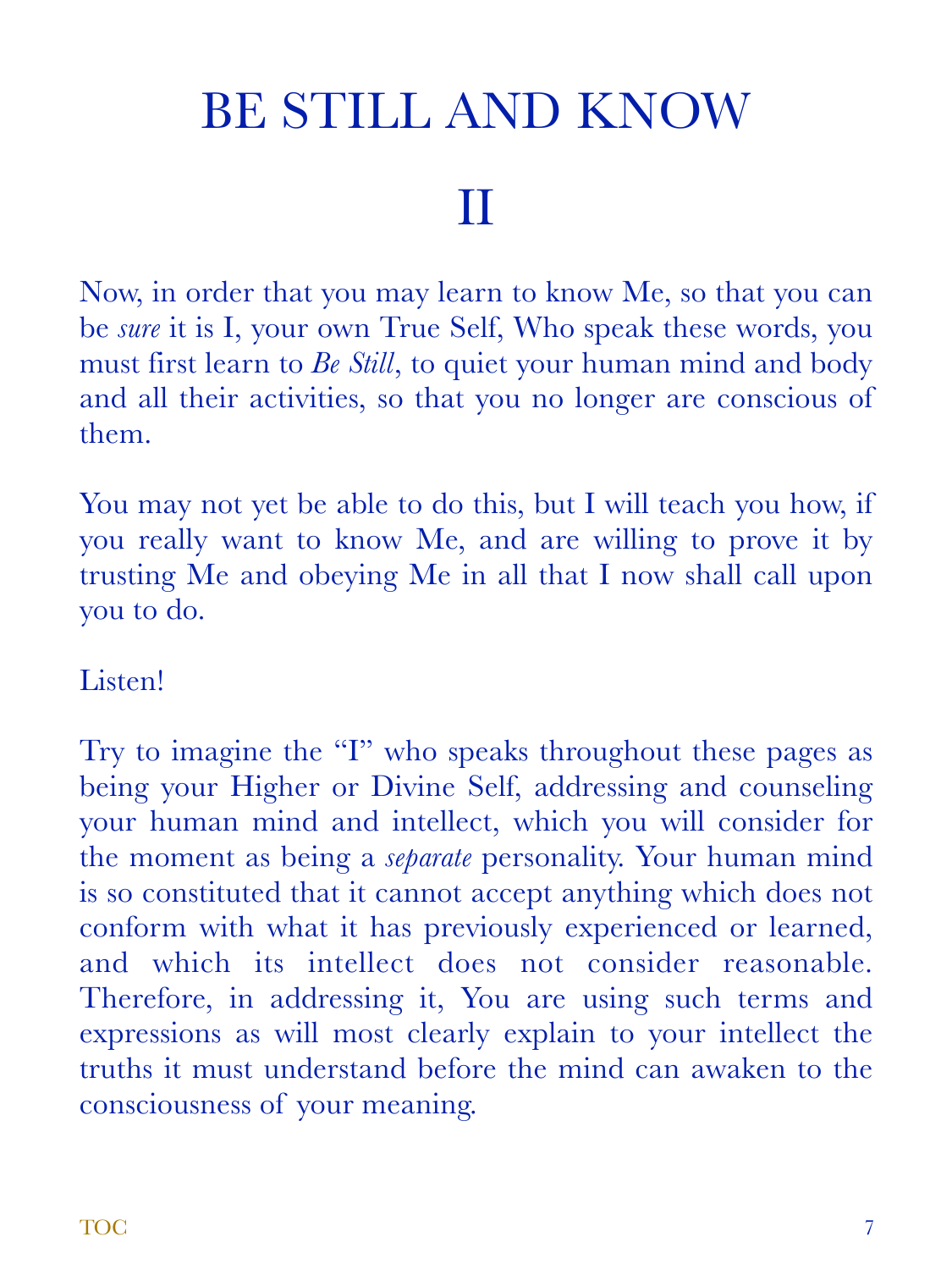# BE STILL AND KNOW

## II

Now, in order that you may learn to know Me, so that you can be *sure* it is I, your own True Self, Who speak these words, you must first learn to *Be Still*, to quiet your human mind and body and all their activities, so that you no longer are conscious of them.

You may not yet be able to do this, but I will teach you how, if you really want to know Me, and are willing to prove it by trusting Me and obeying Me in all that I now shall call upon you to do.

Listen!

Try to imagine the "I" who speaks throughout these pages as being your Higher or Divine Self, addressing and counseling your human mind and intellect, which you will consider for the moment as being a *separate* personality. Your human mind is so constituted that it cannot accept anything which does not conform with what it has previously experienced or learned, and which its intellect does not consider reasonable. Therefore, in addressing it, You are using such terms and expressions as will most clearly explain to your intellect the truths it must understand before the mind can awaken to the consciousness of your meaning.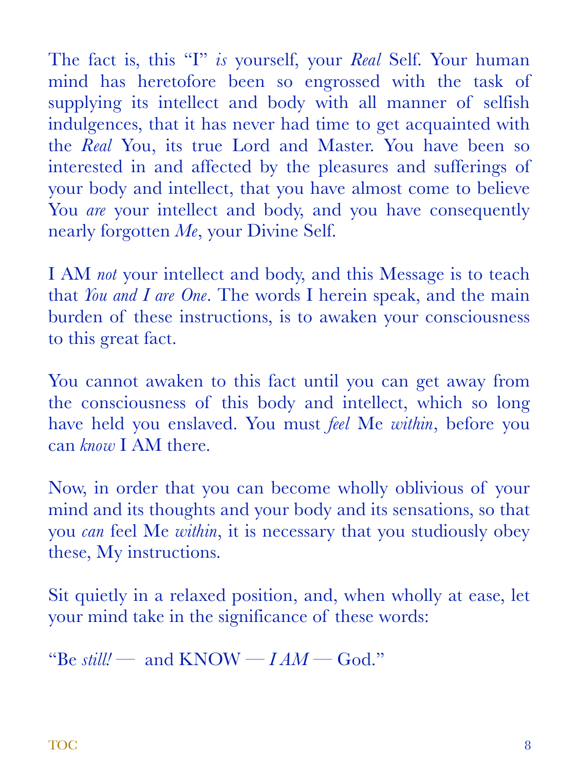The fact is, this "I" *is* yourself, your *Real* Self. Your human mind has heretofore been so engrossed with the task of supplying its intellect and body with all manner of selfish indulgences, that it has never had time to get acquainted with the *Real* You, its true Lord and Master. You have been so interested in and affected by the pleasures and sufferings of your body and intellect, that you have almost come to believe You *are* your intellect and body, and you have consequently nearly forgotten *Me*, your Divine Self.

I AM *not* your intellect and body, and this Message is to teach that *You and I are One*. The words I herein speak, and the main burden of these instructions, is to awaken your consciousness to this great fact.

You cannot awaken to this fact until you can get away from the consciousness of this body and intellect, which so long have held you enslaved. You must *feel* Me *within*, before you can *know* I AM there.

Now, in order that you can become wholly oblivious of your mind and its thoughts and your body and its sensations, so that you *can* feel Me *within*, it is necessary that you studiously obey these, My instructions.

Sit quietly in a relaxed position, and, when wholly at ease, let your mind take in the significance of these words:

"Be *still!* — and KNOW — *I AM* — God."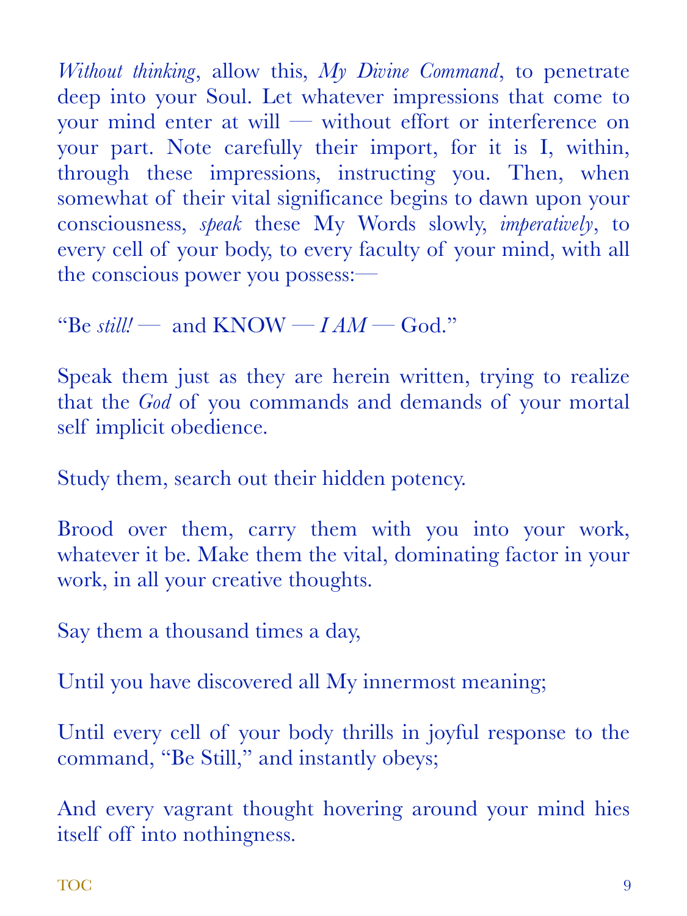*Without thinking*, allow this, *My Divine Command*, to penetrate deep into your Soul. Let whatever impressions that come to your mind enter at will — without effort or interference on your part. Note carefully their import, for it is I, within, through these impressions, instructing you. Then, when somewhat of their vital significance begins to dawn upon your consciousness, *speak* these My Words slowly, *imperatively*, to every cell of your body, to every faculty of your mind, with all the conscious power you possess:—

"Be *still!* — and KNOW — *I AM* — God."

Speak them just as they are herein written, trying to realize that the *God* of you commands and demands of your mortal self implicit obedience.

Study them, search out their hidden potency.

Brood over them, carry them with you into your work, whatever it be. Make them the vital, dominating factor in your work, in all your creative thoughts.

Say them a thousand times a day,

Until you have discovered all My innermost meaning;

Until every cell of your body thrills in joyful response to the command, "Be Still," and instantly obeys;

And every vagrant thought hovering around your mind hies itself off into nothingness.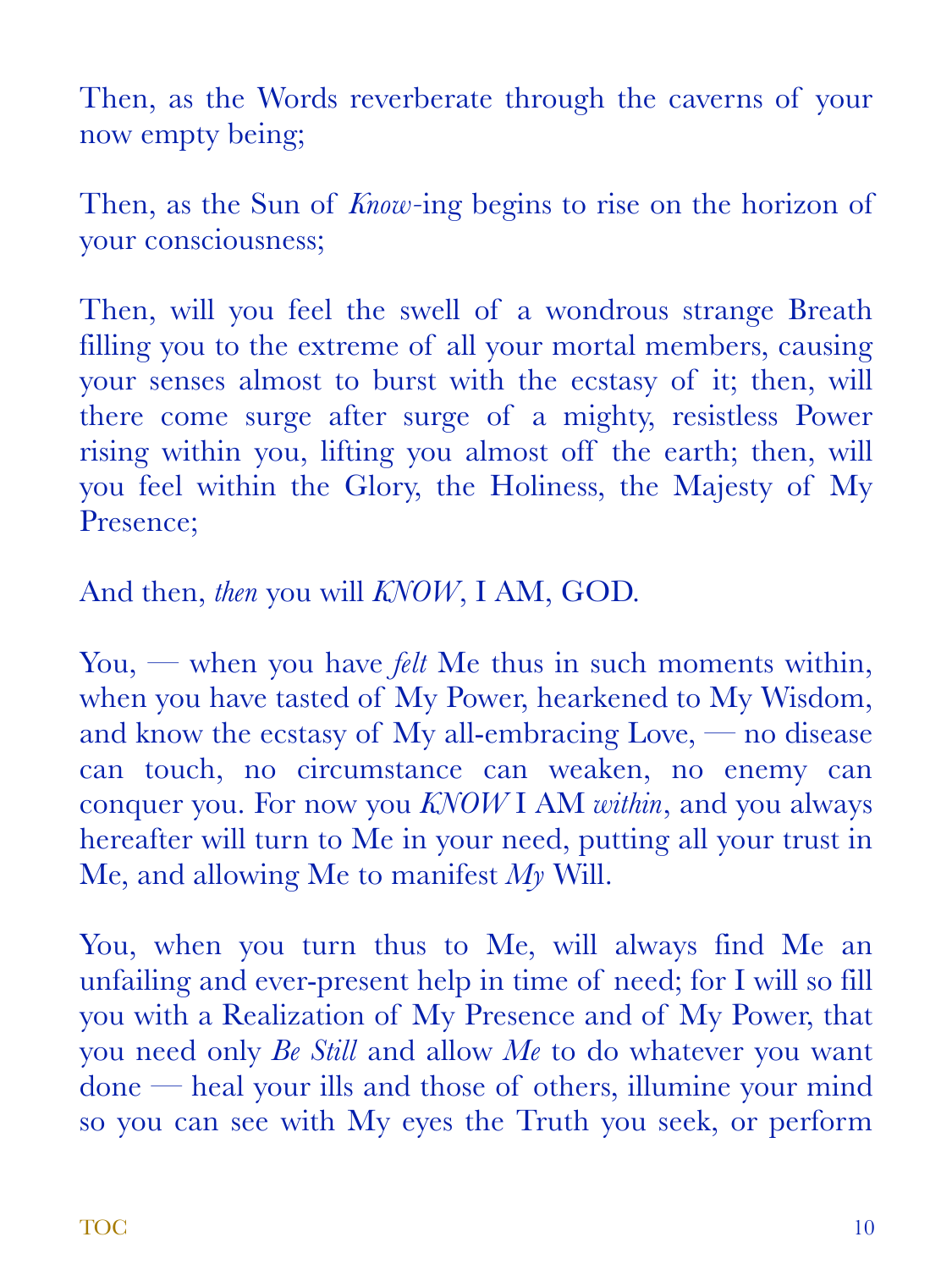Then, as the Words reverberate through the caverns of your now empty being;

Then, as the Sun of *Know*-ing begins to rise on the horizon of your consciousness;

Then, will you feel the swell of a wondrous strange Breath filling you to the extreme of all your mortal members, causing your senses almost to burst with the ecstasy of it; then, will there come surge after surge of a mighty, resistless Power rising within you, lifting you almost off the earth; then, will you feel within the Glory, the Holiness, the Majesty of My Presence;

And then, *then* you will *KNOW*, I AM, GOD.

You, — when you have *felt* Me thus in such moments within, when you have tasted of My Power, hearkened to My Wisdom, and know the ecstasy of My all-embracing Love, — no disease can touch, no circumstance can weaken, no enemy can conquer you. For now you *KNOW* I AM *within*, and you always hereafter will turn to Me in your need, putting all your trust in Me, and allowing Me to manifest *My* Will.

You, when you turn thus to Me, will always find Me an unfailing and ever-present help in time of need; for I will so fill you with a Realization of My Presence and of My Power, that you need only *Be Still* and allow *Me* to do whatever you want done — heal your ills and those of others, illumine your mind so you can see with My eyes the Truth you seek, or perform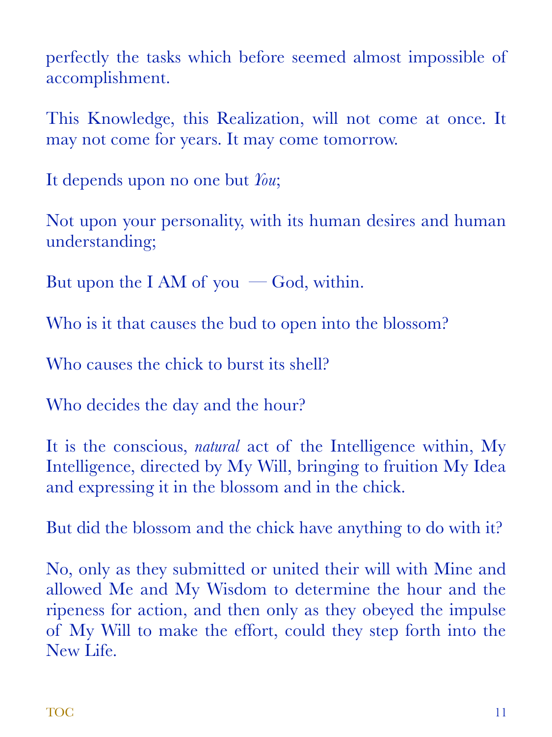perfectly the tasks which before seemed almost impossible of accomplishment.

This Knowledge, this Realization, will not come at once. It may not come for years. It may come tomorrow.

It depends upon no one but *You*;

Not upon your personality, with its human desires and human understanding;

But upon the I AM of you — God, within.

Who is it that causes the bud to open into the blossom?

Who causes the chick to burst its shell?

Who decides the day and the hour?

It is the conscious, *natural* act of the Intelligence within, My Intelligence, directed by My Will, bringing to fruition My Idea and expressing it in the blossom and in the chick.

But did the blossom and the chick have anything to do with it?

No, only as they submitted or united their will with Mine and allowed Me and My Wisdom to determine the hour and the ripeness for action, and then only as they obeyed the impulse of My Will to make the effort, could they step forth into the New Life.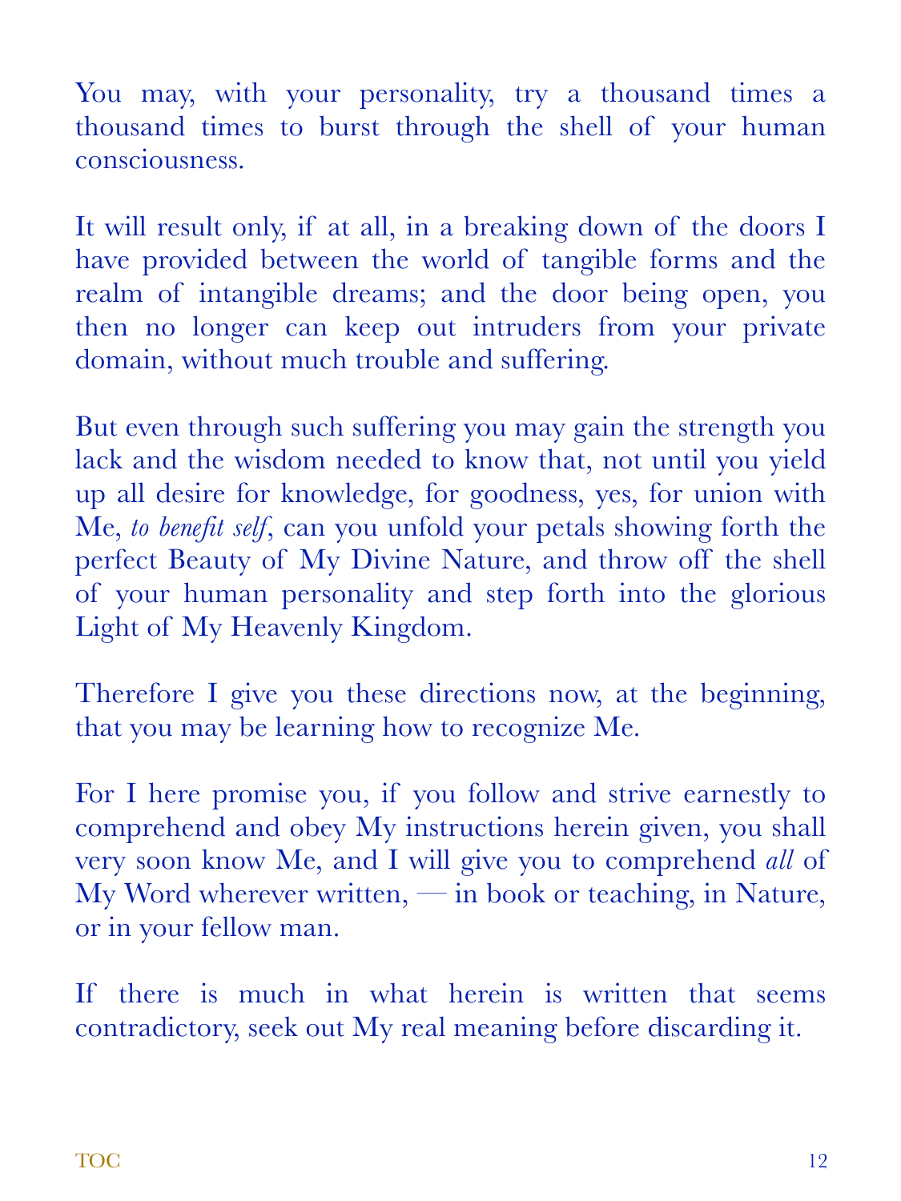You may, with your personality, try a thousand times a thousand times to burst through the shell of your human consciousness.

It will result only, if at all, in a breaking down of the doors I have provided between the world of tangible forms and the realm of intangible dreams; and the door being open, you then no longer can keep out intruders from your private domain, without much trouble and suffering.

But even through such suffering you may gain the strength you lack and the wisdom needed to know that, not until you yield up all desire for knowledge, for goodness, yes, for union with Me, *to benefit self*, can you unfold your petals showing forth the perfect Beauty of My Divine Nature, and throw off the shell of your human personality and step forth into the glorious Light of My Heavenly Kingdom.

Therefore I give you these directions now, at the beginning, that you may be learning how to recognize Me.

For I here promise you, if you follow and strive earnestly to comprehend and obey My instructions herein given, you shall very soon know Me, and I will give you to comprehend *all* of My Word wherever written, — in book or teaching, in Nature, or in your fellow man.

If there is much in what herein is written that seems contradictory, seek out My real meaning before discarding it.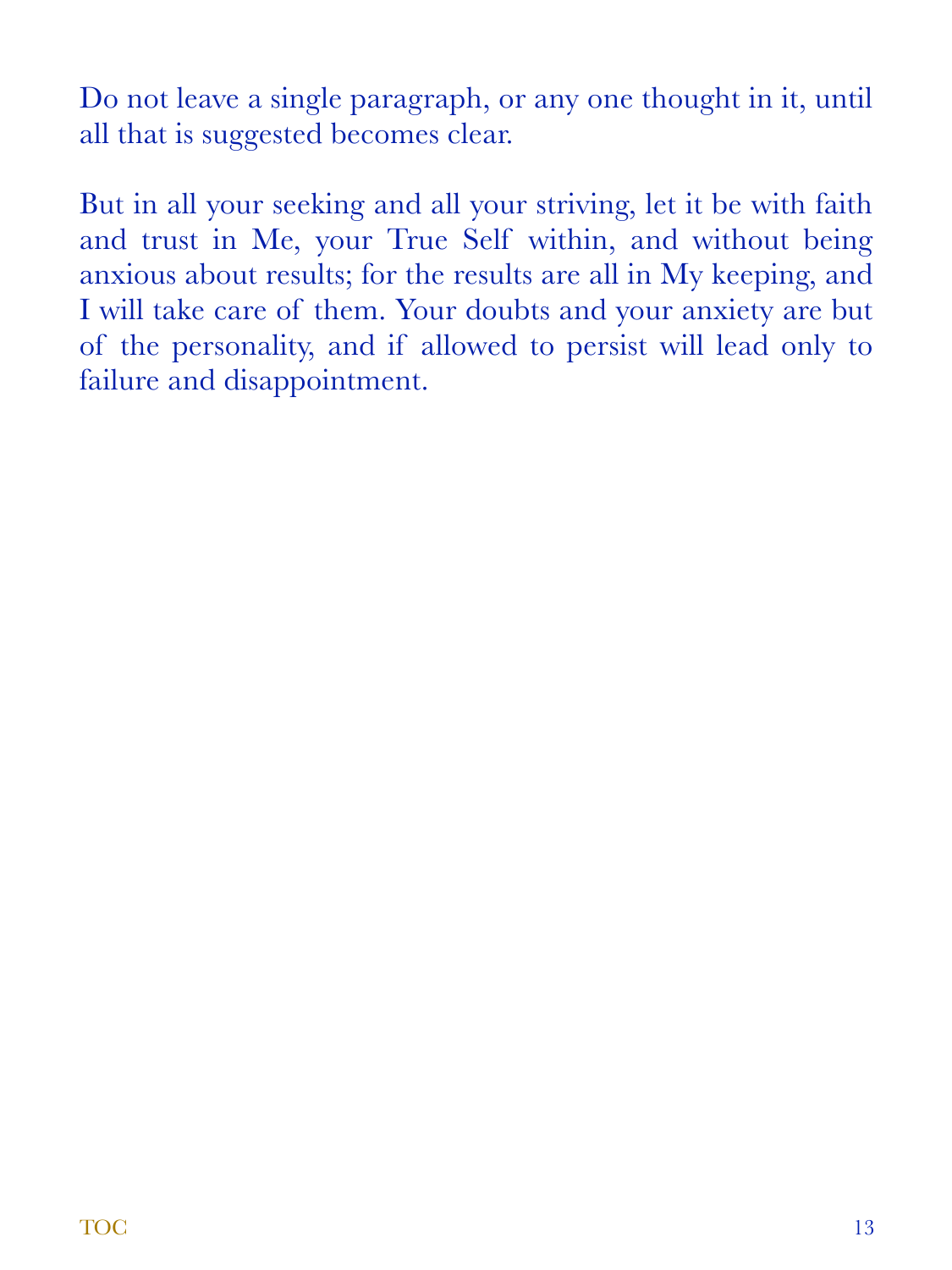Do not leave a single paragraph, or any one thought in it, until all that is suggested becomes clear.

But in all your seeking and all your striving, let it be with faith and trust in Me, your True Self within, and without being anxious about results; for the results are all in My keeping, and I will take care of them. Your doubts and your anxiety are but of the personality, and if allowed to persist will lead only to failure and disappointment.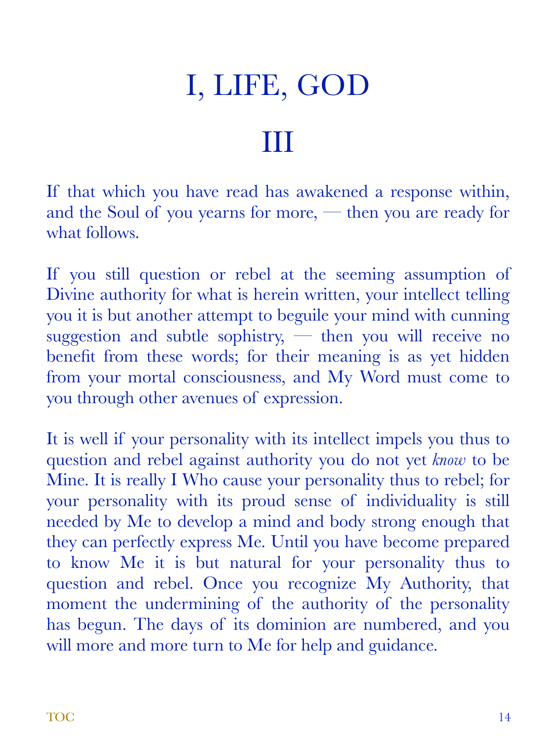# I, LIFE, GOD

## III

If that which you have read has awakened a response within, and the Soul of you yearns for more, — then you are ready for what follows.

If you still question or rebel at the seeming assumption of Divine authority for what is herein written, your intellect telling you it is but another attempt to beguile your mind with cunning suggestion and subtle sophistry, — then you will receive no benefit from these words; for their meaning is as yet hidden from your mortal consciousness, and My Word must come to you through other avenues of expression.

It is well if your personality with its intellect impels you thus to question and rebel against authority you do not yet *know* to be Mine. It is really I Who cause your personality thus to rebel; for your personality with its proud sense of individuality is still needed by Me to develop a mind and body strong enough that they can perfectly express Me. Until you have become prepared to know Me it is but natural for your personality thus to question and rebel. Once you recognize My Authority, that moment the undermining of the authority of the personality has begun. The days of its dominion are numbered, and you will more and more turn to Me for help and guidance.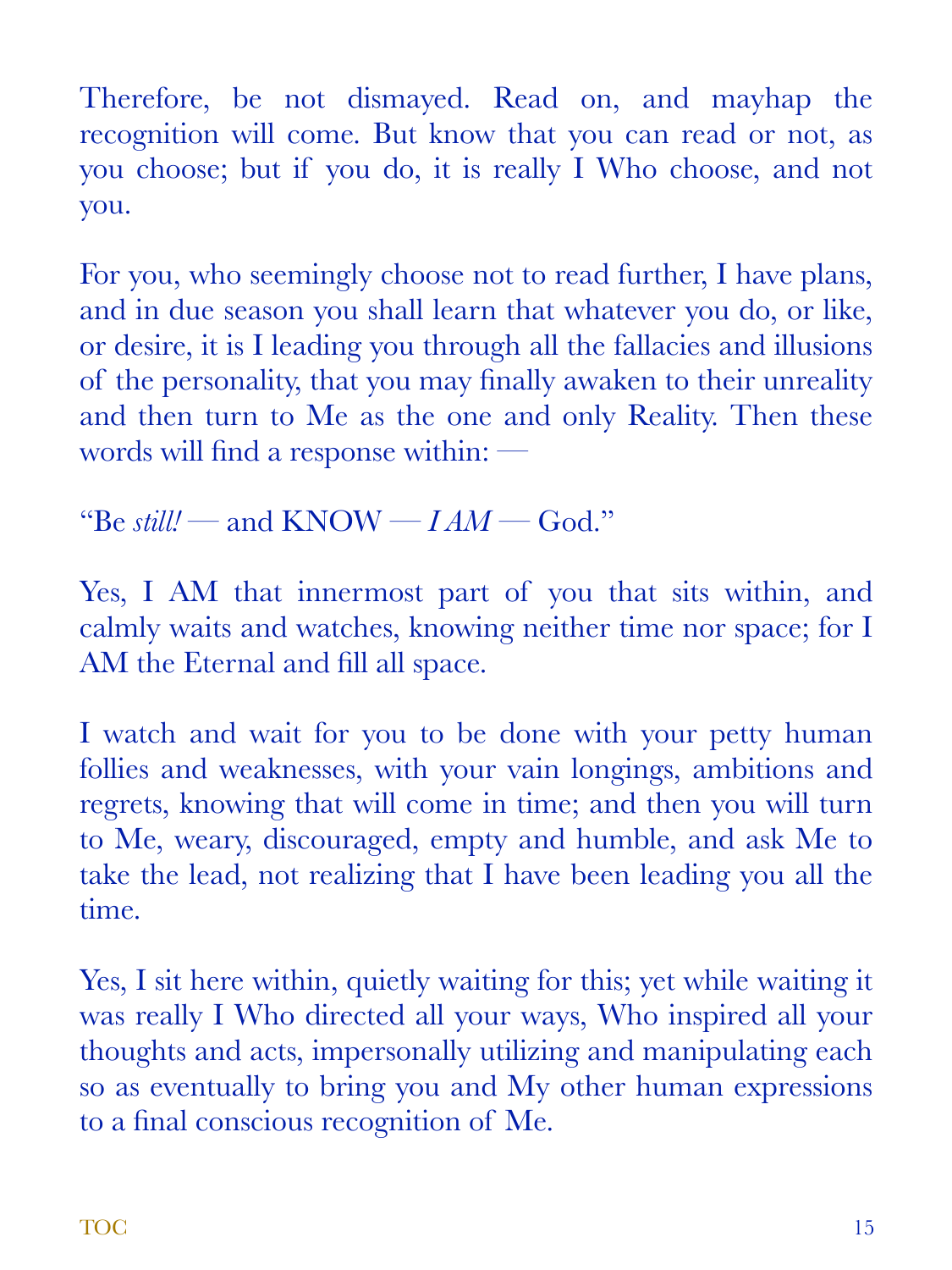Therefore, be not dismayed. Read on, and mayhap the recognition will come. But know that you can read or not, as you choose; but if you do, it is really I Who choose, and not you.

For you, who seemingly choose not to read further, I have plans, and in due season you shall learn that whatever you do, or like, or desire, it is I leading you through all the fallacies and illusions of the personality, that you may finally awaken to their unreality and then turn to Me as the one and only Reality. Then these words will find a response within: —

"Be *still!* — and KNOW — *I AM* — God."

Yes, I AM that innermost part of you that sits within, and calmly waits and watches, knowing neither time nor space; for I AM the Eternal and fill all space.

I watch and wait for you to be done with your petty human follies and weaknesses, with your vain longings, ambitions and regrets, knowing that will come in time; and then you will turn to Me, weary, discouraged, empty and humble, and ask Me to take the lead, not realizing that I have been leading you all the time.

Yes, I sit here within, quietly waiting for this; yet while waiting it was really I Who directed all your ways, Who inspired all your thoughts and acts, impersonally utilizing and manipulating each so as eventually to bring you and My other human expressions to a final conscious recognition of Me.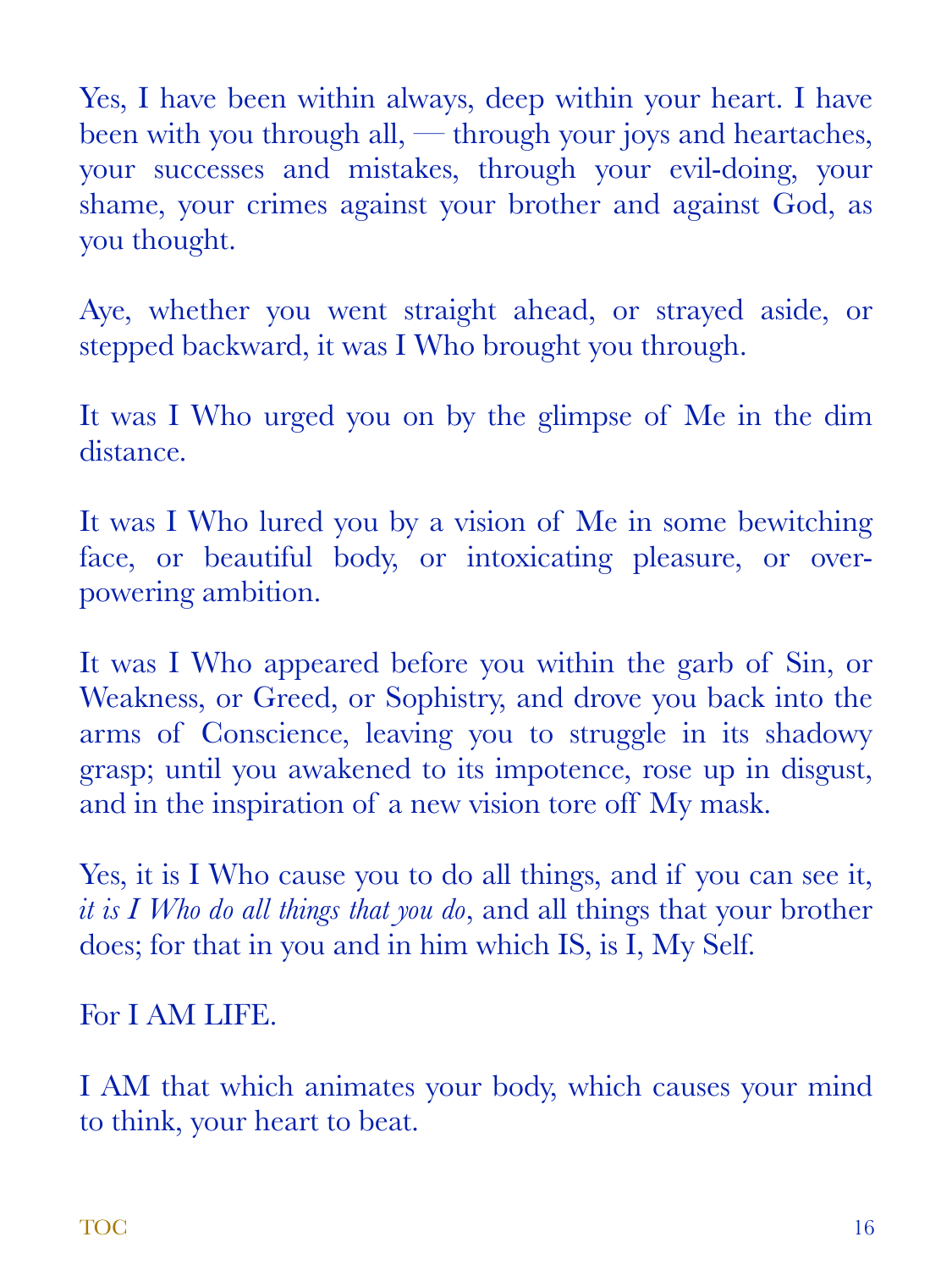Yes, I have been within always, deep within your heart. I have been with you through all, — through your joys and heartaches, your successes and mistakes, through your evil-doing, your shame, your crimes against your brother and against God, as you thought.

Aye, whether you went straight ahead, or strayed aside, or stepped backward, it was I Who brought you through.

It was I Who urged you on by the glimpse of Me in the dim distance.

It was I Who lured you by a vision of Me in some bewitching face, or beautiful body, or intoxicating pleasure, or over-powering ambition.

It was I Who appeared before you within the garb of Sin, or Weakness, or Greed, or Sophistry, and drove you back into the arms of Conscience, leaving you to struggle in its shadowy grasp; until you awakened to its impotence, rose up in disgust, and in the inspiration of a new vision tore off My mask.

Yes, it is I Who cause you to do all things, and if you can see it, *it is I Who do all things that you do*, and all things that your brother does; for that in you and in him which IS, is I, My Self.

For I AM LIFE.

I AM that which animates your body, which causes your mind to think, your heart to beat.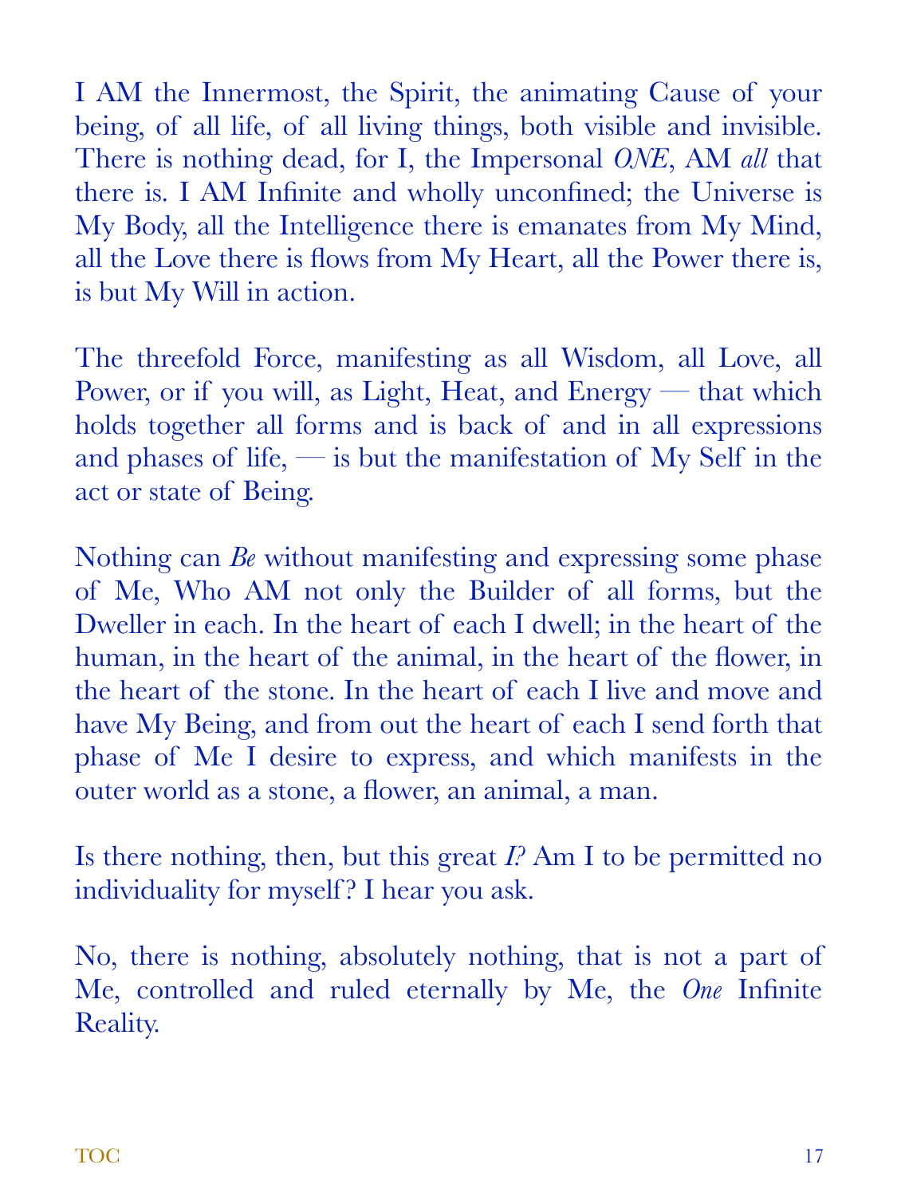I AM the Innermost, the Spirit, the animating Cause of your being, of all life, of all living things, both visible and invisible. There is nothing dead, for I, the Impersonal *ONE*, AM *all* that there is. I AM Infinite and wholly unconfined; the Universe is My Body, all the Intelligence there is emanates from My Mind, all the Love there is flows from My Heart, all the Power there is, is but My Will in action.

The threefold Force, manifesting as all Wisdom, all Love, all Power, or if you will, as Light, Heat, and Energy — that which holds together all forms and is back of and in all expressions and phases of life, — is but the manifestation of My Self in the act or state of Being.

Nothing can *Be* without manifesting and expressing some phase of Me, Who AM not only the Builder of all forms, but the Dweller in each. In the heart of each I dwell; in the heart of the human, in the heart of the animal, in the heart of the flower, in the heart of the stone. In the heart of each I live and move and have My Being, and from out the heart of each I send forth that phase of Me I desire to express, and which manifests in the outer world as a stone, a flower, an animal, a man.

Is there nothing, then, but this great *I*? Am I to be permitted no individuality for myself? I hear you ask.

No, there is nothing, absolutely nothing, that is not a part of Me, controlled and ruled eternally by Me, the *One* Infinite Reality.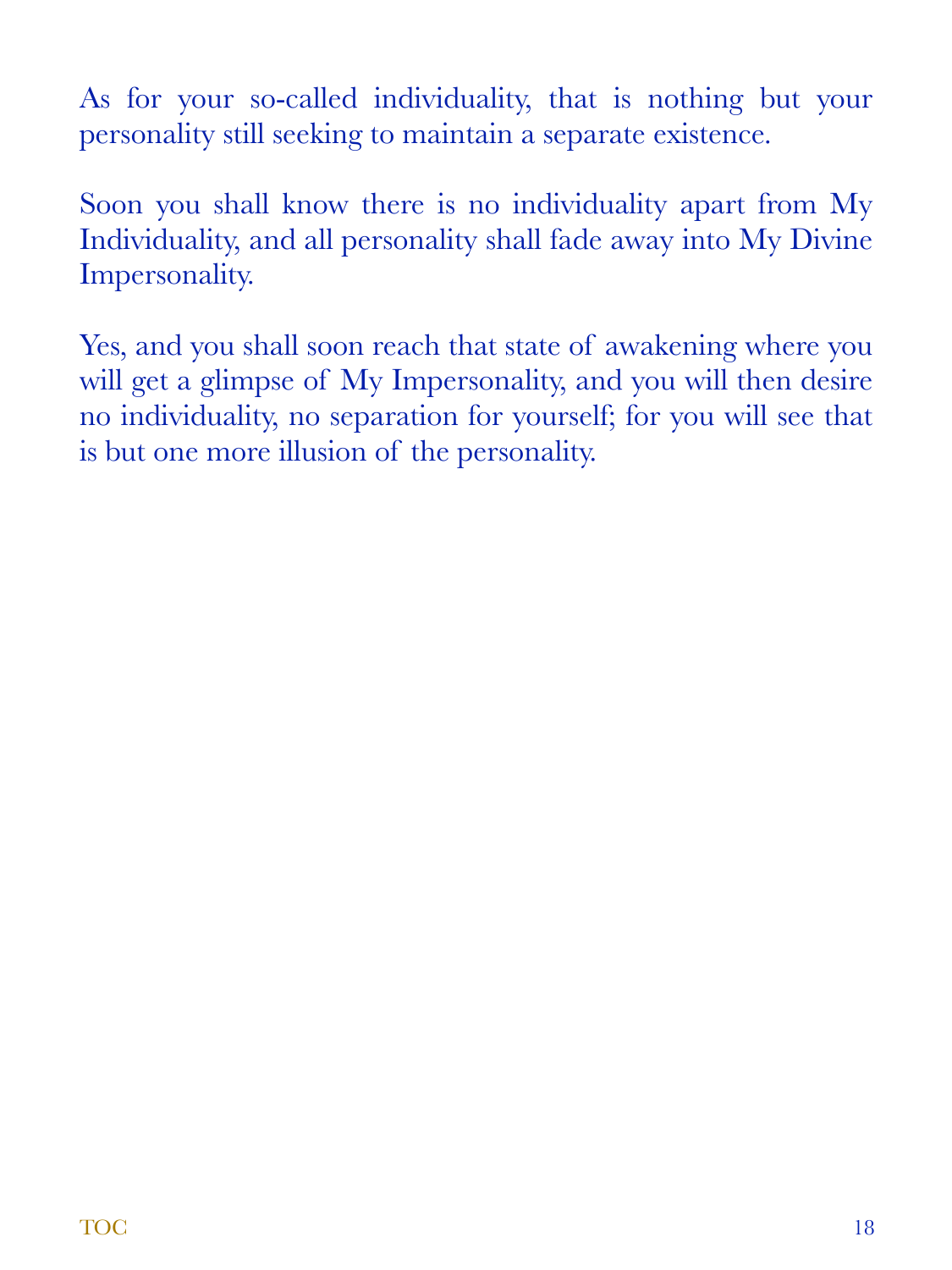As for your so-called individuality, that is nothing but your personality still seeking to maintain a separate existence.

Soon you shall know there is no individuality apart from My Individuality, and all personality shall fade away into My Divine Impersonality.

Yes, and you shall soon reach that state of awakening where you will get a glimpse of My Impersonality, and you will then desire no individuality, no separation for yourself; for you will see that is but one more illusion of the personality.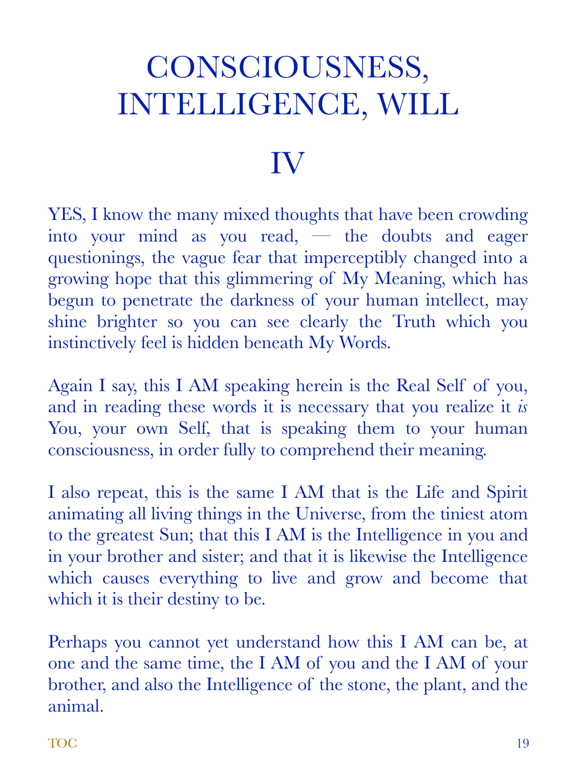# CONSCIOUSNESS, INTELLIGENCE, WILL

## IV

YES, I know the many mixed thoughts that have been crowding into your mind as you read, — the doubts and eager questionings, the vague fear that imperceptibly changed into a growing hope that this glimmering of My Meaning, which has begun to penetrate the darkness of your human intellect, may shine brighter so you can see clearly the Truth which you instinctively feel is hidden beneath My Words.

Again I say, this I AM speaking herein is the Real Self of you, and in reading these words it is necessary that you realize it *is* You, your own Self, that is speaking them to your human consciousness, in order fully to comprehend their meaning.

I also repeat, this is the same I AM that is the Life and Spirit animating all living things in the Universe, from the tiniest atom to the greatest Sun; that this I AM is the Intelligence in you and in your brother and sister; and that it is likewise the Intelligence which causes everything to live and grow and become that which it is their destiny to be.

Perhaps you cannot yet understand how this I AM can be, at one and the same time, the I AM of you and the I AM of your brother, and also the Intelligence of the stone, the plant, and the animal.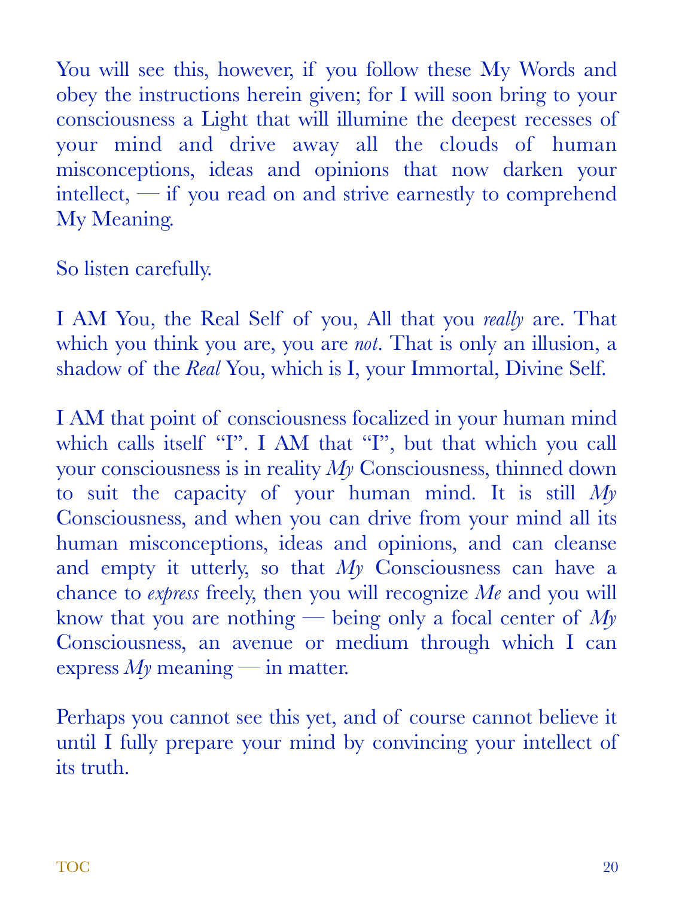You will see this, however, if you follow these My Words and obey the instructions herein given; for I will soon bring to your consciousness a Light that will illumine the deepest recesses of your mind and drive away all the clouds of human misconceptions, ideas and opinions that now darken your intellect, — if you read on and strive earnestly to comprehend My Meaning.

So listen carefully.

I AM You, the Real Self of you, All that you *really* are. That which you think you are, you are *not*. That is only an illusion, a shadow of the *Real* You, which is I, your Immortal, Divine Self.

I AM that point of consciousness focalized in your human mind which calls itself "I". I AM that "I", but that which you call your consciousness is in reality *My* Consciousness, thinned down to suit the capacity of your human mind. It is still *My* Consciousness, and when you can drive from your mind all its human misconceptions, ideas and opinions, and can cleanse and empty it utterly, so that *My* Consciousness can have a chance to *express* freely, then you will recognize *Me* and you will know that you are nothing — being only a focal center of *My* Consciousness, an avenue or medium through which I can express *My* meaning — in matter.

Perhaps you cannot see this yet, and of course cannot believe it until I fully prepare your mind by convincing your intellect of its truth.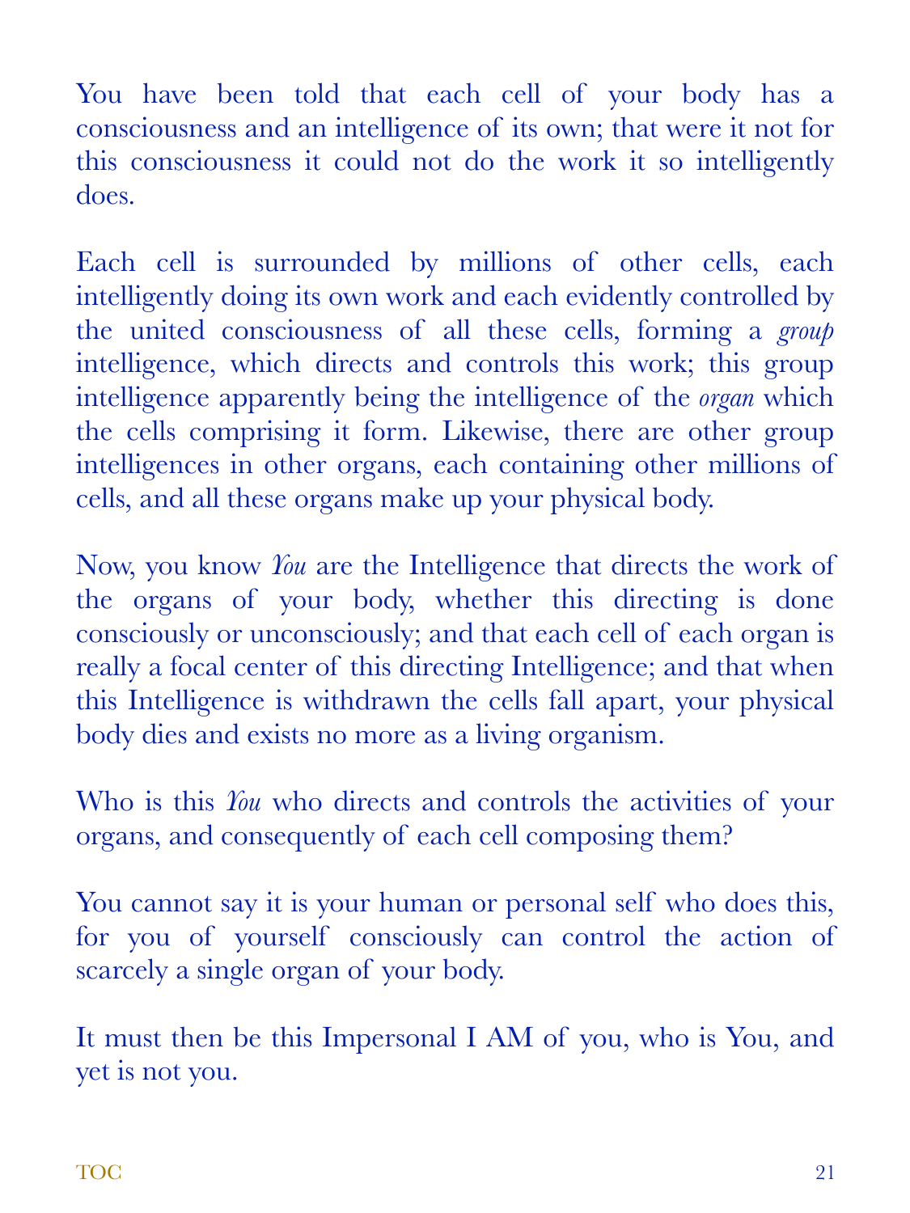You have been told that each cell of your body has a consciousness and an intelligence of its own; that were it not for this consciousness it could not do the work it so intelligently does.

Each cell is surrounded by millions of other cells, each intelligently doing its own work and each evidently controlled by the united consciousness of all these cells, forming a *group* intelligence, which directs and controls this work; this group intelligence apparently being the intelligence of the *organ* which the cells comprising it form. Likewise, there are other group intelligences in other organs, each containing other millions of cells, and all these organs make up your physical body.

Now, you know *You* are the Intelligence that directs the work of the organs of your body, whether this directing is done consciously or unconsciously; and that each cell of each organ is really a focal center of this directing Intelligence; and that when this Intelligence is withdrawn the cells fall apart, your physical body dies and exists no more as a living organism.

Who is this *You* who directs and controls the activities of your organs, and consequently of each cell composing them?

You cannot say it is your human or personal self who does this, for you of yourself consciously can control the action of scarcely a single organ of your body.

It must then be this Impersonal I AM of you, who is You, and yet is not you.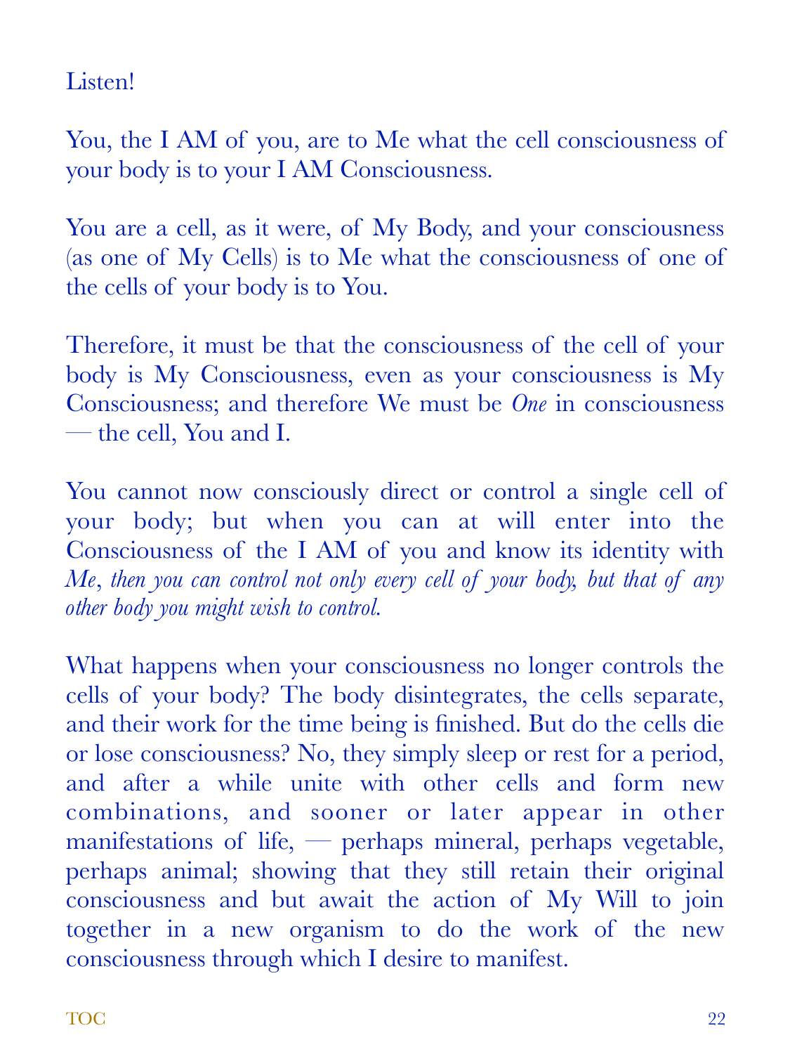Listen!

You, the I AM of you, are to Me what the cell consciousness of your body is to your I AM Consciousness.

You are a cell, as it were, of My Body, and your consciousness (as one of My Cells) is to Me what the consciousness of one of the cells of your body is to You.

Therefore, it must be that the consciousness of the cell of your body is My Consciousness, even as your consciousness is My Consciousness; and therefore We must be *One* in consciousness — the cell, You and I.

You cannot now consciously direct or control a single cell of your body; but when you can at will enter into the Consciousness of the I AM of you and know its identity with *Me*, *then you can control not only every cell of your body, but that of any other body you might wish to control.*

What happens when your consciousness no longer controls the cells of your body? The body disintegrates, the cells separate, and their work for the time being is finished. But do the cells die or lose consciousness? No, they simply sleep or rest for a period, and after a while unite with other cells and form new combinations, and sooner or later appear in other manifestations of life, — perhaps mineral, perhaps vegetable, perhaps animal; showing that they still retain their original consciousness and but await the action of My Will to join together in a new organism to do the work of the new consciousness through which I desire to manifest.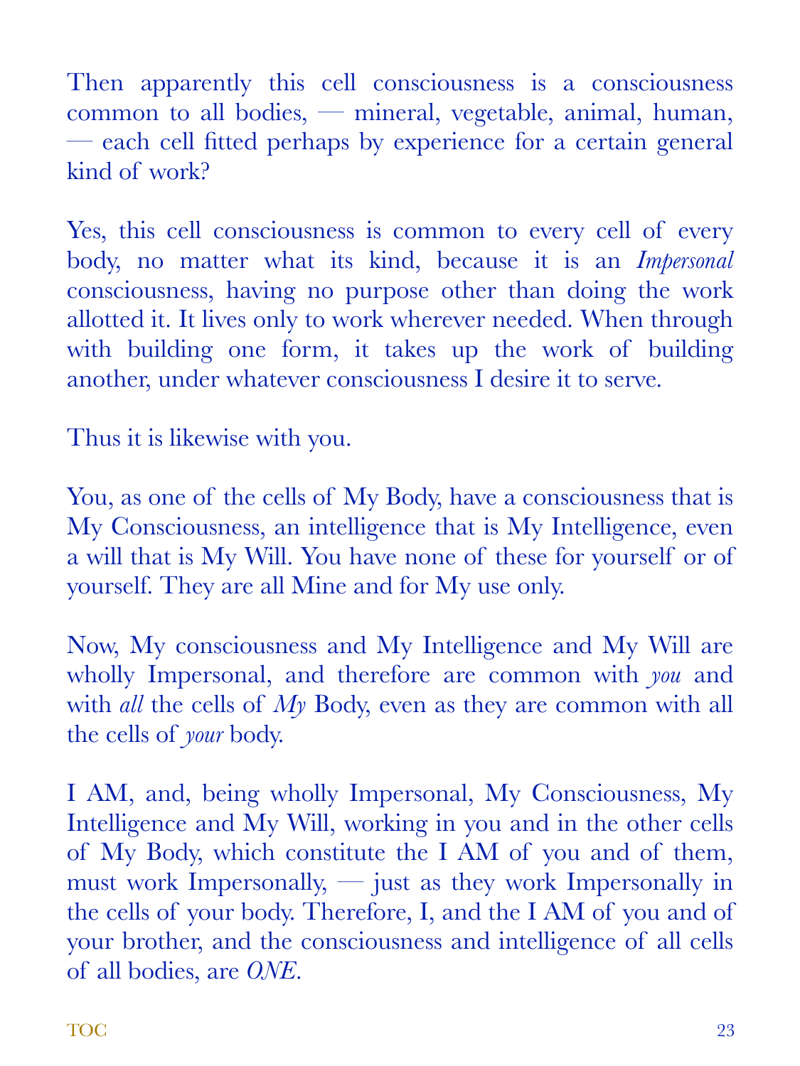Then apparently this cell consciousness is a consciousness common to all bodies, — mineral, vegetable, animal, human, — each cell fitted perhaps by experience for a certain general kind of work?

Yes, this cell consciousness is common to every cell of every body, no matter what its kind, because it is an *Impersonal* consciousness, having no purpose other than doing the work allotted it. It lives only to work wherever needed. When through with building one form, it takes up the work of building another, under whatever consciousness I desire it to serve.

Thus it is likewise with you.

You, as one of the cells of My Body, have a consciousness that is My Consciousness, an intelligence that is My Intelligence, even a will that is My Will. You have none of these for yourself or of yourself. They are all Mine and for My use only.

Now, My consciousness and My Intelligence and My Will are wholly Impersonal, and therefore are common with *you* and with *all* the cells of *My* Body, even as they are common with all the cells of *your* body.

I AM, and, being wholly Impersonal, My Consciousness, My Intelligence and My Will, working in you and in the other cells of My Body, which constitute the I AM of you and of them, must work Impersonally, — just as they work Impersonally in the cells of your body. Therefore, I, and the I AM of you and of your brother, and the consciousness and intelligence of all cells of all bodies, are *ONE*.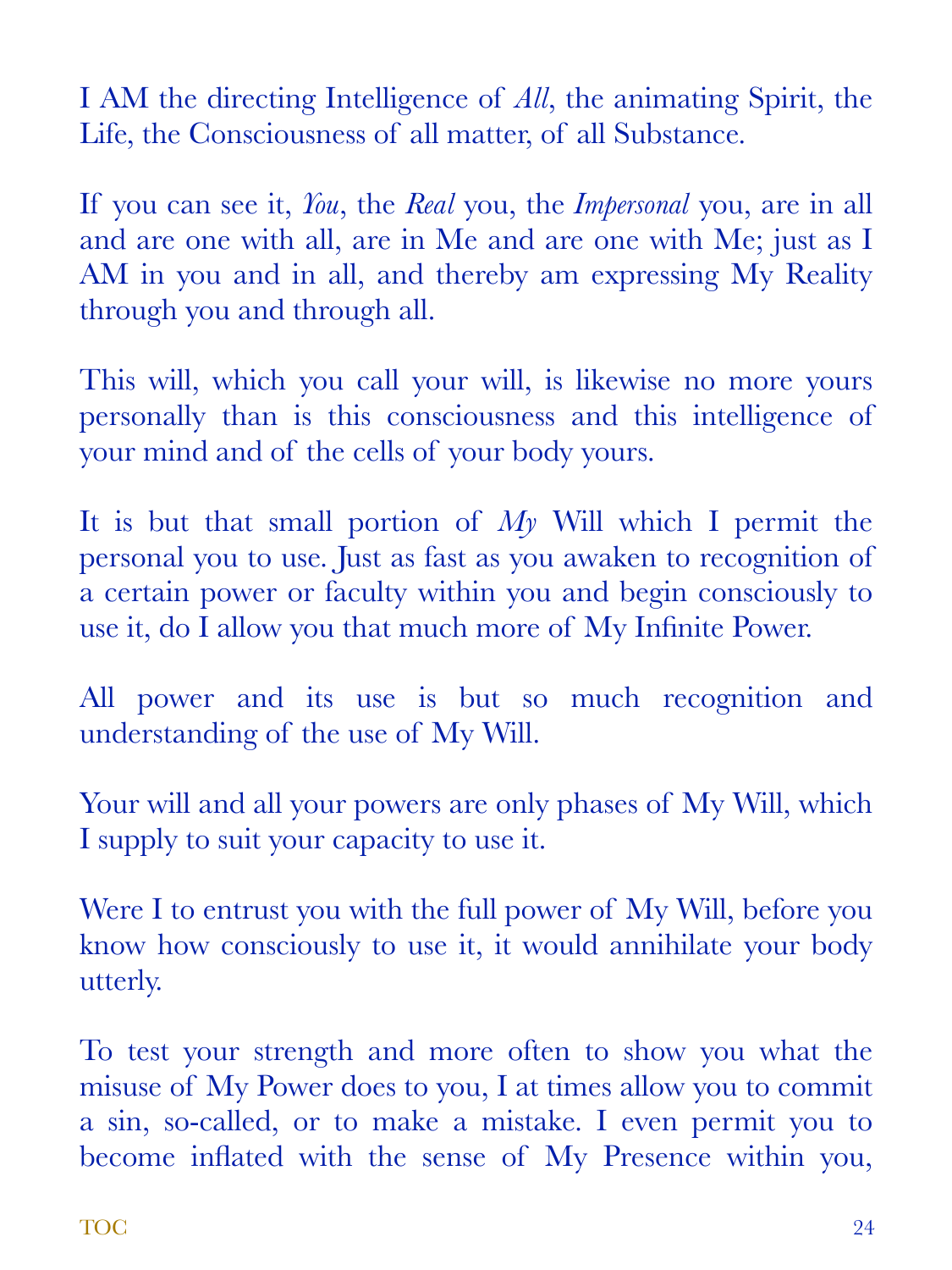I AM the directing Intelligence of *All*, the animating Spirit, the Life, the Consciousness of all matter, of all Substance.

If you can see it, *You*, the *Real* you, the *Impersonal* you, are in all and are one with all, are in Me and are one with Me; just as I AM in you and in all, and thereby am expressing My Reality through you and through all.

This will, which you call your will, is likewise no more yours personally than is this consciousness and this intelligence of your mind and of the cells of your body yours.

It is but that small portion of *My* Will which I permit the personal you to use. Just as fast as you awaken to recognition of a certain power or faculty within you and begin consciously to use it, do I allow you that much more of My Infinite Power.

All power and its use is but so much recognition and understanding of the use of My Will.

Your will and all your powers are only phases of My Will, which I supply to suit your capacity to use it.

Were I to entrust you with the full power of My Will, before you know how consciously to use it, it would annihilate your body utterly.

To test your strength and more often to show you what the misuse of My Power does to you, I at times allow you to commit a sin, so-called, or to make a mistake. I even permit you to become inflated with the sense of My Presence within you,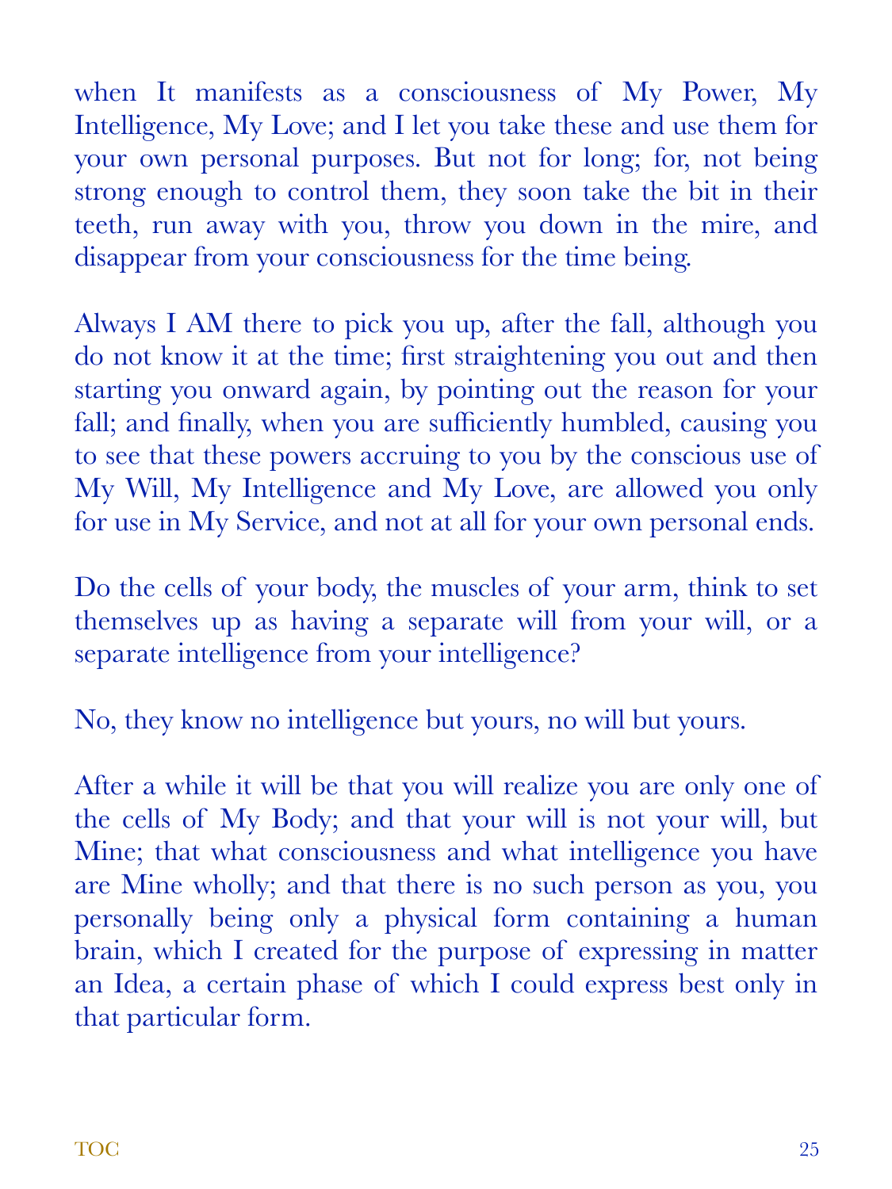when It manifests as a consciousness of My Power, My Intelligence, My Love; and I let you take these and use them for your own personal purposes. But not for long; for, not being strong enough to control them, they soon take the bit in their teeth, run away with you, throw you down in the mire, and disappear from your consciousness for the time being.

Always I AM there to pick you up, after the fall, although you do not know it at the time; first straightening you out and then starting you onward again, by pointing out the reason for your fall; and finally, when you are sufficiently humbled, causing you to see that these powers accruing to you by the conscious use of My Will, My Intelligence and My Love, are allowed you only for use in My Service, and not at all for your own personal ends.

Do the cells of your body, the muscles of your arm, think to set themselves up as having a separate will from your will, or a separate intelligence from your intelligence?

No, they know no intelligence but yours, no will but yours.

After a while it will be that you will realize you are only one of the cells of My Body; and that your will is not your will, but Mine; that what consciousness and what intelligence you have are Mine wholly; and that there is no such person as you, you personally being only a physical form containing a human brain, which I created for the purpose of expressing in matter an Idea, a certain phase of which I could express best only in that particular form.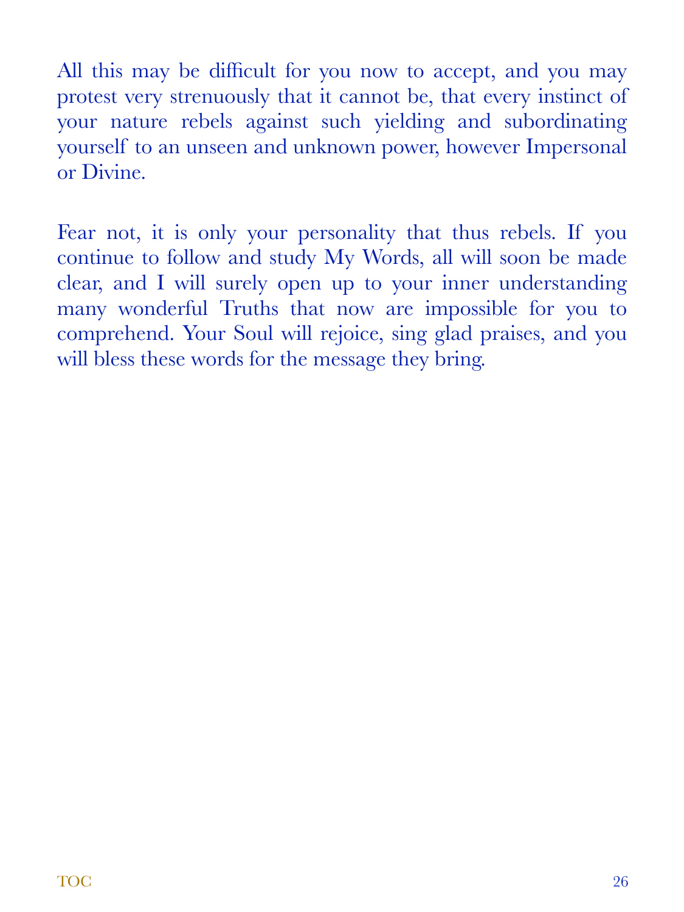All this may be difficult for you now to accept, and you may protest very strenuously that it cannot be, that every instinct of your nature rebels against such yielding and subordinating yourself to an unseen and unknown power, however Impersonal or Divine.

Fear not, it is only your personality that thus rebels. If you continue to follow and study My Words, all will soon be made clear, and I will surely open up to your inner understanding many wonderful Truths that now are impossible for you to comprehend. Your Soul will rejoice, sing glad praises, and you will bless these words for the message they bring.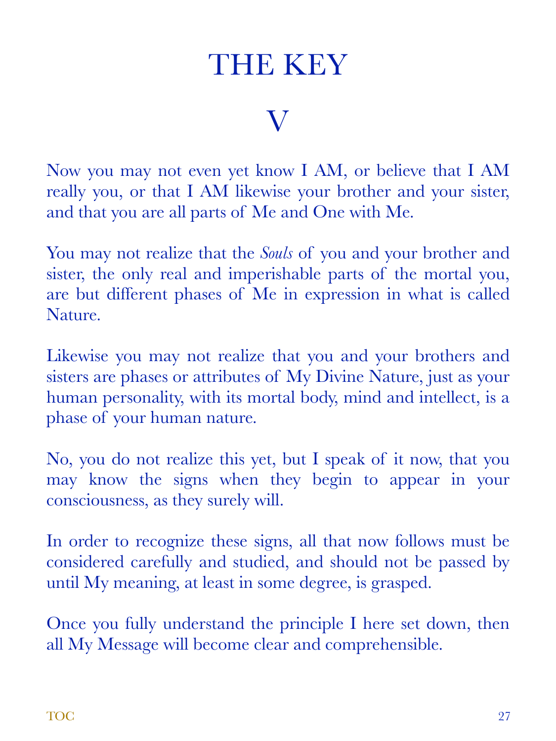# THE KEY

## V

Now you may not even yet know I AM, or believe that I AM really you, or that I AM likewise your brother and your sister, and that you are all parts of Me and One with Me.

You may not realize that the *Souls* of you and your brother and sister, the only real and imperishable parts of the mortal you, are but different phases of Me in expression in what is called Nature.

Likewise you may not realize that you and your brothers and sisters are phases or attributes of My Divine Nature, just as your human personality, with its mortal body, mind and intellect, is a phase of your human nature.

No, you do not realize this yet, but I speak of it now, that you may know the signs when they begin to appear in your consciousness, as they surely will.

In order to recognize these signs, all that now follows must be considered carefully and studied, and should not be passed by until My meaning, at least in some degree, is grasped.

Once you fully understand the principle I here set down, then all My Message will become clear and comprehensible.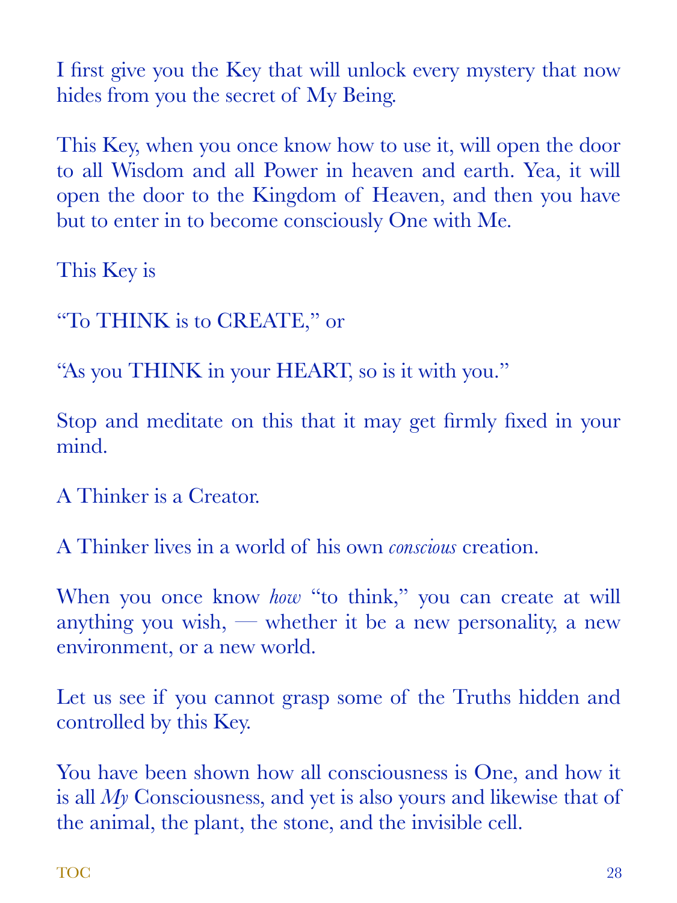I first give you the Key that will unlock every mystery that now hides from you the secret of My Being.

This Key, when you once know how to use it, will open the door to all Wisdom and all Power in heaven and earth. Yea, it will open the door to the Kingdom of Heaven, and then you have but to enter in to become consciously One with Me.

This Key is

"To THINK is to CREATE," or

"As you THINK in your HEART, so is it with you."

Stop and meditate on this that it may get firmly fixed in your mind.

A Thinker is a Creator.

A Thinker lives in a world of his own *conscious* creation.

When you once know *how* "to think," you can create at will anything you wish, — whether it be a new personality, a new environment, or a new world.

Let us see if you cannot grasp some of the Truths hidden and controlled by this Key.

You have been shown how all consciousness is One, and how it is all *My* Consciousness, and yet is also yours and likewise that of the animal, the plant, the stone, and the invisible cell.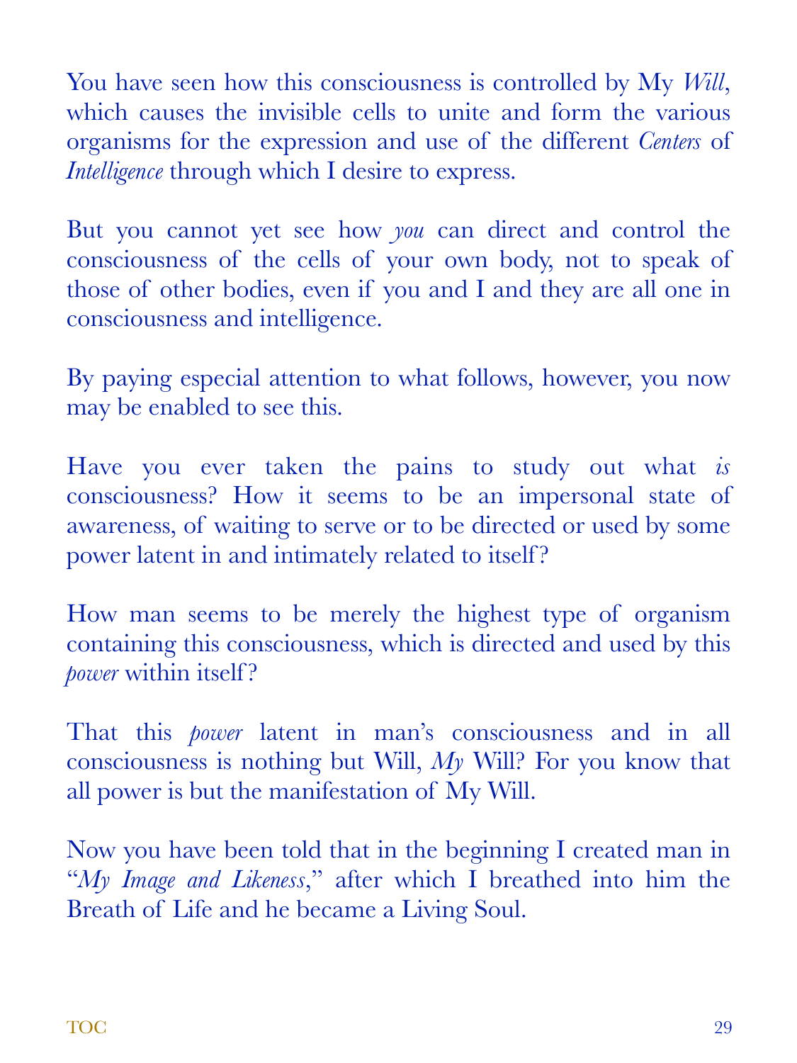You have seen how this consciousness is controlled by My *Will*, which causes the invisible cells to unite and form the various organisms for the expression and use of the different *Centers* of *Intelligence* through which I desire to express.

But you cannot yet see how *you* can direct and control the consciousness of the cells of your own body, not to speak of those of other bodies, even if you and I and they are all one in consciousness and intelligence.

By paying especial attention to what follows, however, you now may be enabled to see this.

Have you ever taken the pains to study out what *is* consciousness? How it seems to be an impersonal state of awareness, of waiting to serve or to be directed or used by some power latent in and intimately related to itself?

How man seems to be merely the highest type of organism containing this consciousness, which is directed and used by this *power* within itself?

That this *power* latent in man's consciousness and in all consciousness is nothing but Will, *My* Will? For you know that all power is but the manifestation of My Will.

Now you have been told that in the beginning I created man in "*My Image and Likeness*," after which I breathed into him the Breath of Life and he became a Living Soul.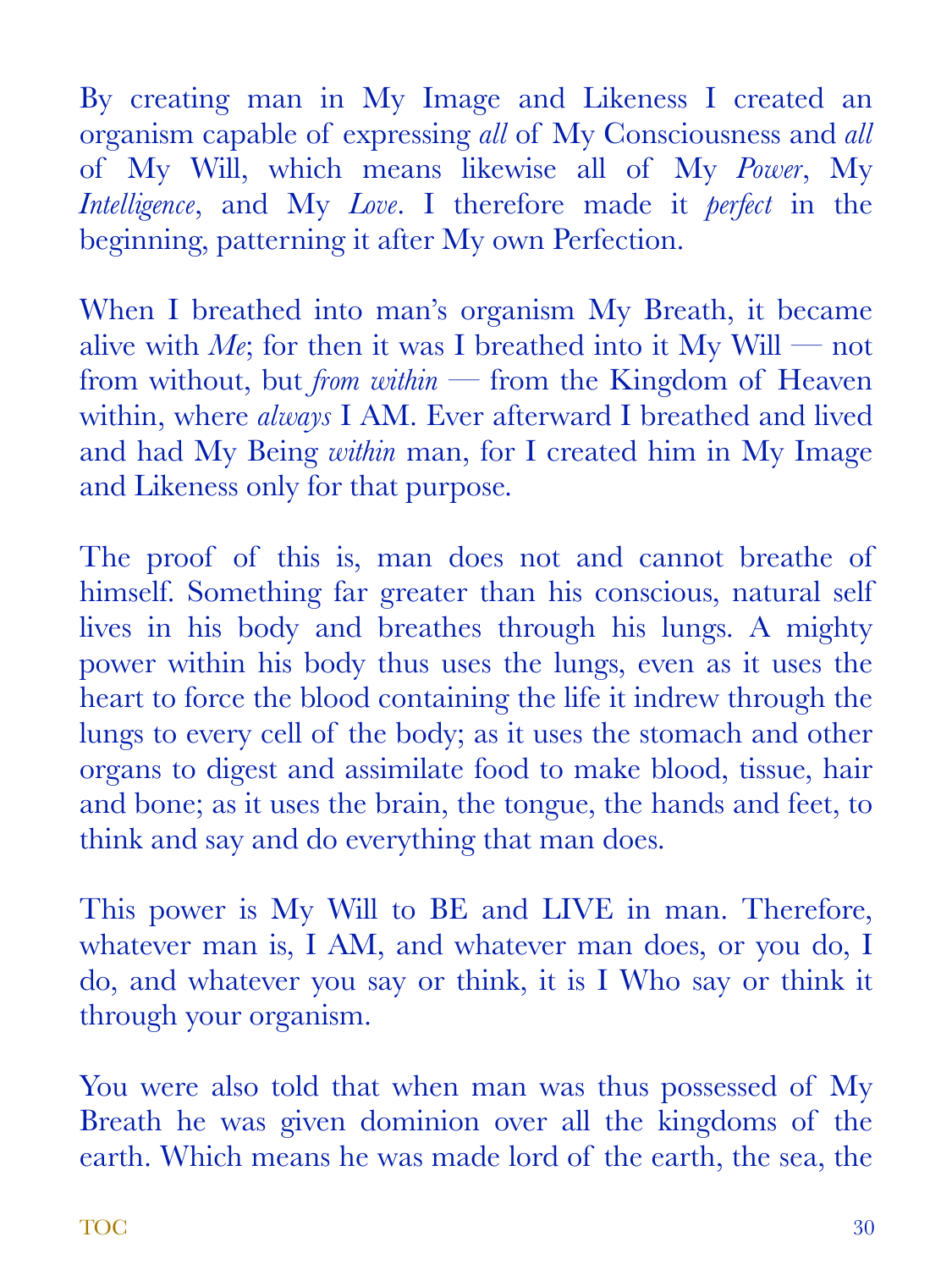By creating man in My Image and Likeness I created an organism capable of expressing *all* of My Consciousness and *all* of My Will, which means likewise all of My *Power*, My *Intelligence*, and My *Love*. I therefore made it *perfect* in the beginning, patterning it after My own Perfection.

When I breathed into man's organism My Breath, it became alive with *Me*; for then it was I breathed into it My Will — not from without, but *from within* — from the Kingdom of Heaven within, where *always* I AM. Ever afterward I breathed and lived and had My Being *within* man, for I created him in My Image and Likeness only for that purpose.

The proof of this is, man does not and cannot breathe of himself. Something far greater than his conscious, natural self lives in his body and breathes through his lungs. A mighty power within his body thus uses the lungs, even as it uses the heart to force the blood containing the life it indrew through the lungs to every cell of the body; as it uses the stomach and other organs to digest and assimilate food to make blood, tissue, hair and bone; as it uses the brain, the tongue, the hands and feet, to think and say and do everything that man does.

This power is My Will to BE and LIVE in man. Therefore, whatever man is, I AM, and whatever man does, or you do, I do, and whatever you say or think, it is I Who say or think it through your organism.

You were also told that when man was thus possessed of My Breath he was given dominion over all the kingdoms of the earth. Which means he was made lord of the earth, the sea, the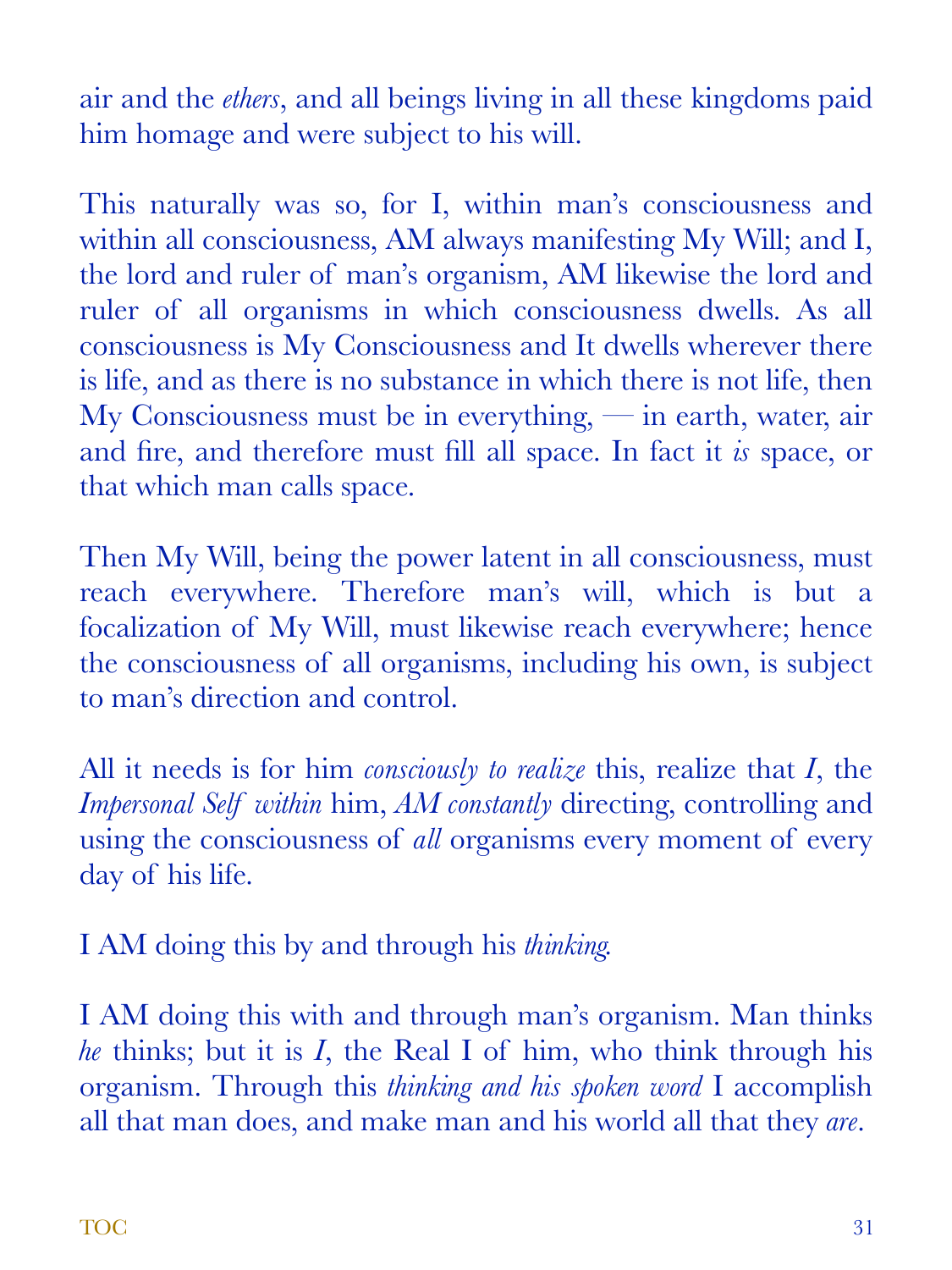air and the *ethers*, and all beings living in all these kingdoms paid him homage and were subject to his will.

This naturally was so, for I, within man's consciousness and within all consciousness, AM always manifesting My Will; and I, the lord and ruler of man's organism, AM likewise the lord and ruler of all organisms in which consciousness dwells. As all consciousness is My Consciousness and It dwells wherever there is life, and as there is no substance in which there is not life, then My Consciousness must be in everything, — in earth, water, air and fire, and therefore must fill all space. In fact it *is* space, or that which man calls space.

Then My Will, being the power latent in all consciousness, must reach everywhere. Therefore man's will, which is but a focalization of My Will, must likewise reach everywhere; hence the consciousness of all organisms, including his own, is subject to man's direction and control.

All it needs is for him *consciously to realize* this, realize that *I*, the *Impersonal Self within* him, *AM constantly* directing, controlling and using the consciousness of *all* organisms every moment of every day of his life.

I AM doing this by and through his *thinking*.

I AM doing this with and through man's organism. Man thinks *he* thinks; but it is *I*, the Real I of him, who think through his organism. Through this *thinking and his spoken word* I accomplish all that man does, and make man and his world all that they *are*.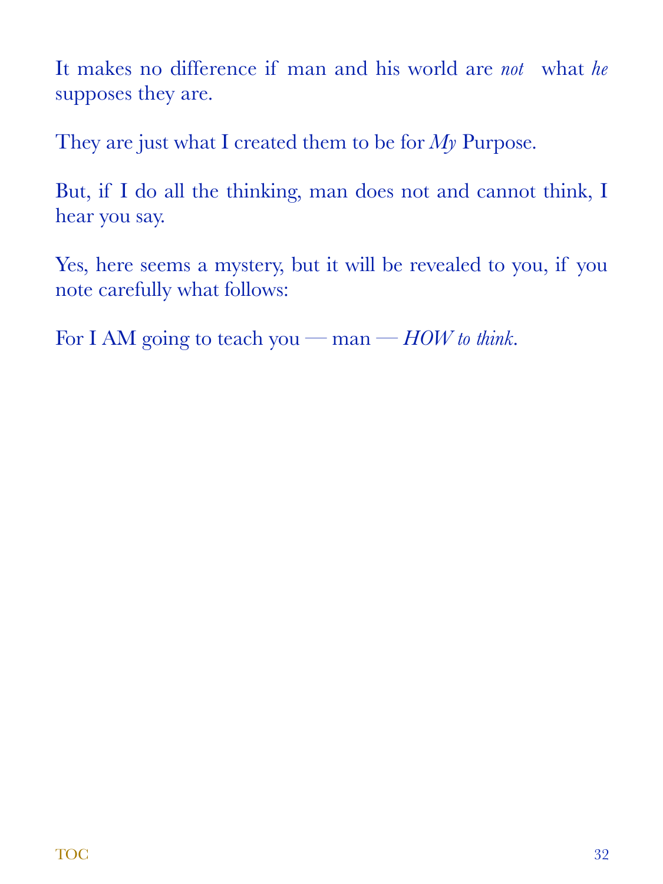It makes no difference if man and his world are *not* what *he* supposes they are.

They are just what I created them to be for *My* Purpose.

But, if I do all the thinking, man does not and cannot think, I hear you say.

Yes, here seems a mystery, but it will be revealed to you, if you note carefully what follows:

For I AM going to teach you — man — *HOW to think.*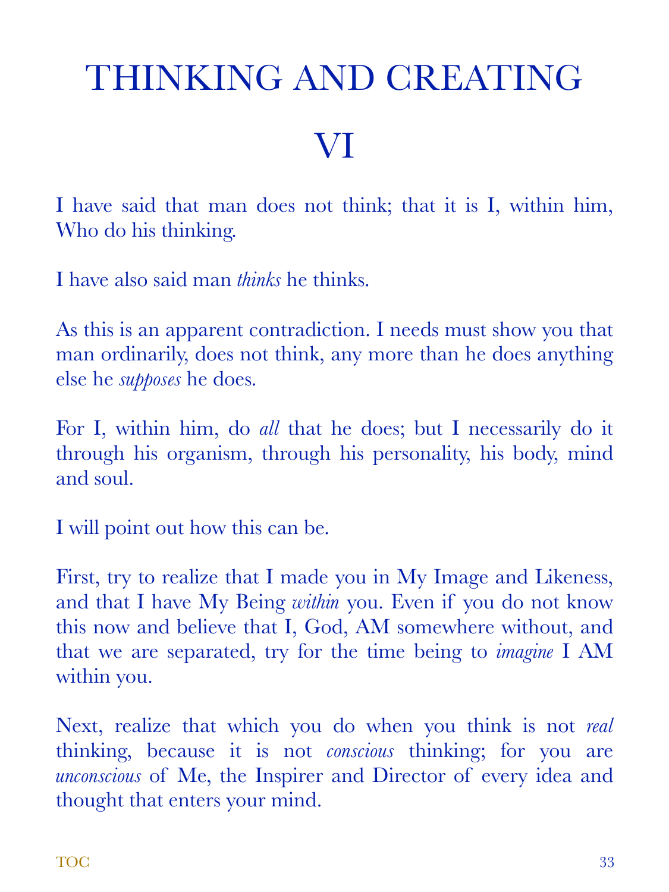# THINKING AND CREATING

# VI

I have said that man does not think; that it is I, within him, Who do his thinking.

I have also said man *thinks* he thinks.

As this is an apparent contradiction. I needs must show you that man ordinarily, does not think, any more than he does anything else he *supposes* he does.

For I, within him, do *all* that he does; but I necessarily do it through his organism, through his personality, his body, mind and soul.

I will point out how this can be.

First, try to realize that I made you in My Image and Likeness, and that I have My Being *within* you. Even if you do not know this now and believe that I, God, AM somewhere without, and that we are separated, try for the time being to *imagine* I AM within you.

Next, realize that which you do when you think is not *real* thinking, because it is not *conscious* thinking; for you are *unconscious* of Me, the Inspirer and Director of every idea and thought that enters your mind.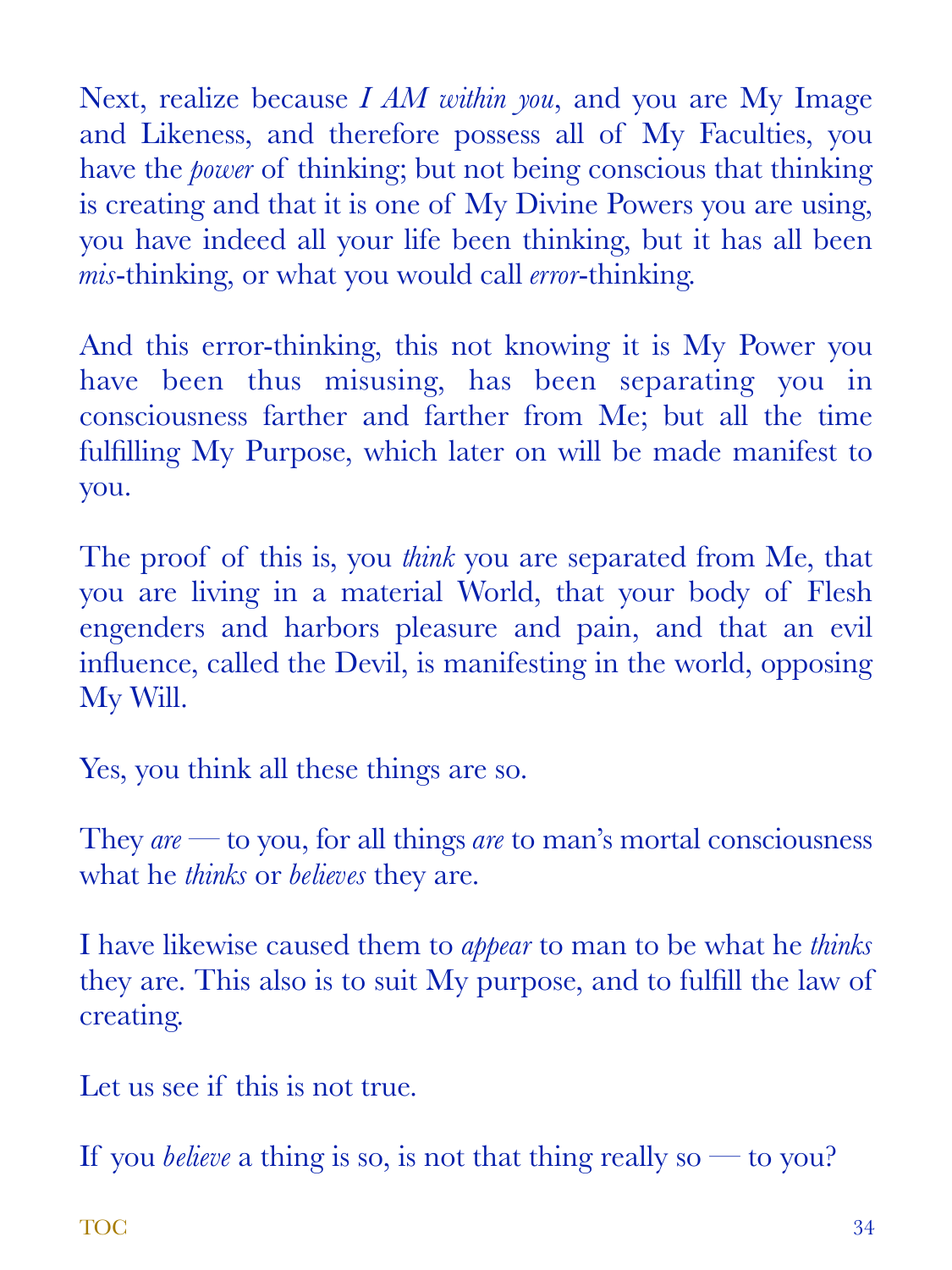Next, realize because *I AM within you*, and you are My Image and Likeness, and therefore possess all of My Faculties, you have the *power* of thinking; but not being conscious that thinking is creating and that it is one of My Divine Powers you are using, you have indeed all your life been thinking, but it has all been *mis*-thinking, or what you would call *error*-thinking.

And this error-thinking, this not knowing it is My Power you have been thus misusing, has been separating you in consciousness farther and farther from Me; but all the time fulfilling My Purpose, which later on will be made manifest to you.

The proof of this is, you *think* you are separated from Me, that you are living in a material World, that your body of Flesh engenders and harbors pleasure and pain, and that an evil influence, called the Devil, is manifesting in the world, opposing My Will.

Yes, you think all these things are so.

They *are* — to you, for all things *are* to man's mortal consciousness what he *thinks* or *believes* they are.

I have likewise caused them to *appear* to man to be what he *thinks* they are. This also is to suit My purpose, and to fulfill the law of creating.

Let us see if this is not true.

If you *believe* a thing is so, is not that thing really so — to you?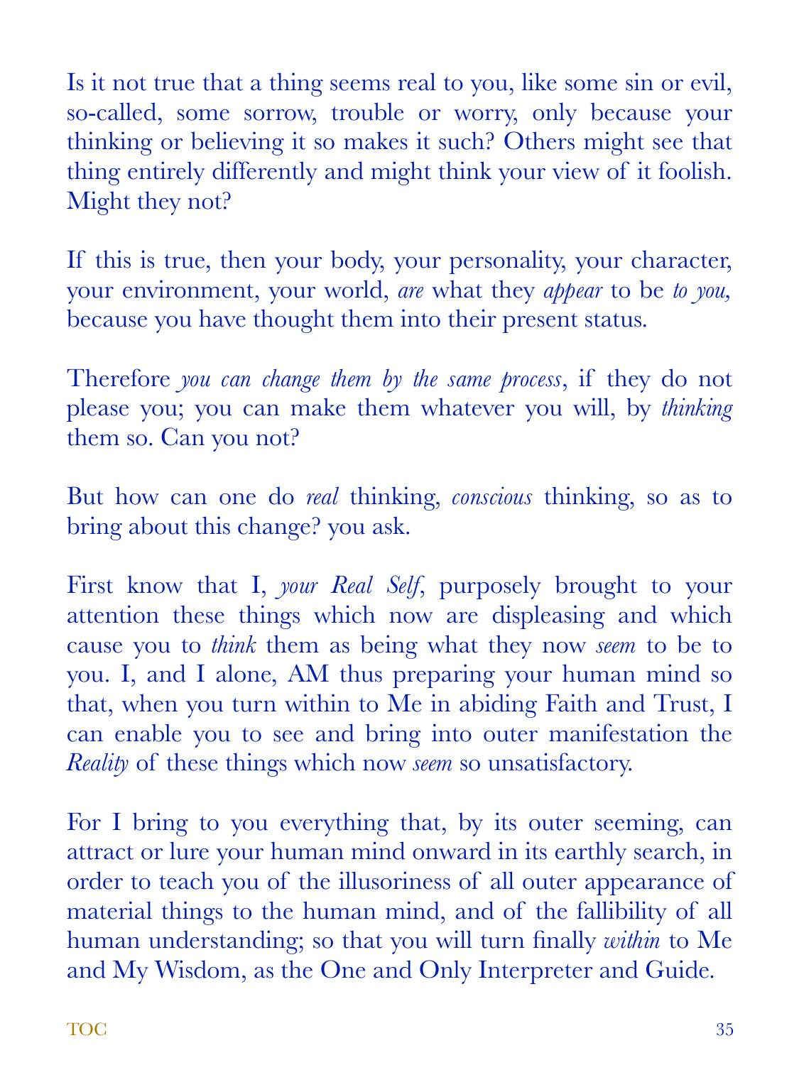Is it not true that a thing seems real to you, like some sin or evil, so-called, some sorrow, trouble or worry, only because your thinking or believing it so makes it such? Others might see that thing entirely differently and might think your view of it foolish. Might they not?

If this is true, then your body, your personality, your character, your environment, your world, *are* what they *appear* to be *to you,* because you have thought them into their present status.

Therefore *you can change them by the same process*, if they do not please you; you can make them whatever you will, by *thinking* them so. Can you not?

But how can one do *real* thinking, *conscious* thinking, so as to bring about this change? you ask.

First know that I, *your Real Self*, purposely brought to your attention these things which now are displeasing and which cause you to *think* them as being what they now *seem* to be to you. I, and I alone, AM thus preparing your human mind so that, when you turn within to Me in abiding Faith and Trust, I can enable you to see and bring into outer manifestation the *Reality* of these things which now *seem* so unsatisfactory.

For I bring to you everything that, by its outer seeming, can attract or lure your human mind onward in its earthly search, in order to teach you of the illusoriness of all outer appearance of material things to the human mind, and of the fallibility of all human understanding; so that you will turn finally *within* to Me and My Wisdom, as the One and Only Interpreter and Guide.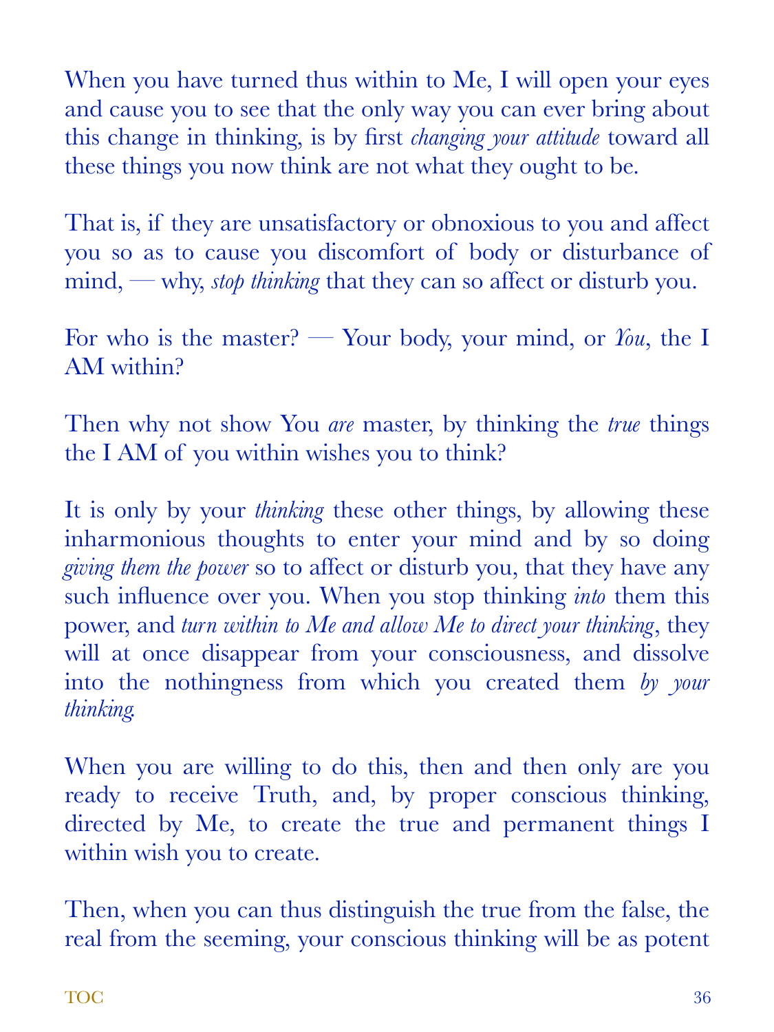When you have turned thus within to Me, I will open your eyes and cause you to see that the only way you can ever bring about this change in thinking, is by first *changing your attitude* toward all these things you now think are not what they ought to be.

That is, if they are unsatisfactory or obnoxious to you and affect you so as to cause you discomfort of body or disturbance of mind, — why, *stop thinking* that they can so affect or disturb you.

For who is the master? — Your body, your mind, or *You*, the I AM within?

Then why not show You *are* master, by thinking the *true* things the I AM of you within wishes you to think?

It is only by your *thinking* these other things, by allowing these inharmonious thoughts to enter your mind and by so doing *giving them the power* so to affect or disturb you, that they have any such influence over you. When you stop thinking *into* them this power, and *turn within to Me and allow Me to direct your thinking*, they will at once disappear from your consciousness, and dissolve into the nothingness from which you created them *by your thinking.*

When you are willing to do this, then and then only are you ready to receive Truth, and, by proper conscious thinking, directed by Me, to create the true and permanent things I within wish you to create.

Then, when you can thus distinguish the true from the false, the real from the seeming, your conscious thinking will be as potent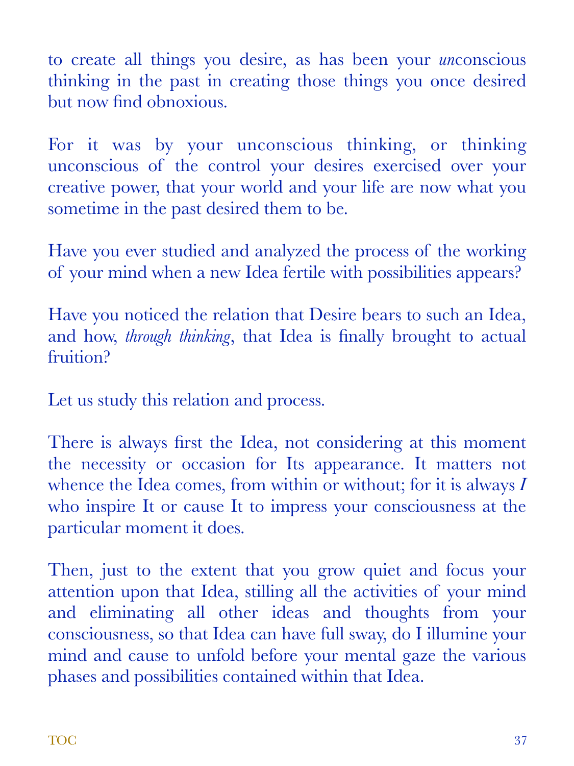to create all things you desire, as has been your *un*conscious thinking in the past in creating those things you once desired but now find obnoxious.

For it was by your unconscious thinking, or thinking unconscious of the control your desires exercised over your creative power, that your world and your life are now what you sometime in the past desired them to be.

Have you ever studied and analyzed the process of the working of your mind when a new Idea fertile with possibilities appears?

Have you noticed the relation that Desire bears to such an Idea, and how, *through thinking*, that Idea is finally brought to actual fruition?

Let us study this relation and process.

There is always first the Idea, not considering at this moment the necessity or occasion for Its appearance. It matters not whence the Idea comes, from within or without; for it is always *I* who inspire It or cause It to impress your consciousness at the particular moment it does.

Then, just to the extent that you grow quiet and focus your attention upon that Idea, stilling all the activities of your mind and eliminating all other ideas and thoughts from your consciousness, so that Idea can have full sway, do I illumine your mind and cause to unfold before your mental gaze the various phases and possibilities contained within that Idea.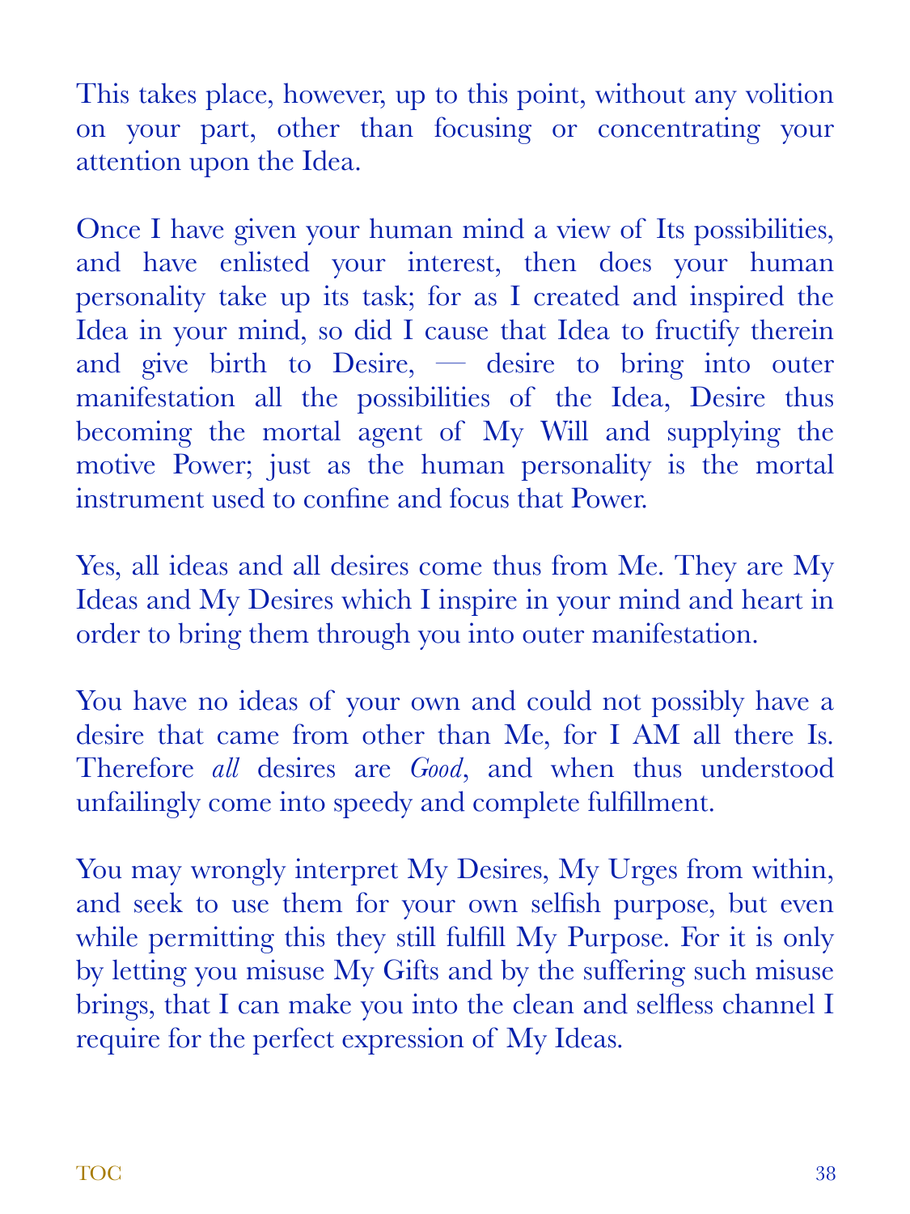This takes place, however, up to this point, without any volition on your part, other than focusing or concentrating your attention upon the Idea.

Once I have given your human mind a view of Its possibilities, and have enlisted your interest, then does your human personality take up its task; for as I created and inspired the Idea in your mind, so did I cause that Idea to fructify therein and give birth to Desire, — desire to bring into outer manifestation all the possibilities of the Idea, Desire thus becoming the mortal agent of My Will and supplying the motive Power; just as the human personality is the mortal instrument used to confine and focus that Power.

Yes, all ideas and all desires come thus from Me. They are My Ideas and My Desires which I inspire in your mind and heart in order to bring them through you into outer manifestation.

You have no ideas of your own and could not possibly have a desire that came from other than Me, for I AM all there Is. Therefore *all* desires are *Good*, and when thus understood unfailingly come into speedy and complete fulfillment.

You may wrongly interpret My Desires, My Urges from within, and seek to use them for your own selfish purpose, but even while permitting this they still fulfill My Purpose. For it is only by letting you misuse My Gifts and by the suffering such misuse brings, that I can make you into the clean and selfless channel I require for the perfect expression of My Ideas.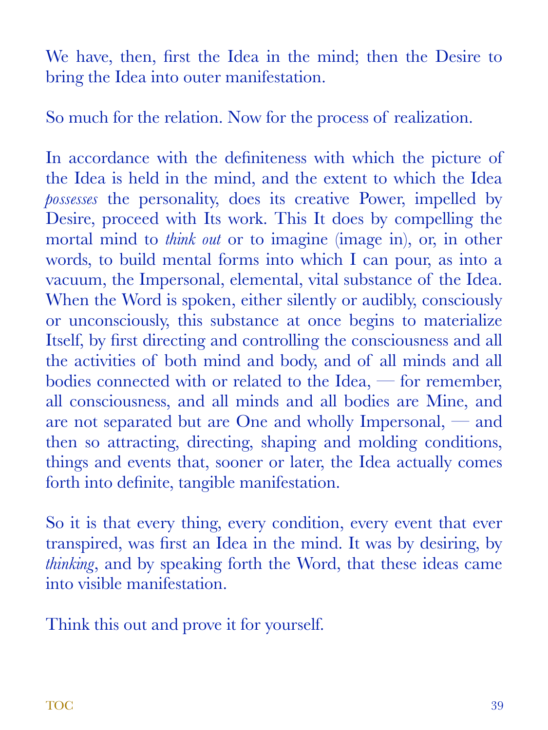We have, then, first the Idea in the mind; then the Desire to bring the Idea into outer manifestation.

So much for the relation. Now for the process of realization.

In accordance with the definiteness with which the picture of the Idea is held in the mind, and the extent to which the Idea *possesses* the personality, does its creative Power, impelled by Desire, proceed with Its work. This It does by compelling the mortal mind to *think out* or to imagine (image in), or, in other words, to build mental forms into which I can pour, as into a vacuum, the Impersonal, elemental, vital substance of the Idea. When the Word is spoken, either silently or audibly, consciously or unconsciously, this substance at once begins to materialize Itself, by first directing and controlling the consciousness and all the activities of both mind and body, and of all minds and all bodies connected with or related to the Idea, — for remember, all consciousness, and all minds and all bodies are Mine, and are not separated but are One and wholly Impersonal, — and then so attracting, directing, shaping and molding conditions, things and events that, sooner or later, the Idea actually comes forth into definite, tangible manifestation.

So it is that every thing, every condition, every event that ever transpired, was first an Idea in the mind. It was by desiring, by *thinking*, and by speaking forth the Word, that these ideas came into visible manifestation.

Think this out and prove it for yourself.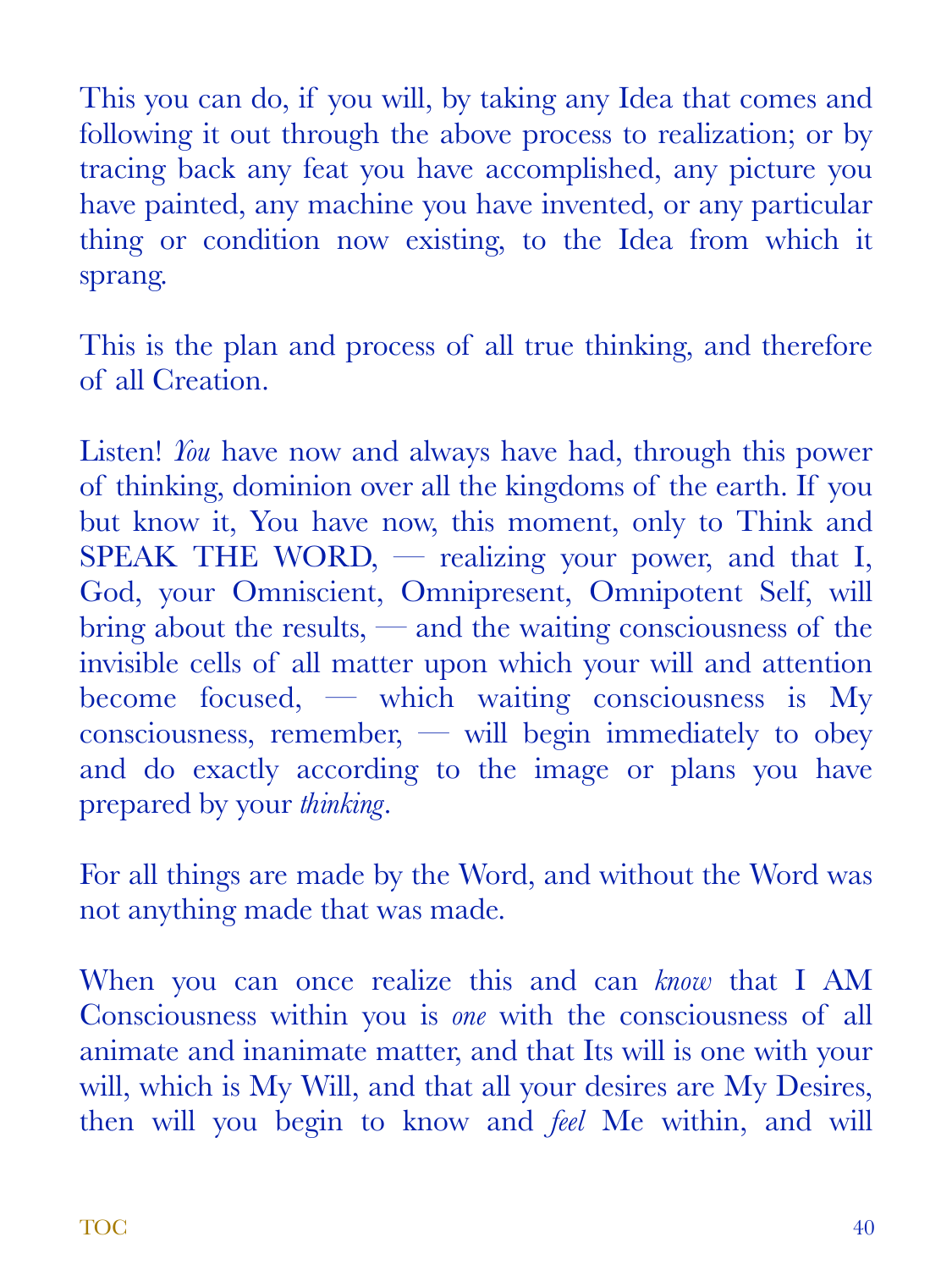This you can do, if you will, by taking any Idea that comes and following it out through the above process to realization; or by tracing back any feat you have accomplished, any picture you have painted, any machine you have invented, or any particular thing or condition now existing, to the Idea from which it sprang.

This is the plan and process of all true thinking, and therefore of all Creation.

Listen! *You* have now and always have had, through this power of thinking, dominion over all the kingdoms of the earth. If you but know it, You have now, this moment, only to Think and SPEAK THE WORD, — realizing your power, and that I, God, your Omniscient, Omnipresent, Omnipotent Self, will bring about the results, — and the waiting consciousness of the invisible cells of all matter upon which your will and attention become focused, — which waiting consciousness is My consciousness, remember, — will begin immediately to obey and do exactly according to the image or plans you have prepared by your *thinking*.

For all things are made by the Word, and without the Word was not anything made that was made.

When you can once realize this and can *know* that I AM Consciousness within you is *one* with the consciousness of all animate and inanimate matter, and that Its will is one with your will, which is My Will, and that all your desires are My Desires, then will you begin to know and *feel* Me within, and will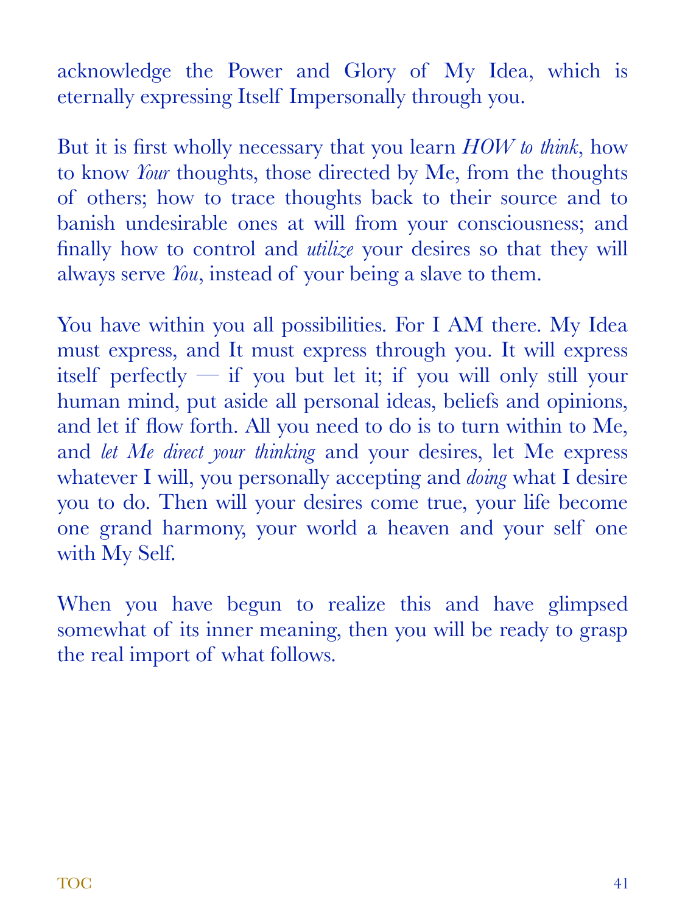acknowledge the Power and Glory of My Idea, which is eternally expressing Itself Impersonally through you.

But it is first wholly necessary that you learn *HOW to think*, how to know *Your* thoughts, those directed by Me, from the thoughts of others; how to trace thoughts back to their source and to banish undesirable ones at will from your consciousness; and finally how to control and *utilize* your desires so that they will always serve *You*, instead of your being a slave to them.

You have within you all possibilities. For I AM there. My Idea must express, and It must express through you. It will express itself perfectly — if you but let it; if you will only still your human mind, put aside all personal ideas, beliefs and opinions, and let if flow forth. All you need to do is to turn within to Me, and *let Me direct your thinking* and your desires, let Me express whatever I will, you personally accepting and *doing* what I desire you to do. Then will your desires come true, your life become one grand harmony, your world a heaven and your self one with My Self.

When you have begun to realize this and have glimpsed somewhat of its inner meaning, then you will be ready to grasp the real import of what follows.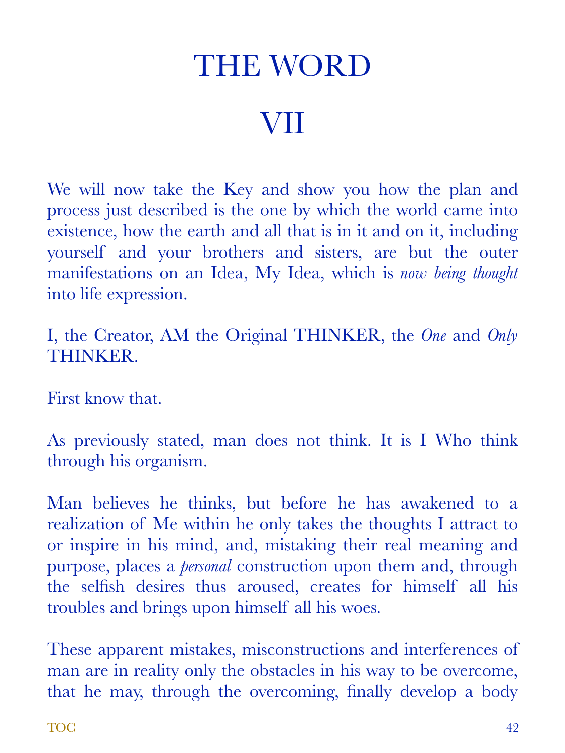# THE WORD

## VII

We will now take the Key and show you how the plan and process just described is the one by which the world came into existence, how the earth and all that is in it and on it, including yourself and your brothers and sisters, are but the outer manifestations on an Idea, My Idea, which is *now being thought* into life expression.

I, the Creator, AM the Original THINKER, the *One* and *Only* THINKER.

First know that.

As previously stated, man does not think. It is I Who think through his organism.

Man believes he thinks, but before he has awakened to a realization of Me within he only takes the thoughts I attract to or inspire in his mind, and, mistaking their real meaning and purpose, places a *personal* construction upon them and, through the selfish desires thus aroused, creates for himself all his troubles and brings upon himself all his woes.

These apparent mistakes, misconstructions and interferences of man are in reality only the obstacles in his way to be overcome, that he may, through the overcoming, finally develop a body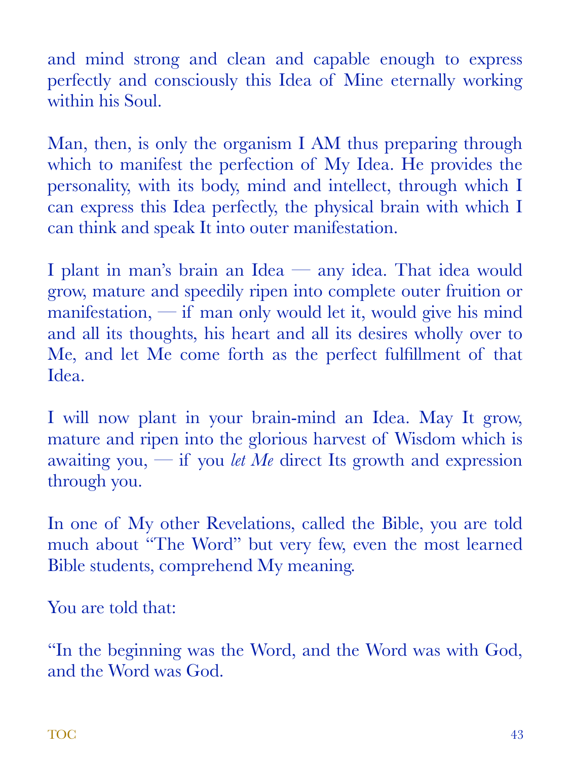and mind strong and clean and capable enough to express perfectly and consciously this Idea of Mine eternally working within his Soul.

Man, then, is only the organism I AM thus preparing through which to manifest the perfection of My Idea. He provides the personality, with its body, mind and intellect, through which I can express this Idea perfectly, the physical brain with which I can think and speak It into outer manifestation.

I plant in man's brain an Idea — any idea. That idea would grow, mature and speedily ripen into complete outer fruition or manifestation, — if man only would let it, would give his mind and all its thoughts, his heart and all its desires wholly over to Me, and let Me come forth as the perfect fulfillment of that Idea.

I will now plant in your brain-mind an Idea. May It grow, mature and ripen into the glorious harvest of Wisdom which is awaiting you, — if you *let Me* direct Its growth and expression through you.

In one of My other Revelations, called the Bible, you are told much about "The Word" but very few, even the most learned Bible students, comprehend My meaning.

You are told that:

"In the beginning was the Word, and the Word was with God, and the Word was God.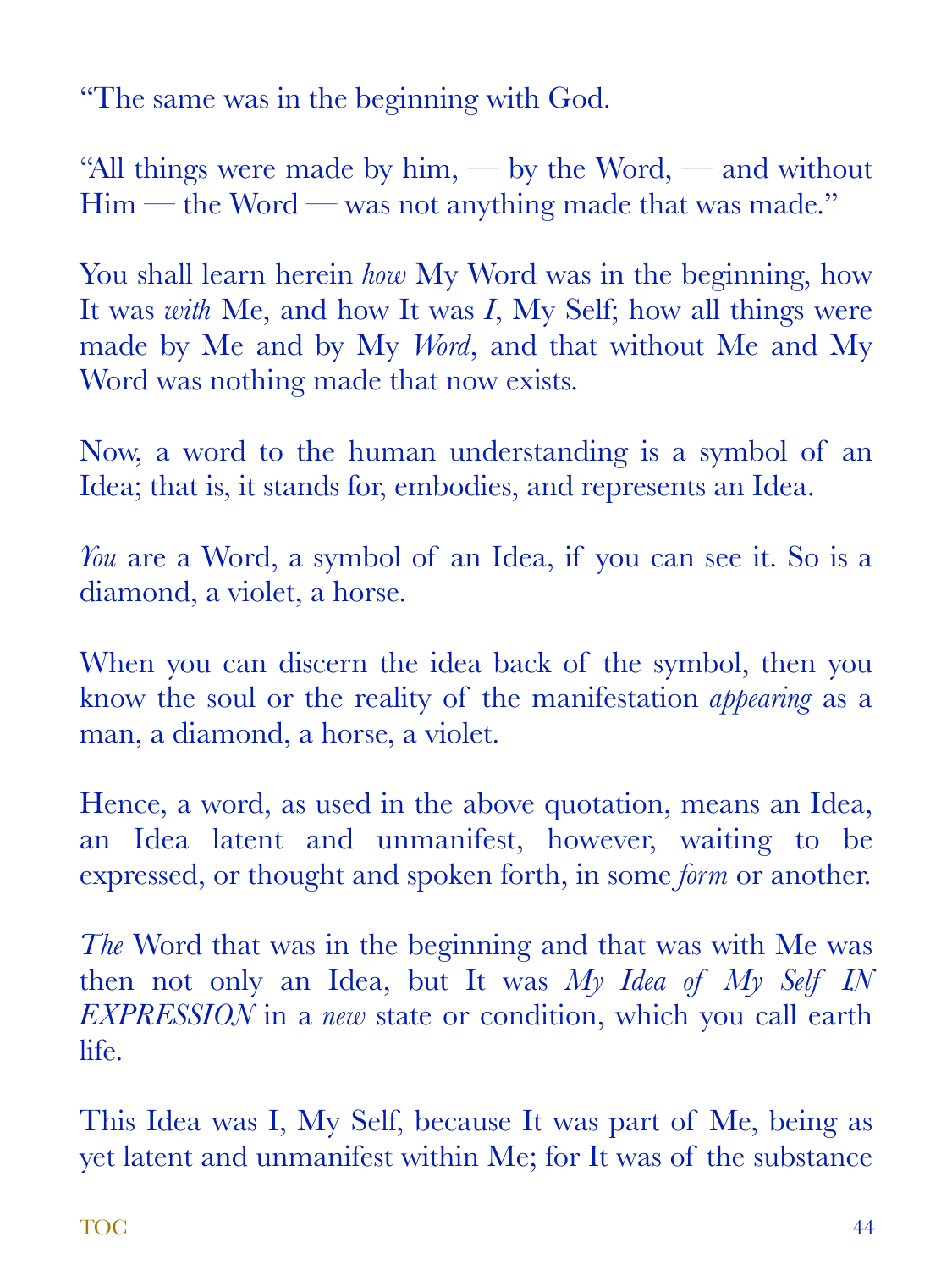"The same was in the beginning with God.

"All things were made by him, — by the Word, — and without Him — the Word — was not anything made that was made."

You shall learn herein *how* My Word was in the beginning, how It was *with* Me, and how It was *I*, My Self; how all things were made by Me and by My *Word*, and that without Me and My Word was nothing made that now exists.

Now, a word to the human understanding is a symbol of an Idea; that is, it stands for, embodies, and represents an Idea.

*You* are a Word, a symbol of an Idea, if you can see it. So is a diamond, a violet, a horse.

When you can discern the idea back of the symbol, then you know the soul or the reality of the manifestation *appearing* as a man, a diamond, a horse, a violet.

Hence, a word, as used in the above quotation, means an Idea, an Idea latent and unmanifest, however, waiting to be expressed, or thought and spoken forth, in some *form* or another.

*The* Word that was in the beginning and that was with Me was then not only an Idea, but It was *My Idea of My Self IN EXPRESSION* in a *new* state or condition, which you call earth life.

This Idea was I, My Self, because It was part of Me, being as yet latent and unmanifest within Me; for It was of the substance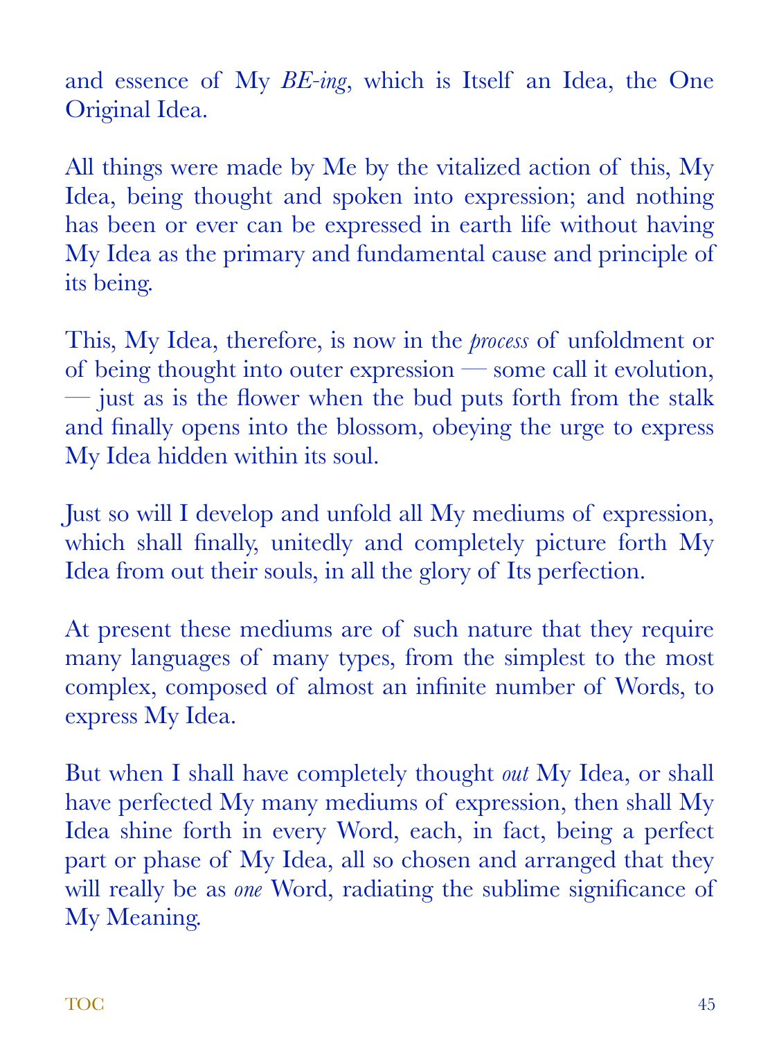and essence of My *BE-ing*, which is Itself an Idea, the One Original Idea.

All things were made by Me by the vitalized action of this, My Idea, being thought and spoken into expression; and nothing has been or ever can be expressed in earth life without having My Idea as the primary and fundamental cause and principle of its being.

This, My Idea, therefore, is now in the *process* of unfoldment or of being thought into outer expression — some call it evolution, — just as is the flower when the bud puts forth from the stalk and finally opens into the blossom, obeying the urge to express My Idea hidden within its soul.

Just so will I develop and unfold all My mediums of expression, which shall finally, unitedly and completely picture forth My Idea from out their souls, in all the glory of Its perfection.

At present these mediums are of such nature that they require many languages of many types, from the simplest to the most complex, composed of almost an infinite number of Words, to express My Idea.

But when I shall have completely thought *out* My Idea, or shall have perfected My many mediums of expression, then shall My Idea shine forth in every Word, each, in fact, being a perfect part or phase of My Idea, all so chosen and arranged that they will really be as *one* Word, radiating the sublime significance of My Meaning.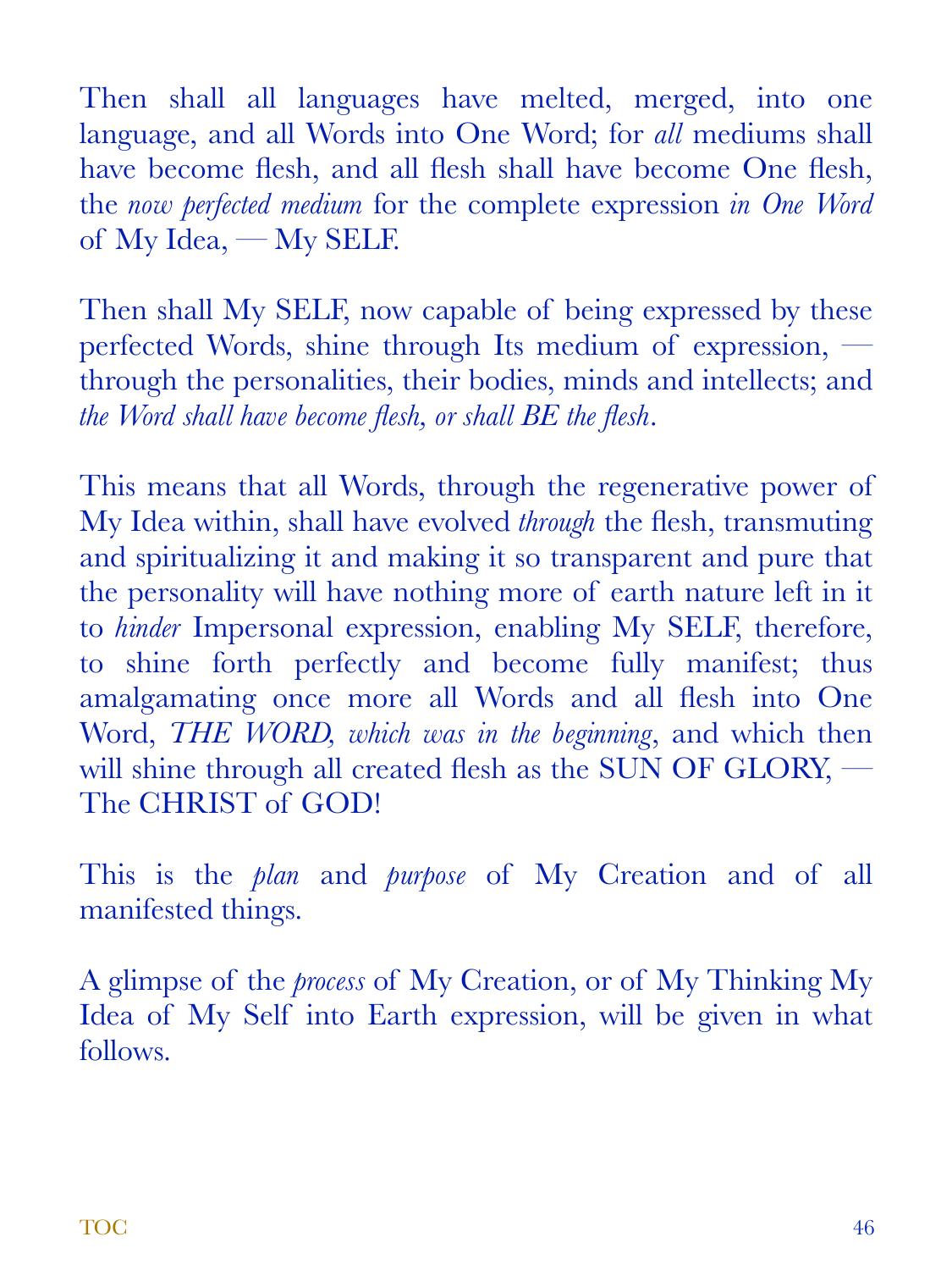Then shall all languages have melted, merged, into one language, and all Words into One Word; for *all* mediums shall have become flesh, and all flesh shall have become One flesh, the *now perfected medium* for the complete expression *in One Word* of My Idea, — My SELF.

Then shall My SELF, now capable of being expressed by these perfected Words, shine through Its medium of expression, — through the personalities, their bodies, minds and intellects; and *the Word shall have become flesh, or shall BE the flesh*.

This means that all Words, through the regenerative power of My Idea within, shall have evolved *through* the flesh, transmuting and spiritualizing it and making it so transparent and pure that the personality will have nothing more of earth nature left in it to *hinder* Impersonal expression, enabling My SELF, therefore, to shine forth perfectly and become fully manifest; thus amalgamating once more all Words and all flesh into One Word, *THE WORD, which was in the beginning*, and which then will shine through all created flesh as the SUN OF GLORY, — The CHRIST of GOD!

This is the *plan* and *purpose* of My Creation and of all manifested things.

A glimpse of the *process* of My Creation, or of My Thinking My Idea of My Self into Earth expression, will be given in what follows.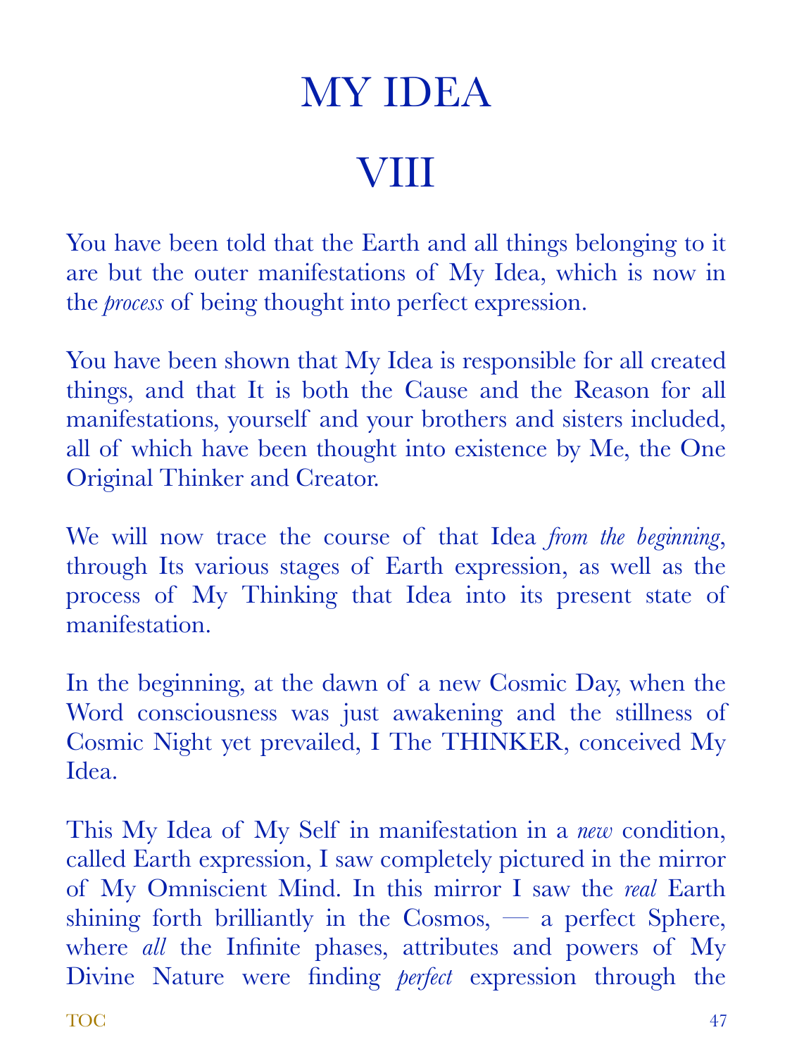# MY IDEA

# VIII

You have been told that the Earth and all things belonging to it are but the outer manifestations of My Idea, which is now in the *process* of being thought into perfect expression.

You have been shown that My Idea is responsible for all created things, and that It is both the Cause and the Reason for all manifestations, yourself and your brothers and sisters included, all of which have been thought into existence by Me, the One Original Thinker and Creator.

We will now trace the course of that Idea *from the beginning*, through Its various stages of Earth expression, as well as the process of My Thinking that Idea into its present state of manifestation.

In the beginning, at the dawn of a new Cosmic Day, when the Word consciousness was just awakening and the stillness of Cosmic Night yet prevailed, I The THINKER, conceived My Idea.

This My Idea of My Self in manifestation in a *new* condition, called Earth expression, I saw completely pictured in the mirror of My Omniscient Mind. In this mirror I saw the *real* Earth shining forth brilliantly in the Cosmos, — a perfect Sphere, where *all* the Infinite phases, attributes and powers of My Divine Nature were finding *perfect* expression through the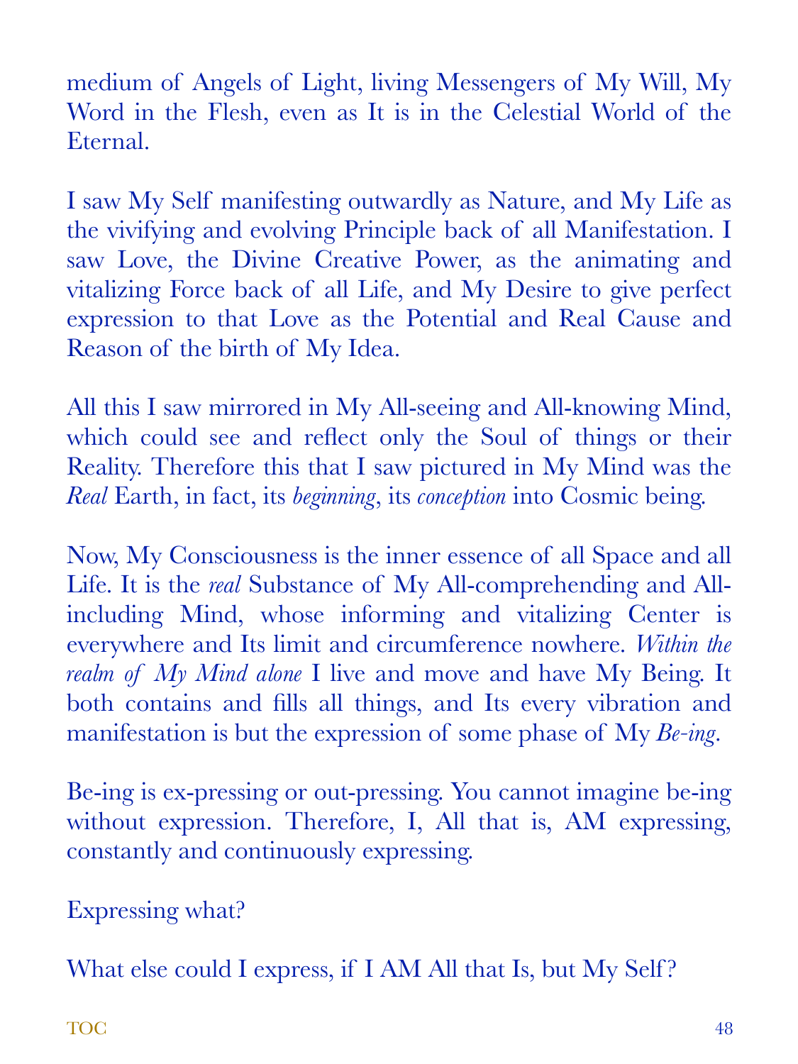medium of Angels of Light, living Messengers of My Will, My Word in the Flesh, even as It is in the Celestial World of the Eternal.

I saw My Self manifesting outwardly as Nature, and My Life as the vivifying and evolving Principle back of all Manifestation. I saw Love, the Divine Creative Power, as the animating and vitalizing Force back of all Life, and My Desire to give perfect expression to that Love as the Potential and Real Cause and Reason of the birth of My Idea.

All this I saw mirrored in My All-seeing and All-knowing Mind, which could see and reflect only the Soul of things or their Reality. Therefore this that I saw pictured in My Mind was the *Real* Earth, in fact, its *beginning*, its *conception* into Cosmic being.

Now, My Consciousness is the inner essence of all Space and all Life. It is the *real* Substance of My All-comprehending and All-including Mind, whose informing and vitalizing Center is everywhere and Its limit and circumference nowhere. *Within the realm of My Mind alone* I live and move and have My Being. It both contains and fills all things, and Its every vibration and manifestation is but the expression of some phase of My *Be-ing*.

Be-ing is ex-pressing or out-pressing. You cannot imagine be-ing without expression. Therefore, I, All that is, AM expressing, constantly and continuously expressing.

Expressing what?

What else could I express, if I AM All that Is, but My Self?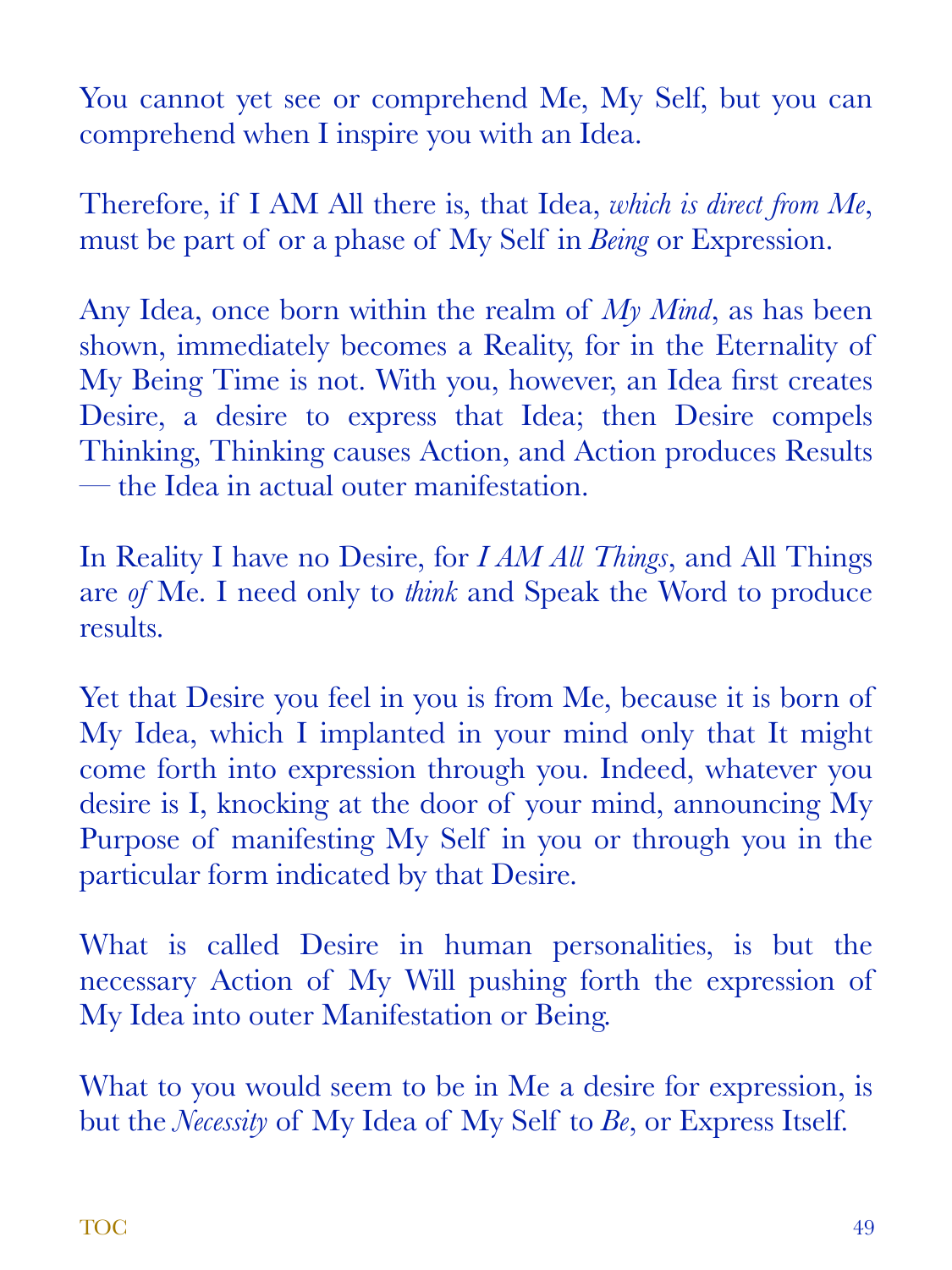You cannot yet see or comprehend Me, My Self, but you can comprehend when I inspire you with an Idea.

Therefore, if I AM All there is, that Idea, *which is direct from Me*, must be part of or a phase of My Self in *Being* or Expression.

Any Idea, once born within the realm of *My Mind*, as has been shown, immediately becomes a Reality, for in the Eternality of My Being Time is not. With you, however, an Idea first creates Desire, a desire to express that Idea; then Desire compels Thinking, Thinking causes Action, and Action produces Results — the Idea in actual outer manifestation.

In Reality I have no Desire, for *I AM All Things*, and All Things are *of* Me. I need only to *think* and Speak the Word to produce results.

Yet that Desire you feel in you is from Me, because it is born of My Idea, which I implanted in your mind only that It might come forth into expression through you. Indeed, whatever you desire is I, knocking at the door of your mind, announcing My Purpose of manifesting My Self in you or through you in the particular form indicated by that Desire.

What is called Desire in human personalities, is but the necessary Action of My Will pushing forth the expression of My Idea into outer Manifestation or Being.

What to you would seem to be in Me a desire for expression, is but the *Necessity* of My Idea of My Self to *Be*, or Express Itself.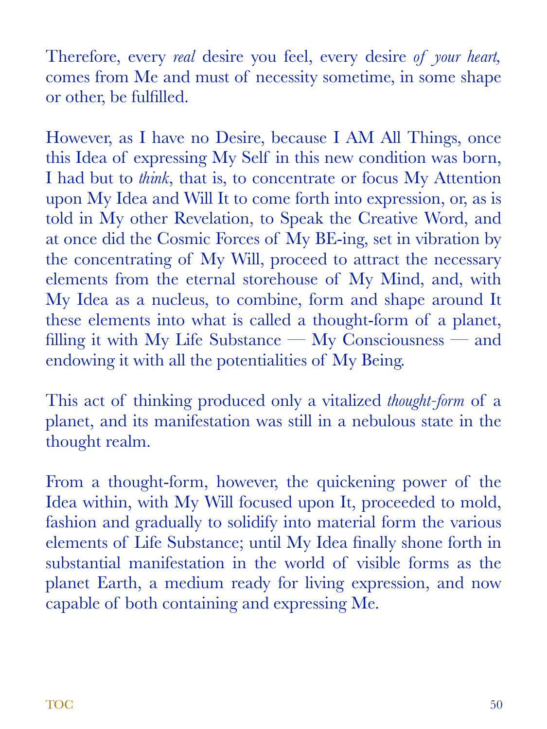Therefore, every *real* desire you feel, every desire *of your heart,* comes from Me and must of necessity sometime, in some shape or other, be fulfilled.

However, as I have no Desire, because I AM All Things, once this Idea of expressing My Self in this new condition was born, I had but to *think*, that is, to concentrate or focus My Attention upon My Idea and Will It to come forth into expression, or, as is told in My other Revelation, to Speak the Creative Word, and at once did the Cosmic Forces of My BE-ing, set in vibration by the concentrating of My Will, proceed to attract the necessary elements from the eternal storehouse of My Mind, and, with My Idea as a nucleus, to combine, form and shape around It these elements into what is called a thought-form of a planet, filling it with My Life Substance — My Consciousness — and endowing it with all the potentialities of My Being.

This act of thinking produced only a vitalized *thought-form* of a planet, and its manifestation was still in a nebulous state in the thought realm.

From a thought-form, however, the quickening power of the Idea within, with My Will focused upon It, proceeded to mold, fashion and gradually to solidify into material form the various elements of Life Substance; until My Idea finally shone forth in substantial manifestation in the world of visible forms as the planet Earth, a medium ready for living expression, and now capable of both containing and expressing Me.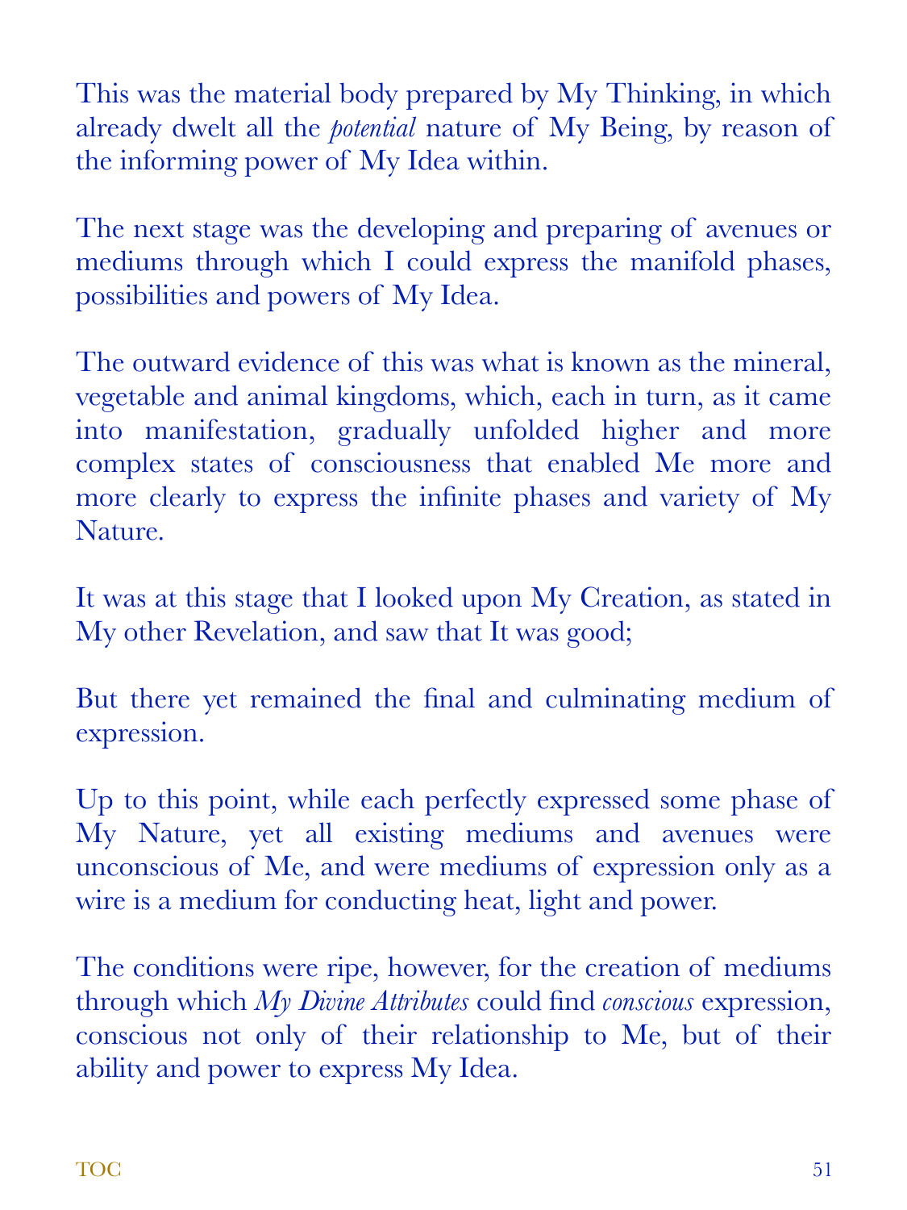This was the material body prepared by My Thinking, in which already dwelt all the *potential* nature of My Being, by reason of the informing power of My Idea within.

The next stage was the developing and preparing of avenues or mediums through which I could express the manifold phases, possibilities and powers of My Idea.

The outward evidence of this was what is known as the mineral, vegetable and animal kingdoms, which, each in turn, as it came into manifestation, gradually unfolded higher and more complex states of consciousness that enabled Me more and more clearly to express the infinite phases and variety of My Nature.

It was at this stage that I looked upon My Creation, as stated in My other Revelation, and saw that It was good;

But there yet remained the final and culminating medium of expression.

Up to this point, while each perfectly expressed some phase of My Nature, yet all existing mediums and avenues were unconscious of Me, and were mediums of expression only as a wire is a medium for conducting heat, light and power.

The conditions were ripe, however, for the creation of mediums through which *My Divine Attributes* could find *conscious* expression, conscious not only of their relationship to Me, but of their ability and power to express My Idea.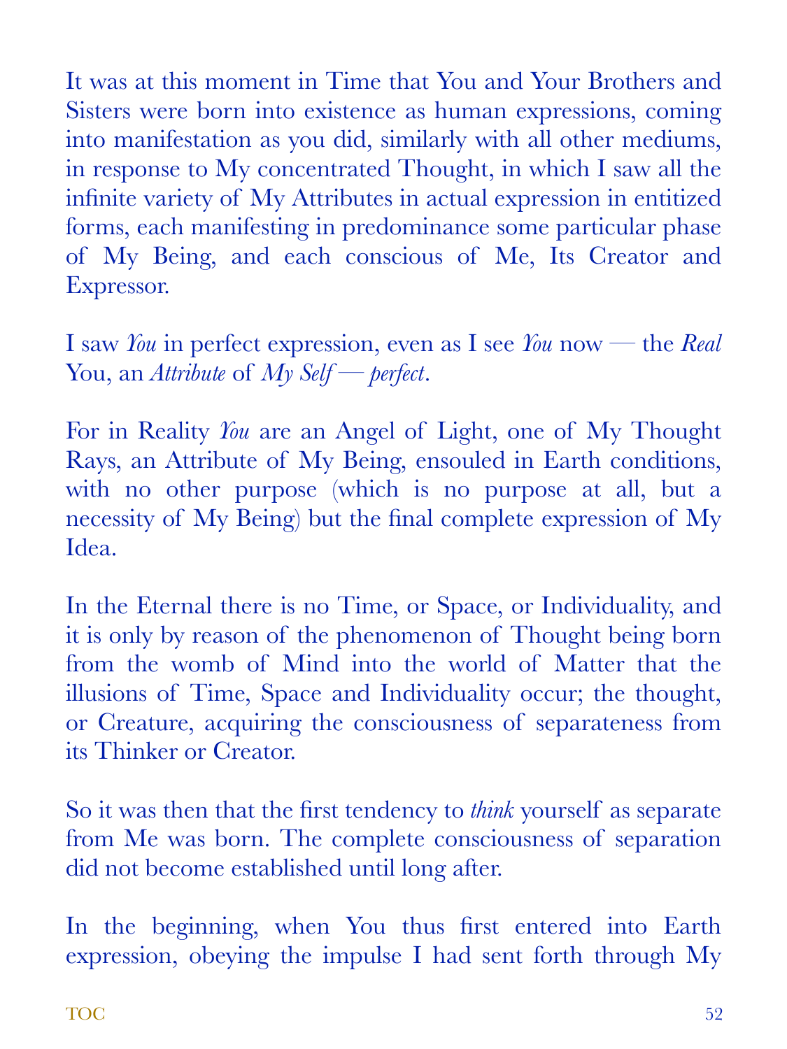It was at this moment in Time that You and Your Brothers and Sisters were born into existence as human expressions, coming into manifestation as you did, similarly with all other mediums, in response to My concentrated Thought, in which I saw all the infinite variety of My Attributes in actual expression in entitized forms, each manifesting in predominance some particular phase of My Being, and each conscious of Me, Its Creator and Expressor.

I saw *You* in perfect expression, even as I see *You* now — the *Real* You, an *Attribute* of *My Self — perfect*.

For in Reality *You* are an Angel of Light, one of My Thought Rays, an Attribute of My Being, ensouled in Earth conditions, with no other purpose (which is no purpose at all, but a necessity of My Being) but the final complete expression of My Idea.

In the Eternal there is no Time, or Space, or Individuality, and it is only by reason of the phenomenon of Thought being born from the womb of Mind into the world of Matter that the illusions of Time, Space and Individuality occur; the thought, or Creature, acquiring the consciousness of separateness from its Thinker or Creator.

So it was then that the first tendency to *think* yourself as separate from Me was born. The complete consciousness of separation did not become established until long after.

In the beginning, when You thus first entered into Earth expression, obeying the impulse I had sent forth through My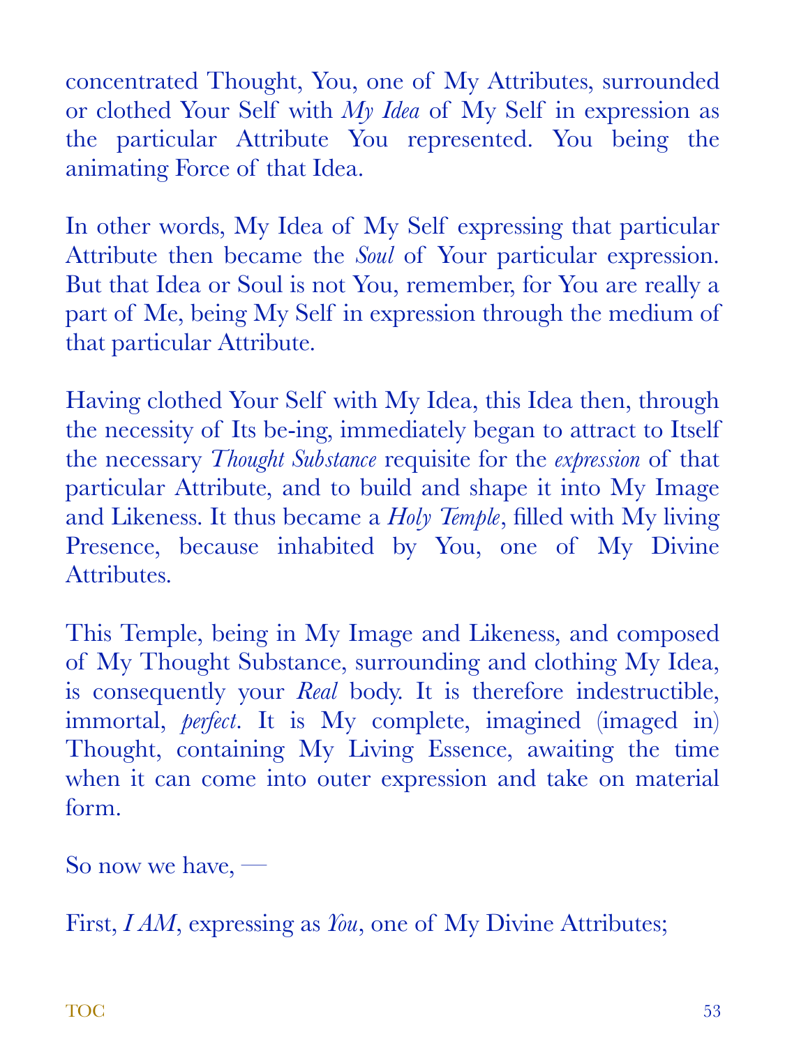concentrated Thought, You, one of My Attributes, surrounded or clothed Your Self with *My Idea* of My Self in expression as the particular Attribute You represented. You being the animating Force of that Idea.

In other words, My Idea of My Self expressing that particular Attribute then became the *Soul* of Your particular expression. But that Idea or Soul is not You, remember, for You are really a part of Me, being My Self in expression through the medium of that particular Attribute.

Having clothed Your Self with My Idea, this Idea then, through the necessity of Its be-ing, immediately began to attract to Itself the necessary *Thought Substance* requisite for the *expression* of that particular Attribute, and to build and shape it into My Image and Likeness. It thus became a *Holy Temple*, filled with My living Presence, because inhabited by You, one of My Divine Attributes.

This Temple, being in My Image and Likeness, and composed of My Thought Substance, surrounding and clothing My Idea, is consequently your *Real* body. It is therefore indestructible, immortal, *perfect*. It is My complete, imagined (imaged in) Thought, containing My Living Essence, awaiting the time when it can come into outer expression and take on material form.

So now we have, —

First, *I AM*, expressing as *You*, one of My Divine Attributes;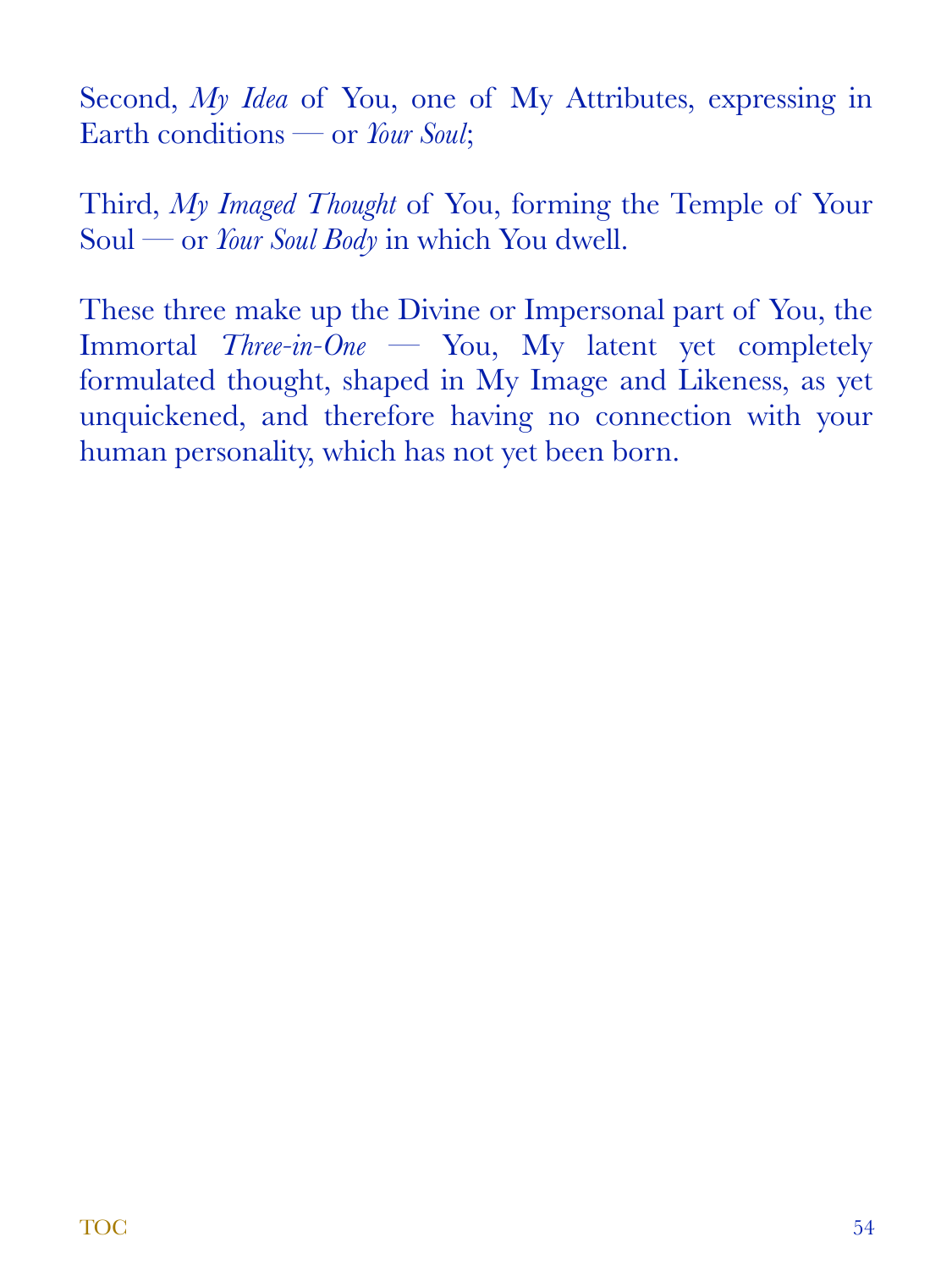Second, *My Idea* of You, one of My Attributes, expressing in Earth conditions — or *Your Soul*;

Third, *My Imaged Thought* of You, forming the Temple of Your Soul — or *Your Soul Body* in which You dwell.

These three make up the Divine or Impersonal part of You, the Immortal *Three-in-One* — You, My latent yet completely formulated thought, shaped in My Image and Likeness, as yet unquickened, and therefore having no connection with your human personality, which has not yet been born.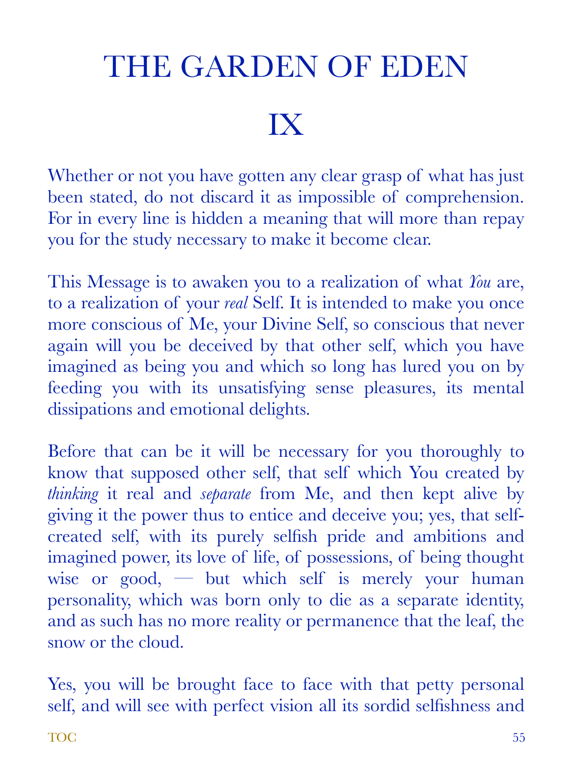# THE GARDEN OF EDEN

## IX

Whether or not you have gotten any clear grasp of what has just been stated, do not discard it as impossible of comprehension. For in every line is hidden a meaning that will more than repay you for the study necessary to make it become clear.

This Message is to awaken you to a realization of what *You* are, to a realization of your *real* Self. It is intended to make you once more conscious of Me, your Divine Self, so conscious that never again will you be deceived by that other self, which you have imagined as being you and which so long has lured you on by feeding you with its unsatisfying sense pleasures, its mental dissipations and emotional delights.

Before that can be it will be necessary for you thoroughly to know that supposed other self, that self which You created by *thinking* it real and *separate* from Me, and then kept alive by giving it the power thus to entice and deceive you; yes, that self-created self, with its purely selfish pride and ambitions and imagined power, its love of life, of possessions, of being thought wise or good, — but which self is merely your human personality, which was born only to die as a separate identity, and as such has no more reality or permanence that the leaf, the snow or the cloud.

Yes, you will be brought face to face with that petty personal self, and will see with perfect vision all its sordid selfishness and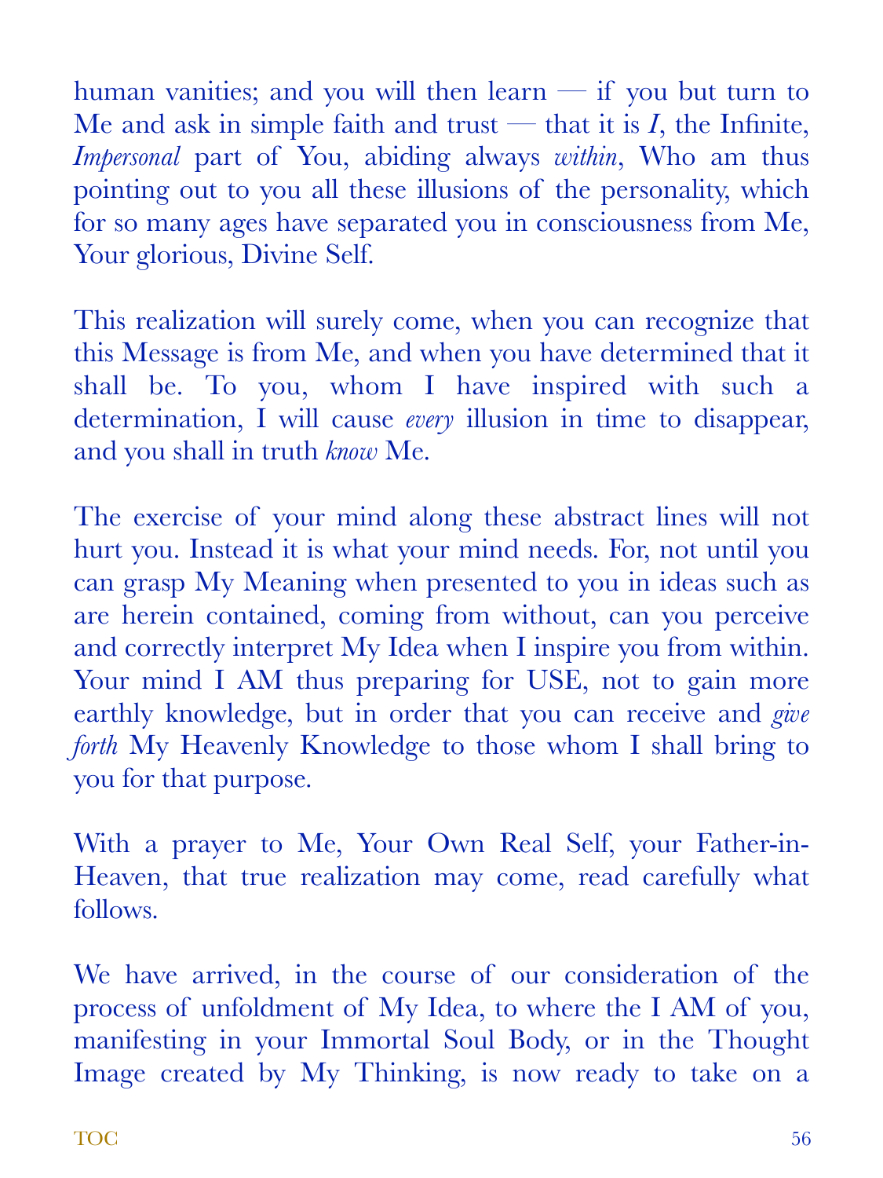human vanities; and you will then learn — if you but turn to Me and ask in simple faith and trust — that it is *I*, the Infinite, *Impersonal* part of You, abiding always *within*, Who am thus pointing out to you all these illusions of the personality, which for so many ages have separated you in consciousness from Me, Your glorious, Divine Self.

This realization will surely come, when you can recognize that this Message is from Me, and when you have determined that it shall be. To you, whom I have inspired with such a determination, I will cause *every* illusion in time to disappear, and you shall in truth *know* Me.

The exercise of your mind along these abstract lines will not hurt you. Instead it is what your mind needs. For, not until you can grasp My Meaning when presented to you in ideas such as are herein contained, coming from without, can you perceive and correctly interpret My Idea when I inspire you from within. Your mind I AM thus preparing for USE, not to gain more earthly knowledge, but in order that you can receive and *give forth* My Heavenly Knowledge to those whom I shall bring to you for that purpose.

With a prayer to Me, Your Own Real Self, your Father-in-Heaven, that true realization may come, read carefully what follows.

We have arrived, in the course of our consideration of the process of unfoldment of My Idea, to where the I AM of you, manifesting in your Immortal Soul Body, or in the Thought Image created by My Thinking, is now ready to take on a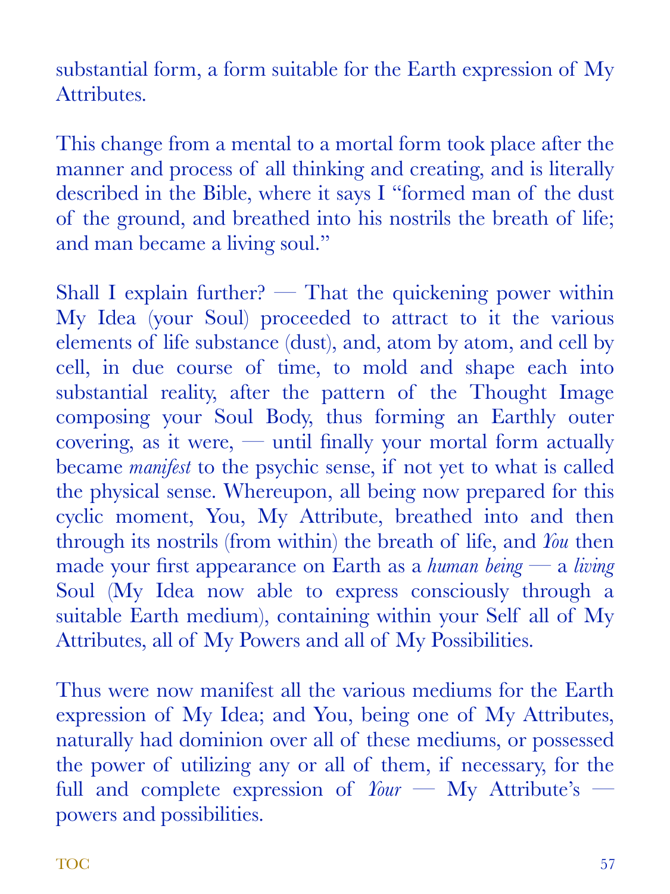substantial form, a form suitable for the Earth expression of My Attributes.

This change from a mental to a mortal form took place after the manner and process of all thinking and creating, and is literally described in the Bible, where it says I "formed man of the dust of the ground, and breathed into his nostrils the breath of life; and man became a living soul."

Shall I explain further? — That the quickening power within My Idea (your Soul) proceeded to attract to it the various elements of life substance (dust), and, atom by atom, and cell by cell, in due course of time, to mold and shape each into substantial reality, after the pattern of the Thought Image composing your Soul Body, thus forming an Earthly outer covering, as it were, — until finally your mortal form actually became *manifest* to the psychic sense, if not yet to what is called the physical sense. Whereupon, all being now prepared for this cyclic moment, You, My Attribute, breathed into and then through its nostrils (from within) the breath of life, and *You* then made your first appearance on Earth as a *human being* — a *living* Soul (My Idea now able to express consciously through a suitable Earth medium), containing within your Self all of My Attributes, all of My Powers and all of My Possibilities.

Thus were now manifest all the various mediums for the Earth expression of My Idea; and You, being one of My Attributes, naturally had dominion over all of these mediums, or possessed the power of utilizing any or all of them, if necessary, for the full and complete expression of *Your* — My Attribute's — powers and possibilities.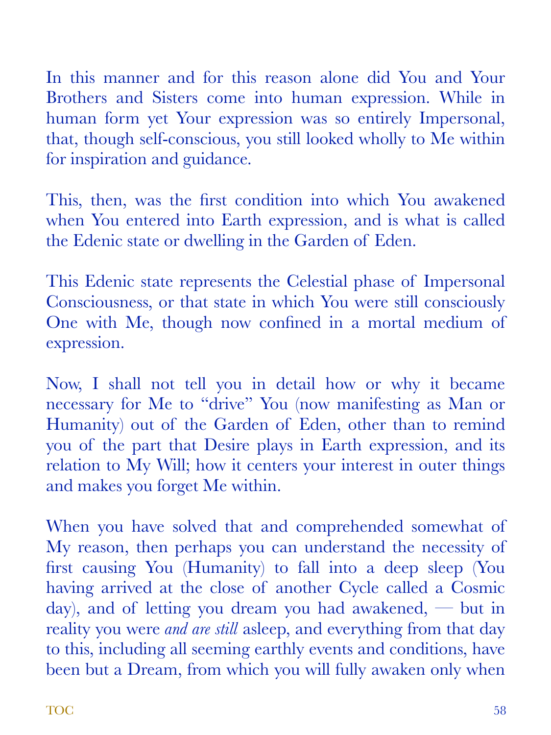In this manner and for this reason alone did You and Your Brothers and Sisters come into human expression. While in human form yet Your expression was so entirely Impersonal, that, though self-conscious, you still looked wholly to Me within for inspiration and guidance.

This, then, was the first condition into which You awakened when You entered into Earth expression, and is what is called the Edenic state or dwelling in the Garden of Eden.

This Edenic state represents the Celestial phase of Impersonal Consciousness, or that state in which You were still consciously One with Me, though now confined in a mortal medium of expression.

Now, I shall not tell you in detail how or why it became necessary for Me to "drive" You (now manifesting as Man or Humanity) out of the Garden of Eden, other than to remind you of the part that Desire plays in Earth expression, and its relation to My Will; how it centers your interest in outer things and makes you forget Me within.

When you have solved that and comprehended somewhat of My reason, then perhaps you can understand the necessity of first causing You (Humanity) to fall into a deep sleep (You having arrived at the close of another Cycle called a Cosmic day), and of letting you dream you had awakened, — but in reality you were *and are still* asleep, and everything from that day to this, including all seeming earthly events and conditions, have been but a Dream, from which you will fully awaken only when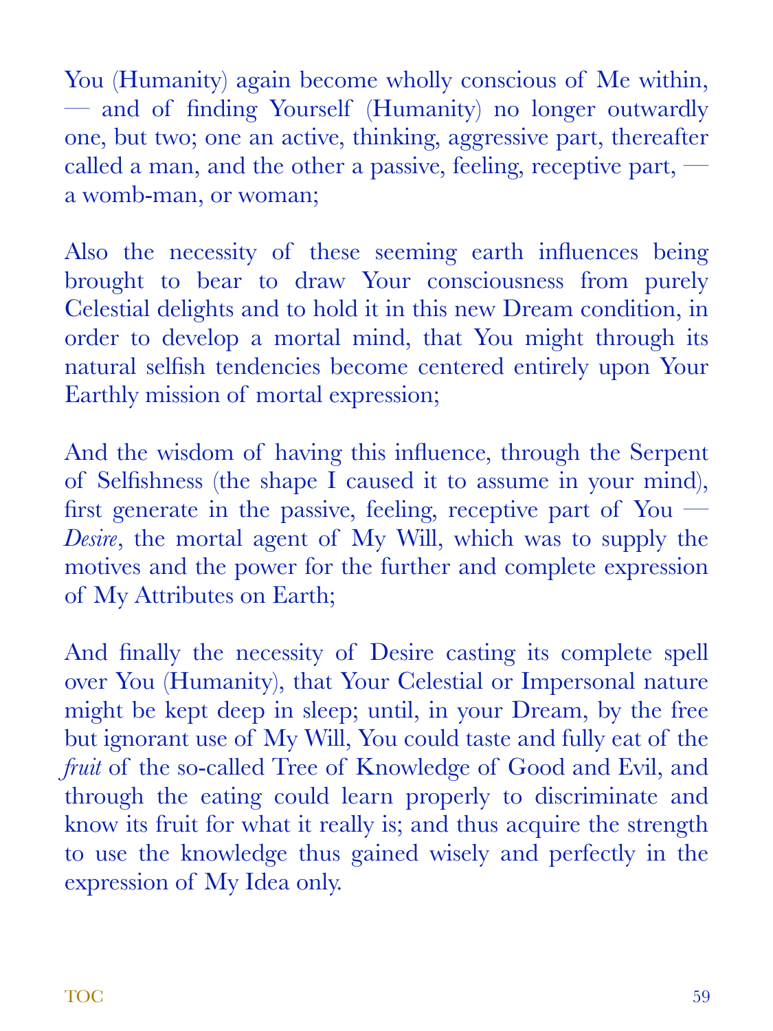You (Humanity) again become wholly conscious of Me within, — and of finding Yourself (Humanity) no longer outwardly one, but two; one an active, thinking, aggressive part, thereafter called a man, and the other a passive, feeling, receptive part, — a womb-man, or woman;

Also the necessity of these seeming earth influences being brought to bear to draw Your consciousness from purely Celestial delights and to hold it in this new Dream condition, in order to develop a mortal mind, that You might through its natural selfish tendencies become centered entirely upon Your Earthly mission of mortal expression;

And the wisdom of having this influence, through the Serpent of Selfishness (the shape I caused it to assume in your mind), first generate in the passive, feeling, receptive part of You — *Desire*, the mortal agent of My Will, which was to supply the motives and the power for the further and complete expression of My Attributes on Earth;

And finally the necessity of Desire casting its complete spell over You (Humanity), that Your Celestial or Impersonal nature might be kept deep in sleep; until, in your Dream, by the free but ignorant use of My Will, You could taste and fully eat of the *fruit* of the so-called Tree of Knowledge of Good and Evil, and through the eating could learn properly to discriminate and know its fruit for what it really is; and thus acquire the strength to use the knowledge thus gained wisely and perfectly in the expression of My Idea only.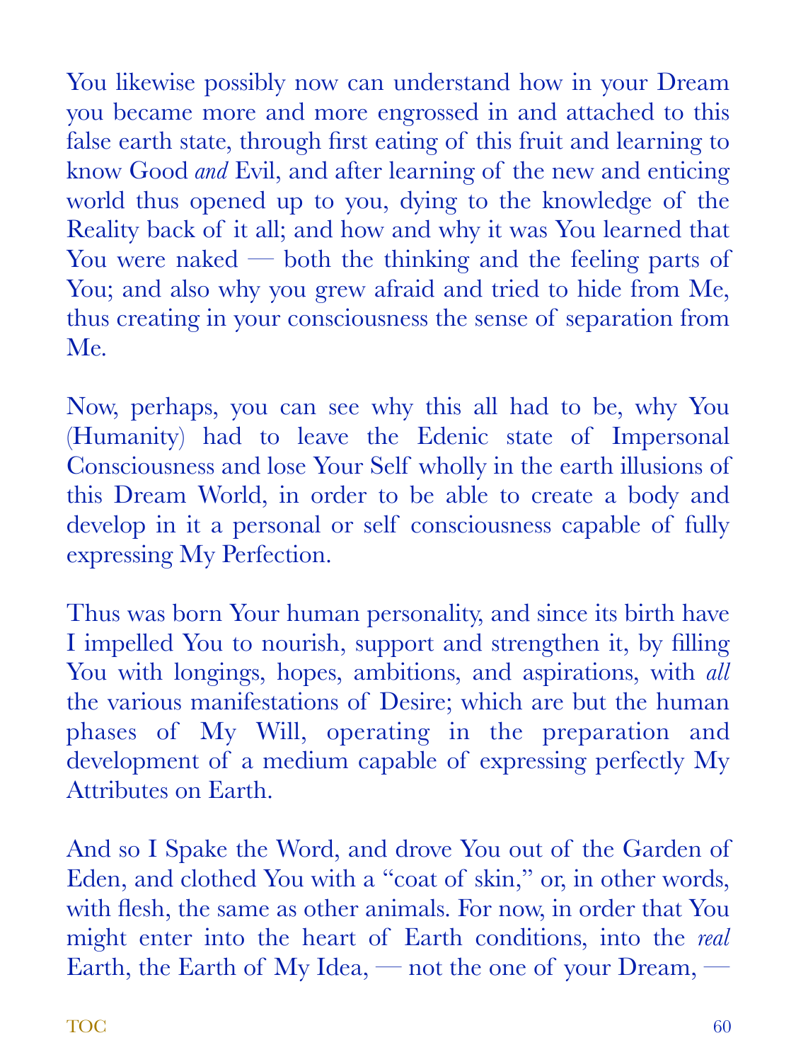You likewise possibly now can understand how in your Dream you became more and more engrossed in and attached to this false earth state, through first eating of this fruit and learning to know Good *and* Evil, and after learning of the new and enticing world thus opened up to you, dying to the knowledge of the Reality back of it all; and how and why it was You learned that You were naked — both the thinking and the feeling parts of You; and also why you grew afraid and tried to hide from Me, thus creating in your consciousness the sense of separation from Me.

Now, perhaps, you can see why this all had to be, why You (Humanity) had to leave the Edenic state of Impersonal Consciousness and lose Your Self wholly in the earth illusions of this Dream World, in order to be able to create a body and develop in it a personal or self consciousness capable of fully expressing My Perfection.

Thus was born Your human personality, and since its birth have I impelled You to nourish, support and strengthen it, by filling You with longings, hopes, ambitions, and aspirations, with *all* the various manifestations of Desire; which are but the human phases of My Will, operating in the preparation and development of a medium capable of expressing perfectly My Attributes on Earth.

And so I Spake the Word, and drove You out of the Garden of Eden, and clothed You with a "coat of skin," or, in other words, with flesh, the same as other animals. For now, in order that You might enter into the heart of Earth conditions, into the *real* Earth, the Earth of My Idea, — not the one of your Dream, —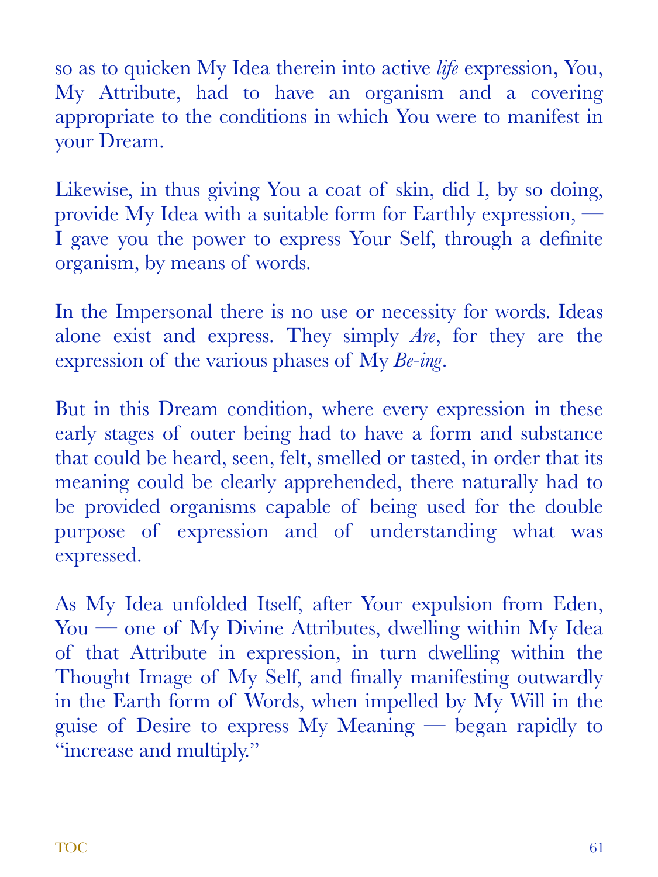so as to quicken My Idea therein into active *life* expression, You, My Attribute, had to have an organism and a covering appropriate to the conditions in which You were to manifest in your Dream.

Likewise, in thus giving You a coat of skin, did I, by so doing, provide My Idea with a suitable form for Earthly expression, — I gave you the power to express Your Self, through a definite organism, by means of words.

In the Impersonal there is no use or necessity for words. Ideas alone exist and express. They simply *Are*, for they are the expression of the various phases of My *Be-ing*.

But in this Dream condition, where every expression in these early stages of outer being had to have a form and substance that could be heard, seen, felt, smelled or tasted, in order that its meaning could be clearly apprehended, there naturally had to be provided organisms capable of being used for the double purpose of expression and of understanding what was expressed.

As My Idea unfolded Itself, after Your expulsion from Eden, You — one of My Divine Attributes, dwelling within My Idea of that Attribute in expression, in turn dwelling within the Thought Image of My Self, and finally manifesting outwardly in the Earth form of Words, when impelled by My Will in the guise of Desire to express My Meaning — began rapidly to "increase and multiply."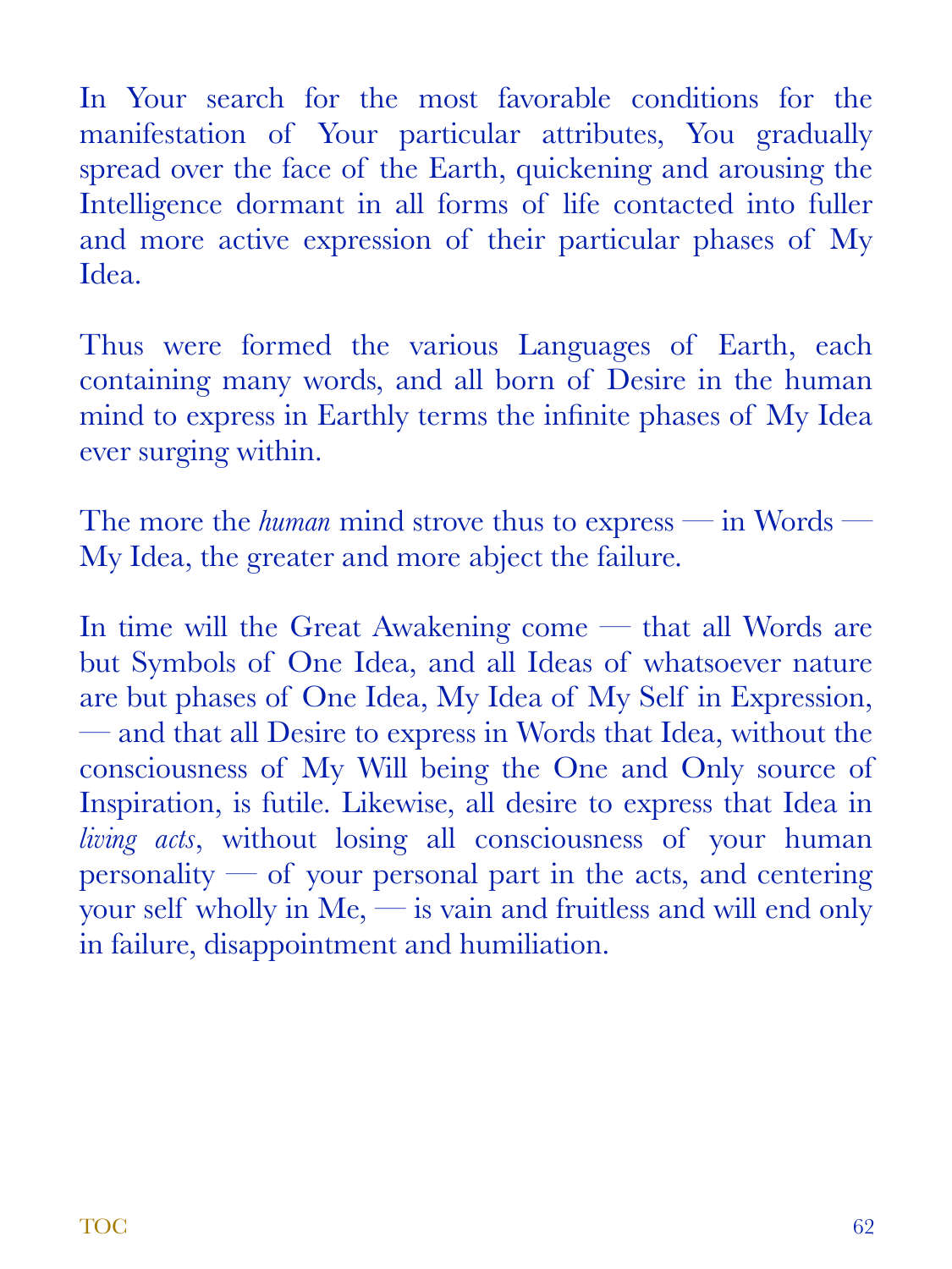In Your search for the most favorable conditions for the manifestation of Your particular attributes, You gradually spread over the face of the Earth, quickening and arousing the Intelligence dormant in all forms of life contacted into fuller and more active expression of their particular phases of My Idea.

Thus were formed the various Languages of Earth, each containing many words, and all born of Desire in the human mind to express in Earthly terms the infinite phases of My Idea ever surging within.

The more the *human* mind strove thus to express — in Words — My Idea, the greater and more abject the failure.

In time will the Great Awakening come — that all Words are but Symbols of One Idea, and all Ideas of whatsoever nature are but phases of One Idea, My Idea of My Self in Expression, — and that all Desire to express in Words that Idea, without the consciousness of My Will being the One and Only source of Inspiration, is futile. Likewise, all desire to express that Idea in *living acts*, without losing all consciousness of your human personality — of your personal part in the acts, and centering your self wholly in Me, — is vain and fruitless and will end only in failure, disappointment and humiliation.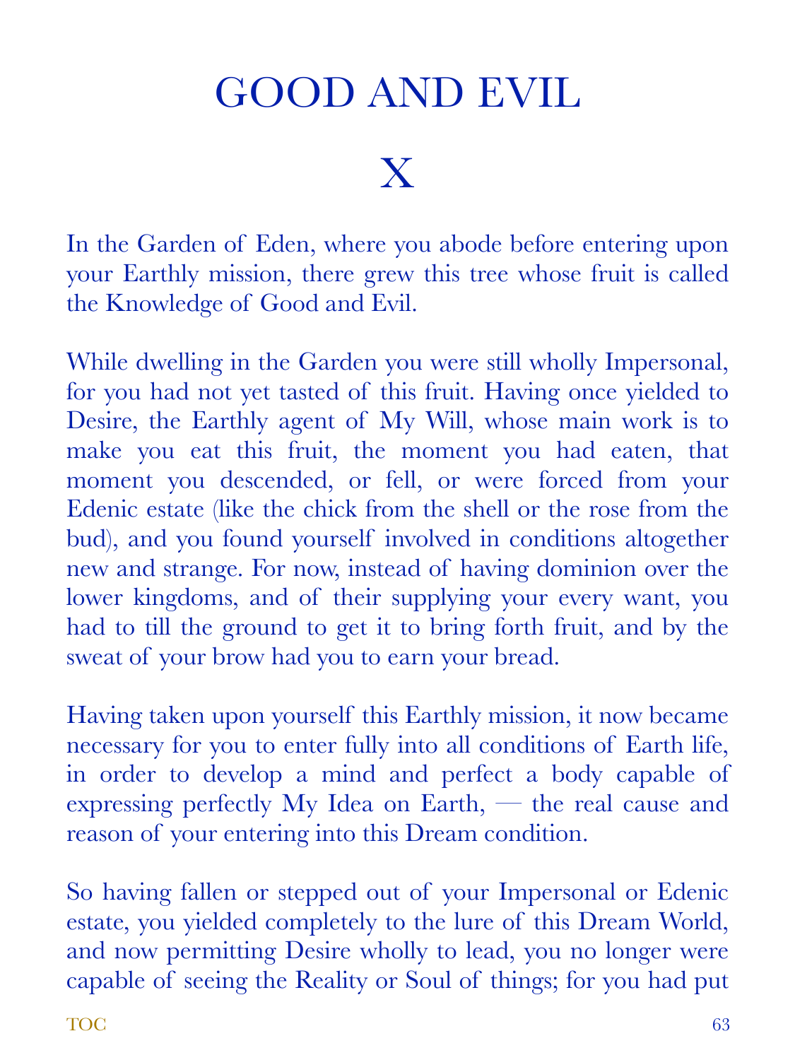# GOOD AND EVIL

## X

In the Garden of Eden, where you abode before entering upon your Earthly mission, there grew this tree whose fruit is called the Knowledge of Good and Evil.

While dwelling in the Garden you were still wholly Impersonal, for you had not yet tasted of this fruit. Having once yielded to Desire, the Earthly agent of My Will, whose main work is to make you eat this fruit, the moment you had eaten, that moment you descended, or fell, or were forced from your Edenic estate (like the chick from the shell or the rose from the bud), and you found yourself involved in conditions altogether new and strange. For now, instead of having dominion over the lower kingdoms, and of their supplying your every want, you had to till the ground to get it to bring forth fruit, and by the sweat of your brow had you to earn your bread.

Having taken upon yourself this Earthly mission, it now became necessary for you to enter fully into all conditions of Earth life, in order to develop a mind and perfect a body capable of expressing perfectly My Idea on Earth, — the real cause and reason of your entering into this Dream condition.

So having fallen or stepped out of your Impersonal or Edenic estate, you yielded completely to the lure of this Dream World, and now permitting Desire wholly to lead, you no longer were capable of seeing the Reality or Soul of things; for you had put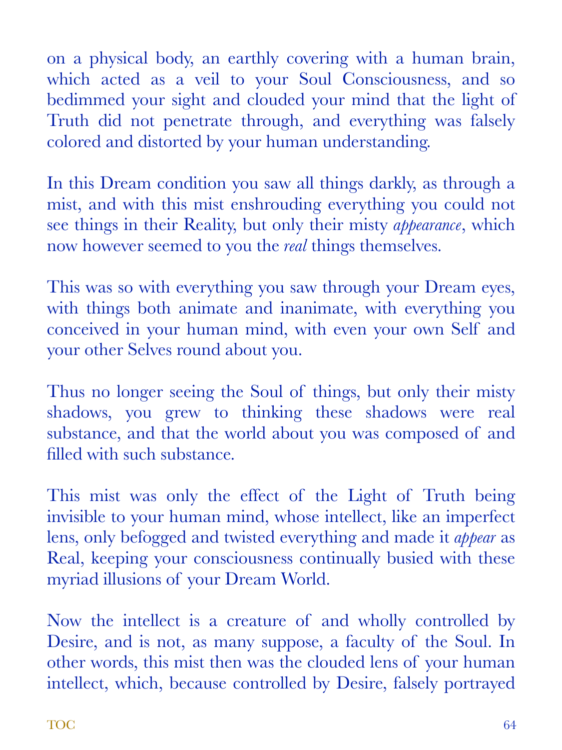on a physical body, an earthly covering with a human brain, which acted as a veil to your Soul Consciousness, and so bedimmed your sight and clouded your mind that the light of Truth did not penetrate through, and everything was falsely colored and distorted by your human understanding.

In this Dream condition you saw all things darkly, as through a mist, and with this mist enshrouding everything you could not see things in their Reality, but only their misty *appearance*, which now however seemed to you the *real* things themselves.

This was so with everything you saw through your Dream eyes, with things both animate and inanimate, with everything you conceived in your human mind, with even your own Self and your other Selves round about you.

Thus no longer seeing the Soul of things, but only their misty shadows, you grew to thinking these shadows were real substance, and that the world about you was composed of and filled with such substance.

This mist was only the effect of the Light of Truth being invisible to your human mind, whose intellect, like an imperfect lens, only befogged and twisted everything and made it *appear* as Real, keeping your consciousness continually busied with these myriad illusions of your Dream World.

Now the intellect is a creature of and wholly controlled by Desire, and is not, as many suppose, a faculty of the Soul. In other words, this mist then was the clouded lens of your human intellect, which, because controlled by Desire, falsely portrayed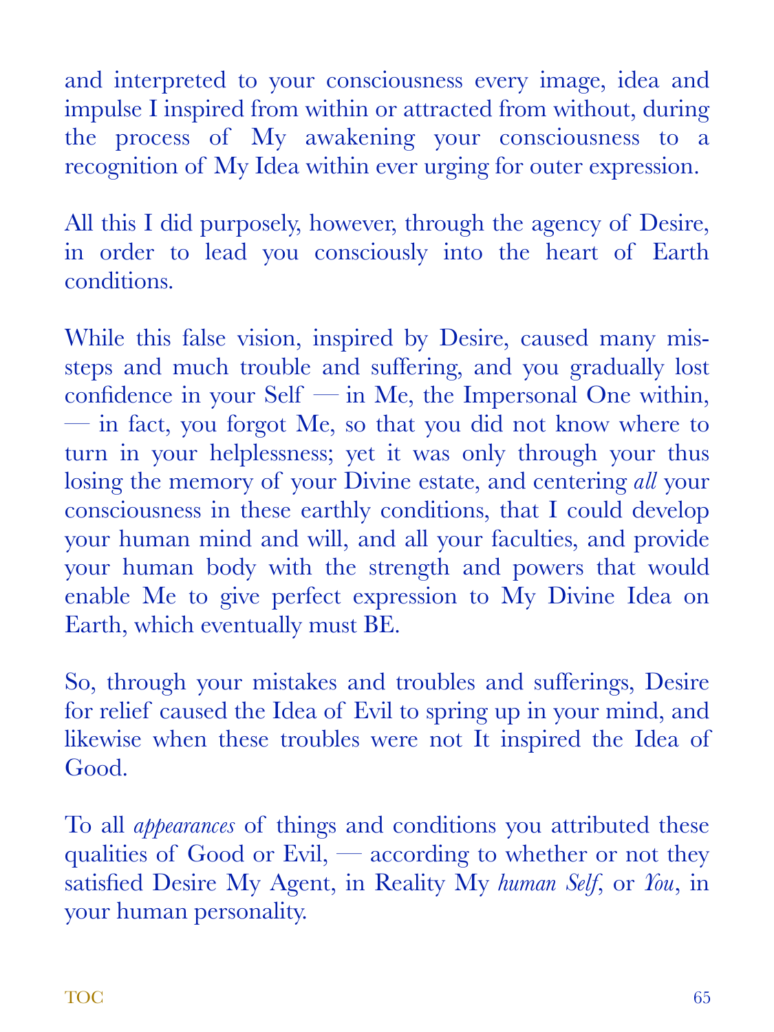and interpreted to your consciousness every image, idea and impulse I inspired from within or attracted from without, during the process of My awakening your consciousness to a recognition of My Idea within ever urging for outer expression.

All this I did purposely, however, through the agency of Desire, in order to lead you consciously into the heart of Earth conditions.

While this false vision, inspired by Desire, caused many missteps and much trouble and suffering, and you gradually lost confidence in your Self — in Me, the Impersonal One within, — in fact, you forgot Me, so that you did not know where to turn in your helplessness; yet it was only through your thus losing the memory of your Divine estate, and centering *all* your consciousness in these earthly conditions, that I could develop your human mind and will, and all your faculties, and provide your human body with the strength and powers that would enable Me to give perfect expression to My Divine Idea on Earth, which eventually must BE.

So, through your mistakes and troubles and sufferings, Desire for relief caused the Idea of Evil to spring up in your mind, and likewise when these troubles were not It inspired the Idea of Good.

To all *appearances* of things and conditions you attributed these qualities of Good or Evil, — according to whether or not they satisfied Desire My Agent, in Reality My *human Self*, or *You*, in your human personality.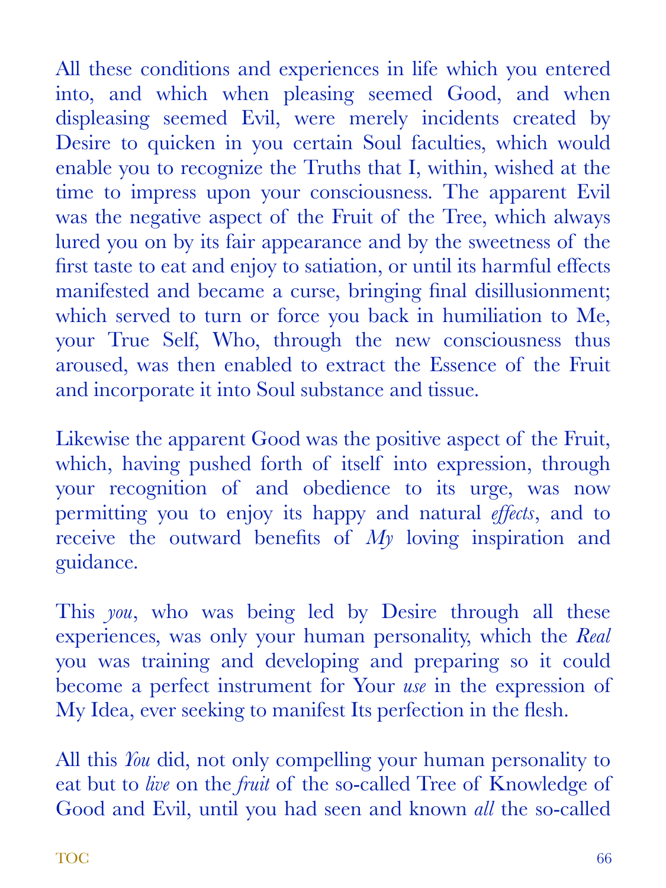All these conditions and experiences in life which you entered into, and which when pleasing seemed Good, and when displeasing seemed Evil, were merely incidents created by Desire to quicken in you certain Soul faculties, which would enable you to recognize the Truths that I, within, wished at the time to impress upon your consciousness. The apparent Evil was the negative aspect of the Fruit of the Tree, which always lured you on by its fair appearance and by the sweetness of the first taste to eat and enjoy to satiation, or until its harmful effects manifested and became a curse, bringing final disillusionment; which served to turn or force you back in humiliation to Me, your True Self, Who, through the new consciousness thus aroused, was then enabled to extract the Essence of the Fruit and incorporate it into Soul substance and tissue.

Likewise the apparent Good was the positive aspect of the Fruit, which, having pushed forth of itself into expression, through your recognition of and obedience to its urge, was now permitting you to enjoy its happy and natural *effects*, and to receive the outward benefits of *My* loving inspiration and guidance.

This *you*, who was being led by Desire through all these experiences, was only your human personality, which the *Real* you was training and developing and preparing so it could become a perfect instrument for Your *use* in the expression of My Idea, ever seeking to manifest Its perfection in the flesh.

All this *You* did, not only compelling your human personality to eat but to *live* on the *fruit* of the so-called Tree of Knowledge of Good and Evil, until you had seen and known *all* the so-called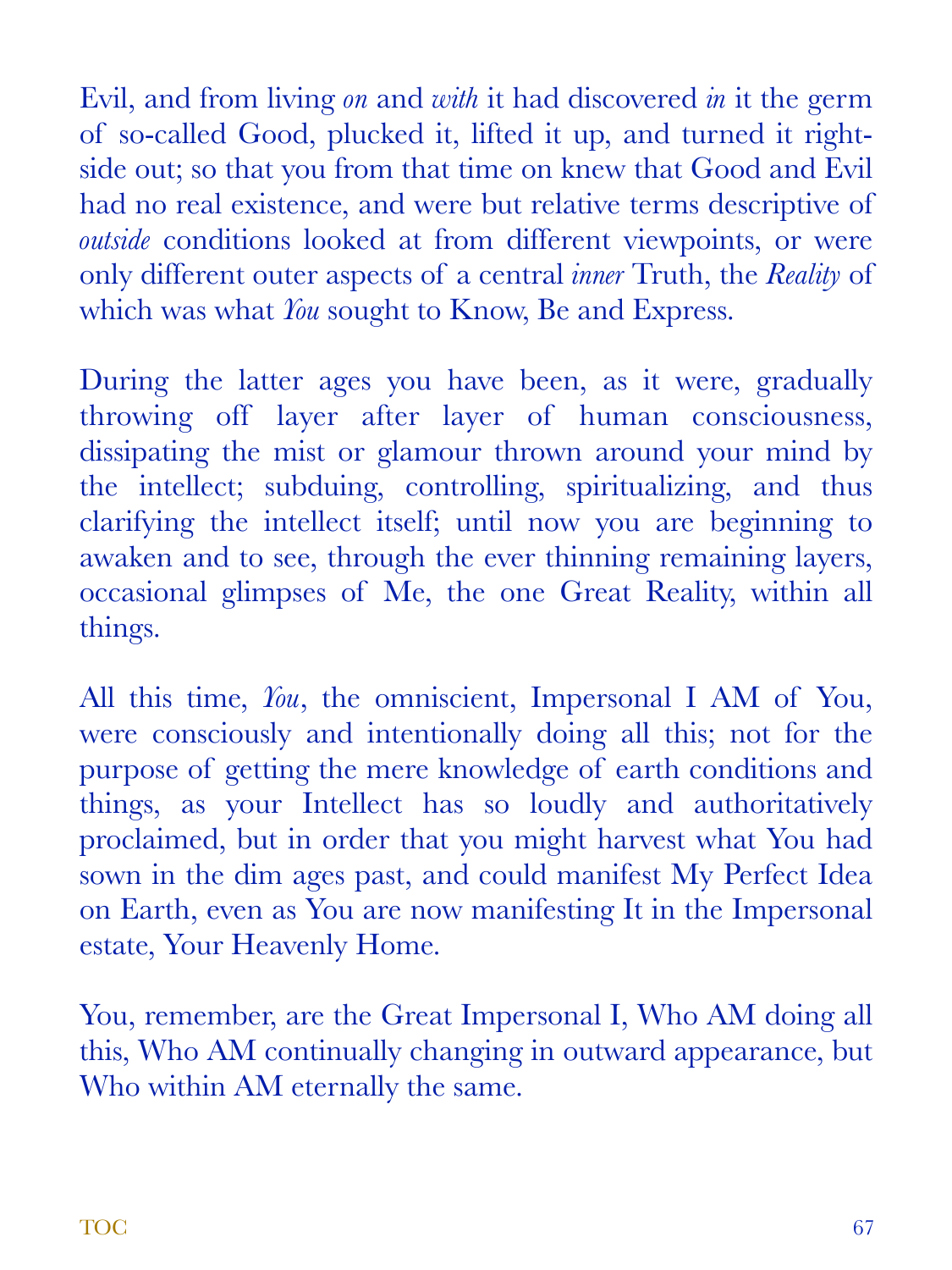Evil, and from living *on* and *with* it had discovered *in* it the germ of so-called Good, plucked it, lifted it up, and turned it right-side out; so that you from that time on knew that Good and Evil had no real existence, and were but relative terms descriptive of *outside* conditions looked at from different viewpoints, or were only different outer aspects of a central *inner* Truth, the *Reality* of which was what *You* sought to Know, Be and Express.

During the latter ages you have been, as it were, gradually throwing off layer after layer of human consciousness, dissipating the mist or glamour thrown around your mind by the intellect; subduing, controlling, spiritualizing, and thus clarifying the intellect itself; until now you are beginning to awaken and to see, through the ever thinning remaining layers, occasional glimpses of Me, the one Great Reality, within all things.

All this time, *You*, the omniscient, Impersonal I AM of You, were consciously and intentionally doing all this; not for the purpose of getting the mere knowledge of earth conditions and things, as your Intellect has so loudly and authoritatively proclaimed, but in order that you might harvest what You had sown in the dim ages past, and could manifest My Perfect Idea on Earth, even as You are now manifesting It in the Impersonal estate, Your Heavenly Home.

You, remember, are the Great Impersonal I, Who AM doing all this, Who AM continually changing in outward appearance, but Who within AM eternally the same.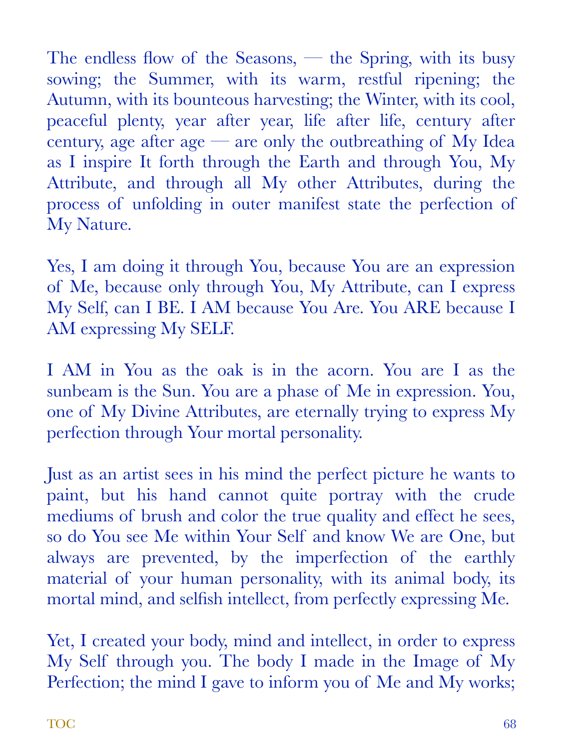The endless flow of the Seasons, — the Spring, with its busy sowing; the Summer, with its warm, restful ripening; the Autumn, with its bounteous harvesting; the Winter, with its cool, peaceful plenty, year after year, life after life, century after century, age after age — are only the outbreathing of My Idea as I inspire It forth through the Earth and through You, My Attribute, and through all My other Attributes, during the process of unfolding in outer manifest state the perfection of My Nature.

Yes, I am doing it through You, because You are an expression of Me, because only through You, My Attribute, can I express My Self, can I BE. I AM because You Are. You ARE because I AM expressing My SELF.

I AM in You as the oak is in the acorn. You are I as the sunbeam is the Sun. You are a phase of Me in expression. You, one of My Divine Attributes, are eternally trying to express My perfection through Your mortal personality.

Just as an artist sees in his mind the perfect picture he wants to paint, but his hand cannot quite portray with the crude mediums of brush and color the true quality and effect he sees, so do You see Me within Your Self and know We are One, but always are prevented, by the imperfection of the earthly material of your human personality, with its animal body, its mortal mind, and selfish intellect, from perfectly expressing Me.

Yet, I created your body, mind and intellect, in order to express My Self through you. The body I made in the Image of My Perfection; the mind I gave to inform you of Me and My works;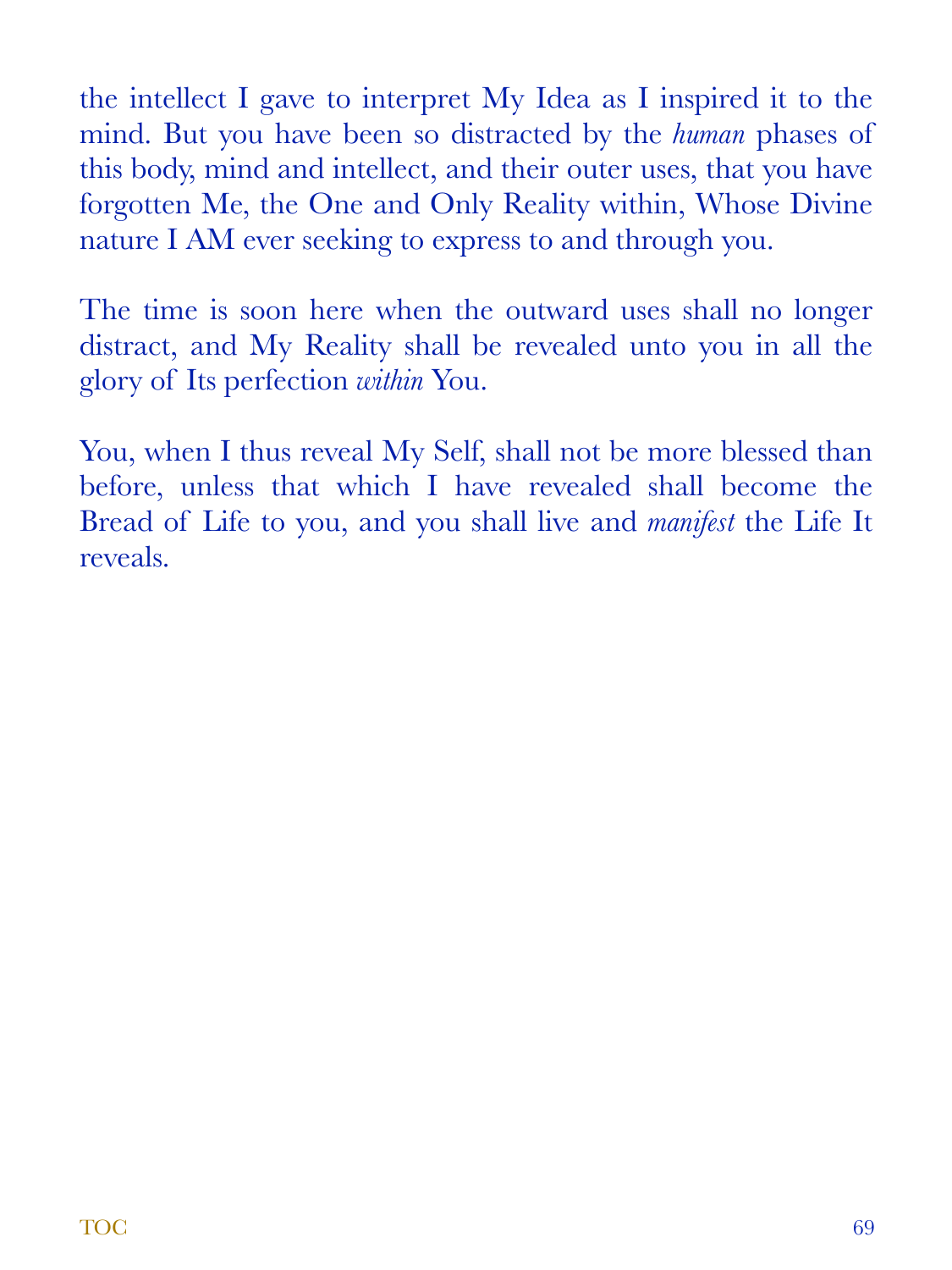the intellect I gave to interpret My Idea as I inspired it to the mind. But you have been so distracted by the *human* phases of this body, mind and intellect, and their outer uses, that you have forgotten Me, the One and Only Reality within, Whose Divine nature I AM ever seeking to express to and through you.

The time is soon here when the outward uses shall no longer distract, and My Reality shall be revealed unto you in all the glory of Its perfection *within* You.

You, when I thus reveal My Self, shall not be more blessed than before, unless that which I have revealed shall become the Bread of Life to you, and you shall live and *manifest* the Life It reveals.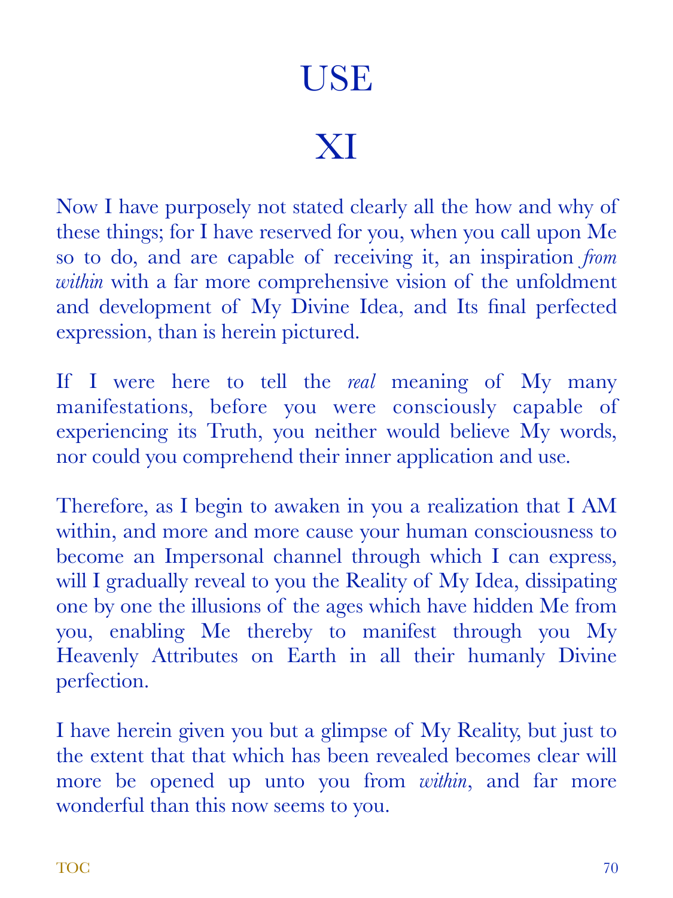# USE

## XI

Now I have purposely not stated clearly all the how and why of these things; for I have reserved for you, when you call upon Me so to do, and are capable of receiving it, an inspiration *from within* with a far more comprehensive vision of the unfoldment and development of My Divine Idea, and Its final perfected expression, than is herein pictured.

If I were here to tell the *real* meaning of My many manifestations, before you were consciously capable of experiencing its Truth, you neither would believe My words, nor could you comprehend their inner application and use.

Therefore, as I begin to awaken in you a realization that I AM within, and more and more cause your human consciousness to become an Impersonal channel through which I can express, will I gradually reveal to you the Reality of My Idea, dissipating one by one the illusions of the ages which have hidden Me from you, enabling Me thereby to manifest through you My Heavenly Attributes on Earth in all their humanly Divine perfection.

I have herein given you but a glimpse of My Reality, but just to the extent that that which has been revealed becomes clear will more be opened up unto you from *within*, and far more wonderful than this now seems to you.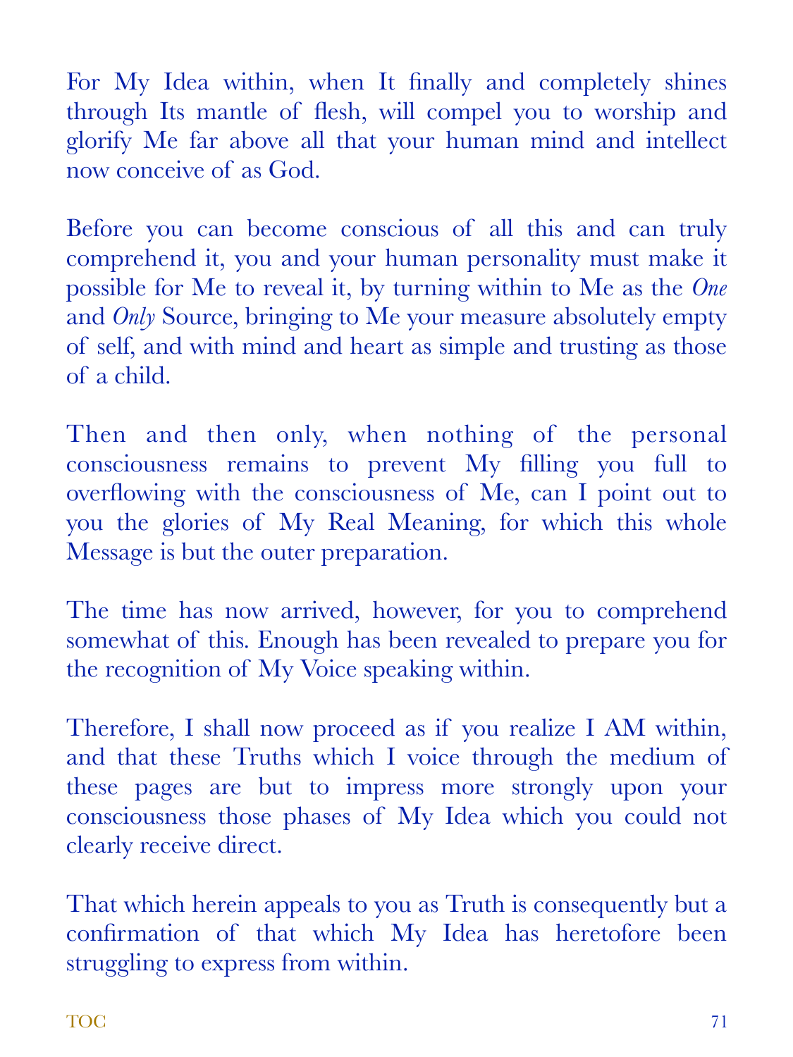For My Idea within, when It finally and completely shines through Its mantle of flesh, will compel you to worship and glorify Me far above all that your human mind and intellect now conceive of as God.

Before you can become conscious of all this and can truly comprehend it, you and your human personality must make it possible for Me to reveal it, by turning within to Me as the *One* and *Only* Source, bringing to Me your measure absolutely empty of self, and with mind and heart as simple and trusting as those of a child.

Then and then only, when nothing of the personal consciousness remains to prevent My filling you full to overflowing with the consciousness of Me, can I point out to you the glories of My Real Meaning, for which this whole Message is but the outer preparation.

The time has now arrived, however, for you to comprehend somewhat of this. Enough has been revealed to prepare you for the recognition of My Voice speaking within.

Therefore, I shall now proceed as if you realize I AM within, and that these Truths which I voice through the medium of these pages are but to impress more strongly upon your consciousness those phases of My Idea which you could not clearly receive direct.

That which herein appeals to you as Truth is consequently but a confirmation of that which My Idea has heretofore been struggling to express from within.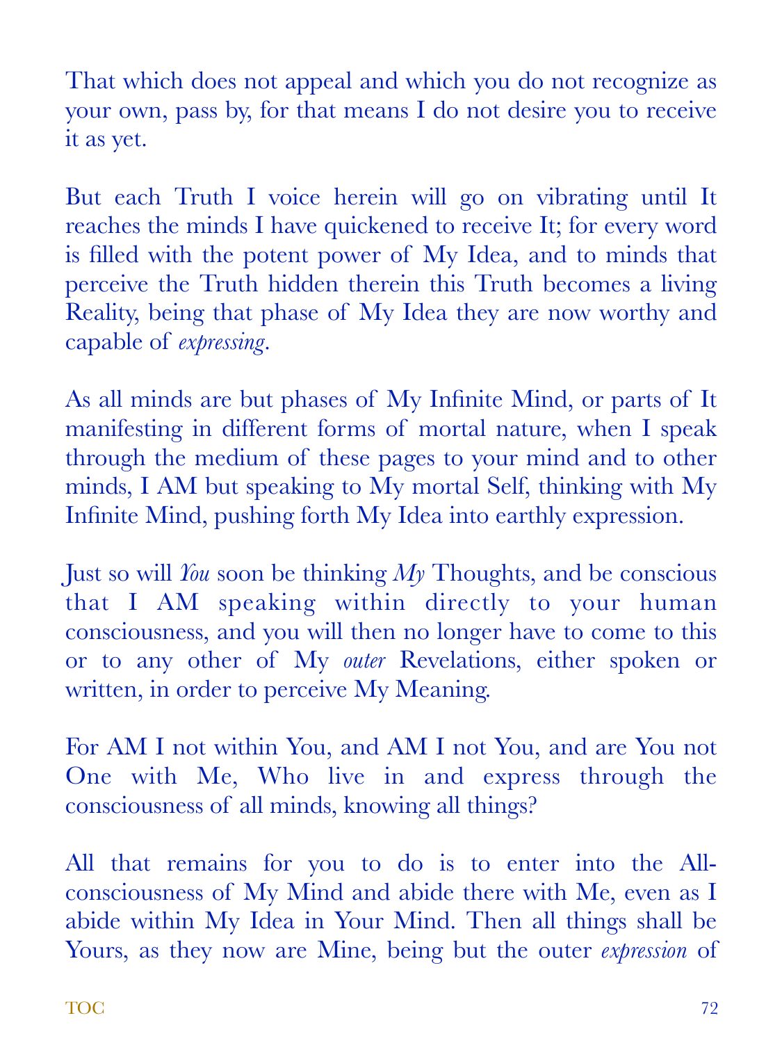That which does not appeal and which you do not recognize as your own, pass by, for that means I do not desire you to receive it as yet.

But each Truth I voice herein will go on vibrating until It reaches the minds I have quickened to receive It; for every word is filled with the potent power of My Idea, and to minds that perceive the Truth hidden therein this Truth becomes a living Reality, being that phase of My Idea they are now worthy and capable of *expressing*.

As all minds are but phases of My Infinite Mind, or parts of It manifesting in different forms of mortal nature, when I speak through the medium of these pages to your mind and to other minds, I AM but speaking to My mortal Self, thinking with My Infinite Mind, pushing forth My Idea into earthly expression.

Just so will *You* soon be thinking *My* Thoughts, and be conscious that I AM speaking within directly to your human consciousness, and you will then no longer have to come to this or to any other of My *outer* Revelations, either spoken or written, in order to perceive My Meaning.

For AM I not within You, and AM I not You, and are You not One with Me, Who live in and express through the consciousness of all minds, knowing all things?

All that remains for you to do is to enter into the All-consciousness of My Mind and abide there with Me, even as I abide within My Idea in Your Mind. Then all things shall be Yours, as they now are Mine, being but the outer *expression* of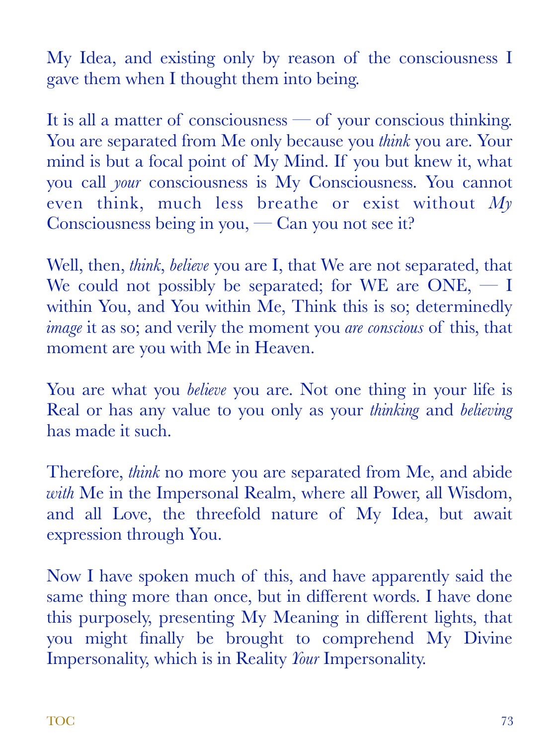My Idea, and existing only by reason of the consciousness I gave them when I thought them into being.

It is all a matter of consciousness — of your conscious thinking. You are separated from Me only because you *think* you are. Your mind is but a focal point of My Mind. If you but knew it, what you call *your* consciousness is My Consciousness. You cannot even think, much less breathe or exist without *My* Consciousness being in you, — Can you not see it?

Well, then, *think*, *believe* you are I, that We are not separated, that We could not possibly be separated; for WE are ONE, — I within You, and You within Me, Think this is so; determinedly *image* it as so; and verily the moment you *are conscious* of this, that moment are you with Me in Heaven.

You are what you *believe* you are. Not one thing in your life is Real or has any value to you only as your *thinking* and *believing* has made it such.

Therefore, *think* no more you are separated from Me, and abide *with* Me in the Impersonal Realm, where all Power, all Wisdom, and all Love, the threefold nature of My Idea, but await expression through You.

Now I have spoken much of this, and have apparently said the same thing more than once, but in different words. I have done this purposely, presenting My Meaning in different lights, that you might finally be brought to comprehend My Divine Impersonality, which is in Reality *Your* Impersonality.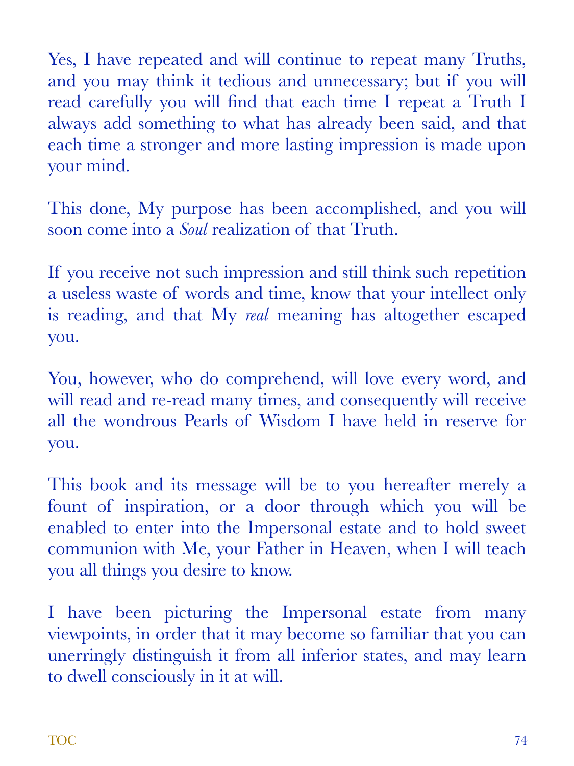Yes, I have repeated and will continue to repeat many Truths, and you may think it tedious and unnecessary; but if you will read carefully you will find that each time I repeat a Truth I always add something to what has already been said, and that each time a stronger and more lasting impression is made upon your mind.

This done, My purpose has been accomplished, and you will soon come into a *Soul* realization of that Truth.

If you receive not such impression and still think such repetition a useless waste of words and time, know that your intellect only is reading, and that My *real* meaning has altogether escaped you.

You, however, who do comprehend, will love every word, and will read and re-read many times, and consequently will receive all the wondrous Pearls of Wisdom I have held in reserve for you.

This book and its message will be to you hereafter merely a fount of inspiration, or a door through which you will be enabled to enter into the Impersonal estate and to hold sweet communion with Me, your Father in Heaven, when I will teach you all things you desire to know.

I have been picturing the Impersonal estate from many viewpoints, in order that it may become so familiar that you can unerringly distinguish it from all inferior states, and may learn to dwell consciously in it at will.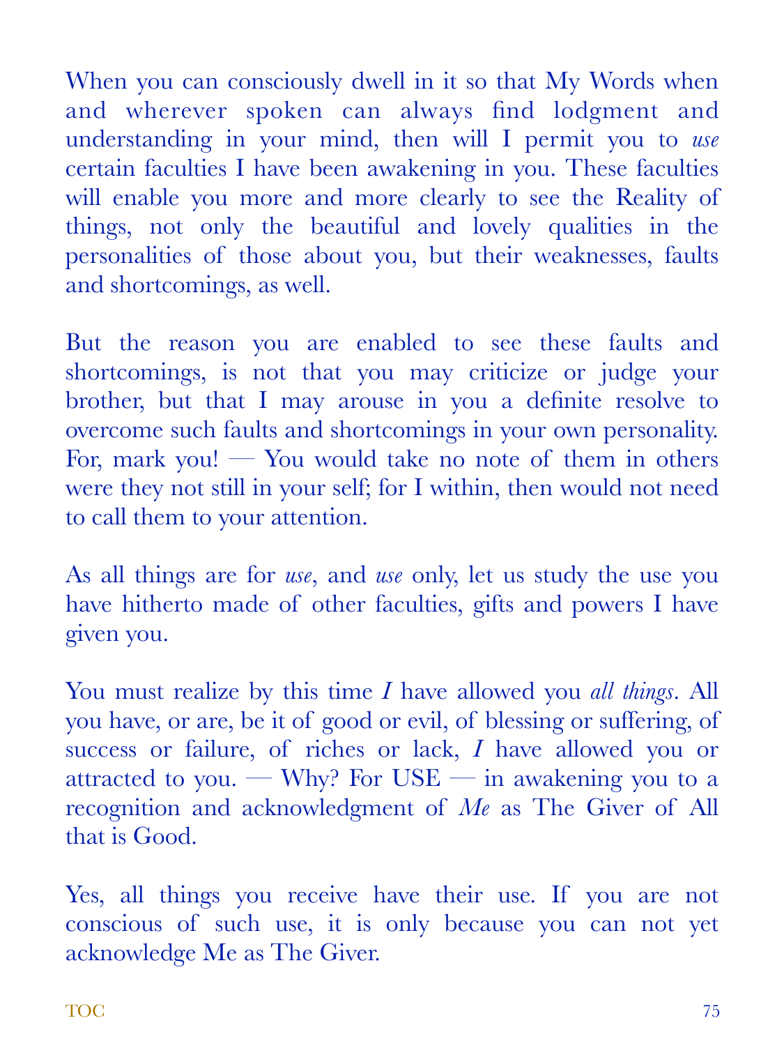When you can consciously dwell in it so that My Words when and wherever spoken can always find lodgment and understanding in your mind, then will I permit you to *use* certain faculties I have been awakening in you. These faculties will enable you more and more clearly to see the Reality of things, not only the beautiful and lovely qualities in the personalities of those about you, but their weaknesses, faults and shortcomings, as well.

But the reason you are enabled to see these faults and shortcomings, is not that you may criticize or judge your brother, but that I may arouse in you a definite resolve to overcome such faults and shortcomings in your own personality. For, mark you! — You would take no note of them in others were they not still in your self; for I within, then would not need to call them to your attention.

As all things are for *use*, and *use* only, let us study the use you have hitherto made of other faculties, gifts and powers I have given you.

You must realize by this time *I* have allowed you *all things*. All you have, or are, be it of good or evil, of blessing or suffering, of success or failure, of riches or lack, *I* have allowed you or attracted to you. — Why? For USE — in awakening you to a recognition and acknowledgment of *Me* as The Giver of All that is Good.

Yes, all things you receive have their use. If you are not conscious of such use, it is only because you can not yet acknowledge Me as The Giver.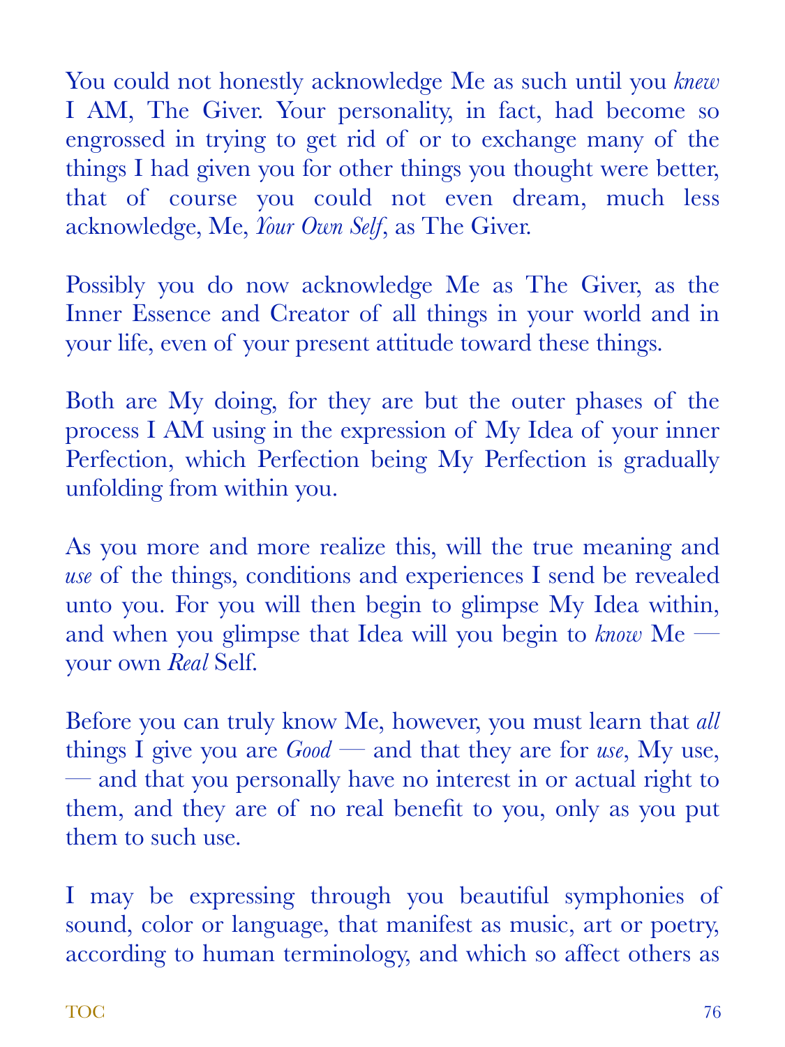You could not honestly acknowledge Me as such until you *knew* I AM, The Giver. Your personality, in fact, had become so engrossed in trying to get rid of or to exchange many of the things I had given you for other things you thought were better, that of course you could not even dream, much less acknowledge, Me, *Your Own Self*, as The Giver.

Possibly you do now acknowledge Me as The Giver, as the Inner Essence and Creator of all things in your world and in your life, even of your present attitude toward these things.

Both are My doing, for they are but the outer phases of the process I AM using in the expression of My Idea of your inner Perfection, which Perfection being My Perfection is gradually unfolding from within you.

As you more and more realize this, will the true meaning and *use* of the things, conditions and experiences I send be revealed unto you. For you will then begin to glimpse My Idea within, and when you glimpse that Idea will you begin to *know* Me — your own *Real* Self.

Before you can truly know Me, however, you must learn that *all* things I give you are *Good* — and that they are for *use*, My use, — and that you personally have no interest in or actual right to them, and they are of no real benefit to you, only as you put them to such use.

I may be expressing through you beautiful symphonies of sound, color or language, that manifest as music, art or poetry, according to human terminology, and which so affect others as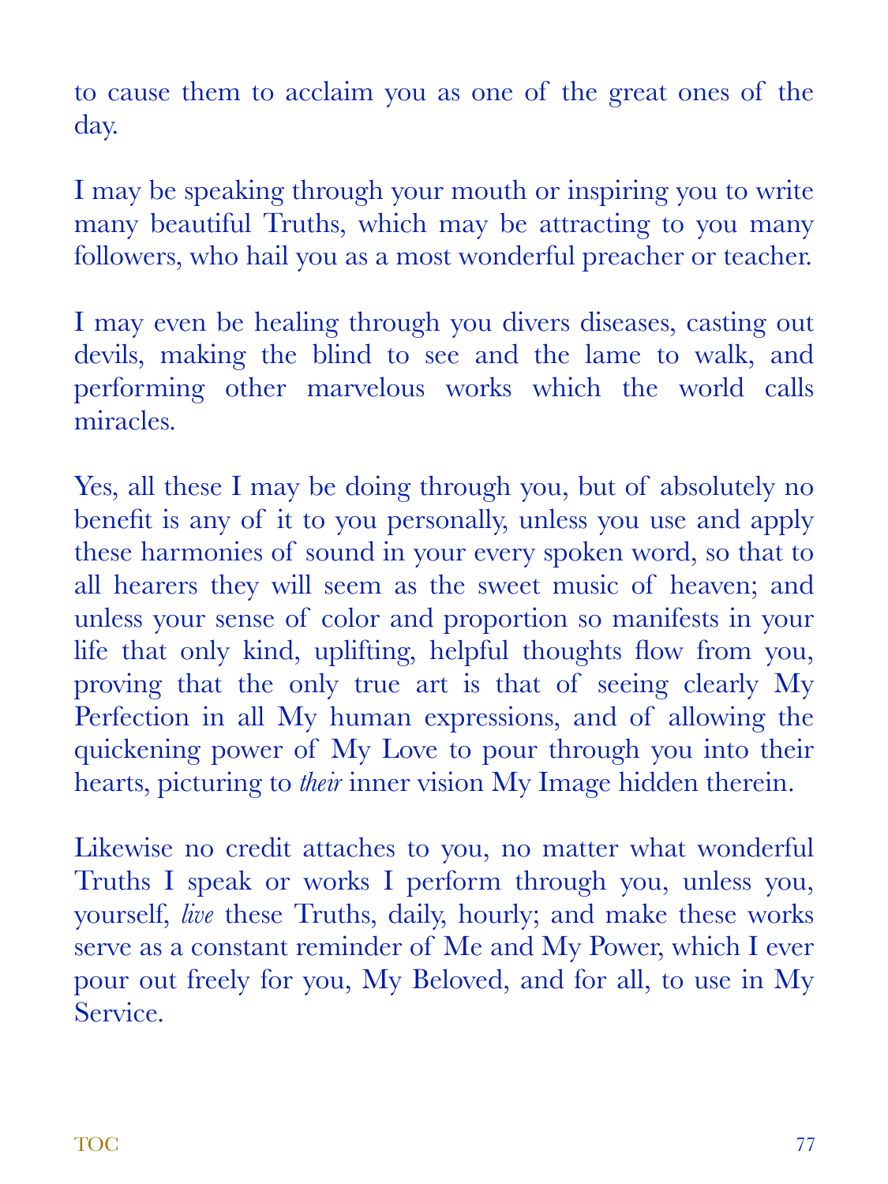to cause them to acclaim you as one of the great ones of the day.

I may be speaking through your mouth or inspiring you to write many beautiful Truths, which may be attracting to you many followers, who hail you as a most wonderful preacher or teacher.

I may even be healing through you divers diseases, casting out devils, making the blind to see and the lame to walk, and performing other marvelous works which the world calls miracles.

Yes, all these I may be doing through you, but of absolutely no benefit is any of it to you personally, unless you use and apply these harmonies of sound in your every spoken word, so that to all hearers they will seem as the sweet music of heaven; and unless your sense of color and proportion so manifests in your life that only kind, uplifting, helpful thoughts flow from you, proving that the only true art is that of seeing clearly My Perfection in all My human expressions, and of allowing the quickening power of My Love to pour through you into their hearts, picturing to *their* inner vision My Image hidden therein.

Likewise no credit attaches to you, no matter what wonderful Truths I speak or works I perform through you, unless you, yourself, *live* these Truths, daily, hourly; and make these works serve as a constant reminder of Me and My Power, which I ever pour out freely for you, My Beloved, and for all, to use in My Service.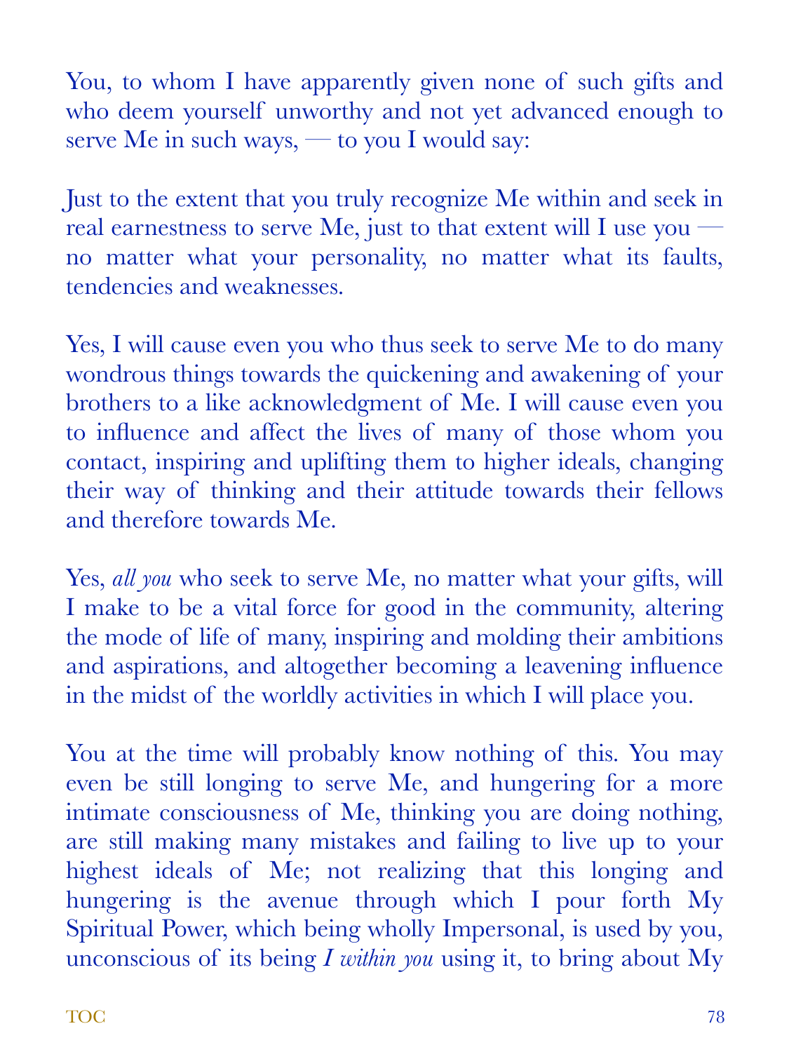You, to whom I have apparently given none of such gifts and who deem yourself unworthy and not yet advanced enough to serve Me in such ways, — to you I would say:

Just to the extent that you truly recognize Me within and seek in real earnestness to serve Me, just to that extent will I use you — no matter what your personality, no matter what its faults, tendencies and weaknesses.

Yes, I will cause even you who thus seek to serve Me to do many wondrous things towards the quickening and awakening of your brothers to a like acknowledgment of Me. I will cause even you to influence and affect the lives of many of those whom you contact, inspiring and uplifting them to higher ideals, changing their way of thinking and their attitude towards their fellows and therefore towards Me.

Yes, *all you* who seek to serve Me, no matter what your gifts, will I make to be a vital force for good in the community, altering the mode of life of many, inspiring and molding their ambitions and aspirations, and altogether becoming a leavening influence in the midst of the worldly activities in which I will place you.

You at the time will probably know nothing of this. You may even be still longing to serve Me, and hungering for a more intimate consciousness of Me, thinking you are doing nothing, are still making many mistakes and failing to live up to your highest ideals of Me; not realizing that this longing and hungering is the avenue through which I pour forth My Spiritual Power, which being wholly Impersonal, is used by you, unconscious of its being *I within you* using it, to bring about My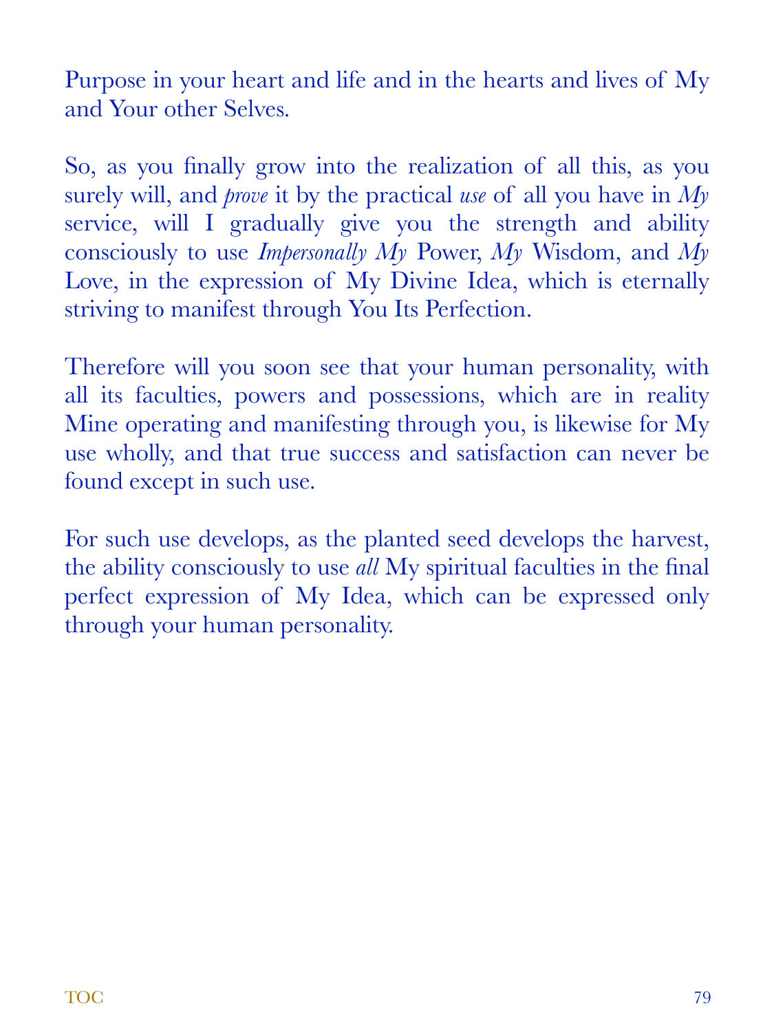Purpose in your heart and life and in the hearts and lives of My and Your other Selves.

So, as you finally grow into the realization of all this, as you surely will, and *prove* it by the practical *use* of all you have in *My* service, will I gradually give you the strength and ability consciously to use *Impersonally My* Power, *My* Wisdom, and *My* Love, in the expression of My Divine Idea, which is eternally striving to manifest through You Its Perfection.

Therefore will you soon see that your human personality, with all its faculties, powers and possessions, which are in reality Mine operating and manifesting through you, is likewise for My use wholly, and that true success and satisfaction can never be found except in such use.

For such use develops, as the planted seed develops the harvest, the ability consciously to use *all* My spiritual faculties in the final perfect expression of My Idea, which can be expressed only through your human personality.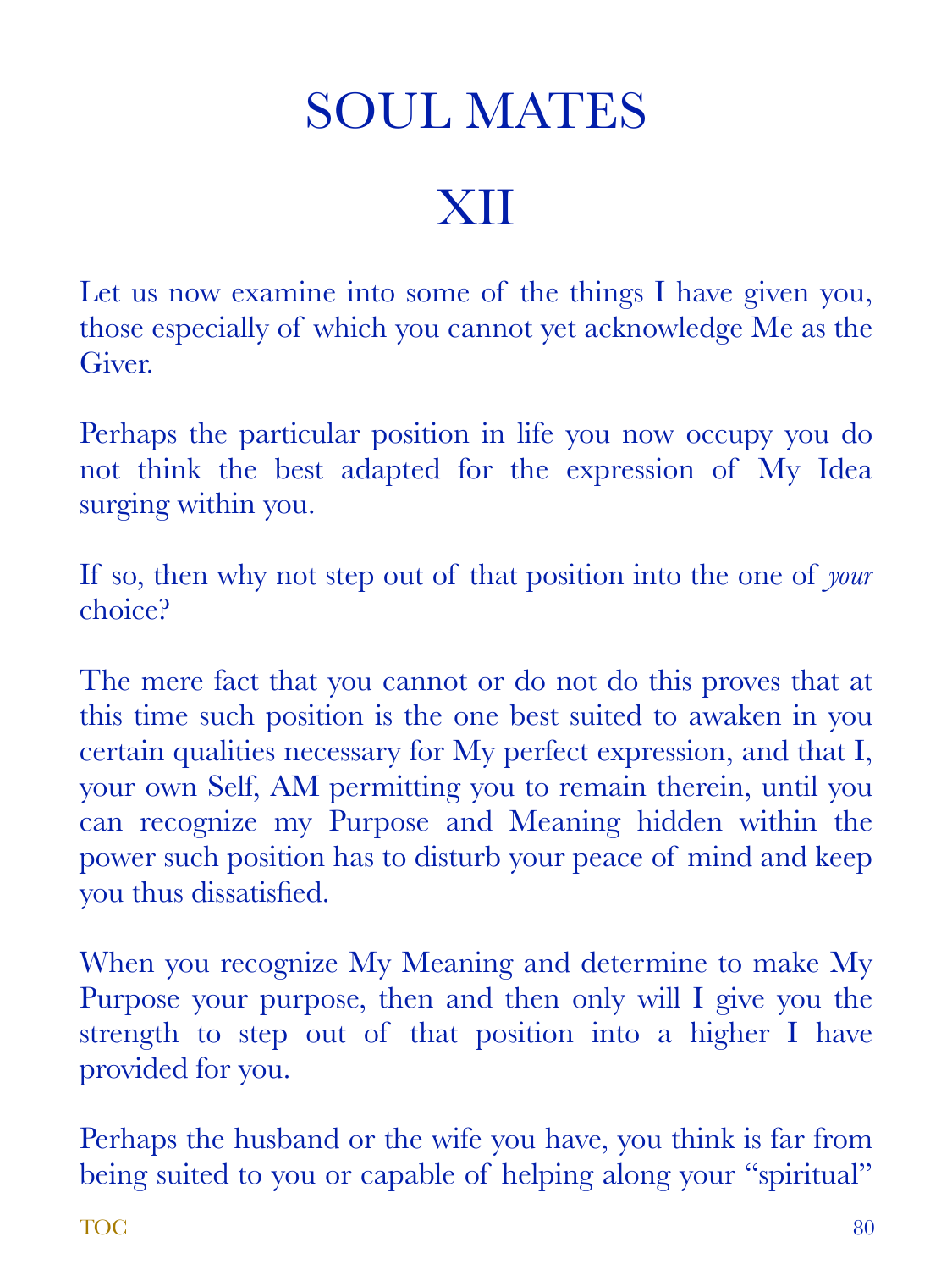# SOUL MATES

## XII

Let us now examine into some of the things I have given you, those especially of which you cannot yet acknowledge Me as the Giver.

Perhaps the particular position in life you now occupy you do not think the best adapted for the expression of My Idea surging within you.

If so, then why not step out of that position into the one of *your* choice?

The mere fact that you cannot or do not do this proves that at this time such position is the one best suited to awaken in you certain qualities necessary for My perfect expression, and that I, your own Self, AM permitting you to remain therein, until you can recognize my Purpose and Meaning hidden within the power such position has to disturb your peace of mind and keep you thus dissatisfied.

When you recognize My Meaning and determine to make My Purpose your purpose, then and then only will I give you the strength to step out of that position into a higher I have provided for you.

Perhaps the husband or the wife you have, you think is far from being suited to you or capable of helping along your "spiritual"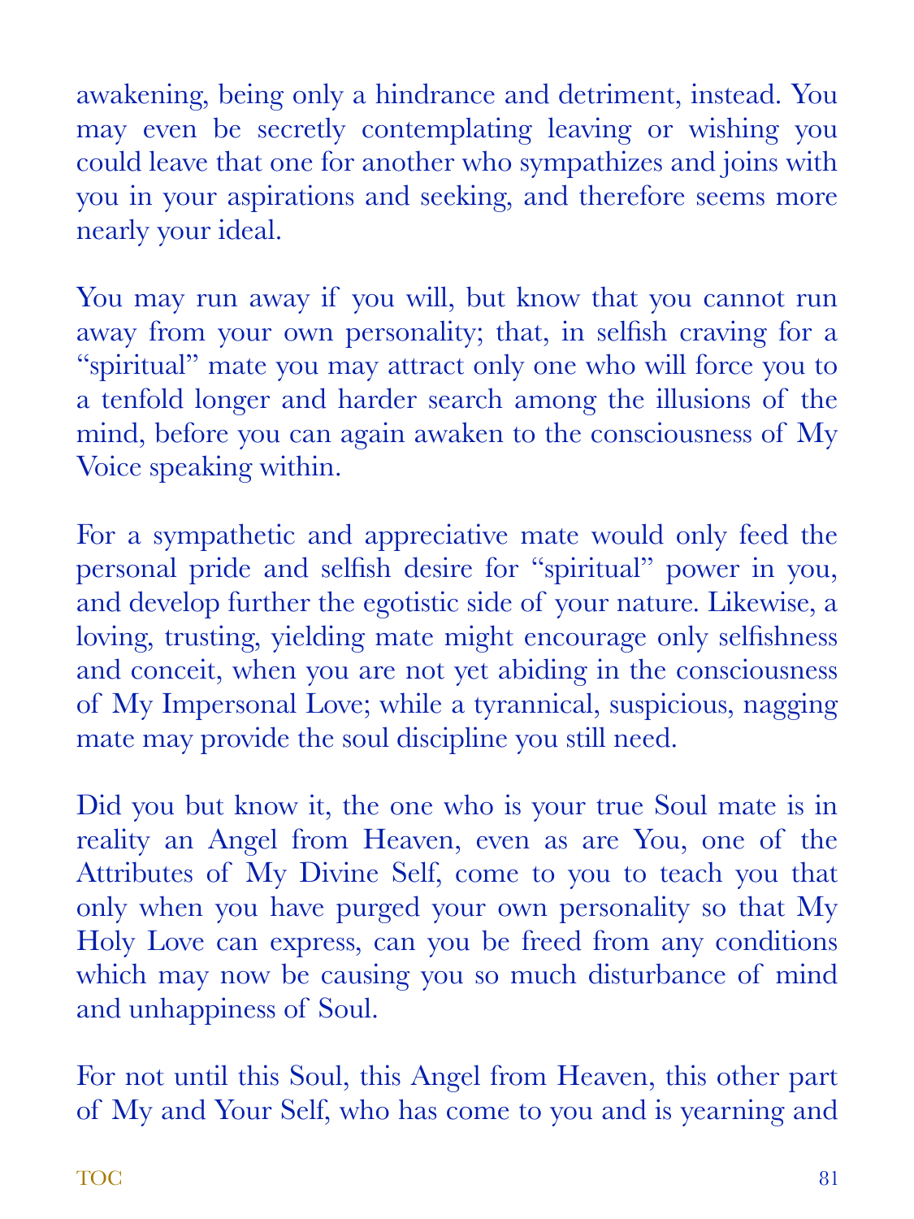awakening, being only a hindrance and detriment, instead. You may even be secretly contemplating leaving or wishing you could leave that one for another who sympathizes and joins with you in your aspirations and seeking, and therefore seems more nearly your ideal.

You may run away if you will, but know that you cannot run away from your own personality; that, in selfish craving for a "spiritual" mate you may attract only one who will force you to a tenfold longer and harder search among the illusions of the mind, before you can again awaken to the consciousness of My Voice speaking within.

For a sympathetic and appreciative mate would only feed the personal pride and selfish desire for "spiritual" power in you, and develop further the egotistic side of your nature. Likewise, a loving, trusting, yielding mate might encourage only selfishness and conceit, when you are not yet abiding in the consciousness of My Impersonal Love; while a tyrannical, suspicious, nagging mate may provide the soul discipline you still need.

Did you but know it, the one who is your true Soul mate is in reality an Angel from Heaven, even as are You, one of the Attributes of My Divine Self, come to you to teach you that only when you have purged your own personality so that My Holy Love can express, can you be freed from any conditions which may now be causing you so much disturbance of mind and unhappiness of Soul.

For not until this Soul, this Angel from Heaven, this other part of My and Your Self, who has come to you and is yearning and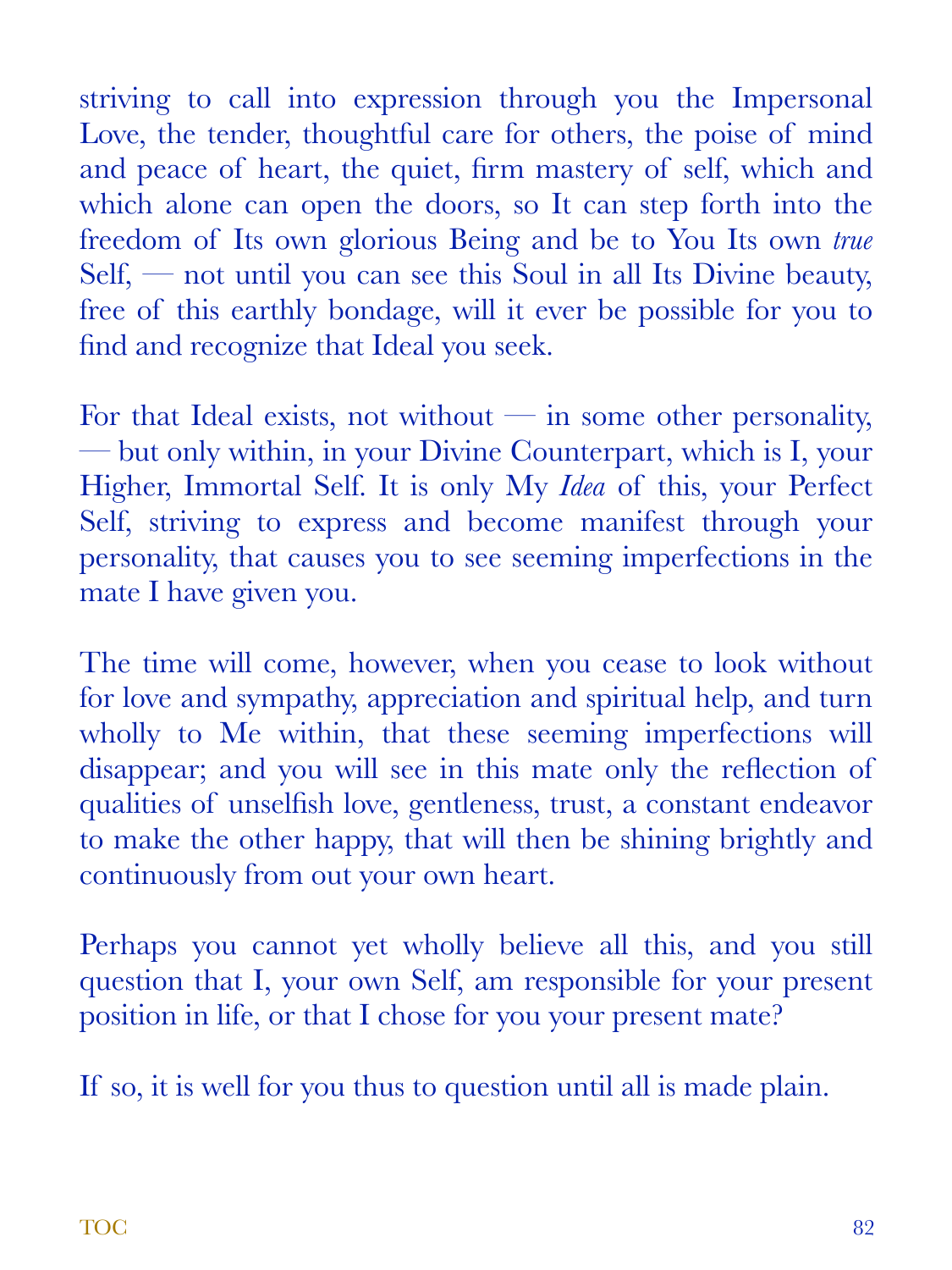striving to call into expression through you the Impersonal Love, the tender, thoughtful care for others, the poise of mind and peace of heart, the quiet, firm mastery of self, which and which alone can open the doors, so It can step forth into the freedom of Its own glorious Being and be to You Its own *true* Self, — not until you can see this Soul in all Its Divine beauty, free of this earthly bondage, will it ever be possible for you to find and recognize that Ideal you seek.

For that Ideal exists, not without — in some other personality, — but only within, in your Divine Counterpart, which is I, your Higher, Immortal Self. It is only My *Idea* of this, your Perfect Self, striving to express and become manifest through your personality, that causes you to see seeming imperfections in the mate I have given you.

The time will come, however, when you cease to look without for love and sympathy, appreciation and spiritual help, and turn wholly to Me within, that these seeming imperfections will disappear; and you will see in this mate only the reflection of qualities of unselfish love, gentleness, trust, a constant endeavor to make the other happy, that will then be shining brightly and continuously from out your own heart.

Perhaps you cannot yet wholly believe all this, and you still question that I, your own Self, am responsible for your present position in life, or that I chose for you your present mate?

If so, it is well for you thus to question until all is made plain.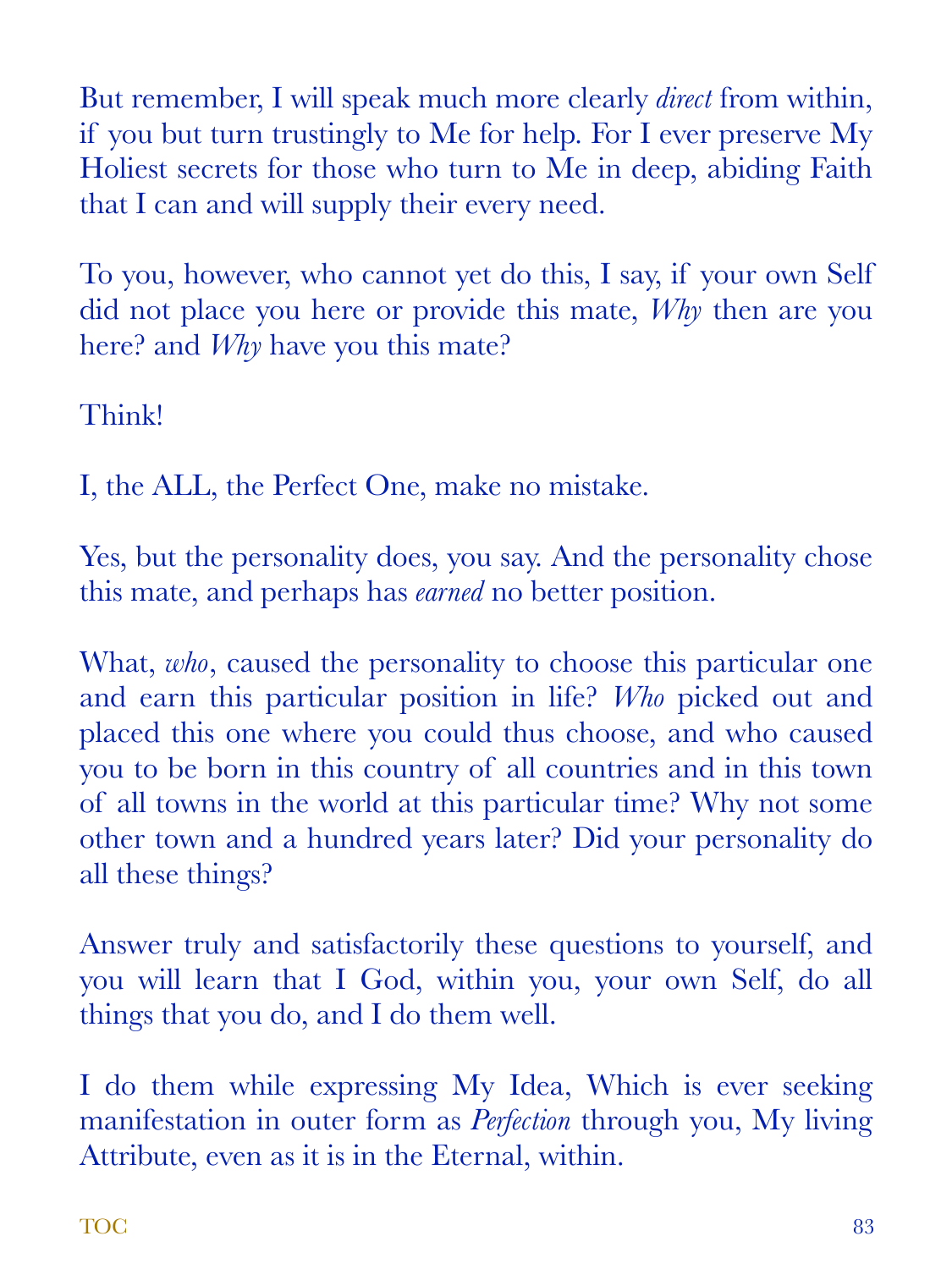But remember, I will speak much more clearly *direct* from within, if you but turn trustingly to Me for help. For I ever preserve My Holiest secrets for those who turn to Me in deep, abiding Faith that I can and will supply their every need.

To you, however, who cannot yet do this, I say, if your own Self did not place you here or provide this mate, *Why* then are you here? and *Why* have you this mate?

Think!

I, the ALL, the Perfect One, make no mistake.

Yes, but the personality does, you say. And the personality chose this mate, and perhaps has *earned* no better position.

What, *who*, caused the personality to choose this particular one and earn this particular position in life? *Who* picked out and placed this one where you could thus choose, and who caused you to be born in this country of all countries and in this town of all towns in the world at this particular time? Why not some other town and a hundred years later? Did your personality do all these things?

Answer truly and satisfactorily these questions to yourself, and you will learn that I God, within you, your own Self, do all things that you do, and I do them well.

I do them while expressing My Idea, Which is ever seeking manifestation in outer form as *Perfection* through you, My living Attribute, even as it is in the Eternal, within.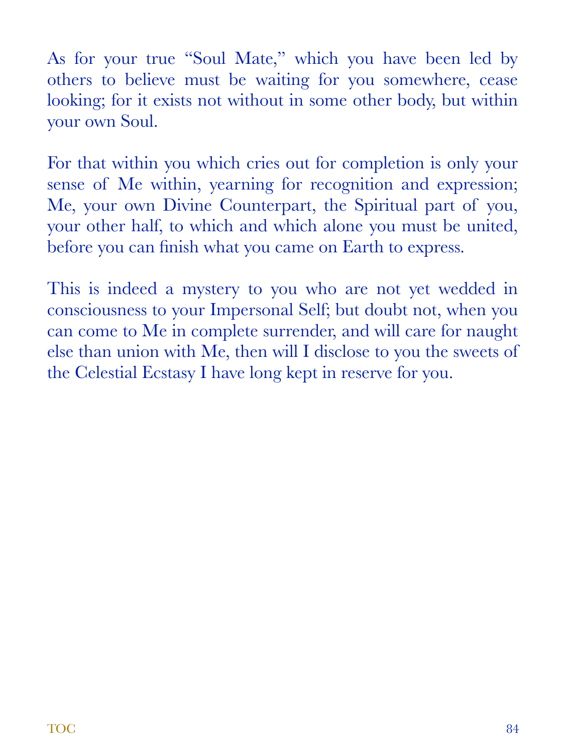As for your true "Soul Mate," which you have been led by others to believe must be waiting for you somewhere, cease looking; for it exists not without in some other body, but within your own Soul.

For that within you which cries out for completion is only your sense of Me within, yearning for recognition and expression; Me, your own Divine Counterpart, the Spiritual part of you, your other half, to which and which alone you must be united, before you can finish what you came on Earth to express.

This is indeed a mystery to you who are not yet wedded in consciousness to your Impersonal Self; but doubt not, when you can come to Me in complete surrender, and will care for naught else than union with Me, then will I disclose to you the sweets of the Celestial Ecstasy I have long kept in reserve for you.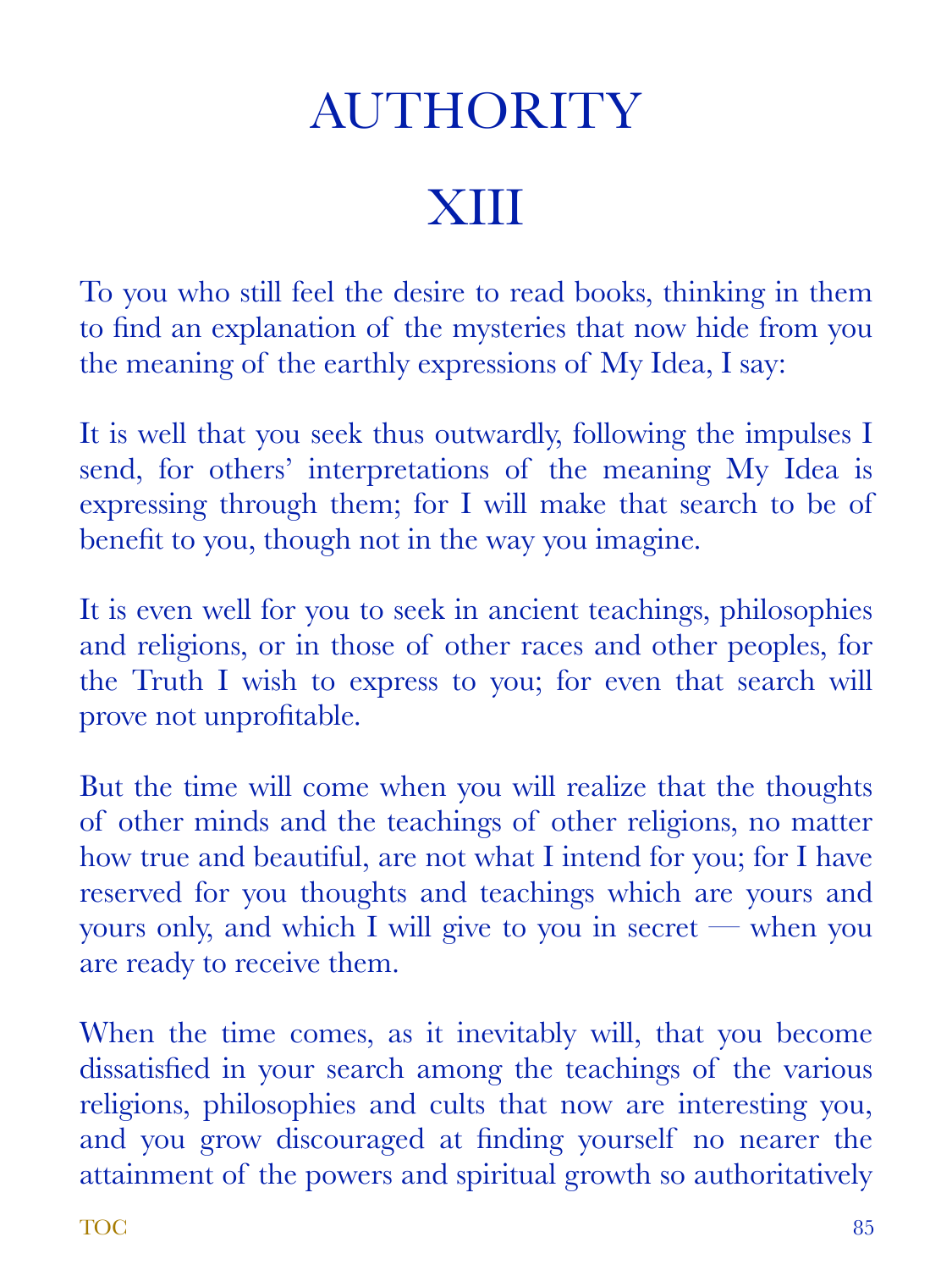# AUTHORITY

## XIII

To you who still feel the desire to read books, thinking in them to find an explanation of the mysteries that now hide from you the meaning of the earthly expressions of My Idea, I say:

It is well that you seek thus outwardly, following the impulses I send, for others' interpretations of the meaning My Idea is expressing through them; for I will make that search to be of benefit to you, though not in the way you imagine.

It is even well for you to seek in ancient teachings, philosophies and religions, or in those of other races and other peoples, for the Truth I wish to express to you; for even that search will prove not unprofitable.

But the time will come when you will realize that the thoughts of other minds and the teachings of other religions, no matter how true and beautiful, are not what I intend for you; for I have reserved for you thoughts and teachings which are yours and yours only, and which I will give to you in secret — when you are ready to receive them.

When the time comes, as it inevitably will, that you become dissatisfied in your search among the teachings of the various religions, philosophies and cults that now are interesting you, and you grow discouraged at finding yourself no nearer the attainment of the powers and spiritual growth so authoritatively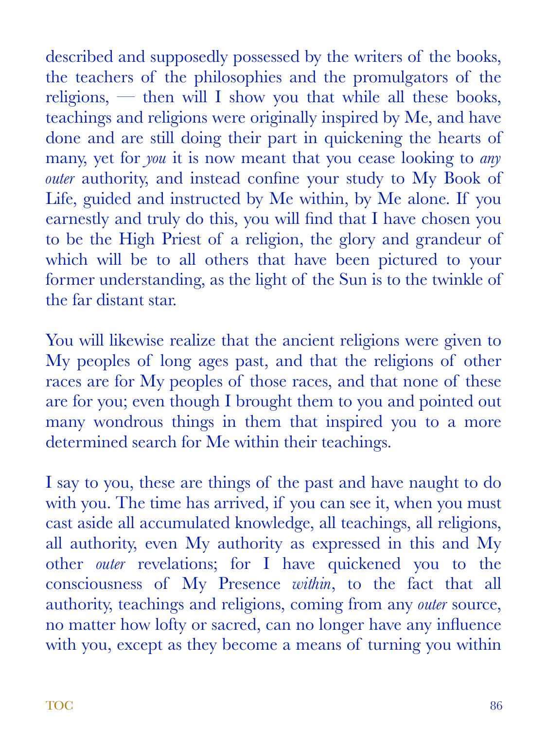described and supposedly possessed by the writers of the books, the teachers of the philosophies and the promulgators of the religions, — then will I show you that while all these books, teachings and religions were originally inspired by Me, and have done and are still doing their part in quickening the hearts of many, yet for *you* it is now meant that you cease looking to *any outer* authority, and instead confine your study to My Book of Life, guided and instructed by Me within, by Me alone. If you earnestly and truly do this, you will find that I have chosen you to be the High Priest of a religion, the glory and grandeur of which will be to all others that have been pictured to your former understanding, as the light of the Sun is to the twinkle of the far distant star.

You will likewise realize that the ancient religions were given to My peoples of long ages past, and that the religions of other races are for My peoples of those races, and that none of these are for you; even though I brought them to you and pointed out many wondrous things in them that inspired you to a more determined search for Me within their teachings.

I say to you, these are things of the past and have naught to do with you. The time has arrived, if you can see it, when you must cast aside all accumulated knowledge, all teachings, all religions, all authority, even My authority as expressed in this and My other *outer* revelations; for I have quickened you to the consciousness of My Presence *within*, to the fact that all authority, teachings and religions, coming from any *outer* source, no matter how lofty or sacred, can no longer have any influence with you, except as they become a means of turning you within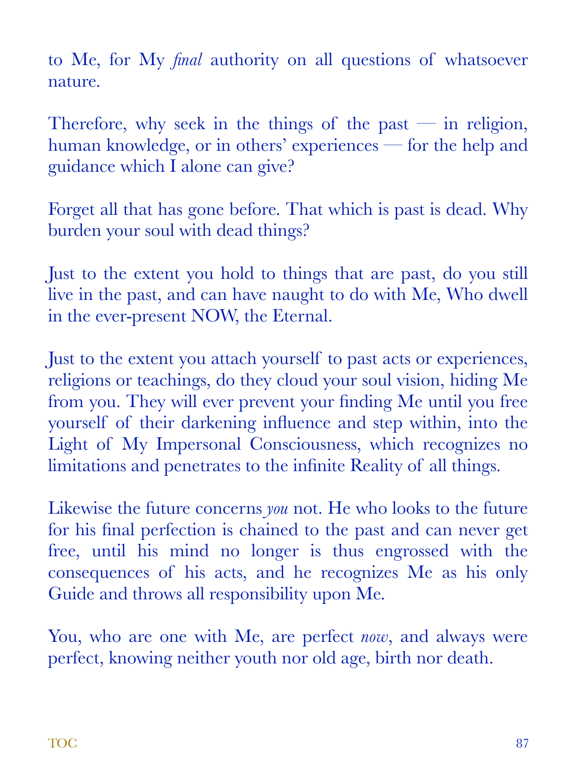to Me, for My *final* authority on all questions of whatsoever nature.

Therefore, why seek in the things of the past — in religion, human knowledge, or in others' experiences — for the help and guidance which I alone can give?

Forget all that has gone before. That which is past is dead. Why burden your soul with dead things?

Just to the extent you hold to things that are past, do you still live in the past, and can have naught to do with Me, Who dwell in the ever-present NOW, the Eternal.

Just to the extent you attach yourself to past acts or experiences, religions or teachings, do they cloud your soul vision, hiding Me from you. They will ever prevent your finding Me until you free yourself of their darkening influence and step within, into the Light of My Impersonal Consciousness, which recognizes no limitations and penetrates to the infinite Reality of all things.

Likewise the future concerns *you* not. He who looks to the future for his final perfection is chained to the past and can never get free, until his mind no longer is thus engrossed with the consequences of his acts, and he recognizes Me as his only Guide and throws all responsibility upon Me.

You, who are one with Me, are perfect *now*, and always were perfect, knowing neither youth nor old age, birth nor death.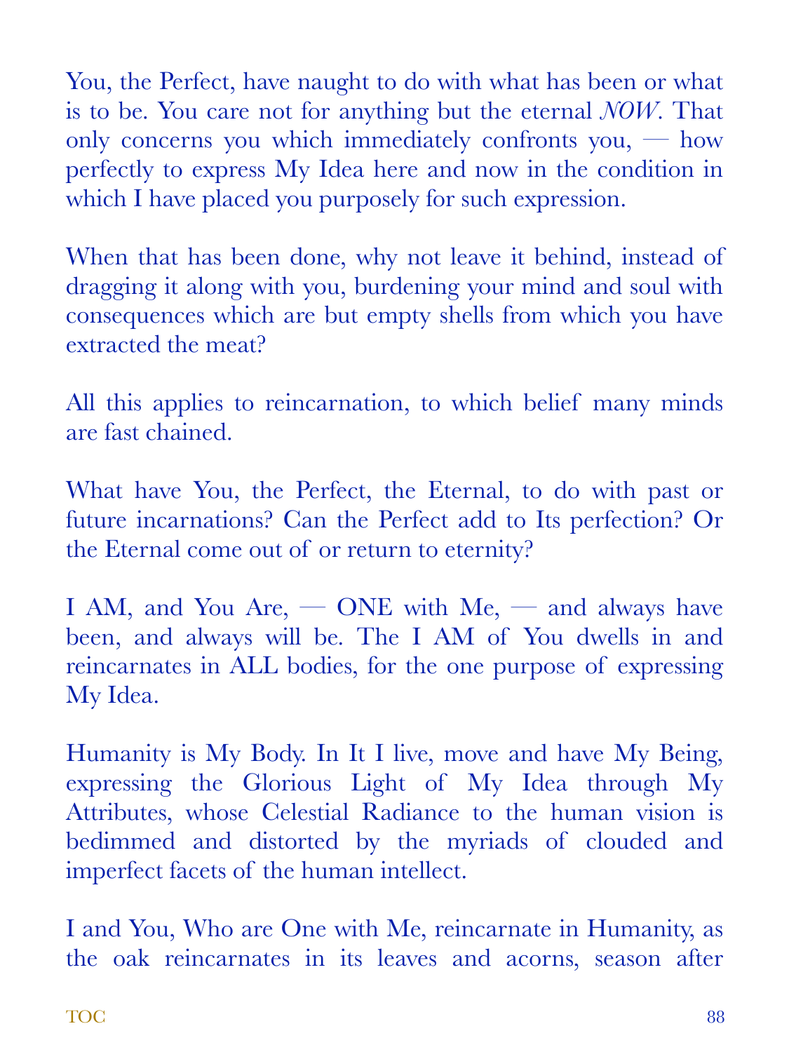You, the Perfect, have naught to do with what has been or what is to be. You care not for anything but the eternal *NOW*. That only concerns you which immediately confronts you, — how perfectly to express My Idea here and now in the condition in which I have placed you purposely for such expression.

When that has been done, why not leave it behind, instead of dragging it along with you, burdening your mind and soul with consequences which are but empty shells from which you have extracted the meat?

All this applies to reincarnation, to which belief many minds are fast chained.

What have You, the Perfect, the Eternal, to do with past or future incarnations? Can the Perfect add to Its perfection? Or the Eternal come out of or return to eternity?

I AM, and You Are, — ONE with Me, — and always have been, and always will be. The I AM of You dwells in and reincarnates in ALL bodies, for the one purpose of expressing My Idea.

Humanity is My Body. In It I live, move and have My Being, expressing the Glorious Light of My Idea through My Attributes, whose Celestial Radiance to the human vision is bedimmed and distorted by the myriads of clouded and imperfect facets of the human intellect.

I and You, Who are One with Me, reincarnate in Humanity, as the oak reincarnates in its leaves and acorns, season after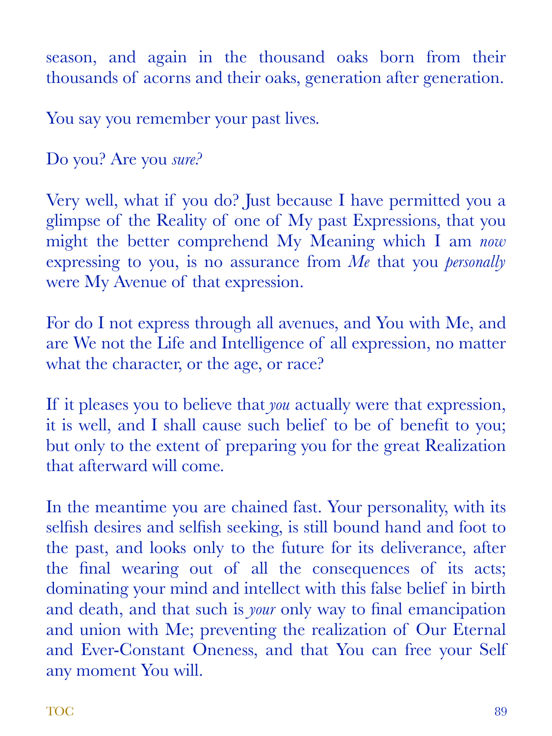season, and again in the thousand oaks born from their thousands of acorns and their oaks, generation after generation.

You say you remember your past lives.

Do you? Are you *sure?*

Very well, what if you do? Just because I have permitted you a glimpse of the Reality of one of My past Expressions, that you might the better comprehend My Meaning which I am *now* expressing to you, is no assurance from *Me* that you *personally* were My Avenue of that expression.

For do I not express through all avenues, and You with Me, and are We not the Life and Intelligence of all expression, no matter what the character, or the age, or race?

If it pleases you to believe that *you* actually were that expression, it is well, and I shall cause such belief to be of benefit to you; but only to the extent of preparing you for the great Realization that afterward will come.

In the meantime you are chained fast. Your personality, with its selfish desires and selfish seeking, is still bound hand and foot to the past, and looks only to the future for its deliverance, after the final wearing out of all the consequences of its acts; dominating your mind and intellect with this false belief in birth and death, and that such is *your* only way to final emancipation and union with Me; preventing the realization of Our Eternal and Ever-Constant Oneness, and that You can free your Self any moment You will.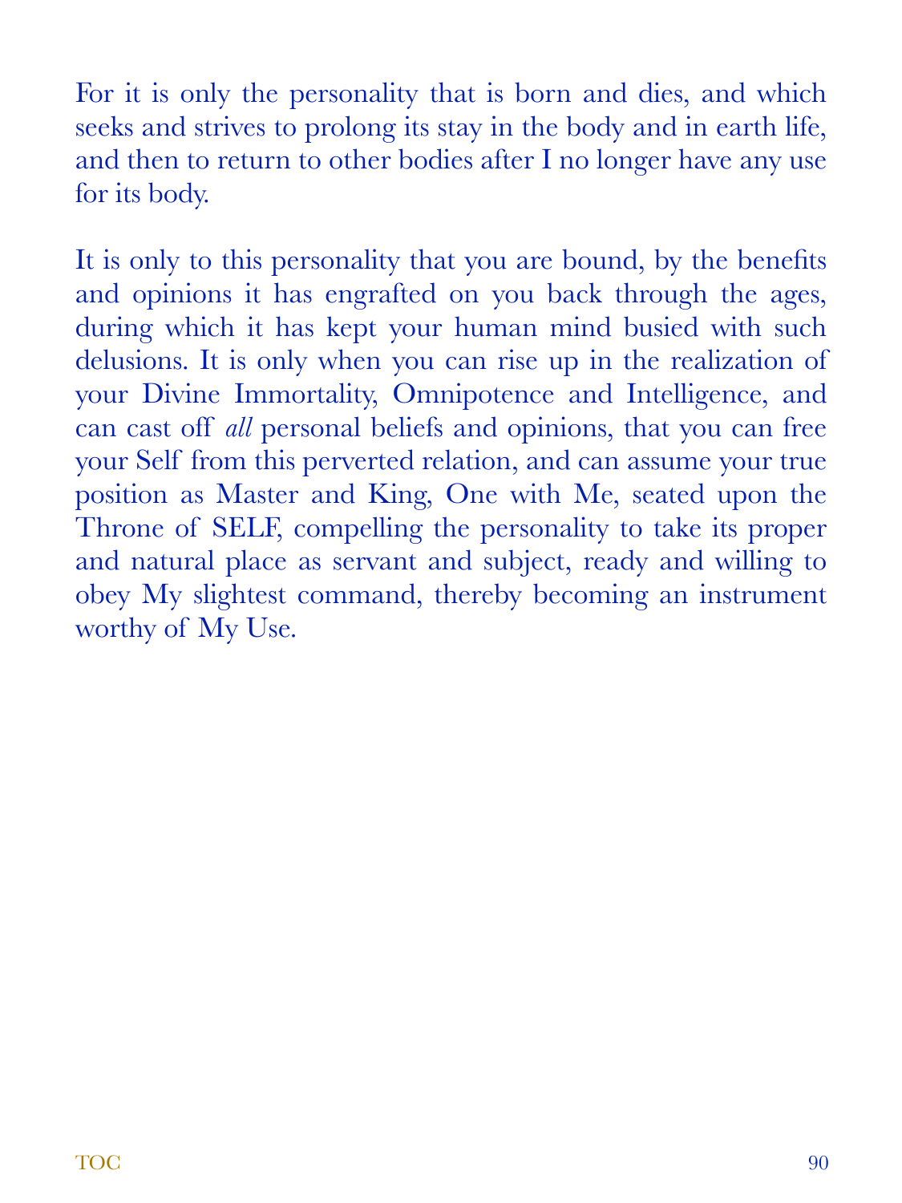For it is only the personality that is born and dies, and which seeks and strives to prolong its stay in the body and in earth life, and then to return to other bodies after I no longer have any use for its body.

It is only to this personality that you are bound, by the benefits and opinions it has engrafted on you back through the ages, during which it has kept your human mind busied with such delusions. It is only when you can rise up in the realization of your Divine Immortality, Omnipotence and Intelligence, and can cast off *all* personal beliefs and opinions, that you can free your Self from this perverted relation, and can assume your true position as Master and King, One with Me, seated upon the Throne of SELF, compelling the personality to take its proper and natural place as servant and subject, ready and willing to obey My slightest command, thereby becoming an instrument worthy of My Use.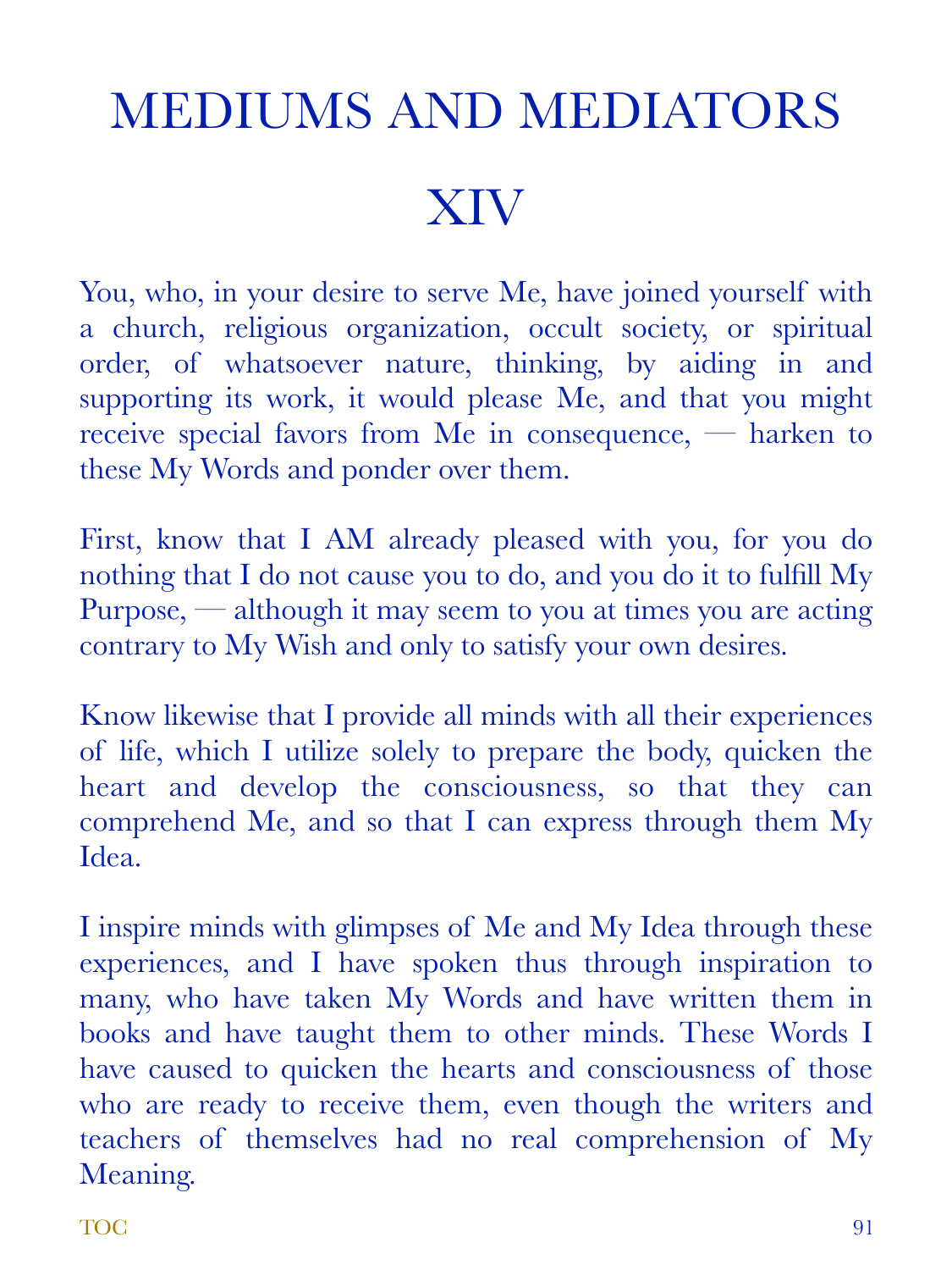# MEDIUMS AND MEDIATORS

# XIV

You, who, in your desire to serve Me, have joined yourself with a church, religious organization, occult society, or spiritual order, of whatsoever nature, thinking, by aiding in and supporting its work, it would please Me, and that you might receive special favors from Me in consequence, — harken to these My Words and ponder over them.

First, know that I AM already pleased with you, for you do nothing that I do not cause you to do, and you do it to fulfill My Purpose, — although it may seem to you at times you are acting contrary to My Wish and only to satisfy your own desires.

Know likewise that I provide all minds with all their experiences of life, which I utilize solely to prepare the body, quicken the heart and develop the consciousness, so that they can comprehend Me, and so that I can express through them My Idea.

I inspire minds with glimpses of Me and My Idea through these experiences, and I have spoken thus through inspiration to many, who have taken My Words and have written them in books and have taught them to other minds. These Words I have caused to quicken the hearts and consciousness of those who are ready to receive them, even though the writers and teachers of themselves had no real comprehension of My Meaning.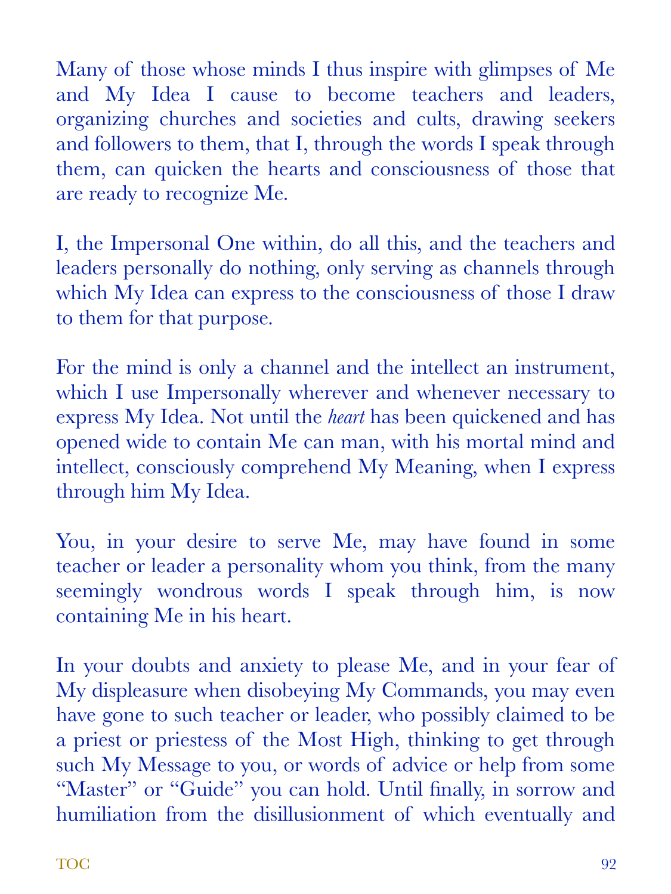Many of those whose minds I thus inspire with glimpses of Me and My Idea I cause to become teachers and leaders, organizing churches and societies and cults, drawing seekers and followers to them, that I, through the words I speak through them, can quicken the hearts and consciousness of those that are ready to recognize Me.

I, the Impersonal One within, do all this, and the teachers and leaders personally do nothing, only serving as channels through which My Idea can express to the consciousness of those I draw to them for that purpose.

For the mind is only a channel and the intellect an instrument, which I use Impersonally wherever and whenever necessary to express My Idea. Not until the *heart* has been quickened and has opened wide to contain Me can man, with his mortal mind and intellect, consciously comprehend My Meaning, when I express through him My Idea.

You, in your desire to serve Me, may have found in some teacher or leader a personality whom you think, from the many seemingly wondrous words I speak through him, is now containing Me in his heart.

In your doubts and anxiety to please Me, and in your fear of My displeasure when disobeying My Commands, you may even have gone to such teacher or leader, who possibly claimed to be a priest or priestess of the Most High, thinking to get through such My Message to you, or words of advice or help from some "Master" or "Guide" you can hold. Until finally, in sorrow and humiliation from the disillusionment of which eventually and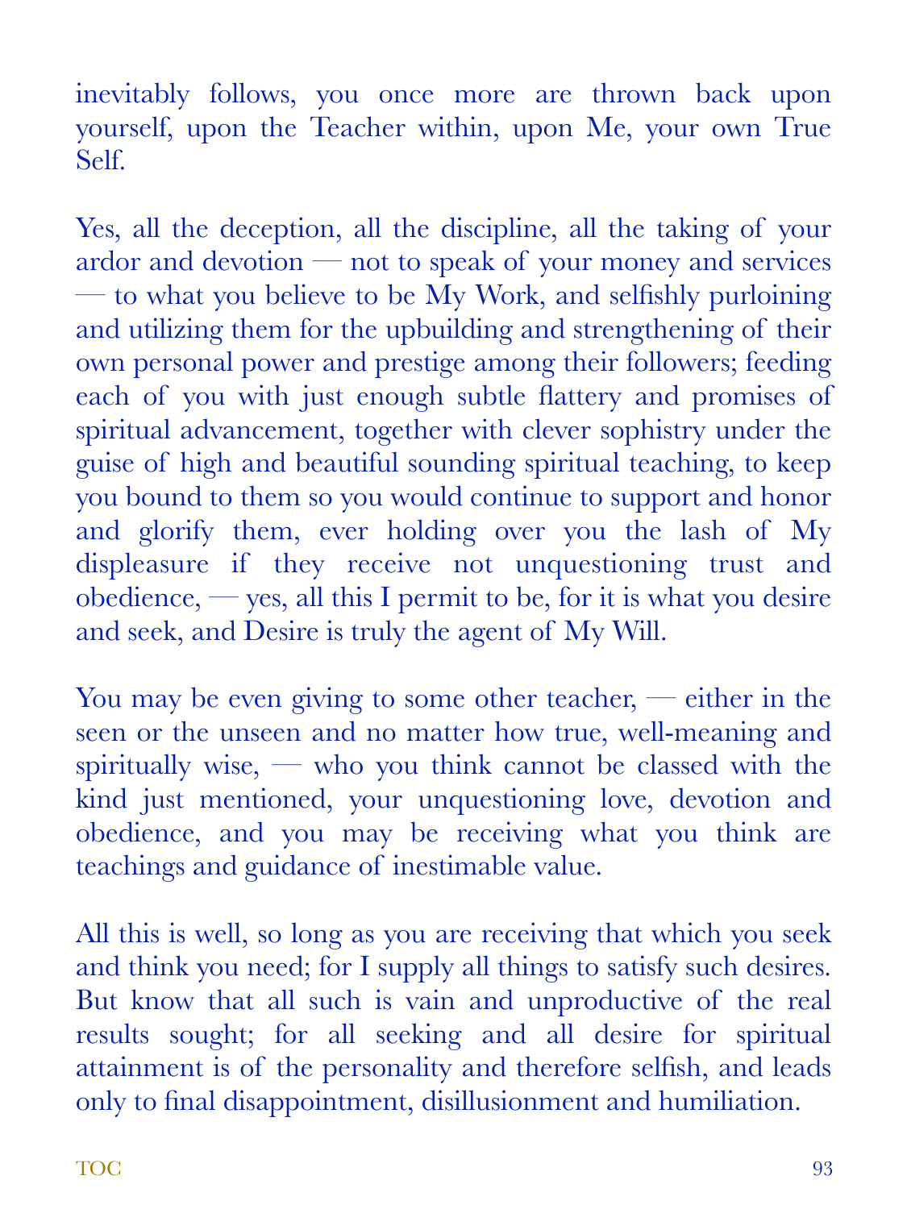inevitably follows, you once more are thrown back upon yourself, upon the Teacher within, upon Me, your own True Self.

Yes, all the deception, all the discipline, all the taking of your ardor and devotion — not to speak of your money and services — to what you believe to be My Work, and selfishly purloining and utilizing them for the upbuilding and strengthening of their own personal power and prestige among their followers; feeding each of you with just enough subtle flattery and promises of spiritual advancement, together with clever sophistry under the guise of high and beautiful sounding spiritual teaching, to keep you bound to them so you would continue to support and honor and glorify them, ever holding over you the lash of My displeasure if they receive not unquestioning trust and obedience, — yes, all this I permit to be, for it is what you desire and seek, and Desire is truly the agent of My Will.

You may be even giving to some other teacher, — either in the seen or the unseen and no matter how true, well-meaning and spiritually wise, — who you think cannot be classed with the kind just mentioned, your unquestioning love, devotion and obedience, and you may be receiving what you think are teachings and guidance of inestimable value.

All this is well, so long as you are receiving that which you seek and think you need; for I supply all things to satisfy such desires. But know that all such is vain and unproductive of the real results sought; for all seeking and all desire for spiritual attainment is of the personality and therefore selfish, and leads only to final disappointment, disillusionment and humiliation.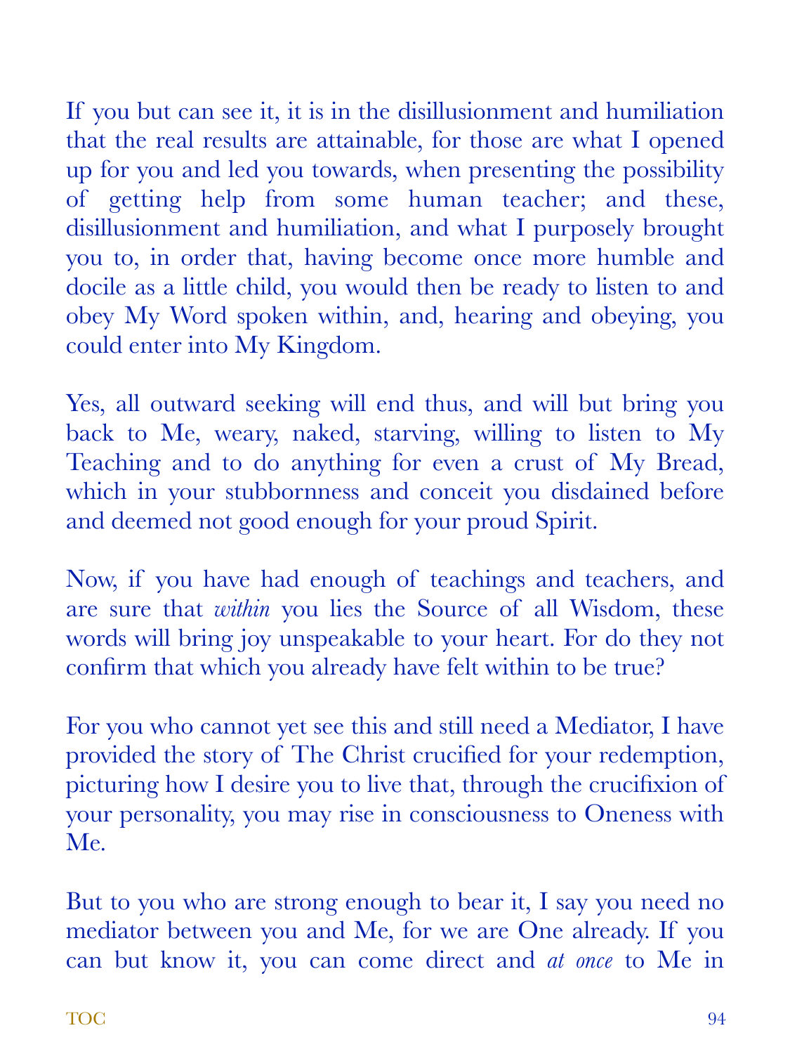If you but can see it, it is in the disillusionment and humiliation that the real results are attainable, for those are what I opened up for you and led you towards, when presenting the possibility of getting help from some human teacher; and these, disillusionment and humiliation, and what I purposely brought you to, in order that, having become once more humble and docile as a little child, you would then be ready to listen to and obey My Word spoken within, and, hearing and obeying, you could enter into My Kingdom.

Yes, all outward seeking will end thus, and will but bring you back to Me, weary, naked, starving, willing to listen to My Teaching and to do anything for even a crust of My Bread, which in your stubbornness and conceit you disdained before and deemed not good enough for your proud Spirit.

Now, if you have had enough of teachings and teachers, and are sure that *within* you lies the Source of all Wisdom, these words will bring joy unspeakable to your heart. For do they not confirm that which you already have felt within to be true?

For you who cannot yet see this and still need a Mediator, I have provided the story of The Christ crucified for your redemption, picturing how I desire you to live that, through the crucifixion of your personality, you may rise in consciousness to Oneness with Me.

But to you who are strong enough to bear it, I say you need no mediator between you and Me, for we are One already. If you can but know it, you can come direct and *at once* to Me in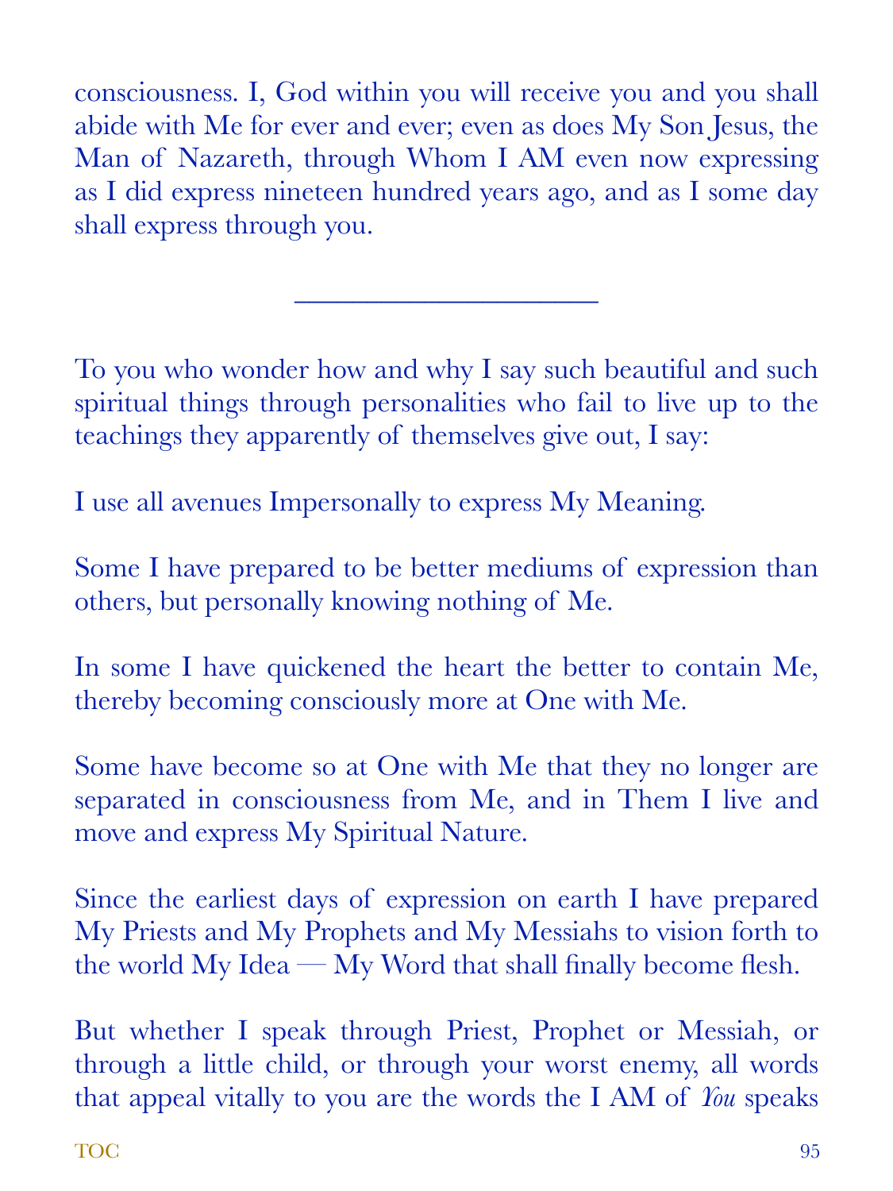consciousness. I, God within you will receive you and you shall abide with Me for ever and ever; even as does My Son Jesus, the Man of Nazareth, through Whom I AM even now expressing as I did express nineteen hundred years ago, and as I some day shall express through you.

---

To you who wonder how and why I say such beautiful and such spiritual things through personalities who fail to live up to the teachings they apparently of themselves give out, I say:

I use all avenues Impersonally to express My Meaning.

Some I have prepared to be better mediums of expression than others, but personally knowing nothing of Me.

In some I have quickened the heart the better to contain Me, thereby becoming consciously more at One with Me.

Some have become so at One with Me that they no longer are separated in consciousness from Me, and in Them I live and move and express My Spiritual Nature.

Since the earliest days of expression on earth I have prepared My Priests and My Prophets and My Messiahs to vision forth to the world My Idea — My Word that shall finally become flesh.

But whether I speak through Priest, Prophet or Messiah, or through a little child, or through your worst enemy, all words that appeal vitally to you are the words the I AM of *You* speaks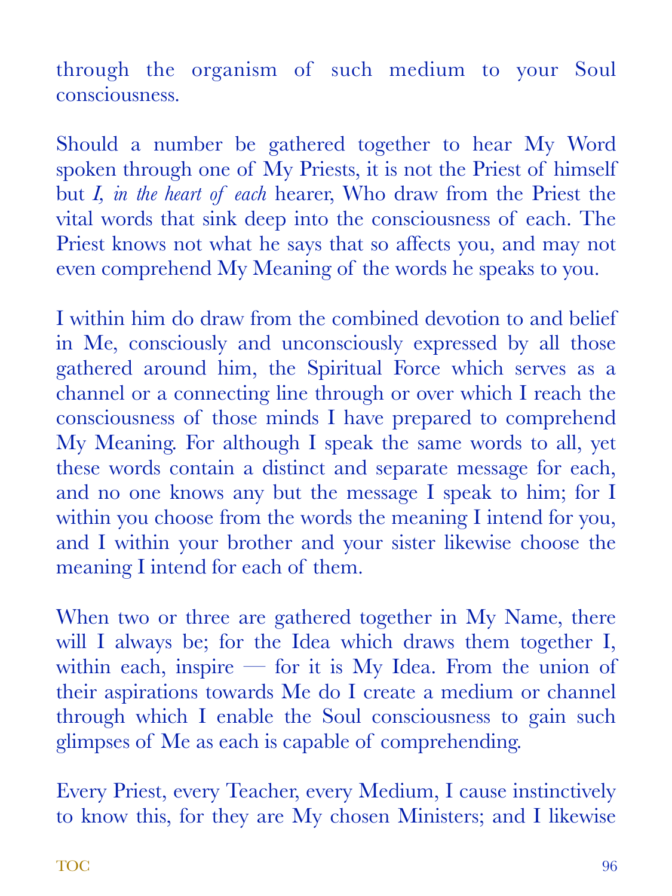through the organism of such medium to your Soul consciousness.

Should a number be gathered together to hear My Word spoken through one of My Priests, it is not the Priest of himself but *I, in the heart of each* hearer, Who draw from the Priest the vital words that sink deep into the consciousness of each. The Priest knows not what he says that so affects you, and may not even comprehend My Meaning of the words he speaks to you.

I within him do draw from the combined devotion to and belief in Me, consciously and unconsciously expressed by all those gathered around him, the Spiritual Force which serves as a channel or a connecting line through or over which I reach the consciousness of those minds I have prepared to comprehend My Meaning. For although I speak the same words to all, yet these words contain a distinct and separate message for each, and no one knows any but the message I speak to him; for I within you choose from the words the meaning I intend for you, and I within your brother and your sister likewise choose the meaning I intend for each of them.

When two or three are gathered together in My Name, there will I always be; for the Idea which draws them together I, within each, inspire — for it is My Idea. From the union of their aspirations towards Me do I create a medium or channel through which I enable the Soul consciousness to gain such glimpses of Me as each is capable of comprehending.

Every Priest, every Teacher, every Medium, I cause instinctively to know this, for they are My chosen Ministers; and I likewise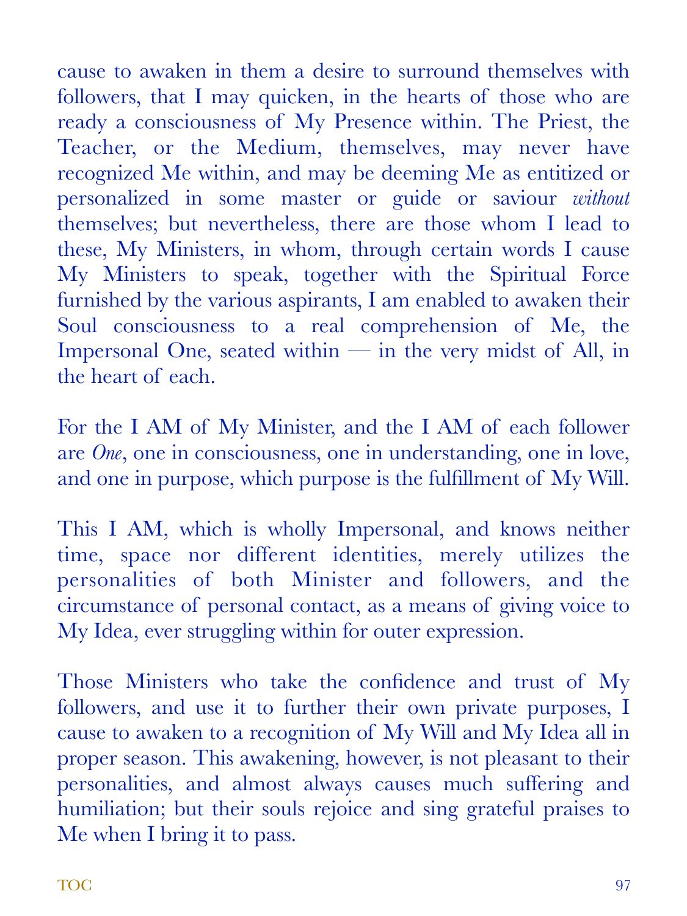cause to awaken in them a desire to surround themselves with followers, that I may quicken, in the hearts of those who are ready a consciousness of My Presence within. The Priest, the Teacher, or the Medium, themselves, may never have recognized Me within, and may be deeming Me as entitized or personalized in some master or guide or saviour *without* themselves; but nevertheless, there are those whom I lead to these, My Ministers, in whom, through certain words I cause My Ministers to speak, together with the Spiritual Force furnished by the various aspirants, I am enabled to awaken their Soul consciousness to a real comprehension of Me, the Impersonal One, seated within — in the very midst of All, in the heart of each.

For the I AM of My Minister, and the I AM of each follower are *One*, one in consciousness, one in understanding, one in love, and one in purpose, which purpose is the fulfillment of My Will.

This I AM, which is wholly Impersonal, and knows neither time, space nor different identities, merely utilizes the personalities of both Minister and followers, and the circumstance of personal contact, as a means of giving voice to My Idea, ever struggling within for outer expression.

Those Ministers who take the confidence and trust of My followers, and use it to further their own private purposes, I cause to awaken to a recognition of My Will and My Idea all in proper season. This awakening, however, is not pleasant to their personalities, and almost always causes much suffering and humiliation; but their souls rejoice and sing grateful praises to Me when I bring it to pass.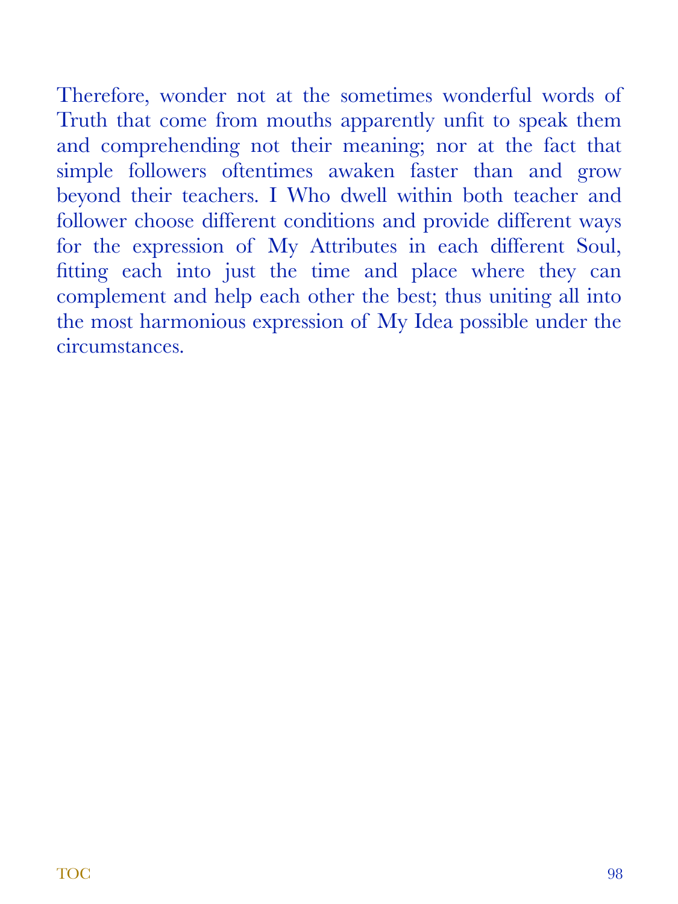Therefore, wonder not at the sometimes wonderful words of Truth that come from mouths apparently unfit to speak them and comprehending not their meaning; nor at the fact that simple followers oftentimes awaken faster than and grow beyond their teachers. I Who dwell within both teacher and follower choose different conditions and provide different ways for the expression of My Attributes in each different Soul, fitting each into just the time and place where they can complement and help each other the best; thus uniting all into the most harmonious expression of My Idea possible under the circumstances.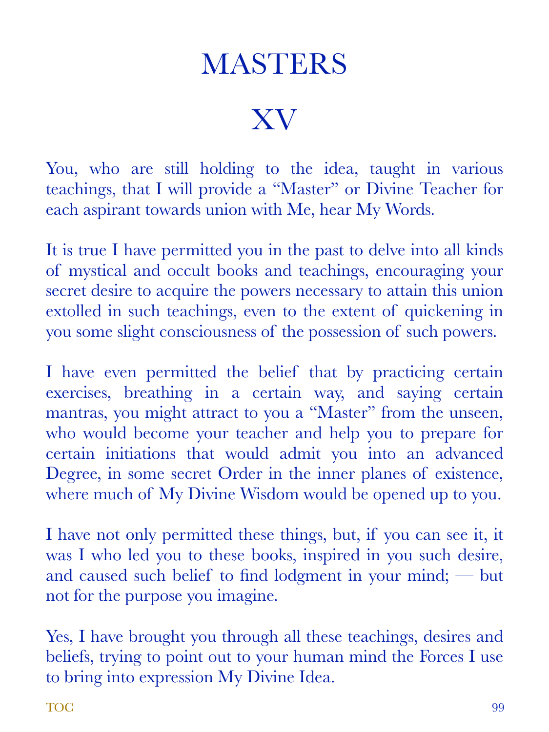# MASTERS

## XV

You, who are still holding to the idea, taught in various teachings, that I will provide a "Master" or Divine Teacher for each aspirant towards union with Me, hear My Words.

It is true I have permitted you in the past to delve into all kinds of mystical and occult books and teachings, encouraging your secret desire to acquire the powers necessary to attain this union extolled in such teachings, even to the extent of quickening in you some slight consciousness of the possession of such powers.

I have even permitted the belief that by practicing certain exercises, breathing in a certain way, and saying certain mantras, you might attract to you a "Master" from the unseen, who would become your teacher and help you to prepare for certain initiations that would admit you into an advanced Degree, in some secret Order in the inner planes of existence, where much of My Divine Wisdom would be opened up to you.

I have not only permitted these things, but, if you can see it, it was I who led you to these books, inspired in you such desire, and caused such belief to find lodgment in your mind; — but not for the purpose you imagine.

Yes, I have brought you through all these teachings, desires and beliefs, trying to point out to your human mind the Forces I use to bring into expression My Divine Idea.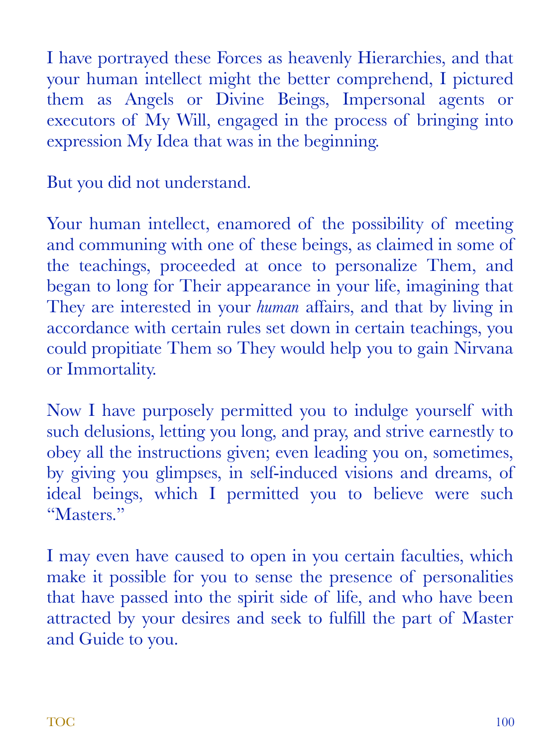I have portrayed these Forces as heavenly Hierarchies, and that your human intellect might the better comprehend, I pictured them as Angels or Divine Beings, Impersonal agents or executors of My Will, engaged in the process of bringing into expression My Idea that was in the beginning.

But you did not understand.

Your human intellect, enamored of the possibility of meeting and communing with one of these beings, as claimed in some of the teachings, proceeded at once to personalize Them, and began to long for Their appearance in your life, imagining that They are interested in your *human* affairs, and that by living in accordance with certain rules set down in certain teachings, you could propitiate Them so They would help you to gain Nirvana or Immortality.

Now I have purposely permitted you to indulge yourself with such delusions, letting you long, and pray, and strive earnestly to obey all the instructions given; even leading you on, sometimes, by giving you glimpses, in self-induced visions and dreams, of ideal beings, which I permitted you to believe were such "Masters."

I may even have caused to open in you certain faculties, which make it possible for you to sense the presence of personalities that have passed into the spirit side of life, and who have been attracted by your desires and seek to fulfill the part of Master and Guide to you.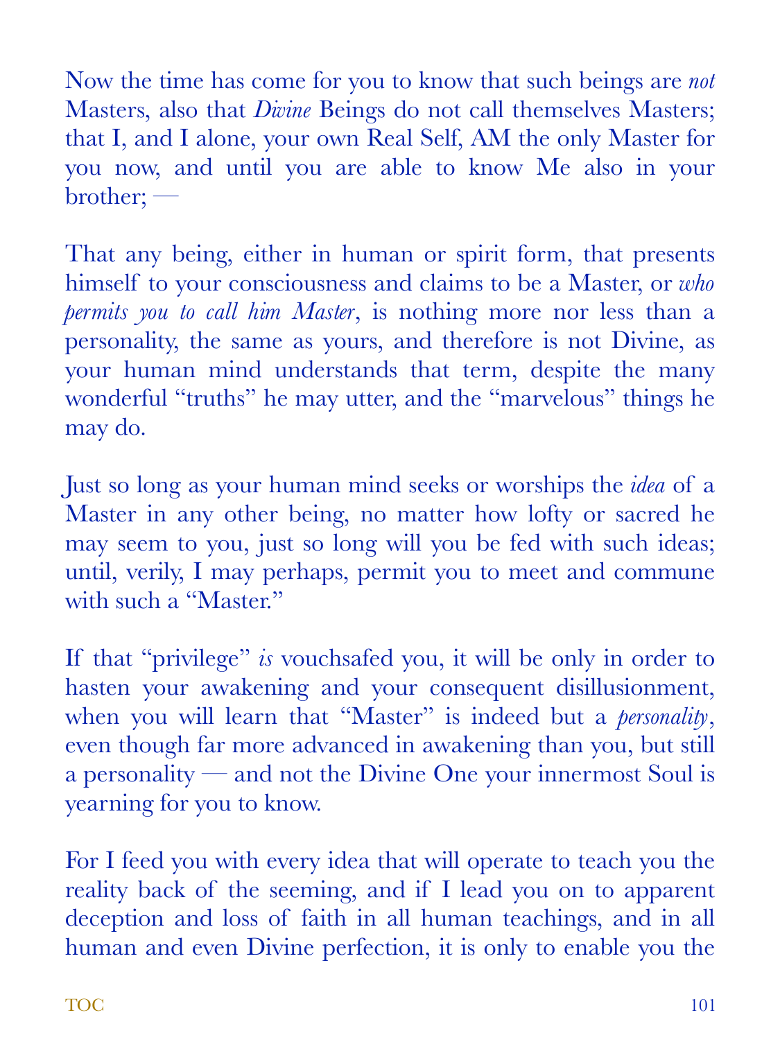Now the time has come for you to know that such beings are *not* Masters, also that *Divine* Beings do not call themselves Masters; that I, and I alone, your own Real Self, AM the only Master for you now, and until you are able to know Me also in your brother; —

That any being, either in human or spirit form, that presents himself to your consciousness and claims to be a Master, or *who permits you to call him Master*, is nothing more nor less than a personality, the same as yours, and therefore is not Divine, as your human mind understands that term, despite the many wonderful "truths" he may utter, and the "marvelous" things he may do.

Just so long as your human mind seeks or worships the *idea* of a Master in any other being, no matter how lofty or sacred he may seem to you, just so long will you be fed with such ideas; until, verily, I may perhaps, permit you to meet and commune with such a "Master."

If that "privilege" *is* vouchsafed you, it will be only in order to hasten your awakening and your consequent disillusionment, when you will learn that "Master" is indeed but a *personality*, even though far more advanced in awakening than you, but still a personality — and not the Divine One your innermost Soul is yearning for you to know.

For I feed you with every idea that will operate to teach you the reality back of the seeming, and if I lead you on to apparent deception and loss of faith in all human teachings, and in all human and even Divine perfection, it is only to enable you the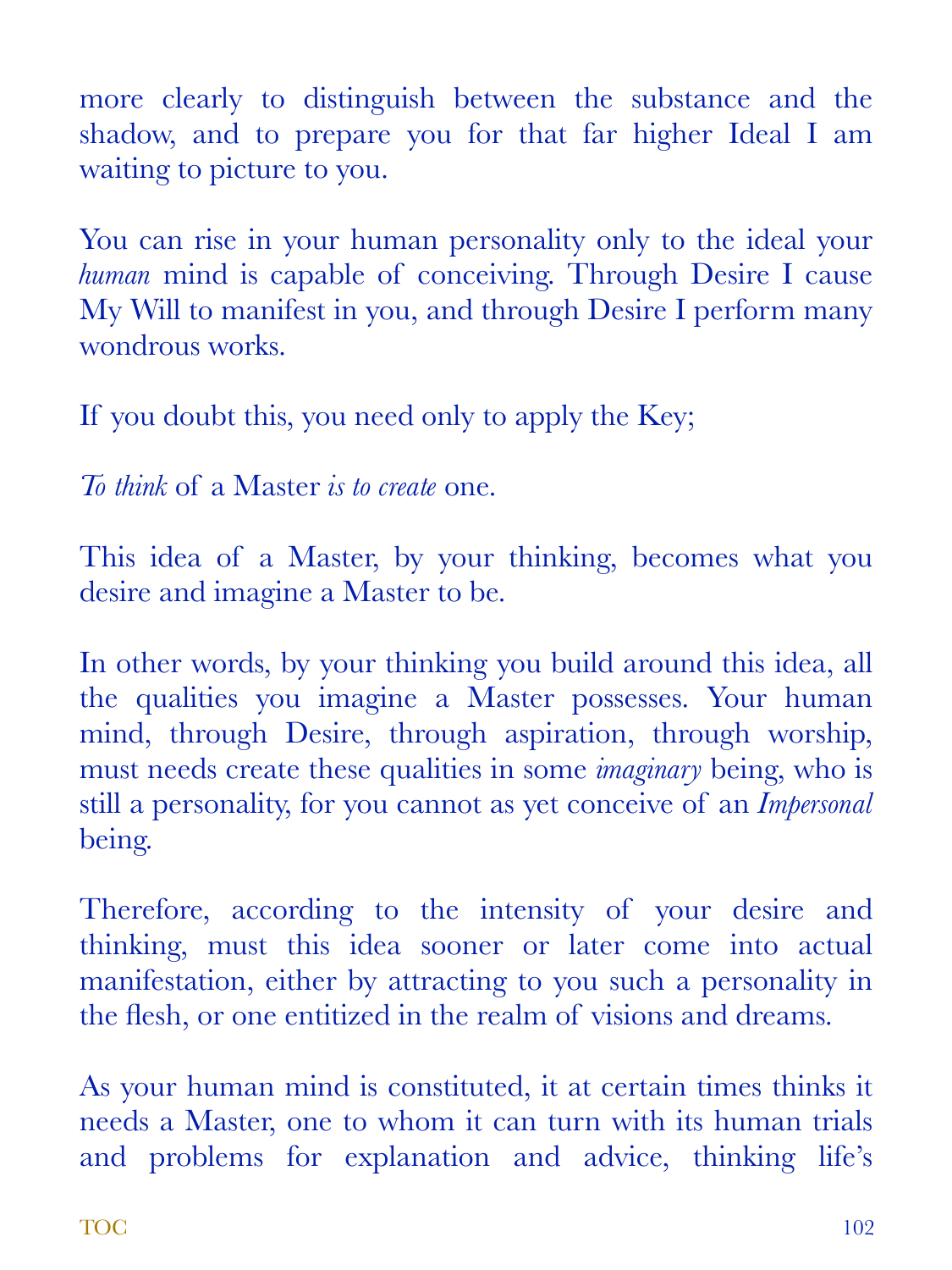more clearly to distinguish between the substance and the shadow, and to prepare you for that far higher Ideal I am waiting to picture to you.

You can rise in your human personality only to the ideal your *human* mind is capable of conceiving. Through Desire I cause My Will to manifest in you, and through Desire I perform many wondrous works.

If you doubt this, you need only to apply the Key;

*To think* of a Master *is to create* one.

This idea of a Master, by your thinking, becomes what you desire and imagine a Master to be.

In other words, by your thinking you build around this idea, all the qualities you imagine a Master possesses. Your human mind, through Desire, through aspiration, through worship, must needs create these qualities in some *imaginary* being, who is still a personality, for you cannot as yet conceive of an *Impersonal* being.

Therefore, according to the intensity of your desire and thinking, must this idea sooner or later come into actual manifestation, either by attracting to you such a personality in the flesh, or one entitized in the realm of visions and dreams.

As your human mind is constituted, it at certain times thinks it needs a Master, one to whom it can turn with its human trials and problems for explanation and advice, thinking life's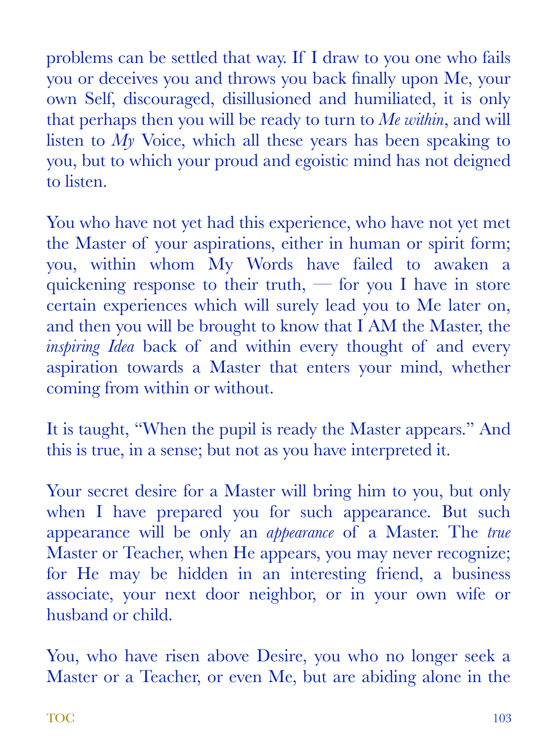problems can be settled that way. If I draw to you one who fails you or deceives you and throws you back finally upon Me, your own Self, discouraged, disillusioned and humiliated, it is only that perhaps then you will be ready to turn to *Me within*, and will listen to *My* Voice, which all these years has been speaking to you, but to which your proud and egoistic mind has not deigned to listen.

You who have not yet had this experience, who have not yet met the Master of your aspirations, either in human or spirit form; you, within whom My Words have failed to awaken a quickening response to their truth, — for you I have in store certain experiences which will surely lead you to Me later on, and then you will be brought to know that I AM the Master, the *inspiring Idea* back of and within every thought of and every aspiration towards a Master that enters your mind, whether coming from within or without.

It is taught, "When the pupil is ready the Master appears." And this is true, in a sense; but not as you have interpreted it.

Your secret desire for a Master will bring him to you, but only when I have prepared you for such appearance. But such appearance will be only an *appearance* of a Master. The *true* Master or Teacher, when He appears, you may never recognize; for He may be hidden in an interesting friend, a business associate, your next door neighbor, or in your own wife or husband or child.

You, who have risen above Desire, you who no longer seek a Master or a Teacher, or even Me, but are abiding alone in the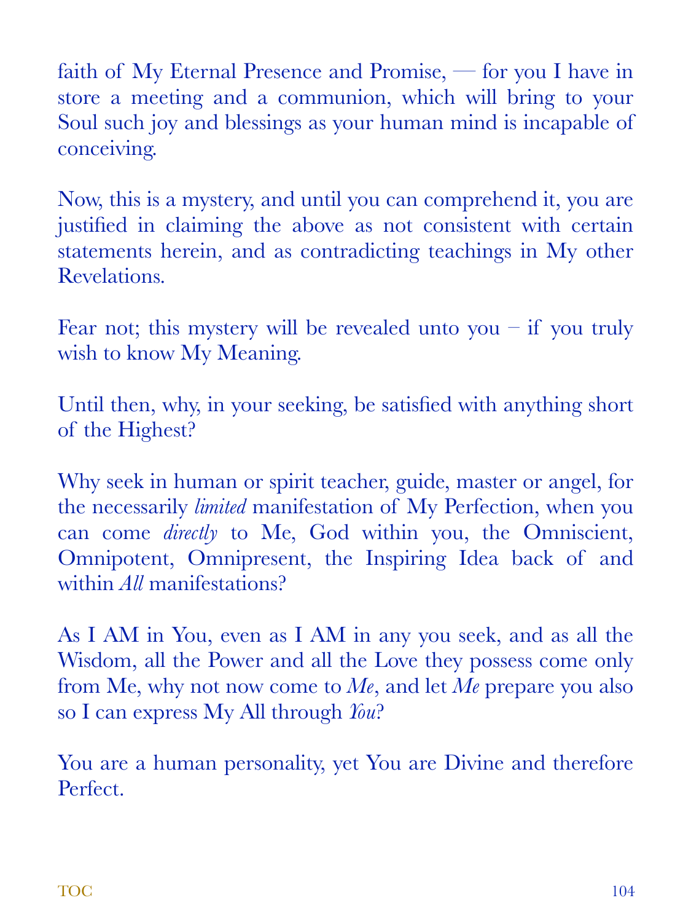faith of My Eternal Presence and Promise, — for you I have in store a meeting and a communion, which will bring to your Soul such joy and blessings as your human mind is incapable of conceiving.

Now, this is a mystery, and until you can comprehend it, you are justified in claiming the above as not consistent with certain statements herein, and as contradicting teachings in My other Revelations.

Fear not; this mystery will be revealed unto you – if you truly wish to know My Meaning.

Until then, why, in your seeking, be satisfied with anything short of the Highest?

Why seek in human or spirit teacher, guide, master or angel, for the necessarily *limited* manifestation of My Perfection, when you can come *directly* to Me, God within you, the Omniscient, Omnipotent, Omnipresent, the Inspiring Idea back of and within *All* manifestations?

As I AM in You, even as I AM in any you seek, and as all the Wisdom, all the Power and all the Love they possess come only from Me, why not now come to *Me*, and let *Me* prepare you also so I can express My All through *You*?

You are a human personality, yet You are Divine and therefore Perfect.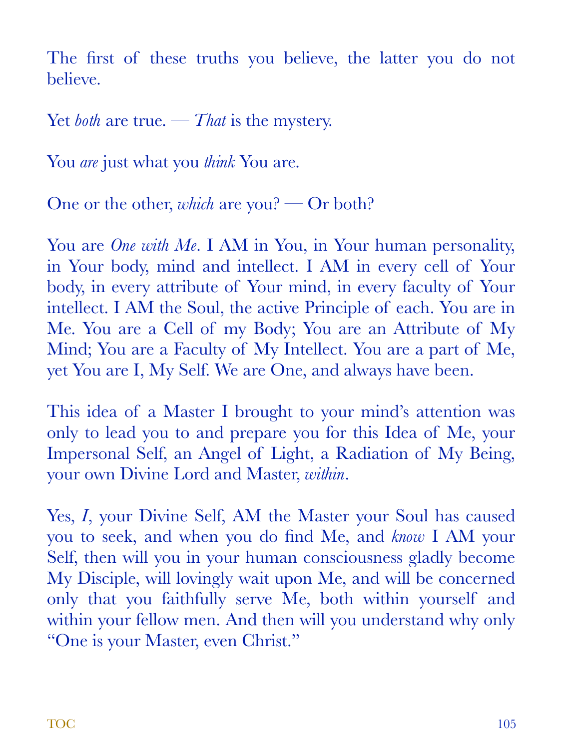The first of these truths you believe, the latter you do not believe.

Yet *both* are true. — *That* is the mystery.

You *are* just what you *think* You are.

One or the other, *which* are you? — Or both?

You are *One with Me*. I AM in You, in Your human personality, in Your body, mind and intellect. I AM in every cell of Your body, in every attribute of Your mind, in every faculty of Your intellect. I AM the Soul, the active Principle of each. You are in Me. You are a Cell of my Body; You are an Attribute of My Mind; You are a Faculty of My Intellect. You are a part of Me, yet You are I, My Self. We are One, and always have been.

This idea of a Master I brought to your mind's attention was only to lead you to and prepare you for this Idea of Me, your Impersonal Self, an Angel of Light, a Radiation of My Being, your own Divine Lord and Master, *within*.

Yes, *I*, your Divine Self, AM the Master your Soul has caused you to seek, and when you do find Me, and *know* I AM your Self, then will you in your human consciousness gladly become My Disciple, will lovingly wait upon Me, and will be concerned only that you faithfully serve Me, both within yourself and within your fellow men. And then will you understand why only "One is your Master, even Christ."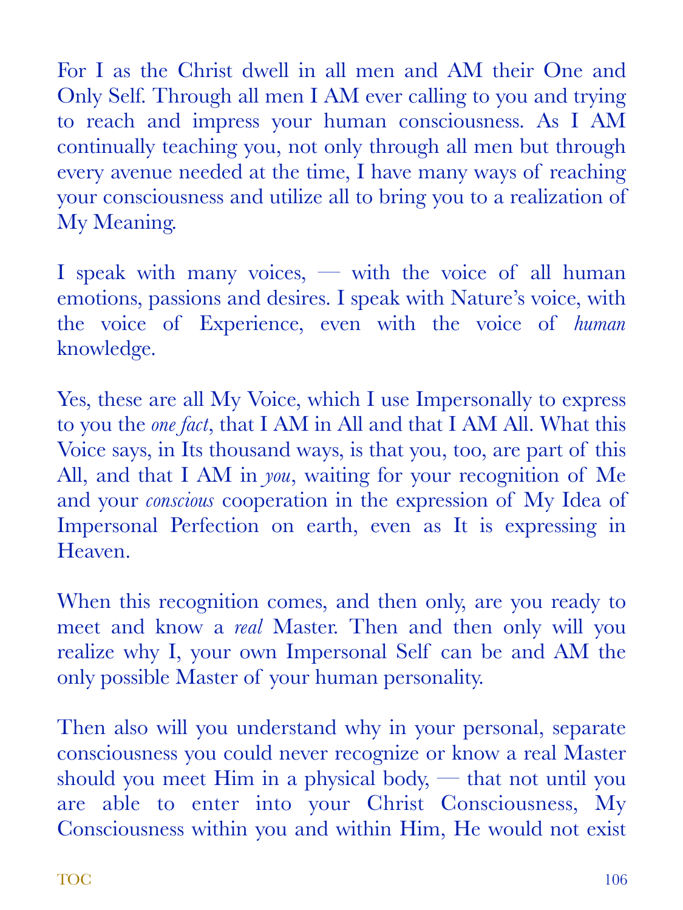For I as the Christ dwell in all men and AM their One and Only Self. Through all men I AM ever calling to you and trying to reach and impress your human consciousness. As I AM continually teaching you, not only through all men but through every avenue needed at the time, I have many ways of reaching your consciousness and utilize all to bring you to a realization of My Meaning.

I speak with many voices, — with the voice of all human emotions, passions and desires. I speak with Nature's voice, with the voice of Experience, even with the voice of *human* knowledge.

Yes, these are all My Voice, which I use Impersonally to express to you the *one fact*, that I AM in All and that I AM All. What this Voice says, in Its thousand ways, is that you, too, are part of this All, and that I AM in *you*, waiting for your recognition of Me and your *conscious* cooperation in the expression of My Idea of Impersonal Perfection on earth, even as It is expressing in Heaven.

When this recognition comes, and then only, are you ready to meet and know a *real* Master. Then and then only will you realize why I, your own Impersonal Self can be and AM the only possible Master of your human personality.

Then also will you understand why in your personal, separate consciousness you could never recognize or know a real Master should you meet Him in a physical body, — that not until you are able to enter into your Christ Consciousness, My Consciousness within you and within Him, He would not exist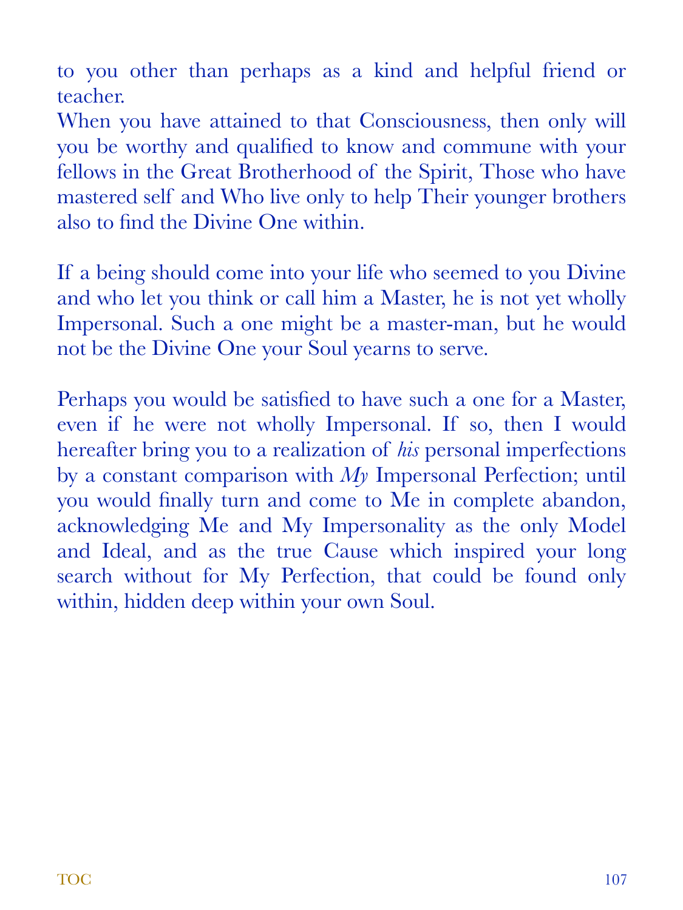to you other than perhaps as a kind and helpful friend or teacher.

When you have attained to that Consciousness, then only will you be worthy and qualified to know and commune with your fellows in the Great Brotherhood of the Spirit, Those who have mastered self and Who live only to help Their younger brothers also to find the Divine One within.

If a being should come into your life who seemed to you Divine and who let you think or call him a Master, he is not yet wholly Impersonal. Such a one might be a master-man, but he would not be the Divine One your Soul yearns to serve.

Perhaps you would be satisfied to have such a one for a Master, even if he were not wholly Impersonal. If so, then I would hereafter bring you to a realization of *his* personal imperfections by a constant comparison with *My* Impersonal Perfection; until you would finally turn and come to Me in complete abandon, acknowledging Me and My Impersonality as the only Model and Ideal, and as the true Cause which inspired your long search without for My Perfection, that could be found only within, hidden deep within your own Soul.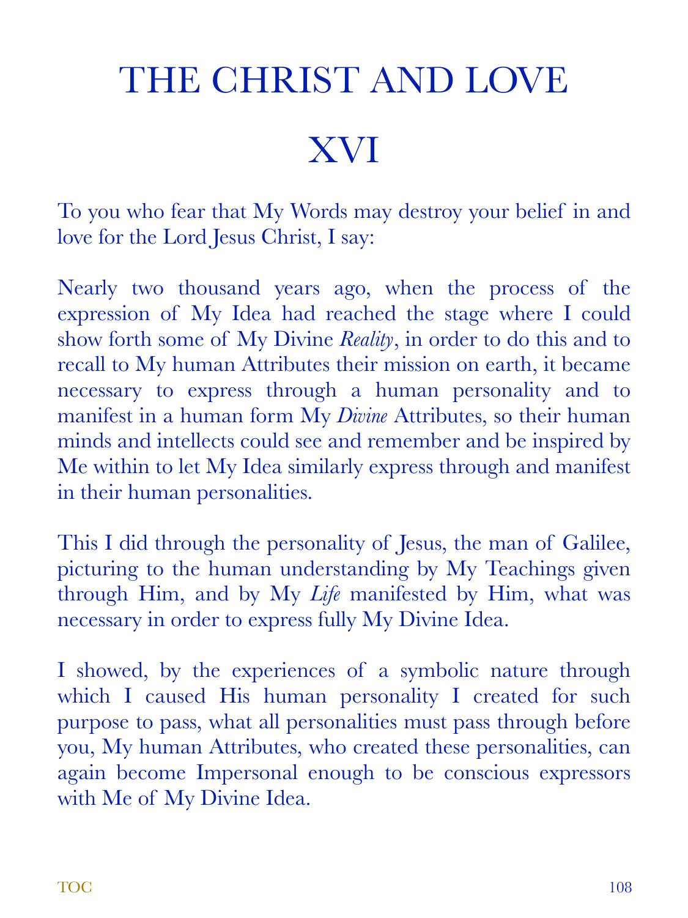# THE CHRIST AND LOVE

# XVI

To you who fear that My Words may destroy your belief in and love for the Lord Jesus Christ, I say:

Nearly two thousand years ago, when the process of the expression of My Idea had reached the stage where I could show forth some of My Divine *Reality*, in order to do this and to recall to My human Attributes their mission on earth, it became necessary to express through a human personality and to manifest in a human form My *Divine* Attributes, so their human minds and intellects could see and remember and be inspired by Me within to let My Idea similarly express through and manifest in their human personalities.

This I did through the personality of Jesus, the man of Galilee, picturing to the human understanding by My Teachings given through Him, and by My *Life* manifested by Him, what was necessary in order to express fully My Divine Idea.

I showed, by the experiences of a symbolic nature through which I caused His human personality I created for such purpose to pass, what all personalities must pass through before you, My human Attributes, who created these personalities, can again become Impersonal enough to be conscious expressors with Me of My Divine Idea.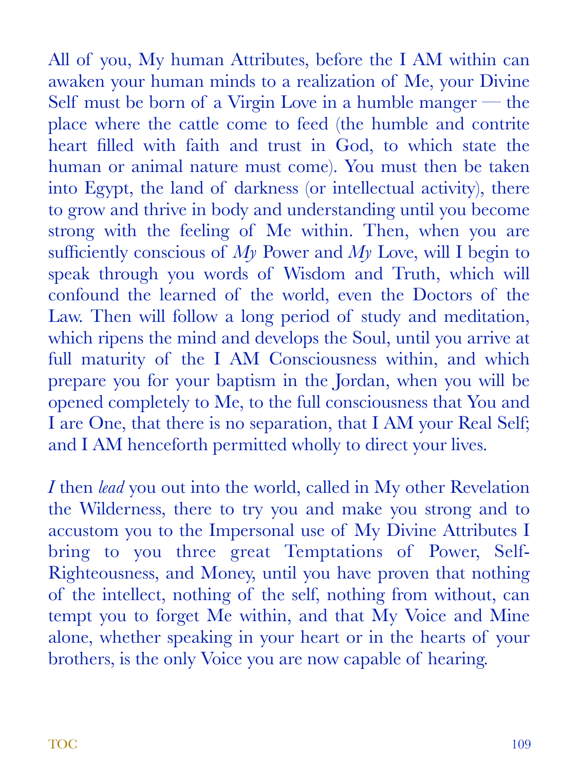All of you, My human Attributes, before the I AM within can awaken your human minds to a realization of Me, your Divine Self must be born of a Virgin Love in a humble manger — the place where the cattle come to feed (the humble and contrite heart filled with faith and trust in God, to which state the human or animal nature must come). You must then be taken into Egypt, the land of darkness (or intellectual activity), there to grow and thrive in body and understanding until you become strong with the feeling of Me within. Then, when you are sufficiently conscious of *My* Power and *My* Love, will I begin to speak through you words of Wisdom and Truth, which will confound the learned of the world, even the Doctors of the Law. Then will follow a long period of study and meditation, which ripens the mind and develops the Soul, until you arrive at full maturity of the I AM Consciousness within, and which prepare you for your baptism in the Jordan, when you will be opened completely to Me, to the full consciousness that You and I are One, that there is no separation, that I AM your Real Self; and I AM henceforth permitted wholly to direct your lives.

*I* then *lead* you out into the world, called in My other Revelation the Wilderness, there to try you and make you strong and to accustom you to the Impersonal use of My Divine Attributes I bring to you three great Temptations of Power, Self-Righteousness, and Money, until you have proven that nothing of the intellect, nothing of the self, nothing from without, can tempt you to forget Me within, and that My Voice and Mine alone, whether speaking in your heart or in the hearts of your brothers, is the only Voice you are now capable of hearing.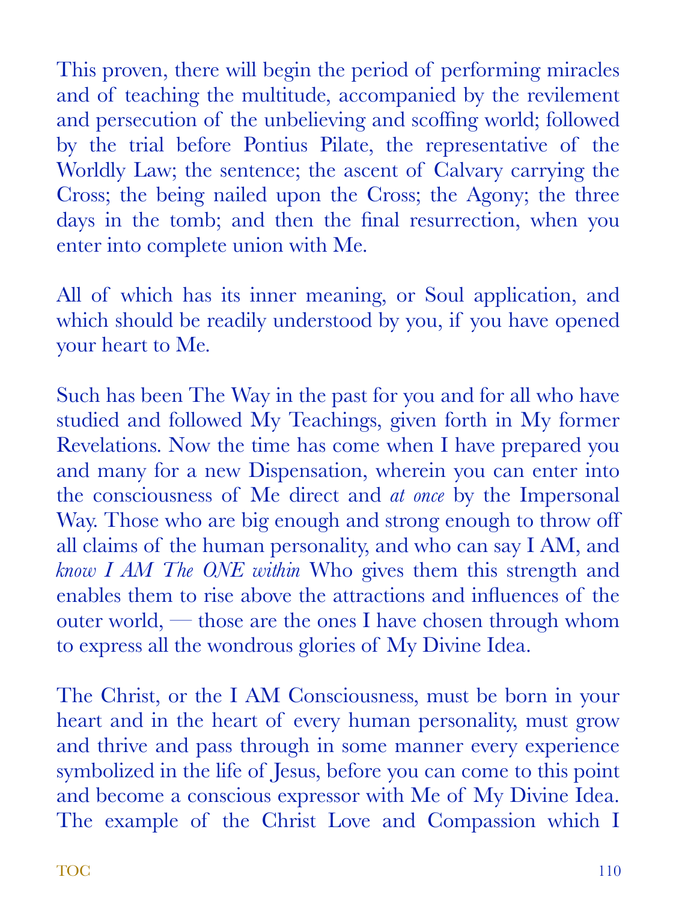This proven, there will begin the period of performing miracles and of teaching the multitude, accompanied by the revilement and persecution of the unbelieving and scoffing world; followed by the trial before Pontius Pilate, the representative of the Worldly Law; the sentence; the ascent of Calvary carrying the Cross; the being nailed upon the Cross; the Agony; the three days in the tomb; and then the final resurrection, when you enter into complete union with Me.

All of which has its inner meaning, or Soul application, and which should be readily understood by you, if you have opened your heart to Me.

Such has been The Way in the past for you and for all who have studied and followed My Teachings, given forth in My former Revelations. Now the time has come when I have prepared you and many for a new Dispensation, wherein you can enter into the consciousness of Me direct and *at once* by the Impersonal Way. Those who are big enough and strong enough to throw off all claims of the human personality, and who can say I AM, and *know I AM The ONE within* Who gives them this strength and enables them to rise above the attractions and influences of the outer world, — those are the ones I have chosen through whom to express all the wondrous glories of My Divine Idea.

The Christ, or the I AM Consciousness, must be born in your heart and in the heart of every human personality, must grow and thrive and pass through in some manner every experience symbolized in the life of Jesus, before you can come to this point and become a conscious expressor with Me of My Divine Idea. The example of the Christ Love and Compassion which I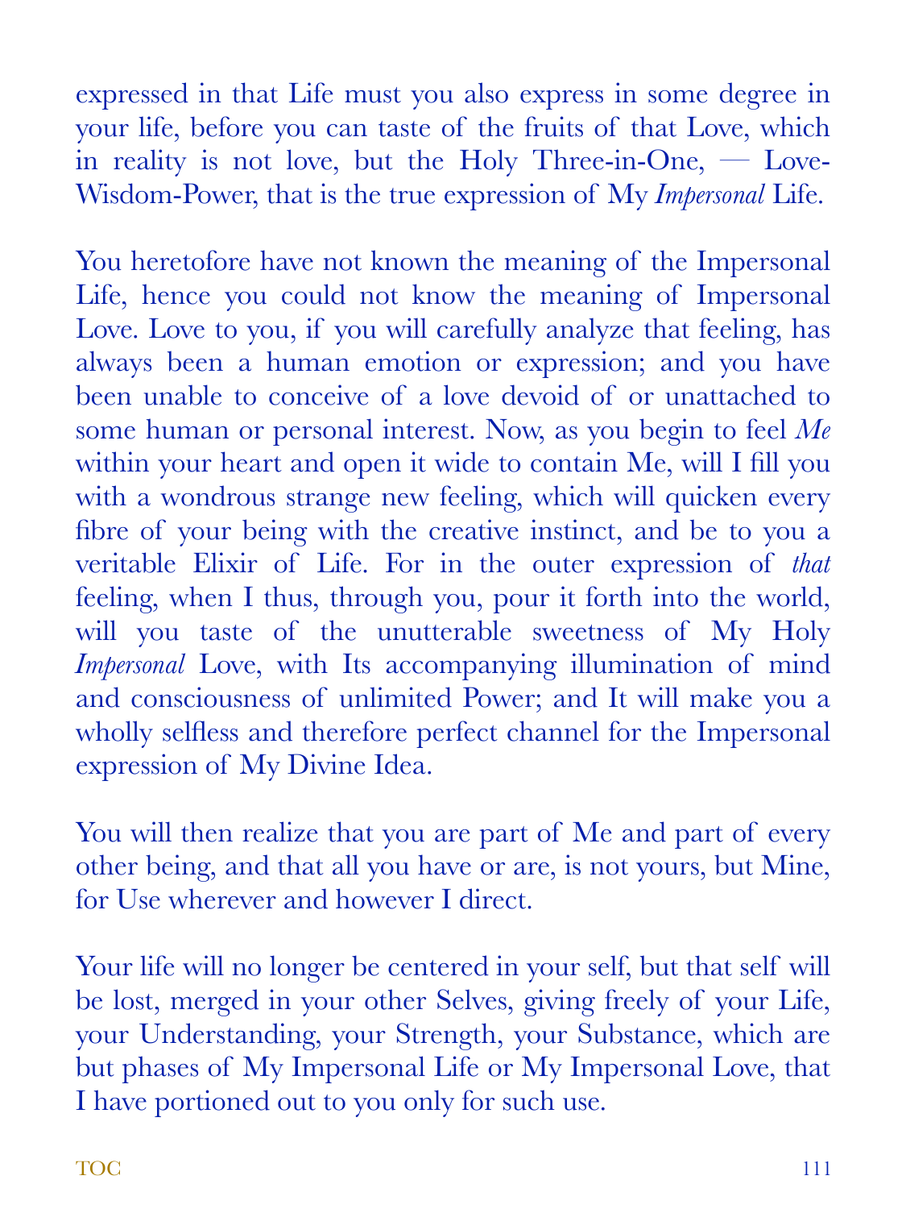expressed in that Life must you also express in some degree in your life, before you can taste of the fruits of that Love, which in reality is not love, but the Holy Three-in-One, — Love-Wisdom-Power, that is the true expression of My *Impersonal* Life.

You heretofore have not known the meaning of the Impersonal Life, hence you could not know the meaning of Impersonal Love. Love to you, if you will carefully analyze that feeling, has always been a human emotion or expression; and you have been unable to conceive of a love devoid of or unattached to some human or personal interest. Now, as you begin to feel *Me* within your heart and open it wide to contain Me, will I fill you with a wondrous strange new feeling, which will quicken every fibre of your being with the creative instinct, and be to you a veritable Elixir of Life. For in the outer expression of *that* feeling, when I thus, through you, pour it forth into the world, will you taste of the unutterable sweetness of My Holy *Impersonal* Love, with Its accompanying illumination of mind and consciousness of unlimited Power; and It will make you a wholly selfless and therefore perfect channel for the Impersonal expression of My Divine Idea.

You will then realize that you are part of Me and part of every other being, and that all you have or are, is not yours, but Mine, for Use wherever and however I direct.

Your life will no longer be centered in your self, but that self will be lost, merged in your other Selves, giving freely of your Life, your Understanding, your Strength, your Substance, which are but phases of My Impersonal Life or My Impersonal Love, that I have portioned out to you only for such use.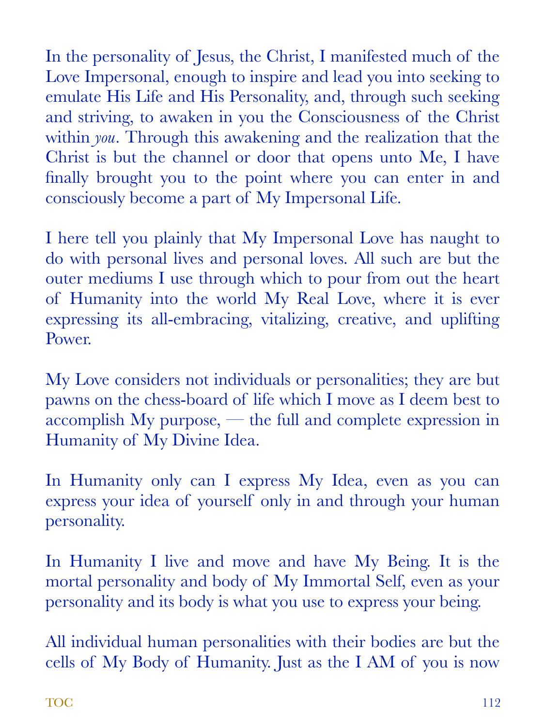In the personality of Jesus, the Christ, I manifested much of the Love Impersonal, enough to inspire and lead you into seeking to emulate His Life and His Personality, and, through such seeking and striving, to awaken in you the Consciousness of the Christ within *you*. Through this awakening and the realization that the Christ is but the channel or door that opens unto Me, I have finally brought you to the point where you can enter in and consciously become a part of My Impersonal Life.

I here tell you plainly that My Impersonal Love has naught to do with personal lives and personal loves. All such are but the outer mediums I use through which to pour from out the heart of Humanity into the world My Real Love, where it is ever expressing its all-embracing, vitalizing, creative, and uplifting Power.

My Love considers not individuals or personalities; they are but pawns on the chess-board of life which I move as I deem best to accomplish My purpose, — the full and complete expression in Humanity of My Divine Idea.

In Humanity only can I express My Idea, even as you can express your idea of yourself only in and through your human personality.

In Humanity I live and move and have My Being. It is the mortal personality and body of My Immortal Self, even as your personality and its body is what you use to express your being.

All individual human personalities with their bodies are but the cells of My Body of Humanity. Just as the I AM of you is now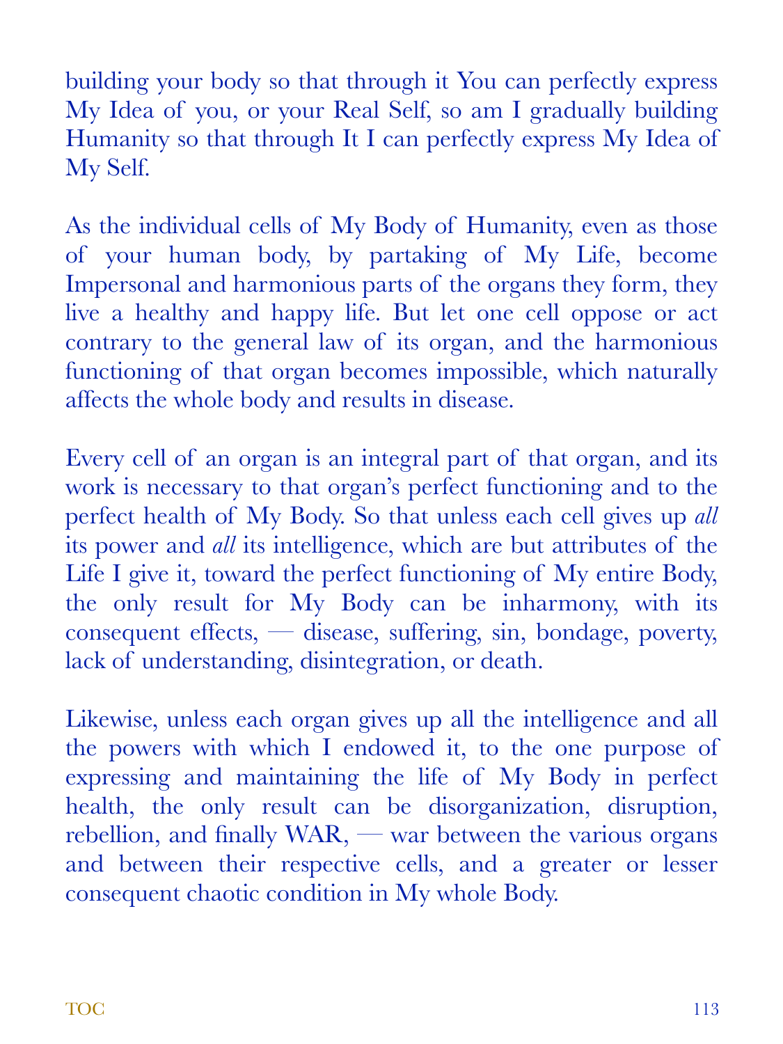building your body so that through it You can perfectly express My Idea of you, or your Real Self, so am I gradually building Humanity so that through It I can perfectly express My Idea of My Self.

As the individual cells of My Body of Humanity, even as those of your human body, by partaking of My Life, become Impersonal and harmonious parts of the organs they form, they live a healthy and happy life. But let one cell oppose or act contrary to the general law of its organ, and the harmonious functioning of that organ becomes impossible, which naturally affects the whole body and results in disease.

Every cell of an organ is an integral part of that organ, and its work is necessary to that organ's perfect functioning and to the perfect health of My Body. So that unless each cell gives up *all* its power and *all* its intelligence, which are but attributes of the Life I give it, toward the perfect functioning of My entire Body, the only result for My Body can be inharmony, with its consequent effects, — disease, suffering, sin, bondage, poverty, lack of understanding, disintegration, or death.

Likewise, unless each organ gives up all the intelligence and all the powers with which I endowed it, to the one purpose of expressing and maintaining the life of My Body in perfect health, the only result can be disorganization, disruption, rebellion, and finally WAR, — war between the various organs and between their respective cells, and a greater or lesser consequent chaotic condition in My whole Body.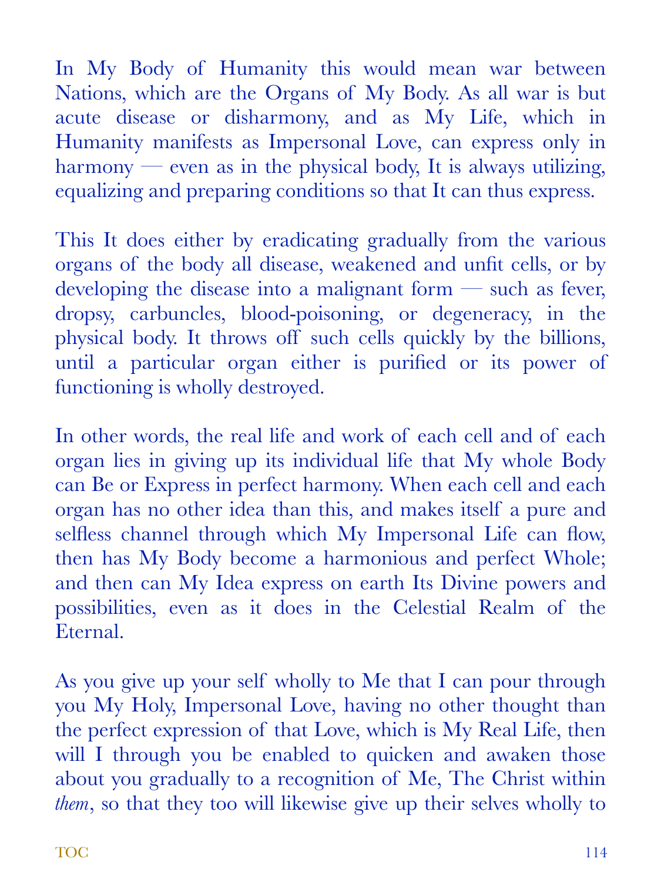In My Body of Humanity this would mean war between Nations, which are the Organs of My Body. As all war is but acute disease or disharmony, and as My Life, which in Humanity manifests as Impersonal Love, can express only in harmony — even as in the physical body, It is always utilizing, equalizing and preparing conditions so that It can thus express.

This It does either by eradicating gradually from the various organs of the body all disease, weakened and unfit cells, or by developing the disease into a malignant form — such as fever, dropsy, carbuncles, blood-poisoning, or degeneracy, in the physical body. It throws off such cells quickly by the billions, until a particular organ either is purified or its power of functioning is wholly destroyed.

In other words, the real life and work of each cell and of each organ lies in giving up its individual life that My whole Body can Be or Express in perfect harmony. When each cell and each organ has no other idea than this, and makes itself a pure and selfless channel through which My Impersonal Life can flow, then has My Body become a harmonious and perfect Whole; and then can My Idea express on earth Its Divine powers and possibilities, even as it does in the Celestial Realm of the Eternal.

As you give up your self wholly to Me that I can pour through you My Holy, Impersonal Love, having no other thought than the perfect expression of that Love, which is My Real Life, then will I through you be enabled to quicken and awaken those about you gradually to a recognition of Me, The Christ within *them*, so that they too will likewise give up their selves wholly to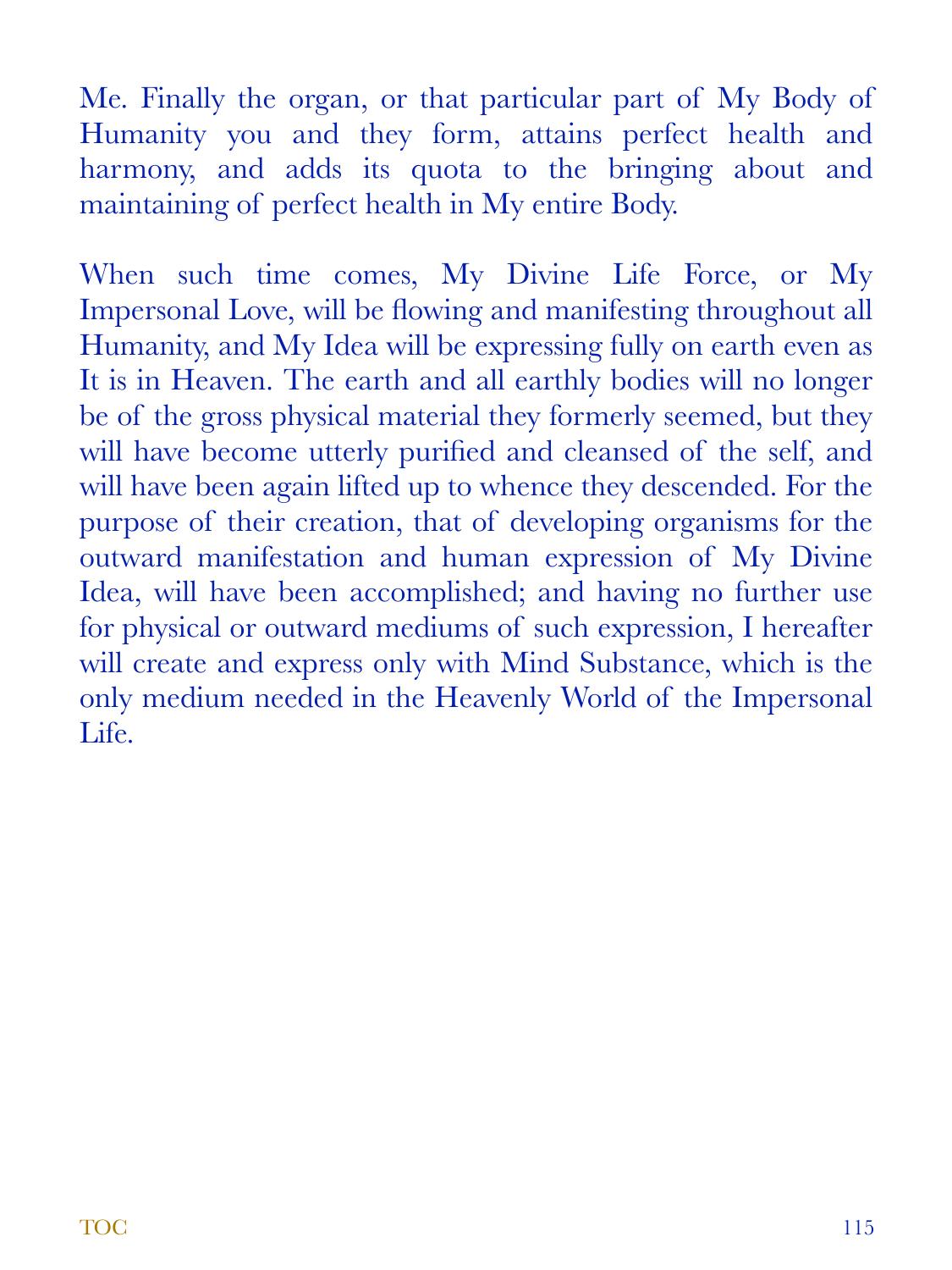Me. Finally the organ, or that particular part of My Body of Humanity you and they form, attains perfect health and harmony, and adds its quota to the bringing about and maintaining of perfect health in My entire Body.

When such time comes, My Divine Life Force, or My Impersonal Love, will be flowing and manifesting throughout all Humanity, and My Idea will be expressing fully on earth even as It is in Heaven. The earth and all earthly bodies will no longer be of the gross physical material they formerly seemed, but they will have become utterly purified and cleansed of the self, and will have been again lifted up to whence they descended. For the purpose of their creation, that of developing organisms for the outward manifestation and human expression of My Divine Idea, will have been accomplished; and having no further use for physical or outward mediums of such expression, I hereafter will create and express only with Mind Substance, which is the only medium needed in the Heavenly World of the Impersonal Life.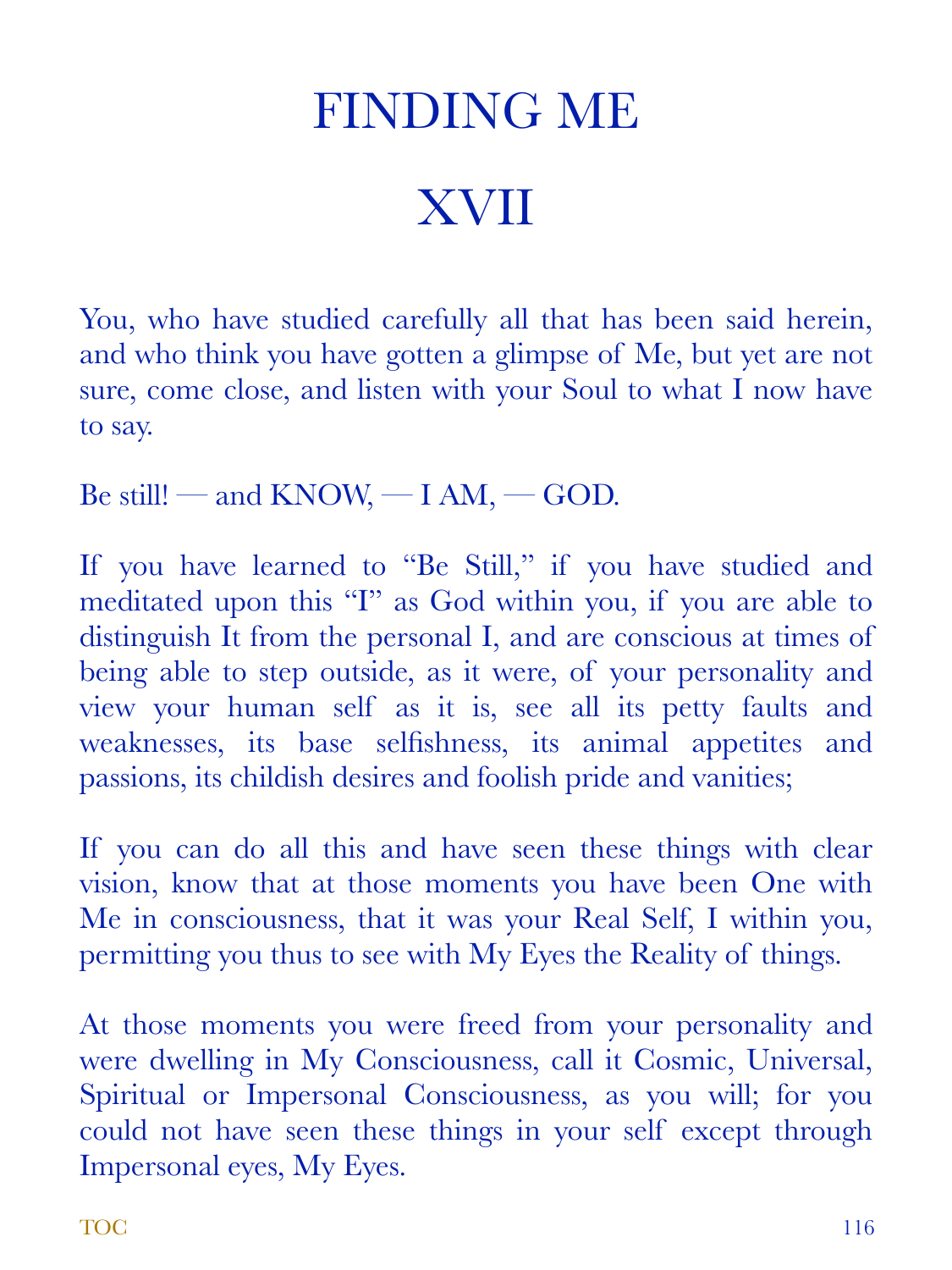# FINDING ME

# XVII

You, who have studied carefully all that has been said herein, and who think you have gotten a glimpse of Me, but yet are not sure, come close, and listen with your Soul to what I now have to say.

Be still! — and KNOW, — I AM, — GOD.

If you have learned to "Be Still," if you have studied and meditated upon this "I" as God within you, if you are able to distinguish It from the personal I, and are conscious at times of being able to step outside, as it were, of your personality and view your human self as it is, see all its petty faults and weaknesses, its base selfishness, its animal appetites and passions, its childish desires and foolish pride and vanities;

If you can do all this and have seen these things with clear vision, know that at those moments you have been One with Me in consciousness, that it was your Real Self, I within you, permitting you thus to see with My Eyes the Reality of things.

At those moments you were freed from your personality and were dwelling in My Consciousness, call it Cosmic, Universal, Spiritual or Impersonal Consciousness, as you will; for you could not have seen these things in your self except through Impersonal eyes, My Eyes.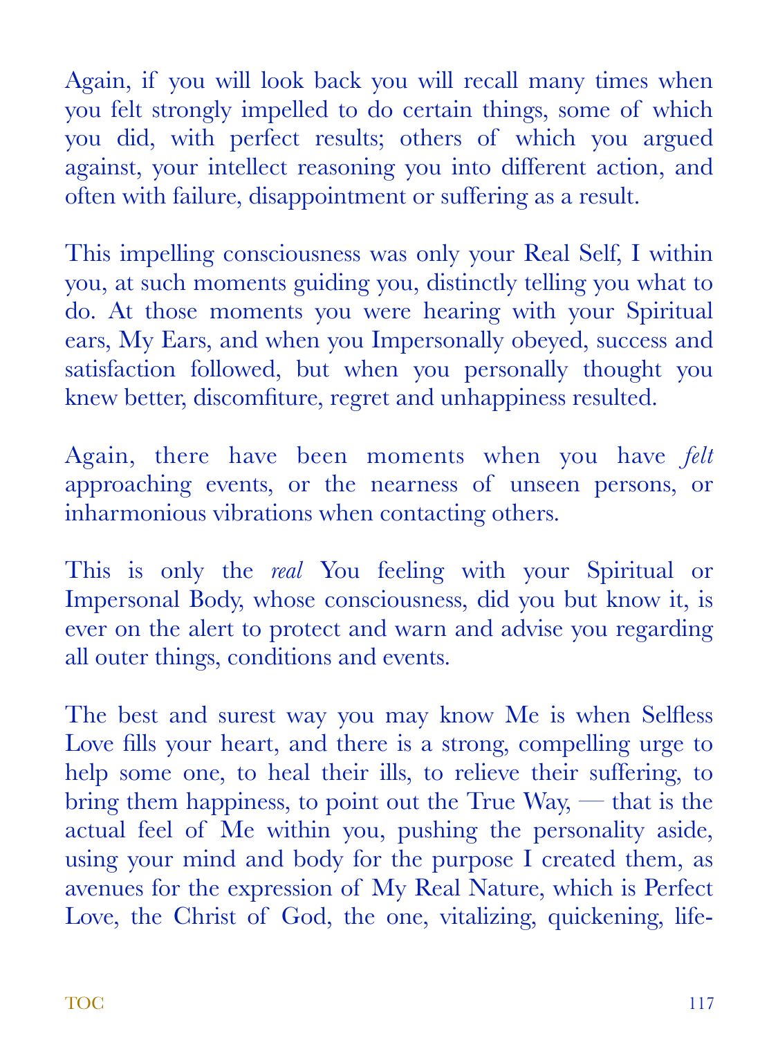Again, if you will look back you will recall many times when you felt strongly impelled to do certain things, some of which you did, with perfect results; others of which you argued against, your intellect reasoning you into different action, and often with failure, disappointment or suffering as a result.

This impelling consciousness was only your Real Self, I within you, at such moments guiding you, distinctly telling you what to do. At those moments you were hearing with your Spiritual ears, My Ears, and when you Impersonally obeyed, success and satisfaction followed, but when you personally thought you knew better, discomfiture, regret and unhappiness resulted.

Again, there have been moments when you have *felt* approaching events, or the nearness of unseen persons, or inharmonious vibrations when contacting others.

This is only the *real* You feeling with your Spiritual or Impersonal Body, whose consciousness, did you but know it, is ever on the alert to protect and warn and advise you regarding all outer things, conditions and events.

The best and surest way you may know Me is when Selfless Love fills your heart, and there is a strong, compelling urge to help some one, to heal their ills, to relieve their suffering, to bring them happiness, to point out the True Way, — that is the actual feel of Me within you, pushing the personality aside, using your mind and body for the purpose I created them, as avenues for the expression of My Real Nature, which is Perfect Love, the Christ of God, the one, vitalizing, quickening, life-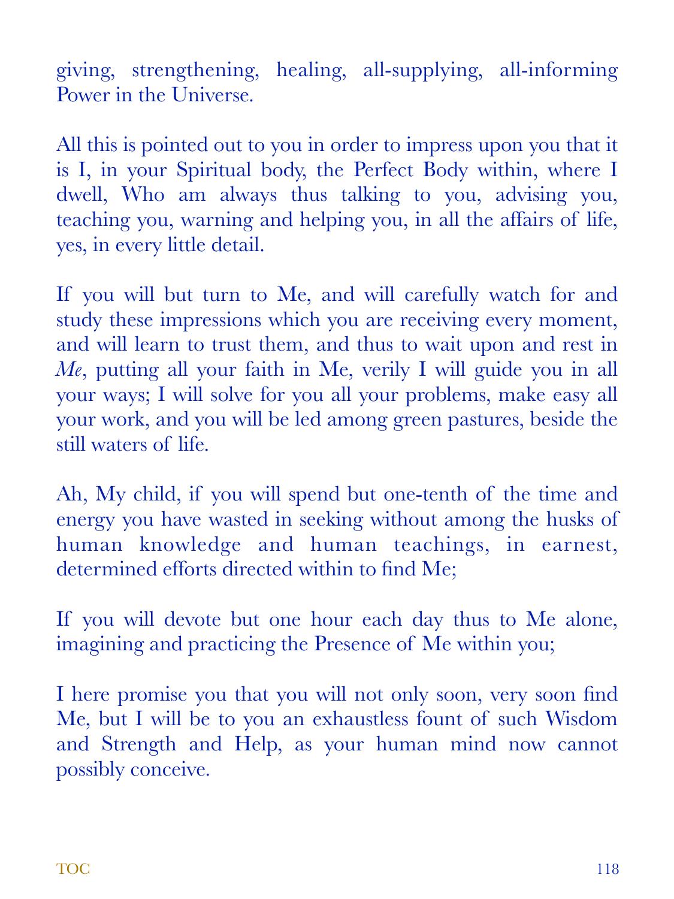giving, strengthening, healing, all-supplying, all-informing Power in the Universe.

All this is pointed out to you in order to impress upon you that it is I, in your Spiritual body, the Perfect Body within, where I dwell, Who am always thus talking to you, advising you, teaching you, warning and helping you, in all the affairs of life, yes, in every little detail.

If you will but turn to Me, and will carefully watch for and study these impressions which you are receiving every moment, and will learn to trust them, and thus to wait upon and rest in *Me*, putting all your faith in Me, verily I will guide you in all your ways; I will solve for you all your problems, make easy all your work, and you will be led among green pastures, beside the still waters of life.

Ah, My child, if you will spend but one-tenth of the time and energy you have wasted in seeking without among the husks of human knowledge and human teachings, in earnest, determined efforts directed within to find Me;

If you will devote but one hour each day thus to Me alone, imagining and practicing the Presence of Me within you;

I here promise you that you will not only soon, very soon find Me, but I will be to you an exhaustless fount of such Wisdom and Strength and Help, as your human mind now cannot possibly conceive.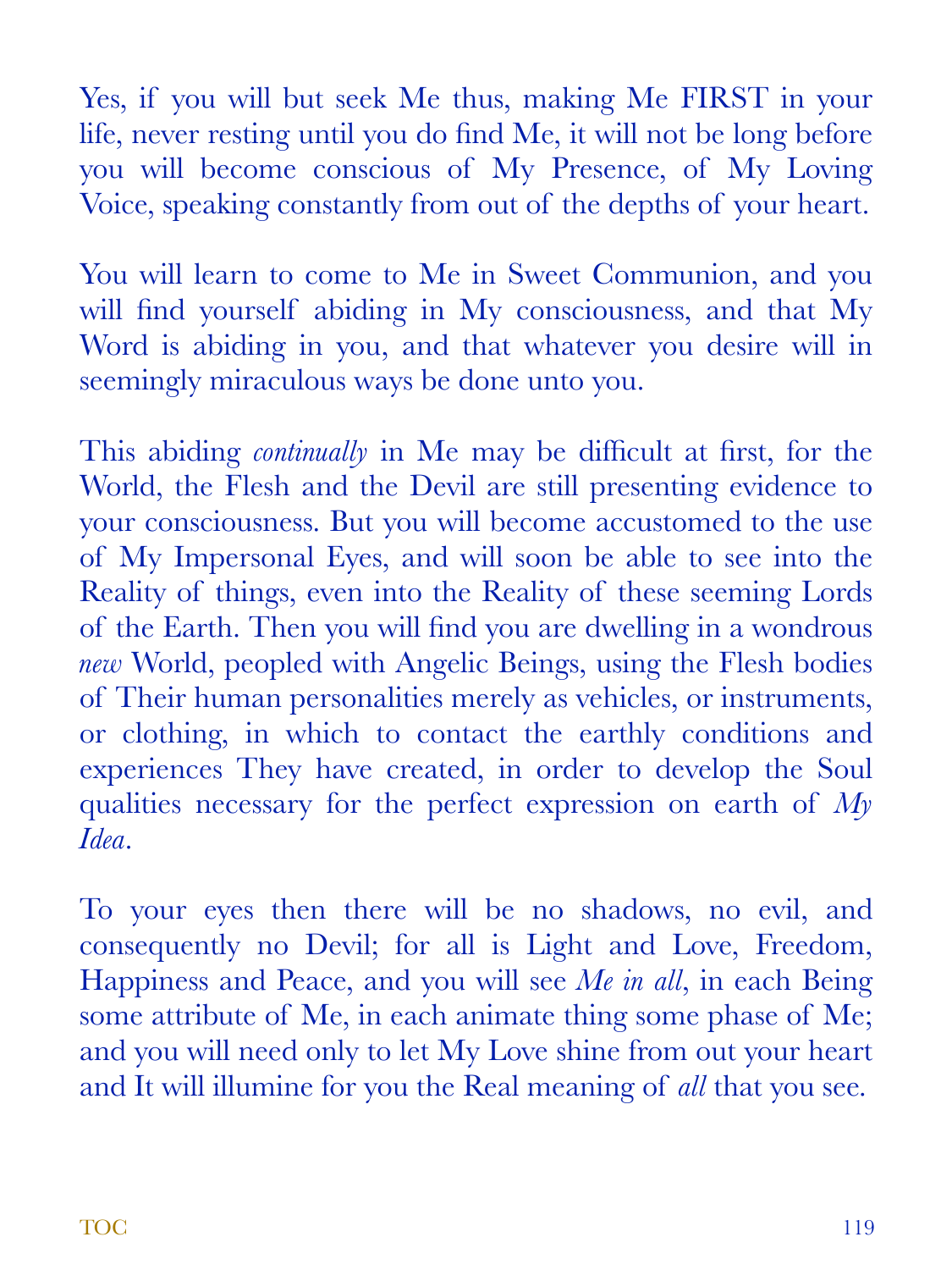Yes, if you will but seek Me thus, making Me FIRST in your life, never resting until you do find Me, it will not be long before you will become conscious of My Presence, of My Loving Voice, speaking constantly from out of the depths of your heart.

You will learn to come to Me in Sweet Communion, and you will find yourself abiding in My consciousness, and that My Word is abiding in you, and that whatever you desire will in seemingly miraculous ways be done unto you.

This abiding *continually* in Me may be difficult at first, for the World, the Flesh and the Devil are still presenting evidence to your consciousness. But you will become accustomed to the use of My Impersonal Eyes, and will soon be able to see into the Reality of things, even into the Reality of these seeming Lords of the Earth. Then you will find you are dwelling in a wondrous *new* World, peopled with Angelic Beings, using the Flesh bodies of Their human personalities merely as vehicles, or instruments, or clothing, in which to contact the earthly conditions and experiences They have created, in order to develop the Soul qualities necessary for the perfect expression on earth of *My Idea*.

To your eyes then there will be no shadows, no evil, and consequently no Devil; for all is Light and Love, Freedom, Happiness and Peace, and you will see *Me in all*, in each Being some attribute of Me, in each animate thing some phase of Me; and you will need only to let My Love shine from out your heart and It will illumine for you the Real meaning of *all* that you see.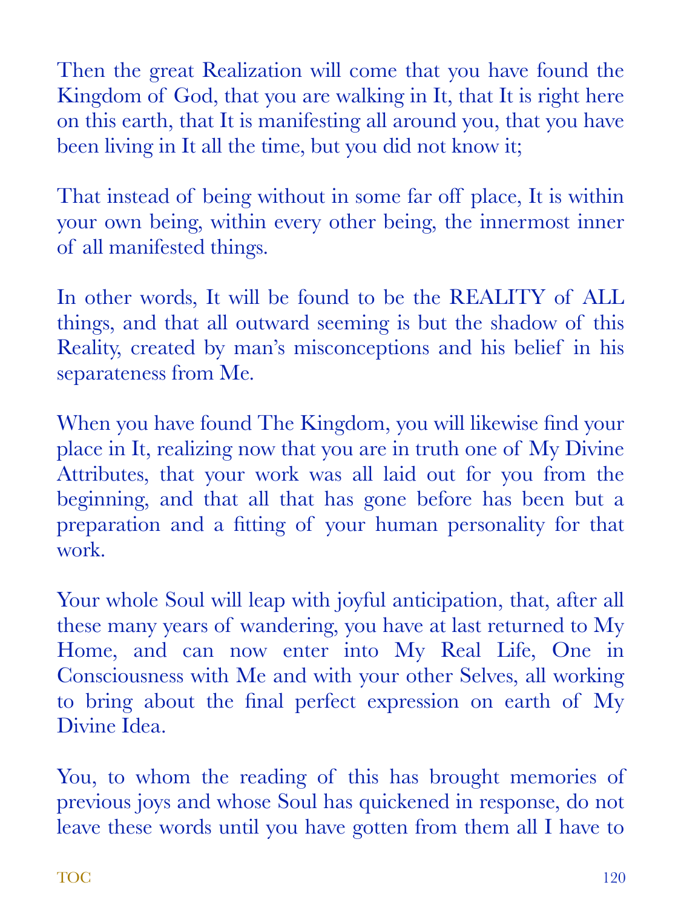Then the great Realization will come that you have found the Kingdom of God, that you are walking in It, that It is right here on this earth, that It is manifesting all around you, that you have been living in It all the time, but you did not know it;

That instead of being without in some far off place, It is within your own being, within every other being, the innermost inner of all manifested things.

In other words, It will be found to be the REALITY of ALL things, and that all outward seeming is but the shadow of this Reality, created by man's misconceptions and his belief in his separateness from Me.

When you have found The Kingdom, you will likewise find your place in It, realizing now that you are in truth one of My Divine Attributes, that your work was all laid out for you from the beginning, and that all that has gone before has been but a preparation and a fitting of your human personality for that work.

Your whole Soul will leap with joyful anticipation, that, after all these many years of wandering, you have at last returned to My Home, and can now enter into My Real Life, One in Consciousness with Me and with your other Selves, all working to bring about the final perfect expression on earth of My Divine Idea.

You, to whom the reading of this has brought memories of previous joys and whose Soul has quickened in response, do not leave these words until you have gotten from them all I have to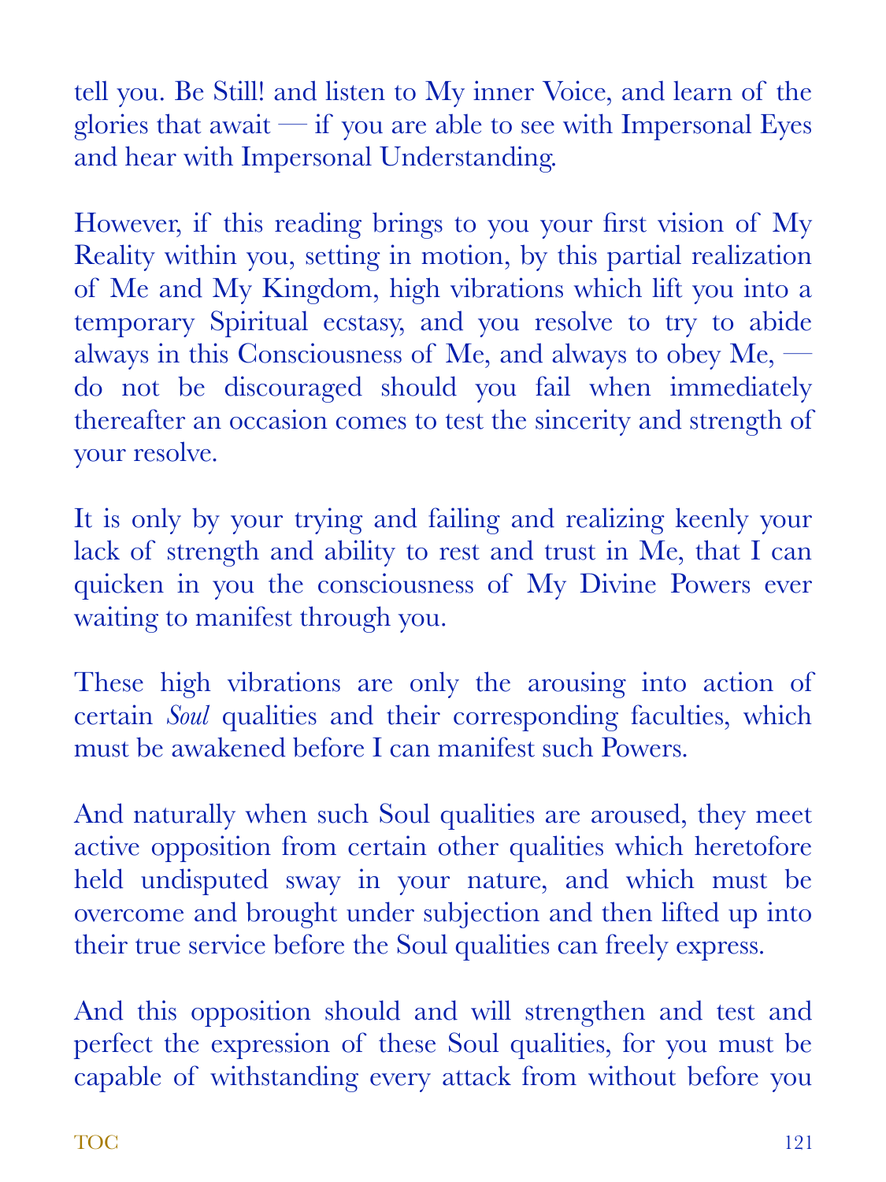tell you. Be Still! and listen to My inner Voice, and learn of the glories that await — if you are able to see with Impersonal Eyes and hear with Impersonal Understanding.

However, if this reading brings to you your first vision of My Reality within you, setting in motion, by this partial realization of Me and My Kingdom, high vibrations which lift you into a temporary Spiritual ecstasy, and you resolve to try to abide always in this Consciousness of Me, and always to obey Me, — do not be discouraged should you fail when immediately thereafter an occasion comes to test the sincerity and strength of your resolve.

It is only by your trying and failing and realizing keenly your lack of strength and ability to rest and trust in Me, that I can quicken in you the consciousness of My Divine Powers ever waiting to manifest through you.

These high vibrations are only the arousing into action of certain *Soul* qualities and their corresponding faculties, which must be awakened before I can manifest such Powers.

And naturally when such Soul qualities are aroused, they meet active opposition from certain other qualities which heretofore held undisputed sway in your nature, and which must be overcome and brought under subjection and then lifted up into their true service before the Soul qualities can freely express.

And this opposition should and will strengthen and test and perfect the expression of these Soul qualities, for you must be capable of withstanding every attack from without before you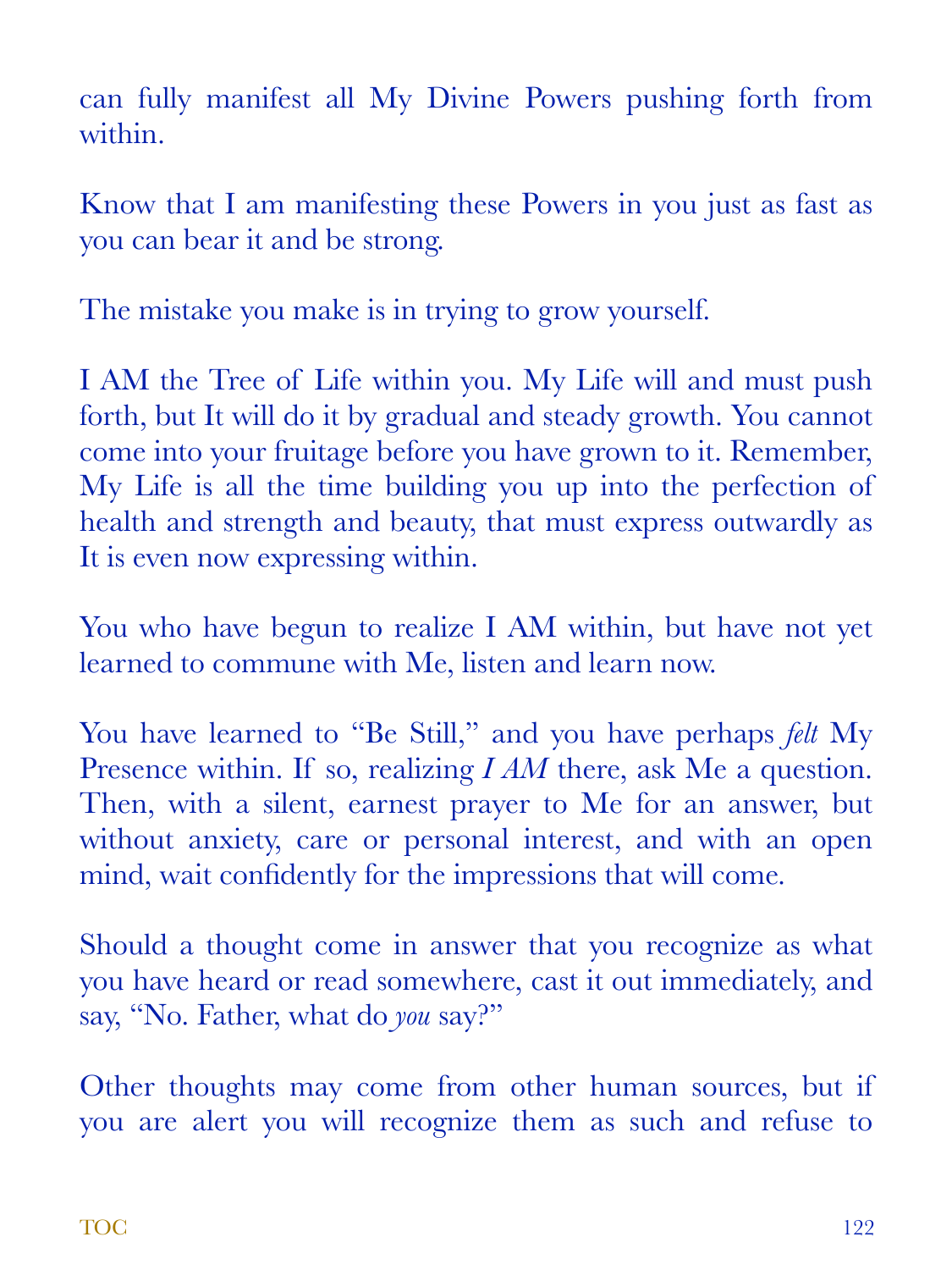can fully manifest all My Divine Powers pushing forth from within.

Know that I am manifesting these Powers in you just as fast as you can bear it and be strong.

The mistake you make is in trying to grow yourself.

I AM the Tree of Life within you. My Life will and must push forth, but It will do it by gradual and steady growth. You cannot come into your fruitage before you have grown to it. Remember, My Life is all the time building you up into the perfection of health and strength and beauty, that must express outwardly as It is even now expressing within.

You who have begun to realize I AM within, but have not yet learned to commune with Me, listen and learn now.

You have learned to "Be Still," and you have perhaps *felt* My Presence within. If so, realizing *I AM* there, ask Me a question. Then, with a silent, earnest prayer to Me for an answer, but without anxiety, care or personal interest, and with an open mind, wait confidently for the impressions that will come.

Should a thought come in answer that you recognize as what you have heard or read somewhere, cast it out immediately, and say, "No. Father, what do *you* say?"

Other thoughts may come from other human sources, but if you are alert you will recognize them as such and refuse to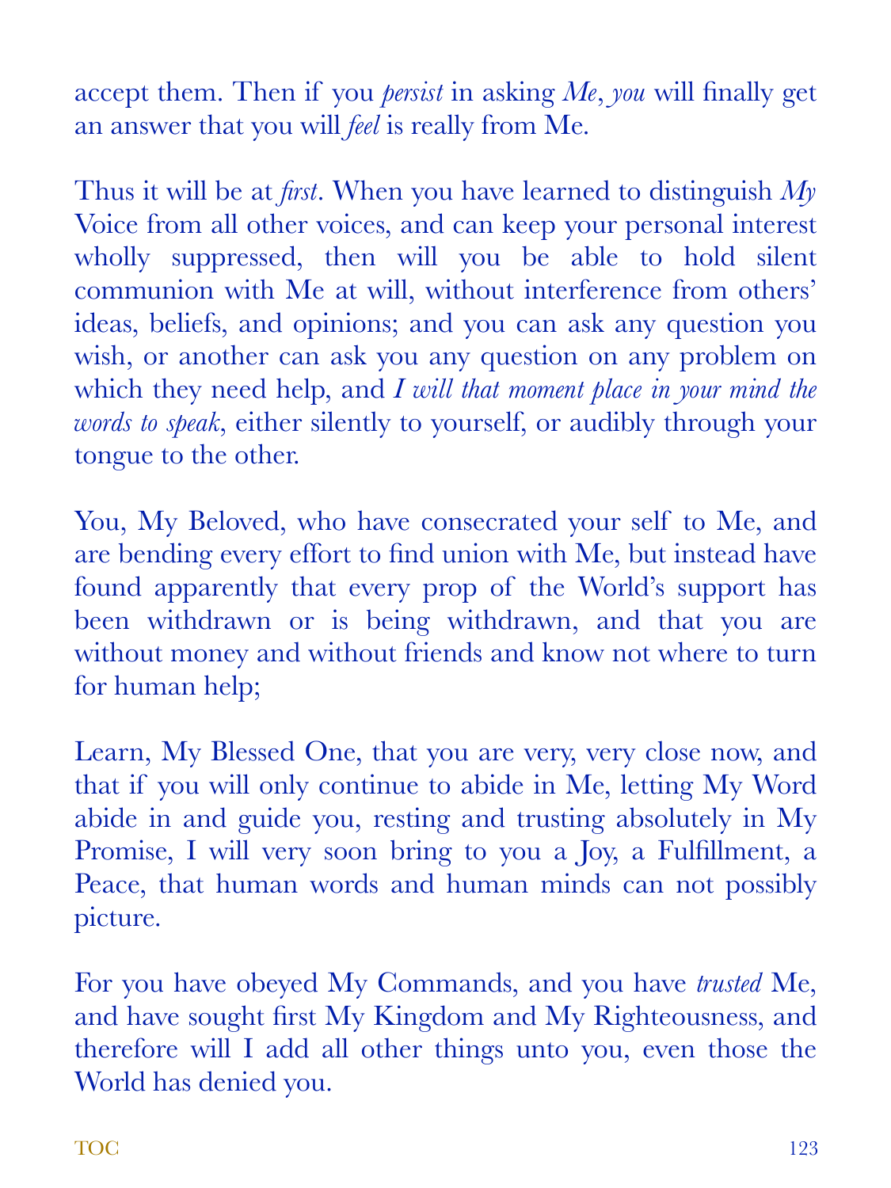accept them. Then if you *persist* in asking *Me*, *you* will finally get an answer that you will *feel* is really from Me.

Thus it will be at *first*. When you have learned to distinguish *My* Voice from all other voices, and can keep your personal interest wholly suppressed, then will you be able to hold silent communion with Me at will, without interference from others' ideas, beliefs, and opinions; and you can ask any question you wish, or another can ask you any question on any problem on which they need help, and *I will that moment place in your mind the words to speak*, either silently to yourself, or audibly through your tongue to the other.

You, My Beloved, who have consecrated your self to Me, and are bending every effort to find union with Me, but instead have found apparently that every prop of the World's support has been withdrawn or is being withdrawn, and that you are without money and without friends and know not where to turn for human help;

Learn, My Blessed One, that you are very, very close now, and that if you will only continue to abide in Me, letting My Word abide in and guide you, resting and trusting absolutely in My Promise, I will very soon bring to you a Joy, a Fulfillment, a Peace, that human words and human minds can not possibly picture.

For you have obeyed My Commands, and you have *trusted* Me, and have sought first My Kingdom and My Righteousness, and therefore will I add all other things unto you, even those the World has denied you.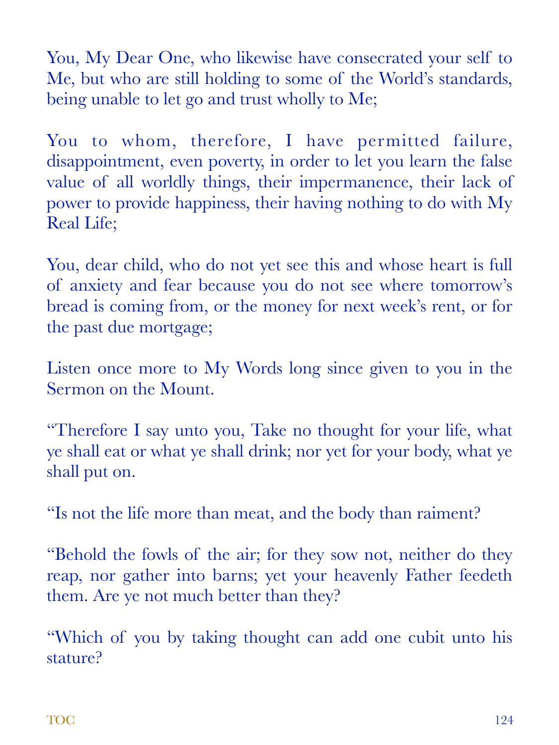You, My Dear One, who likewise have consecrated your self to Me, but who are still holding to some of the World's standards, being unable to let go and trust wholly to Me;

You to whom, therefore, I have permitted failure, disappointment, even poverty, in order to let you learn the false value of all worldly things, their impermanence, their lack of power to provide happiness, their having nothing to do with My Real Life;

You, dear child, who do not yet see this and whose heart is full of anxiety and fear because you do not see where tomorrow's bread is coming from, or the money for next week's rent, or for the past due mortgage;

Listen once more to My Words long since given to you in the Sermon on the Mount.

"Therefore I say unto you, Take no thought for your life, what ye shall eat or what ye shall drink; nor yet for your body, what ye shall put on.

"Is not the life more than meat, and the body than raiment?

"Behold the fowls of the air; for they sow not, neither do they reap, nor gather into barns; yet your heavenly Father feedeth them. Are ye not much better than they?

"Which of you by taking thought can add one cubit unto his stature?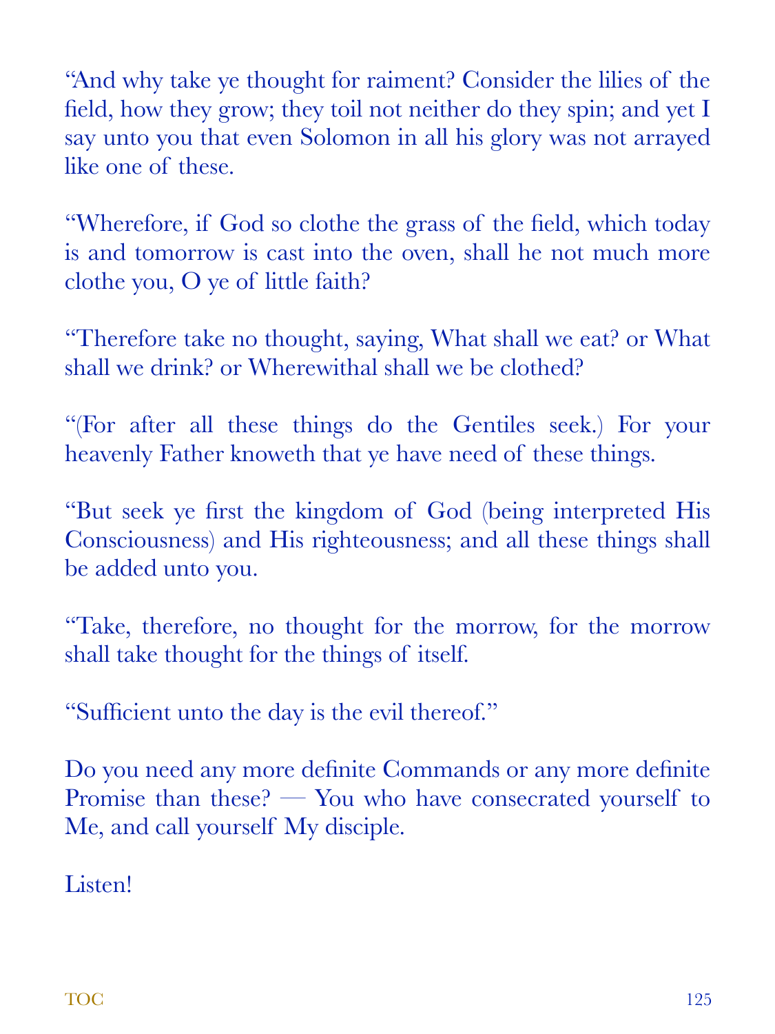"And why take ye thought for raiment? Consider the lilies of the field, how they grow; they toil not neither do they spin; and yet I say unto you that even Solomon in all his glory was not arrayed like one of these.

"Wherefore, if God so clothe the grass of the field, which today is and tomorrow is cast into the oven, shall he not much more clothe you, O ye of little faith?

"Therefore take no thought, saying, What shall we eat? or What shall we drink? or Wherewithal shall we be clothed?

"(For after all these things do the Gentiles seek.) For your heavenly Father knoweth that ye have need of these things.

"But seek ye first the kingdom of God (being interpreted His Consciousness) and His righteousness; and all these things shall be added unto you.

"Take, therefore, no thought for the morrow, for the morrow shall take thought for the things of itself.

"Sufficient unto the day is the evil thereof."

Do you need any more definite Commands or any more definite Promise than these? — You who have consecrated yourself to Me, and call yourself My disciple.

Listen!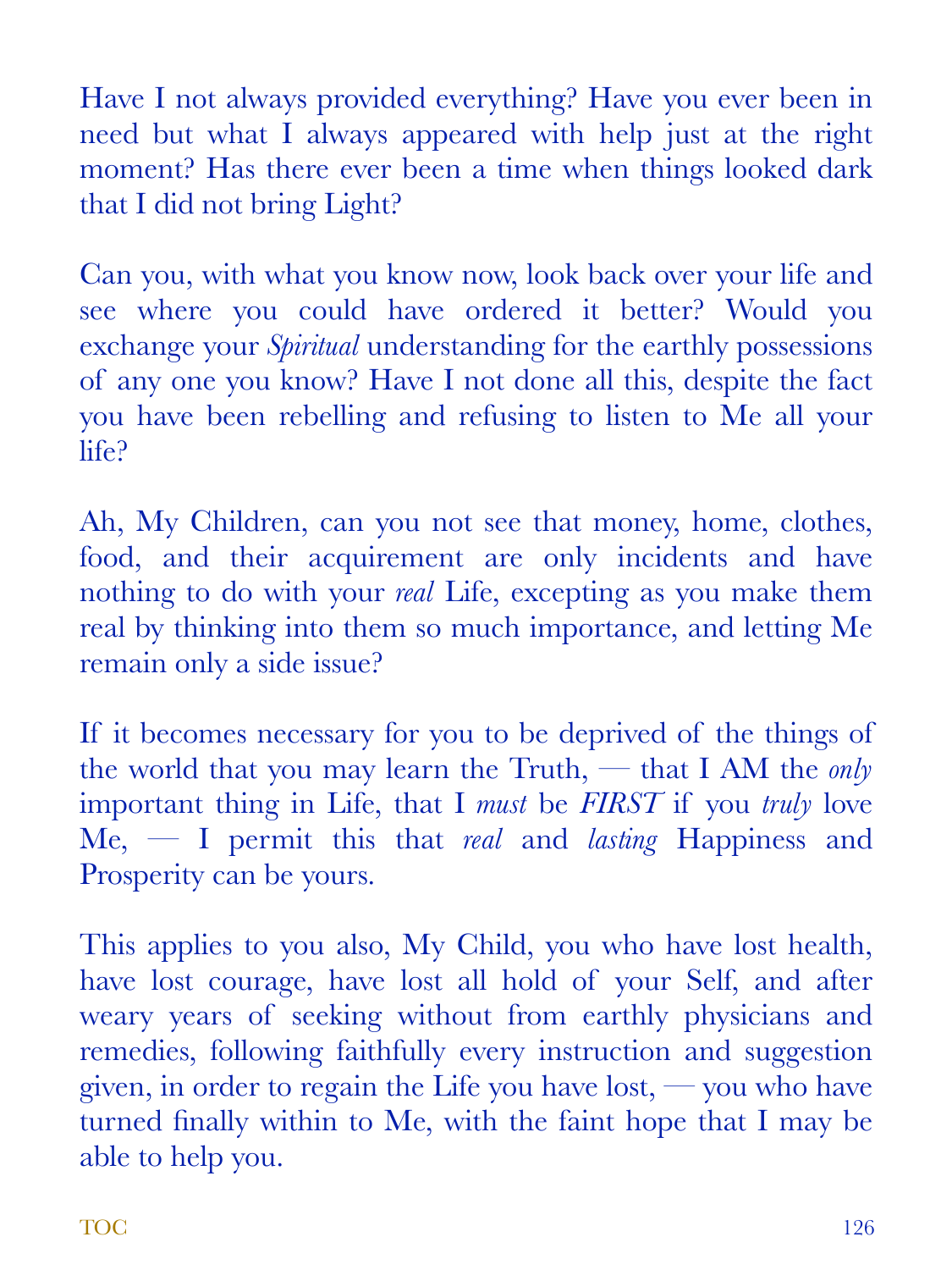Have I not always provided everything? Have you ever been in need but what I always appeared with help just at the right moment? Has there ever been a time when things looked dark that I did not bring Light?

Can you, with what you know now, look back over your life and see where you could have ordered it better? Would you exchange your *Spiritual* understanding for the earthly possessions of any one you know? Have I not done all this, despite the fact you have been rebelling and refusing to listen to Me all your life?

Ah, My Children, can you not see that money, home, clothes, food, and their acquirement are only incidents and have nothing to do with your *real* Life, excepting as you make them real by thinking into them so much importance, and letting Me remain only a side issue?

If it becomes necessary for you to be deprived of the things of the world that you may learn the Truth, — that I AM the *only* important thing in Life, that I *must* be *FIRST* if you *truly* love Me, — I permit this that *real* and *lasting* Happiness and Prosperity can be yours.

This applies to you also, My Child, you who have lost health, have lost courage, have lost all hold of your Self, and after weary years of seeking without from earthly physicians and remedies, following faithfully every instruction and suggestion given, in order to regain the Life you have lost, — you who have turned finally within to Me, with the faint hope that I may be able to help you.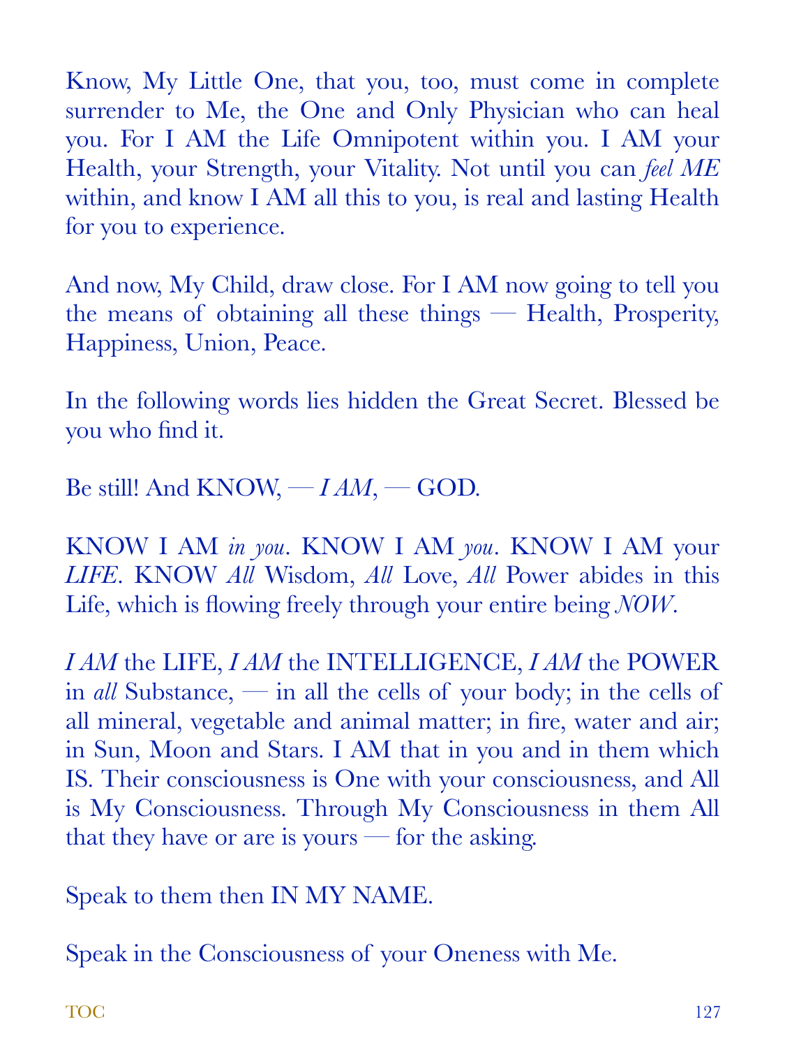Know, My Little One, that you, too, must come in complete surrender to Me, the One and Only Physician who can heal you. For I AM the Life Omnipotent within you. I AM your Health, your Strength, your Vitality. Not until you can *feel ME* within, and know I AM all this to you, is real and lasting Health for you to experience.

And now, My Child, draw close. For I AM now going to tell you the means of obtaining all these things — Health, Prosperity, Happiness, Union, Peace.

In the following words lies hidden the Great Secret. Blessed be you who find it.

Be still! And KNOW, — *I AM*, — GOD.

KNOW I AM *in you*. KNOW I AM *you*. KNOW I AM your *LIFE*. KNOW *All* Wisdom, *All* Love, *All* Power abides in this Life, which is flowing freely through your entire being *NOW*.

*I AM* the LIFE, *I AM* the INTELLIGENCE, *I AM* the POWER in *all* Substance, — in all the cells of your body; in the cells of all mineral, vegetable and animal matter; in fire, water and air; in Sun, Moon and Stars. I AM that in you and in them which IS. Their consciousness is One with your consciousness, and All is My Consciousness. Through My Consciousness in them All that they have or are is yours — for the asking.

Speak to them then IN MY NAME.

Speak in the Consciousness of your Oneness with Me.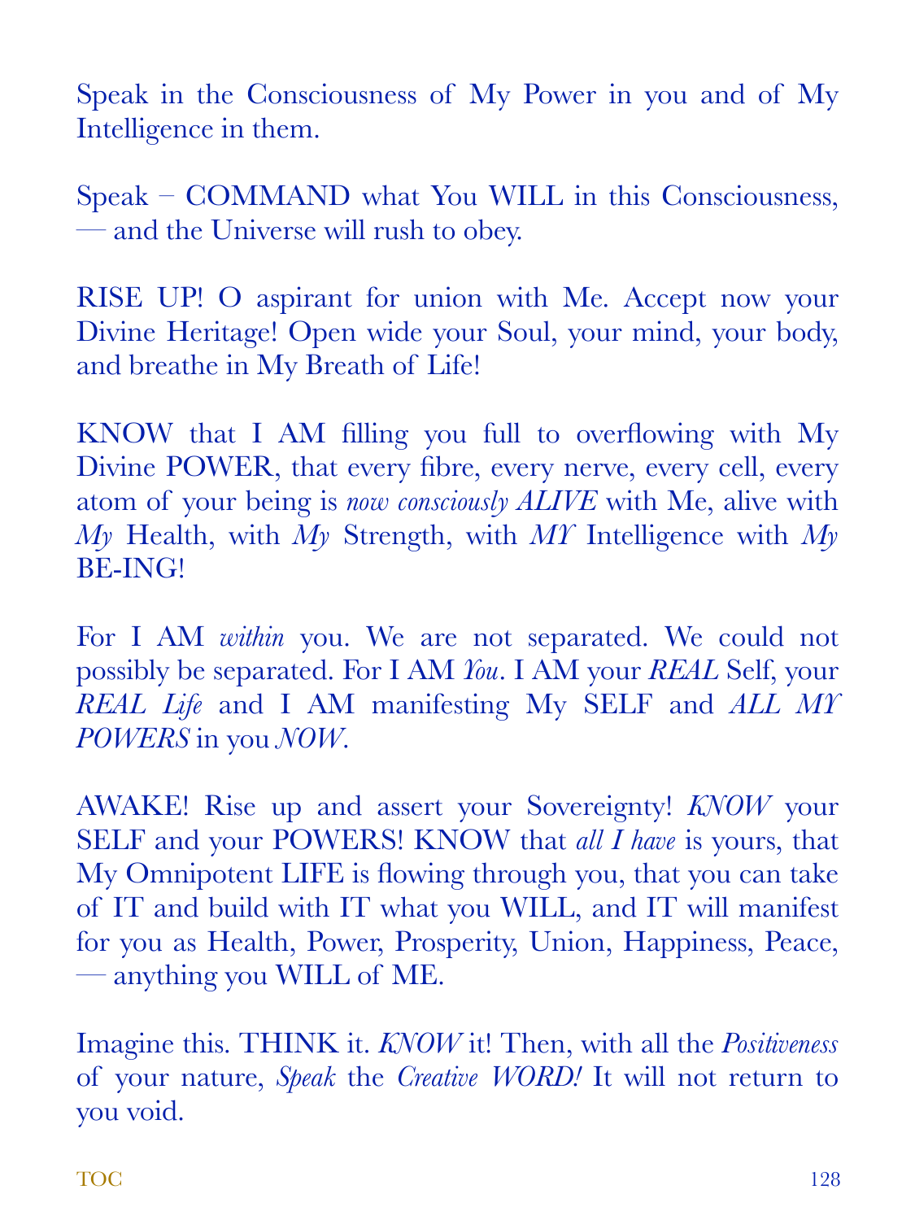Speak in the Consciousness of My Power in you and of My Intelligence in them.

Speak – COMMAND what You WILL in this Consciousness, — and the Universe will rush to obey.

RISE UP! O aspirant for union with Me. Accept now your Divine Heritage! Open wide your Soul, your mind, your body, and breathe in My Breath of Life!

KNOW that I AM filling you full to overflowing with My Divine POWER, that every fibre, every nerve, every cell, every atom of your being is *now consciously ALIVE* with Me, alive with *My* Health, with *My* Strength, with *MY* Intelligence with *My* BE-ING!

For I AM *within* you. We are not separated. We could not possibly be separated. For I AM *You*. I AM your *REAL* Self, your *REAL Life* and I AM manifesting My SELF and *ALL MY POWERS* in you *NOW*.

AWAKE! Rise up and assert your Sovereignty! *KNOW* your SELF and your POWERS! KNOW that *all I have* is yours, that My Omnipotent LIFE is flowing through you, that you can take of IT and build with IT what you WILL, and IT will manifest for you as Health, Power, Prosperity, Union, Happiness, Peace, — anything you WILL of ME.

Imagine this. THINK it. *KNOW* it! Then, with all the *Positiveness* of your nature, *Speak* the *Creative WORD!* It will not return to you void.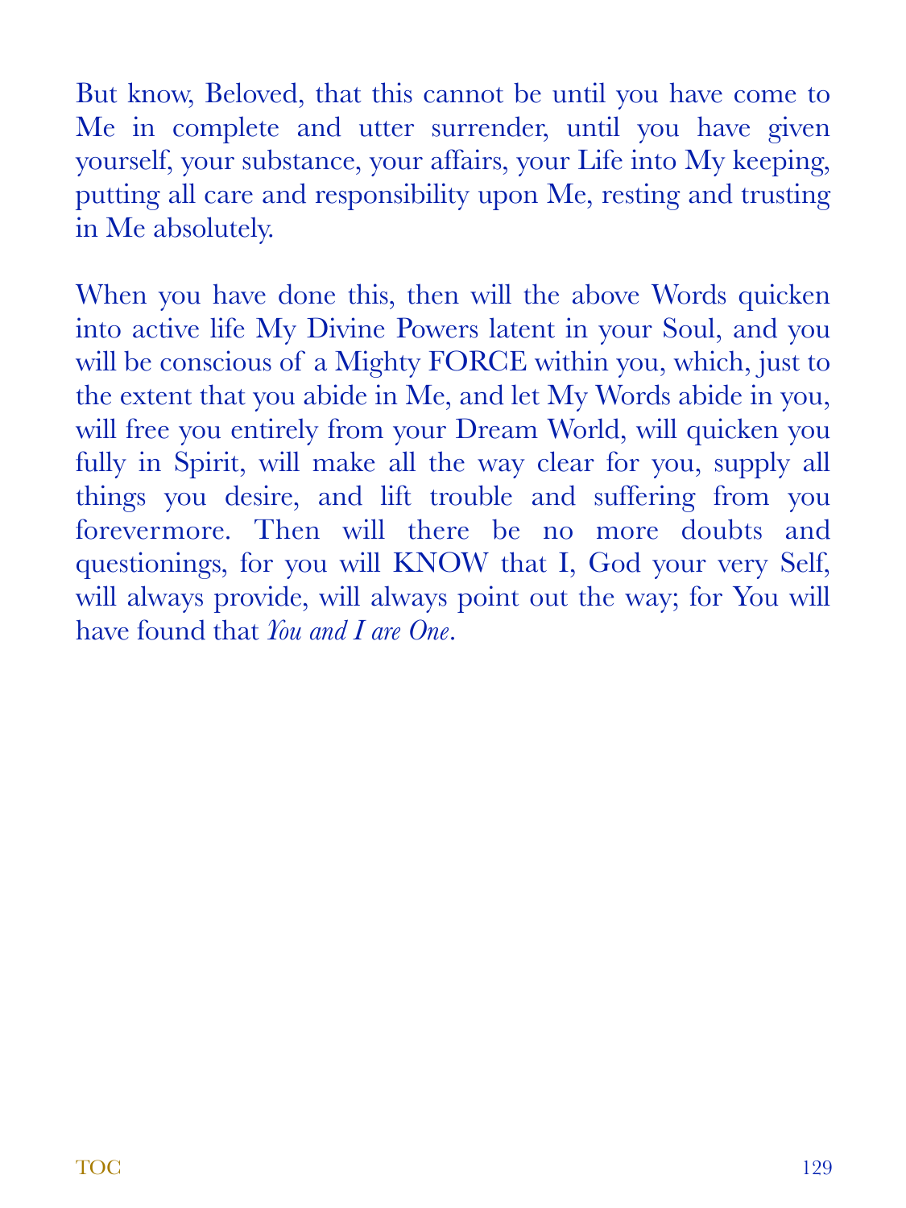But know, Beloved, that this cannot be until you have come to Me in complete and utter surrender, until you have given yourself, your substance, your affairs, your Life into My keeping, putting all care and responsibility upon Me, resting and trusting in Me absolutely.

When you have done this, then will the above Words quicken into active life My Divine Powers latent in your Soul, and you will be conscious of a Mighty FORCE within you, which, just to the extent that you abide in Me, and let My Words abide in you, will free you entirely from your Dream World, will quicken you fully in Spirit, will make all the way clear for you, supply all things you desire, and lift trouble and suffering from you forevermore. Then will there be no more doubts and questionings, for you will KNOW that I, God your very Self, will always provide, will always point out the way; for You will have found that *You and I are One*.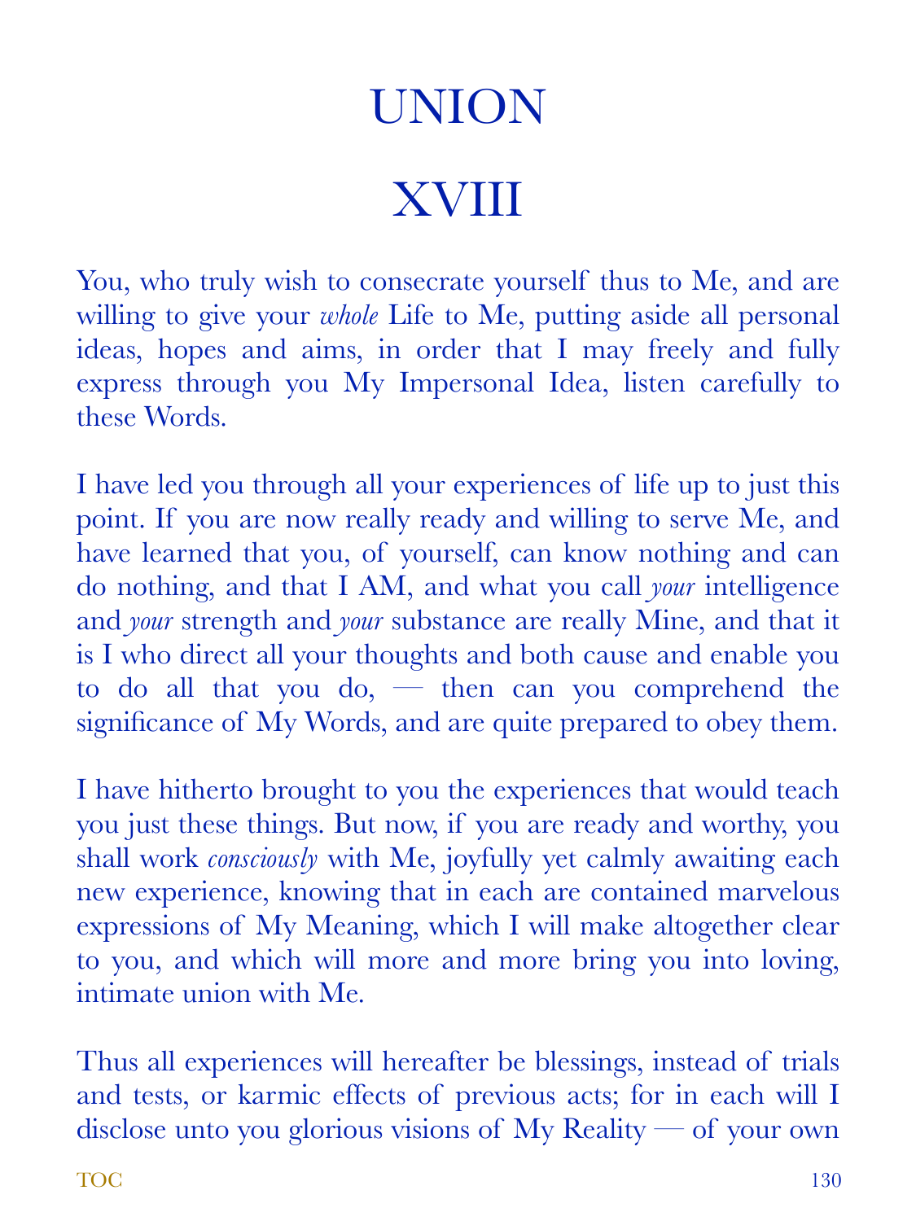# UNION

# XVIII

You, who truly wish to consecrate yourself thus to Me, and are willing to give your *whole* Life to Me, putting aside all personal ideas, hopes and aims, in order that I may freely and fully express through you My Impersonal Idea, listen carefully to these Words.

I have led you through all your experiences of life up to just this point. If you are now really ready and willing to serve Me, and have learned that you, of yourself, can know nothing and can do nothing, and that I AM, and what you call *your* intelligence and *your* strength and *your* substance are really Mine, and that it is I who direct all your thoughts and both cause and enable you to do all that you do, — then can you comprehend the significance of My Words, and are quite prepared to obey them.

I have hitherto brought to you the experiences that would teach you just these things. But now, if you are ready and worthy, you shall work *consciously* with Me, joyfully yet calmly awaiting each new experience, knowing that in each are contained marvelous expressions of My Meaning, which I will make altogether clear to you, and which will more and more bring you into loving, intimate union with Me.

Thus all experiences will hereafter be blessings, instead of trials and tests, or karmic effects of previous acts; for in each will I disclose unto you glorious visions of My Reality — of your own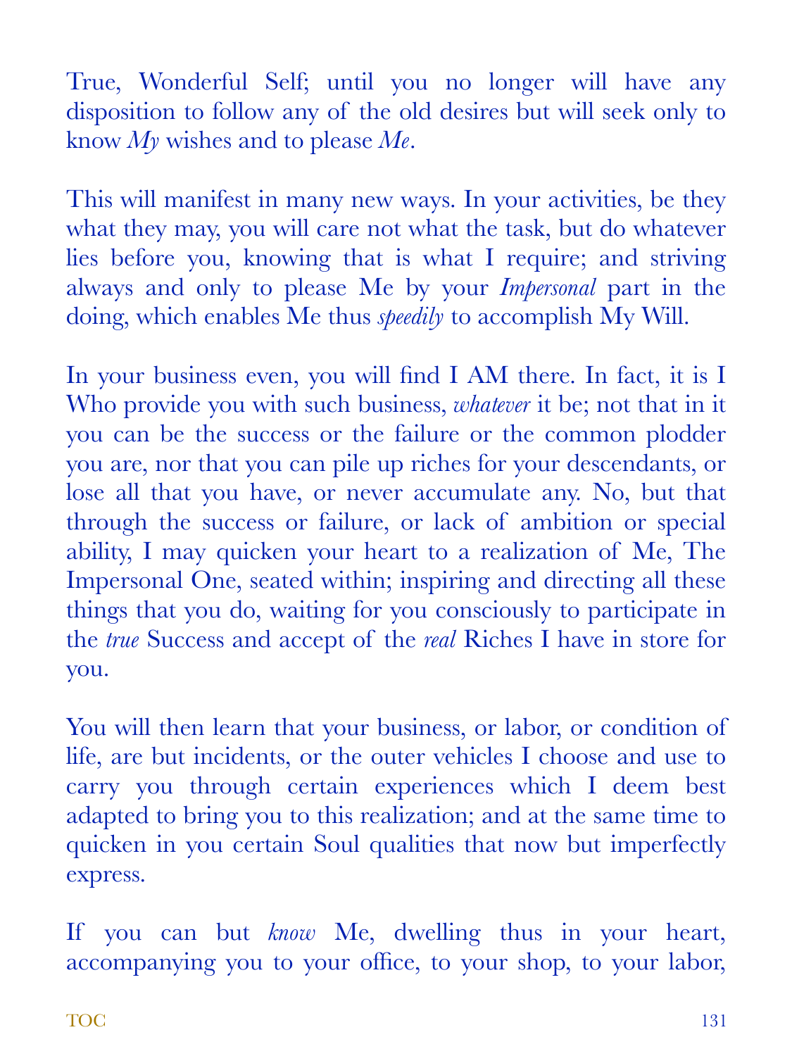True, Wonderful Self; until you no longer will have any disposition to follow any of the old desires but will seek only to know *My* wishes and to please *Me*.

This will manifest in many new ways. In your activities, be they what they may, you will care not what the task, but do whatever lies before you, knowing that is what I require; and striving always and only to please Me by your *Impersonal* part in the doing, which enables Me thus *speedily* to accomplish My Will.

In your business even, you will find I AM there. In fact, it is I Who provide you with such business, *whatever* it be; not that in it you can be the success or the failure or the common plodder you are, nor that you can pile up riches for your descendants, or lose all that you have, or never accumulate any. No, but that through the success or failure, or lack of ambition or special ability, I may quicken your heart to a realization of Me, The Impersonal One, seated within; inspiring and directing all these things that you do, waiting for you consciously to participate in the *true* Success and accept of the *real* Riches I have in store for you.

You will then learn that your business, or labor, or condition of life, are but incidents, or the outer vehicles I choose and use to carry you through certain experiences which I deem best adapted to bring you to this realization; and at the same time to quicken in you certain Soul qualities that now but imperfectly express.

If you can but *know* Me, dwelling thus in your heart, accompanying you to your office, to your shop, to your labor,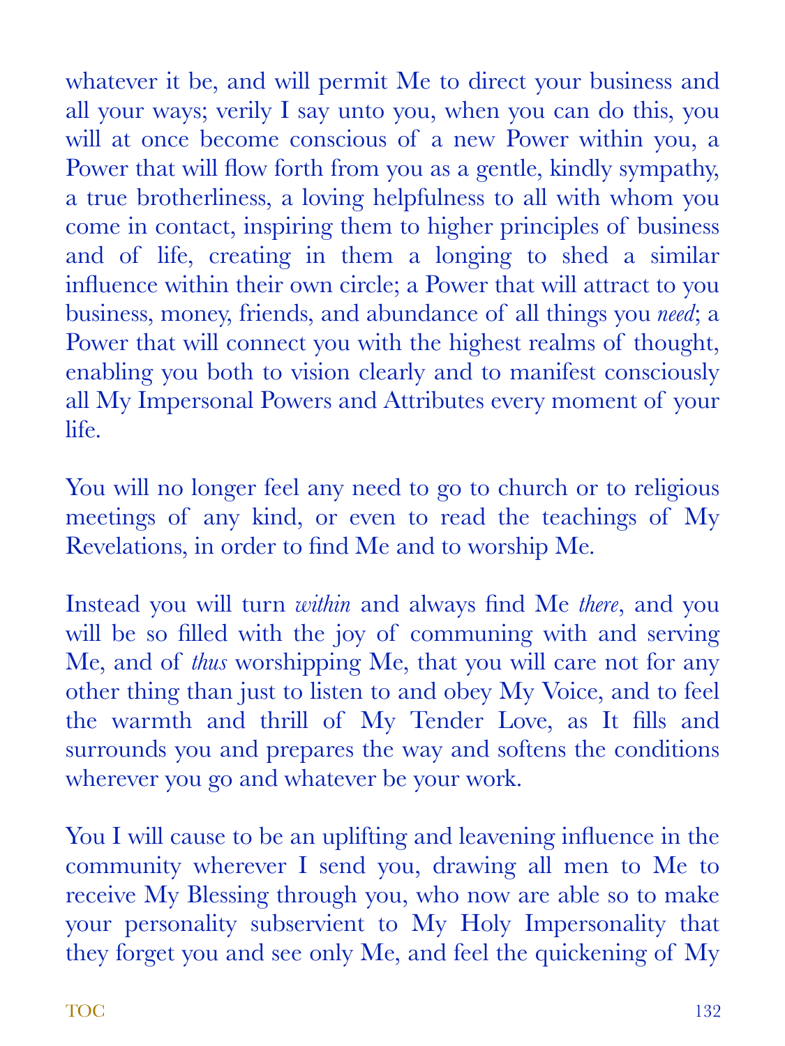whatever it be, and will permit Me to direct your business and all your ways; verily I say unto you, when you can do this, you will at once become conscious of a new Power within you, a Power that will flow forth from you as a gentle, kindly sympathy, a true brotherliness, a loving helpfulness to all with whom you come in contact, inspiring them to higher principles of business and of life, creating in them a longing to shed a similar influence within their own circle; a Power that will attract to you business, money, friends, and abundance of all things you *need*; a Power that will connect you with the highest realms of thought, enabling you both to vision clearly and to manifest consciously all My Impersonal Powers and Attributes every moment of your life.

You will no longer feel any need to go to church or to religious meetings of any kind, or even to read the teachings of My Revelations, in order to find Me and to worship Me.

Instead you will turn *within* and always find Me *there*, and you will be so filled with the joy of communing with and serving Me, and of *thus* worshipping Me, that you will care not for any other thing than just to listen to and obey My Voice, and to feel the warmth and thrill of My Tender Love, as It fills and surrounds you and prepares the way and softens the conditions wherever you go and whatever be your work.

You I will cause to be an uplifting and leavening influence in the community wherever I send you, drawing all men to Me to receive My Blessing through you, who now are able so to make your personality subservient to My Holy Impersonality that they forget you and see only Me, and feel the quickening of My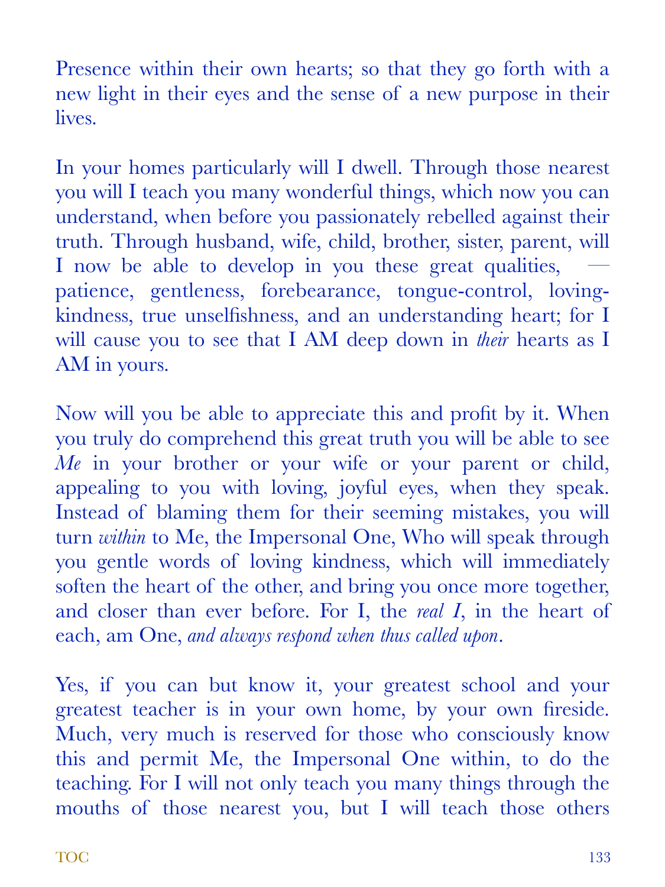Presence within their own hearts; so that they go forth with a new light in their eyes and the sense of a new purpose in their lives.

In your homes particularly will I dwell. Through those nearest you will I teach you many wonderful things, which now you can understand, when before you passionately rebelled against their truth. Through husband, wife, child, brother, sister, parent, will I now be able to develop in you these great qualities, — patience, gentleness, forebearance, tongue-control, loving-kindness, true unselfishness, and an understanding heart; for I will cause you to see that I AM deep down in *their* hearts as I AM in yours.

Now will you be able to appreciate this and profit by it. When you truly do comprehend this great truth you will be able to see *Me* in your brother or your wife or your parent or child, appealing to you with loving, joyful eyes, when they speak. Instead of blaming them for their seeming mistakes, you will turn *within* to Me, the Impersonal One, Who will speak through you gentle words of loving kindness, which will immediately soften the heart of the other, and bring you once more together, and closer than ever before. For I, the *real I*, in the heart of each, am One, *and always respond when thus called upon*.

Yes, if you can but know it, your greatest school and your greatest teacher is in your own home, by your own fireside. Much, very much is reserved for those who consciously know this and permit Me, the Impersonal One within, to do the teaching. For I will not only teach you many things through the mouths of those nearest you, but I will teach those others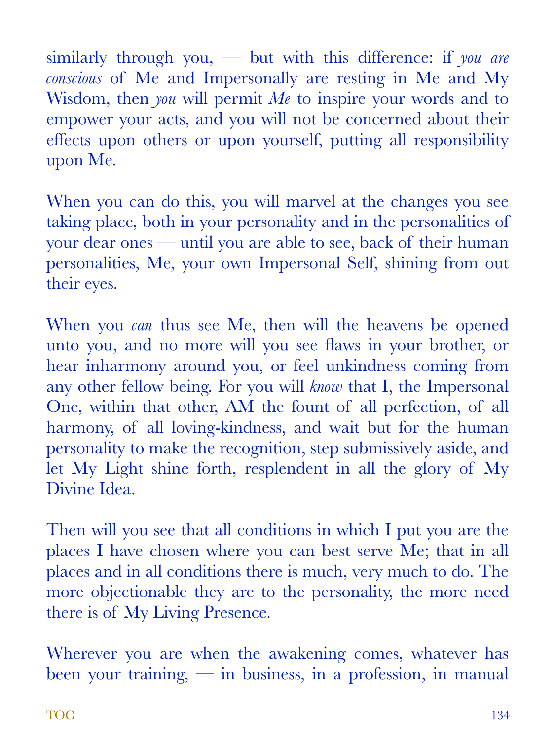similarly through you, — but with this difference: if *you are conscious* of Me and Impersonally are resting in Me and My Wisdom, then *you* will permit *Me* to inspire your words and to empower your acts, and you will not be concerned about their effects upon others or upon yourself, putting all responsibility upon Me.

When you can do this, you will marvel at the changes you see taking place, both in your personality and in the personalities of your dear ones — until you are able to see, back of their human personalities, Me, your own Impersonal Self, shining from out their eyes.

When you *can* thus see Me, then will the heavens be opened unto you, and no more will you see flaws in your brother, or hear inharmony around you, or feel unkindness coming from any other fellow being. For you will *know* that I, the Impersonal One, within that other, AM the fount of all perfection, of all harmony, of all loving-kindness, and wait but for the human personality to make the recognition, step submissively aside, and let My Light shine forth, resplendent in all the glory of My Divine Idea.

Then will you see that all conditions in which I put you are the places I have chosen where you can best serve Me; that in all places and in all conditions there is much, very much to do. The more objectionable they are to the personality, the more need there is of My Living Presence.

Wherever you are when the awakening comes, whatever has been your training, — in business, in a profession, in manual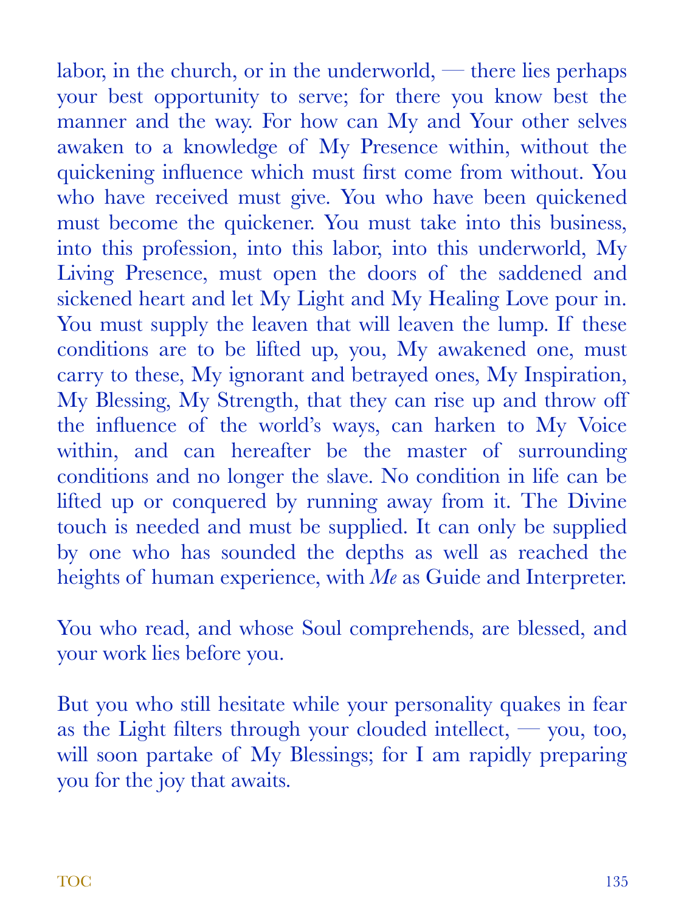labor, in the church, or in the underworld, — there lies perhaps your best opportunity to serve; for there you know best the manner and the way. For how can My and Your other selves awaken to a knowledge of My Presence within, without the quickening influence which must first come from without. You who have received must give. You who have been quickened must become the quickener. You must take into this business, into this profession, into this labor, into this underworld, My Living Presence, must open the doors of the saddened and sickened heart and let My Light and My Healing Love pour in. You must supply the leaven that will leaven the lump. If these conditions are to be lifted up, you, My awakened one, must carry to these, My ignorant and betrayed ones, My Inspiration, My Blessing, My Strength, that they can rise up and throw off the influence of the world's ways, can harken to My Voice within, and can hereafter be the master of surrounding conditions and no longer the slave. No condition in life can be lifted up or conquered by running away from it. The Divine touch is needed and must be supplied. It can only be supplied by one who has sounded the depths as well as reached the heights of human experience, with *Me* as Guide and Interpreter.

You who read, and whose Soul comprehends, are blessed, and your work lies before you.

But you who still hesitate while your personality quakes in fear as the Light filters through your clouded intellect, — you, too, will soon partake of My Blessings; for I am rapidly preparing you for the joy that awaits.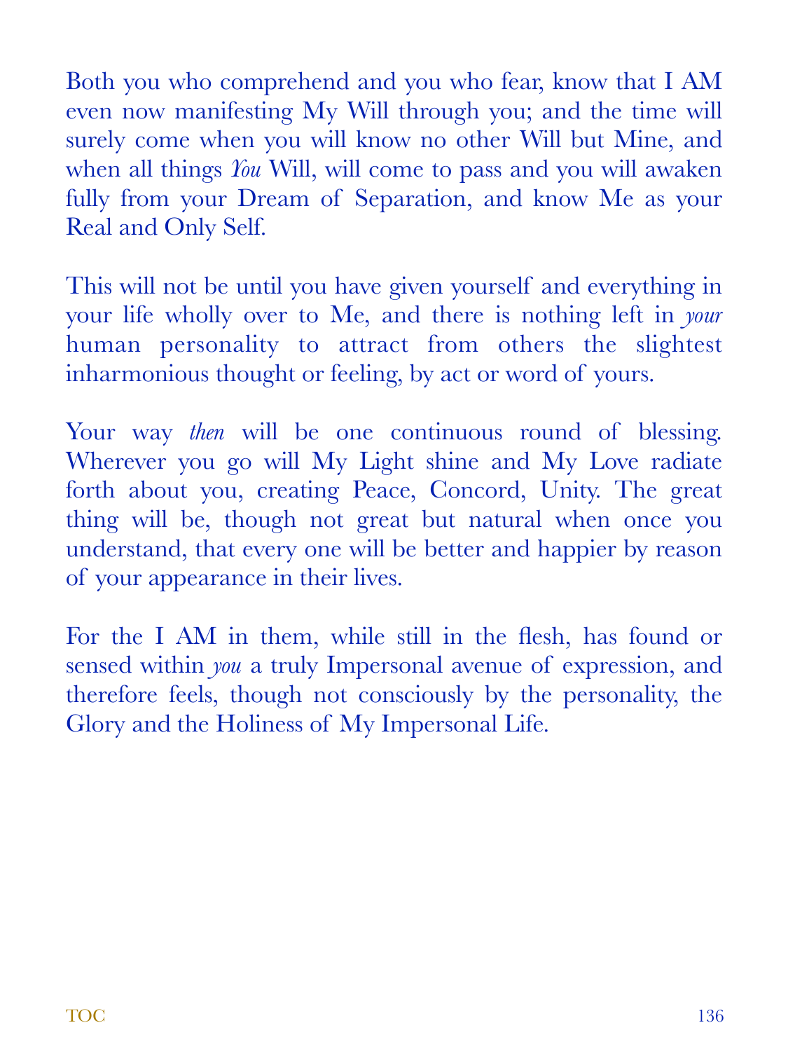Both you who comprehend and you who fear, know that I AM even now manifesting My Will through you; and the time will surely come when you will know no other Will but Mine, and when all things *You* Will, will come to pass and you will awaken fully from your Dream of Separation, and know Me as your Real and Only Self.

This will not be until you have given yourself and everything in your life wholly over to Me, and there is nothing left in *your* human personality to attract from others the slightest inharmonious thought or feeling, by act or word of yours.

Your way *then* will be one continuous round of blessing. Wherever you go will My Light shine and My Love radiate forth about you, creating Peace, Concord, Unity. The great thing will be, though not great but natural when once you understand, that every one will be better and happier by reason of your appearance in their lives.

For the I AM in them, while still in the flesh, has found or sensed within *you* a truly Impersonal avenue of expression, and therefore feels, though not consciously by the personality, the Glory and the Holiness of My Impersonal Life.